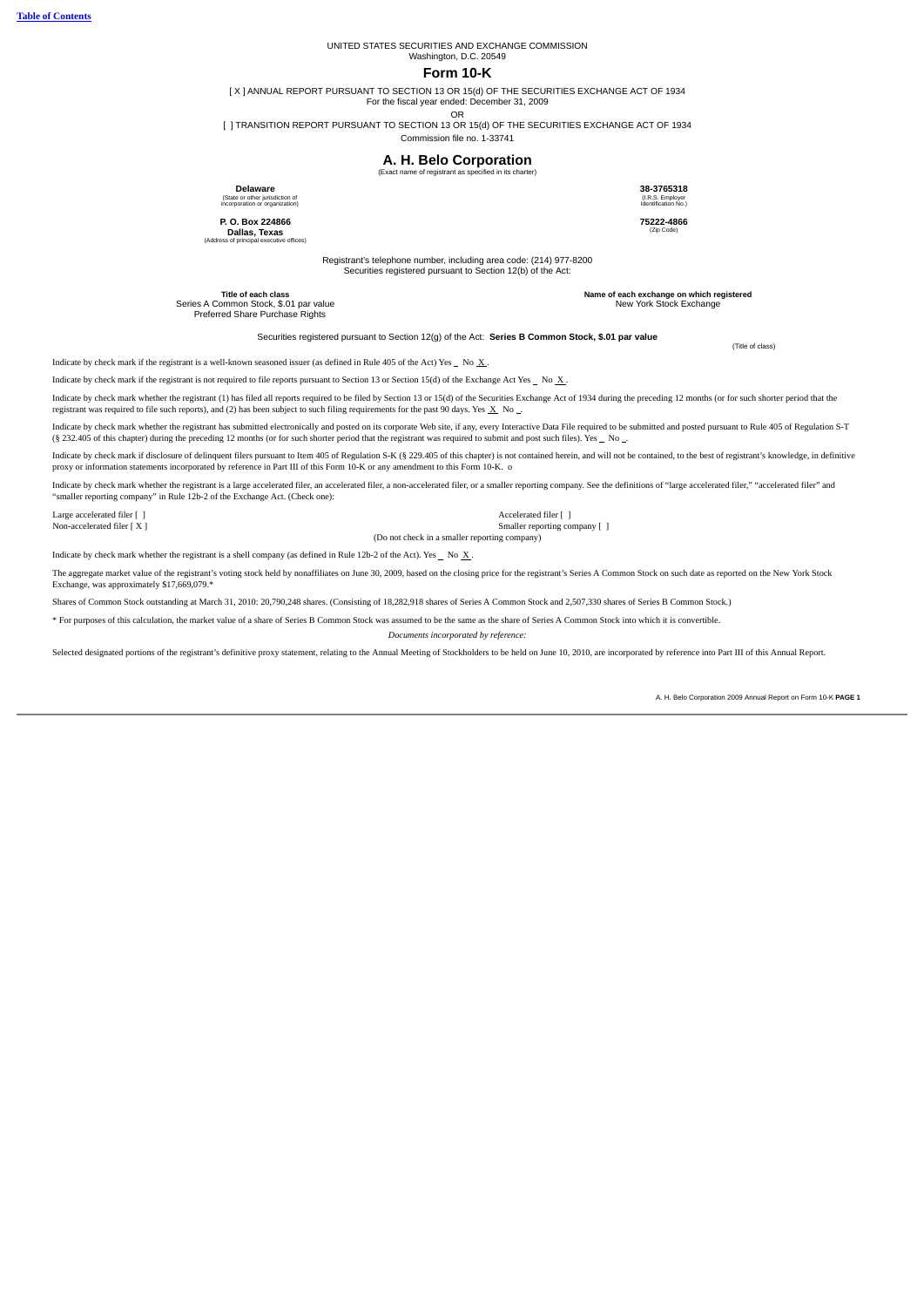[Table of Contents]

UNITED STATES SECURITIES AND EXCHANGE COMMISSION
Washington, D.C. 20549

# Form 10-K

[ X ] ANNUAL REPORT PURSUANT TO SECTION 13 OR 15(d) OF THE SECURITIES EXCHANGE ACT OF 1934
For the fiscal year ended: December 31, 2009

OR

[ ] TRANSITION REPORT PURSUANT TO SECTION 13 OR 15(d) OF THE SECURITIES EXCHANGE ACT OF 1934
Commission file no. 1-33741

# A. H. Belo Corporation

(Exact name of registrant as specified in its charter)

| | |
|---|---|
| **Delaware** (State or other jurisdiction of incorporation or organization) | **38-3765318** (I.R.S. Employer Identification No.) |
| **P. O. Box 224866** **Dallas, Texas** (Address of principal executive offices) | **75222-4866** (Zip Code) |

Registrant's telephone number, including area code: (214) 977-8200
Securities registered pursuant to Section 12(b) of the Act:

| Title of each class | Name of each exchange on which registered |
|---|---|
| Series A Common Stock, $.01 par value | New York Stock Exchange |
| Preferred Share Purchase Rights | |

Securities registered pursuant to Section 12(g) of the Act: **Series B Common Stock, $.01 par value**
(Title of class)

Indicate by check mark if the registrant is a well-known seasoned issuer (as defined in Rule 405 of the Act) Yes _ No X.

Indicate by check mark if the registrant is not required to file reports pursuant to Section 13 or Section 15(d) of the Exchange Act Yes _ No X.

Indicate by check mark whether the registrant (1) has filed all reports required to be filed by Section 13 or 15(d) of the Securities Exchange Act of 1934 during the preceding 12 months (or for such shorter period that the registrant was required to file such reports), and (2) has been subject to such filing requirements for the past 90 days. Yes X No _.

Indicate by check mark whether the registrant has submitted electronically and posted on its corporate Web site, if any, every Interactive Data File required to be submitted and posted pursuant to Rule 405 of Regulation S-T (§ 232.405 of this chapter) during the preceding 12 months (or for such shorter period that the registrant was required to submit and post such files). Yes _ No _.

Indicate by check mark if disclosure of delinquent filers pursuant to Item 405 of Regulation S-K (§ 229.405 of this chapter) is not contained herein, and will not be contained, to the best of registrant's knowledge, in definitive proxy or information statements incorporated by reference in Part III of this Form 10-K or any amendment to this Form 10-K. o

Indicate by check mark whether the registrant is a large accelerated filer, an accelerated filer, a non-accelerated filer, or a smaller reporting company. See the definitions of "large accelerated filer," "accelerated filer" and "smaller reporting company" in Rule 12b-2 of the Exchange Act. (Check one):

| | |
|---|---|
| Large accelerated filer [ ] | Accelerated filer [ ] |
| Non-accelerated filer [ X ] (Do not check in a smaller reporting company) | Smaller reporting company [ ] |

Indicate by check mark whether the registrant is a shell company (as defined in Rule 12b-2 of the Act). Yes _ No X.

The aggregate market value of the registrant's voting stock held by nonaffiliates on June 30, 2009, based on the closing price for the registrant's Series A Common Stock on such date as reported on the New York Stock Exchange, was approximately $17,669,079.*

Shares of Common Stock outstanding at March 31, 2010: 20,790,248 shares. (Consisting of 18,282,918 shares of Series A Common Stock and 2,507,330 shares of Series B Common Stock.)

* For purposes of this calculation, the market value of a share of Series B Common Stock was assumed to be the same as the share of Series A Common Stock into which it is convertible.

*Documents incorporated by reference:*

Selected designated portions of the registrant's definitive proxy statement, relating to the Annual Meeting of Stockholders to be held on June 10, 2010, are incorporated by reference into Part III of this Annual Report.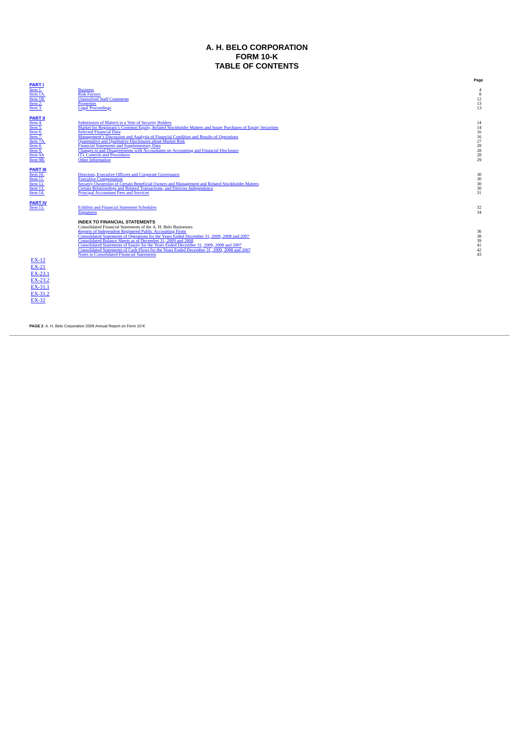# A. H. BELO CORPORATION
# FORM 10-K
# TABLE OF CONTENTS

| | | Page |
|---|---|---|
| **PART I** | | |
| Item 1. | Business | 4 |
| Item 1A. | Risk Factors | 8 |
| Item 1B. | Unresolved Staff Comments | 12 |
| Item 2. | Properties | 13 |
| Item 3. | Legal Proceedings | 13 |
| **PART II** | | |
| Item 4. | Submission of Matters to a Vote of Security Holders | 14 |
| Item 5. | Market for Registrant's Common Equity, Related Stockholder Matters and Issuer Purchases of Equity Securities | 14 |
| Item 6. | Selected Financial Data | 16 |
| Item 7. | Management's Discussion and Analysis of Financial Condition and Results of Operations | 16 |
| Item 7A. | Quantitative and Qualitative Disclosures about Market Risk | 27 |
| Item 8. | Financial Statements and Supplementary Data | 28 |
| Item 9. | Changes in and Disagreements with Accountants on Accounting and Financial Disclosure | 28 |
| Item 9A | (T). Controls and Procedures | 28 |
| Item 9B. | Other Information | 29 |
| **PART III** | | |
| Item 10. | Directors, Executive Officers and Corporate Governance | 30 |
| Item 11. | Executive Compensation | 30 |
| Item 12. | Security Ownership of Certain Beneficial Owners and Management and Related Stockholder Matters | 30 |
| Item 13. | Certain Relationships and Related Transactions, and Director Independence | 30 |
| Item 14. | Principal Accountant Fees and Services | 31 |
| **PART IV** | | |
| Item 15. | Exhibits and Financial Statement Schedules | 32 |
| | Signatures | 34 |
| | **INDEX TO FINANCIAL STATEMENTS** | |
| | Consolidated Financial Statements of the A. H. Belo Businesses | |
| | Reports of Independent Registered Public Accounting Firms | 36 |
| | Consolidated Statements of Operations for the Years Ended December 31, 2009, 2008 and 2007 | 38 |
| | Consolidated Balance Sheets as of December 31, 2009 and 2008 | 39 |
| | Consolidated Statements of Equity for the Years Ended December 31, 2009, 2008 and 2007 | 41 |
| | Consolidated Statements of Cash Flows for the Years Ended December 31, 2009, 2008 and 2007 | 42 |
| | Notes to Consolidated Financial Statements | 43 |

EX-12

EX-21

EX-23.1

EX-23.2

EX-31.1

EX-31.2

EX-32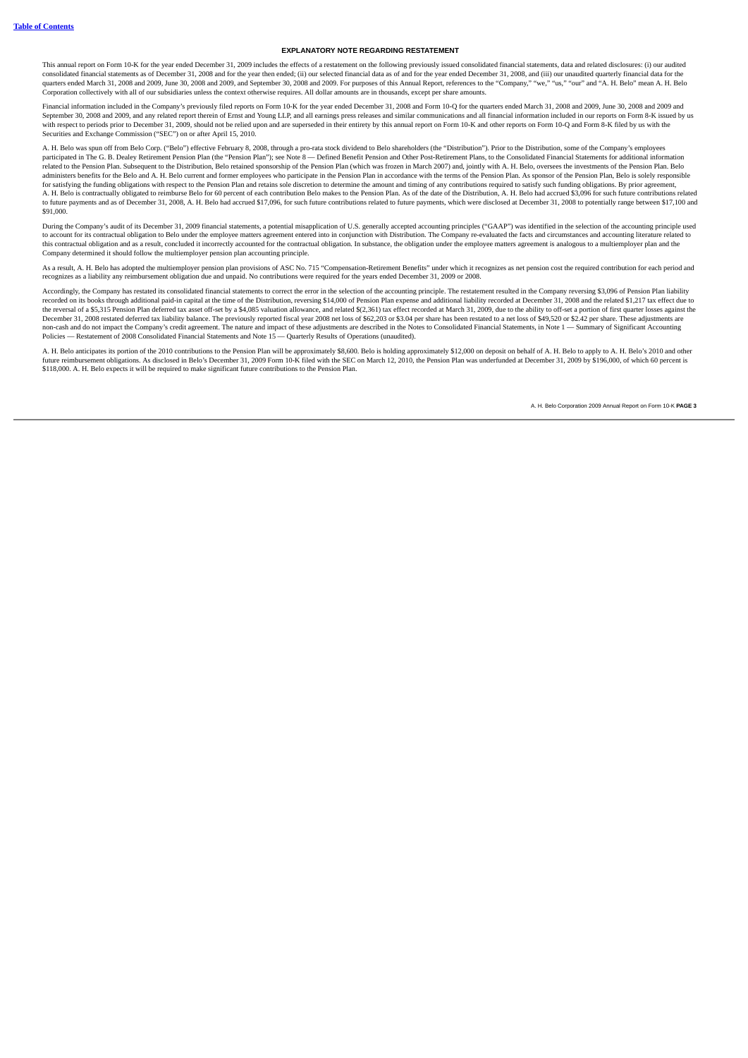**Table of Contents**

## EXPLANATORY NOTE REGARDING RESTATEMENT

This annual report on Form 10-K for the year ended December 31, 2009 includes the effects of a restatement on the following previously issued consolidated financial statements, data and related disclosures: (i) our audited consolidated financial statements as of December 31, 2008 and for the year then ended; (ii) our selected financial data as of and for the year ended December 31, 2008, and (iii) our unaudited quarterly financial data for the quarters ended March 31, 2008 and 2009, June 30, 2008 and 2009, and September 30, 2008 and 2009. For purposes of this Annual Report, references to the "Company," "we," "us," "our" and "A. H. Belo" mean A. H. Belo Corporation collectively with all of our subsidiaries unless the context otherwise requires. All dollar amounts are in thousands, except per share amounts.

Financial information included in the Company's previously filed reports on Form 10-K for the year ended December 31, 2008 and Form 10-Q for the quarters ended March 31, 2008 and 2009, June 30, 2008 and 2009 and September 30, 2008 and 2009, and any related report therein of Ernst and Young LLP, and all earnings press releases and similar communications and all financial information included in our reports on Form 8-K issued by us with respect to periods prior to December 31, 2009, should not be relied upon and are superseded in their entirety by this annual report on Form 10-K and other reports on Form 10-Q and Form 8-K filed by us with the Securities and Exchange Commission ("SEC") on or after April 15, 2010.

A. H. Belo was spun off from Belo Corp. ("Belo") effective February 8, 2008, through a pro-rata stock dividend to Belo shareholders (the "Distribution"). Prior to the Distribution, some of the Company's employees participated in The G. B. Dealey Retirement Pension Plan (the "Pension Plan"); see Note 8 — Defined Benefit Pension and Other Post-Retirement Plans, to the Consolidated Financial Statements for additional information related to the Pension Plan. Subsequent to the Distribution, Belo retained sponsorship of the Pension Plan (which was frozen in March 2007) and, jointly with A. H. Belo, oversees the investments of the Pension Plan. Belo administers benefits for the Belo and A. H. Belo current and former employees who participate in the Pension Plan in accordance with the terms of the Pension Plan. As sponsor of the Pension Plan, Belo is solely responsible for satisfying the funding obligations with respect to the Pension Plan and retains sole discretion to determine the amount and timing of any contributions required to satisfy such funding obligations. By prior agreement, A. H. Belo is contractually obligated to reimburse Belo for 60 percent of each contribution Belo makes to the Pension Plan. As of the date of the Distribution, A. H. Belo had accrued $3,096 for such future contributions related to future payments and as of December 31, 2008, A. H. Belo had accrued $17,096, for such future contributions related to future payments, which were disclosed at December 31, 2008 to potentially range between $17,100 and $91,000.

During the Company's audit of its December 31, 2009 financial statements, a potential misapplication of U.S. generally accepted accounting principles ("GAAP") was identified in the selection of the accounting principle used to account for its contractual obligation to Belo under the employee matters agreement entered into in conjunction with Distribution. The Company re-evaluated the facts and circumstances and accounting literature related to this contractual obligation and as a result, concluded it incorrectly accounted for the contractual obligation. In substance, the obligation under the employee matters agreement is analogous to a multiemployer plan and the Company determined it should follow the multiemployer pension plan accounting principle.

As a result, A. H. Belo has adopted the multiemployer pension plan provisions of ASC No. 715 "Compensation-Retirement Benefits" under which it recognizes as net pension cost the required contribution for each period and recognizes as a liability any reimbursement obligation due and unpaid. No contributions were required for the years ended December 31, 2009 or 2008.

Accordingly, the Company has restated its consolidated financial statements to correct the error in the selection of the accounting principle. The restatement resulted in the Company reversing $3,096 of Pension Plan liability recorded on its books through additional paid-in capital at the time of the Distribution, reversing $14,000 of Pension Plan expense and additional liability recorded at December 31, 2008 and the related $1,217 tax effect due to the reversal of a $5,315 Pension Plan deferred tax asset off-set by a $4,085 valuation allowance, and related $(2,361) tax effect recorded at March 31, 2009, due to the ability to off-set a portion of first quarter losses against the December 31, 2008 restated deferred tax liability balance. The previously reported fiscal year 2008 net loss of $62,203 or $3.04 per share has been restated to a net loss of $49,520 or $2.42 per share. These adjustments are non-cash and do not impact the Company's credit agreement. The nature and impact of these adjustments are described in the Notes to Consolidated Financial Statements, in Note 1 — Summary of Significant Accounting Policies — Restatement of 2008 Consolidated Financial Statements and Note 15 — Quarterly Results of Operations (unaudited).

A. H. Belo anticipates its portion of the 2010 contributions to the Pension Plan will be approximately $8,600. Belo is holding approximately $12,000 on deposit on behalf of A. H. Belo to apply to A. H. Belo's 2010 and other future reimbursement obligations. As disclosed in Belo's December 31, 2009 Form 10-K filed with the SEC on March 12, 2010, the Pension Plan was underfunded at December 31, 2009 by $196,000, of which 60 percent is $118,000. A. H. Belo expects it will be required to make significant future contributions to the Pension Plan.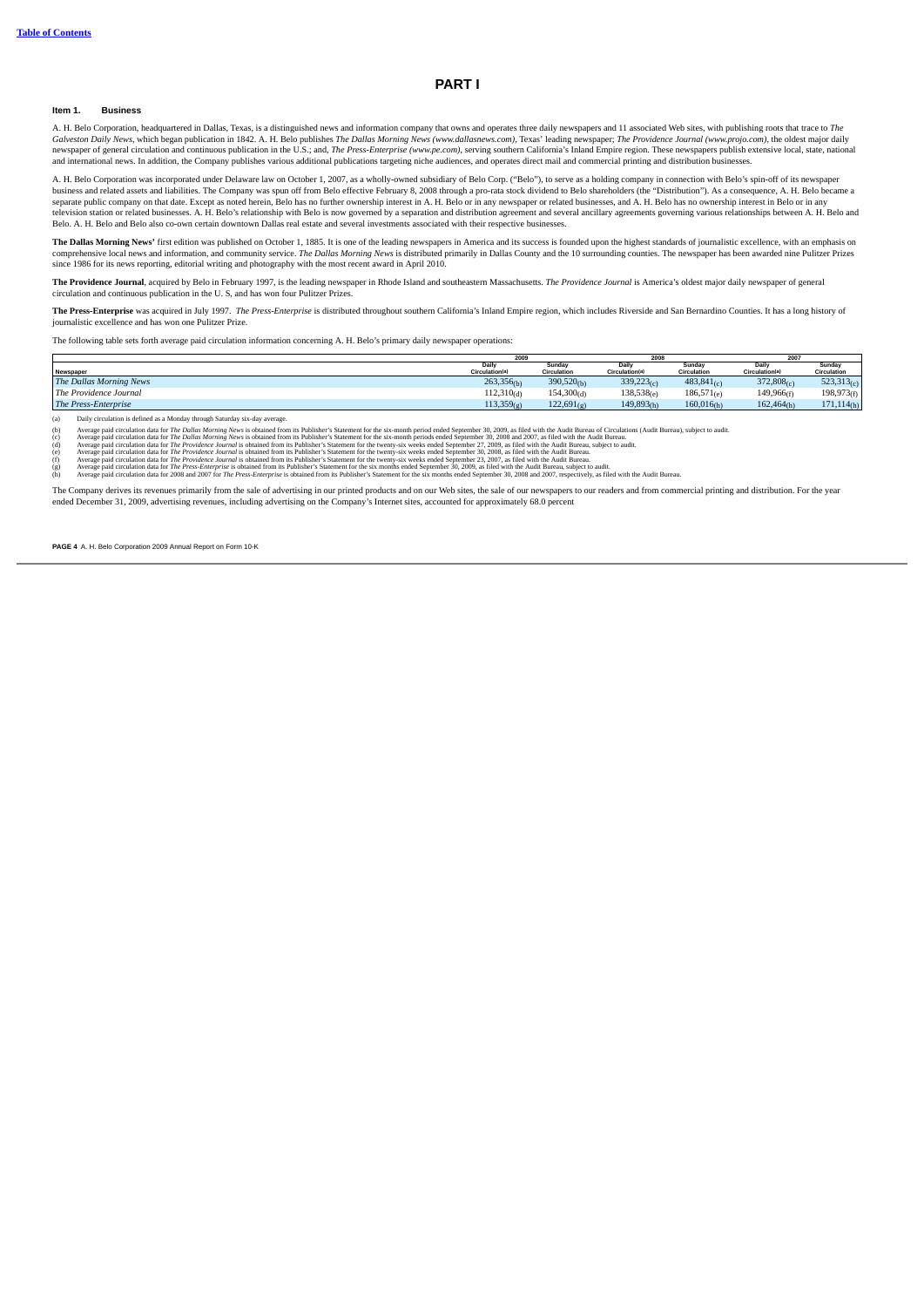[Table of Contents](#)

# PART I

## Item 1. Business

A. H. Belo Corporation, headquartered in Dallas, Texas, is a distinguished news and information company that owns and operates three daily newspapers and 11 associated Web sites, with publishing roots that trace to *The Galveston Daily News*, which began publication in 1842. A. H. Belo publishes *The Dallas Morning News (www.dallasnews.com)*, Texas' leading newspaper; *The Providence Journal (www.projo.com)*, the oldest major daily newspaper of general circulation and continuous publication in the U.S.; and, *The Press-Enterprise (www.pe.com)*, serving southern California's Inland Empire region. These newspapers publish extensive local, state, national and international news. In addition, the Company publishes various additional publications targeting niche audiences, and operates direct mail and commercial printing and distribution businesses.

A. H. Belo Corporation was incorporated under Delaware law on October 1, 2007, as a wholly-owned subsidiary of Belo Corp. ("Belo"), to serve as a holding company in connection with Belo's spin-off of its newspaper business and related assets and liabilities. The Company was spun off from Belo effective February 8, 2008 through a pro-rata stock dividend to Belo shareholders (the "Distribution"). As a consequence, A. H. Belo became a separate public company on that date. Except as noted herein, Belo has no further ownership interest in A. H. Belo or in any newspaper or related businesses, and A. H. Belo has no ownership interest in Belo or in any television station or related businesses. A. H. Belo's relationship with Belo is now governed by a separation and distribution agreement and several ancillary agreements governing various relationships between A. H. Belo and Belo. A. H. Belo and Belo also co-own certain downtown Dallas real estate and several investments associated with their respective businesses.

**The Dallas Morning News'** first edition was published on October 1, 1885. It is one of the leading newspapers in America and its success is founded upon the highest standards of journalistic excellence, with an emphasis on comprehensive local news and information, and community service. *The Dallas Morning News* is distributed primarily in Dallas County and the 10 surrounding counties. The newspaper has been awarded nine Pulitzer Prizes since 1986 for its news reporting, editorial writing and photography with the most recent award in April 2010.

**The Providence Journal**, acquired by Belo in February 1997, is the leading newspaper in Rhode Island and southeastern Massachusetts. *The Providence Journal* is America's oldest major daily newspaper of general circulation and continuous publication in the U. S, and has won four Pulitzer Prizes.

**The Press-Enterprise** was acquired in July 1997. *The Press-Enterprise* is distributed throughout southern California's Inland Empire region, which includes Riverside and San Bernardino Counties. It has a long history of journalistic excellence and has won one Pulitzer Prize.

The following table sets forth average paid circulation information concerning A. H. Belo's primary daily newspaper operations:

| | 2009 | | 2008 | | 2007 | |
|---|---|---|---|---|---|---|
| Newspaper | Daily Circulation(a) | Sunday Circulation | Daily Circulation(a) | Sunday Circulation | Daily Circulation(a) | Sunday Circulation |
| *The Dallas Morning News* | 263,356(b) | 390,520(b) | 339,223(c) | 483,841(c) | 372,808(c) | 523,313(c) |
| *The Providence Journal* | 112,310(d) | 154,300(d) | 138,538(e) | 186,571(e) | 149,966(f) | 198,973(f) |
| *The Press-Enterprise* | 113,359(g) | 122,691(g) | 149,893(h) | 160,016(h) | 162,464(h) | 171,114(h) |

(a) Daily circulation is defined as a Monday through Saturday six-day average.

(b) Average paid circulation data for *The Dallas Morning News* is obtained from its Publisher's Statement for the six-month period ended September 30, 2009, as filed with the Audit Bureau of Circulations (Audit Bureau), subject to audit.
(c) Average paid circulation data for *The Dallas Morning News* is obtained from its Publisher's Statement for the six-month periods ended September 30, 2008 and 2007, as filed with the Audit Bureau.
(d) Average paid circulation data for *The Providence Journal* is obtained from its Publisher's Statement for the twenty-six weeks ended September 27, 2009, as filed with the Audit Bureau, subject to audit.
(e) Average paid circulation data for *The Providence Journal* is obtained from its Publisher's Statement for the twenty-six weeks ended September 30, 2008, as filed with the Audit Bureau.
(f) Average paid circulation data for *The Providence Journal* is obtained from its Publisher's Statement for the twenty-six weeks ended September 23, 2007, as filed with the Audit Bureau.
(g) Average paid circulation data for *The Press-Enterprise* is obtained from its Publisher's Statement for the six months ended September 30, 2009, as filed with the Audit Bureau, subject to audit.
(h) Average paid circulation data for 2008 and 2007 for *The Press-Enterprise* is obtained from its Publisher's Statement for the six months ended September 30, 2008 and 2007, respectively, as filed with the Audit Bureau.

The Company derives its revenues primarily from the sale of advertising in our printed products and on our Web sites, the sale of our newspapers to our readers and from commercial printing and distribution. For the year ended December 31, 2009, advertising revenues, including advertising on the Company's Internet sites, accounted for approximately 68.0 percent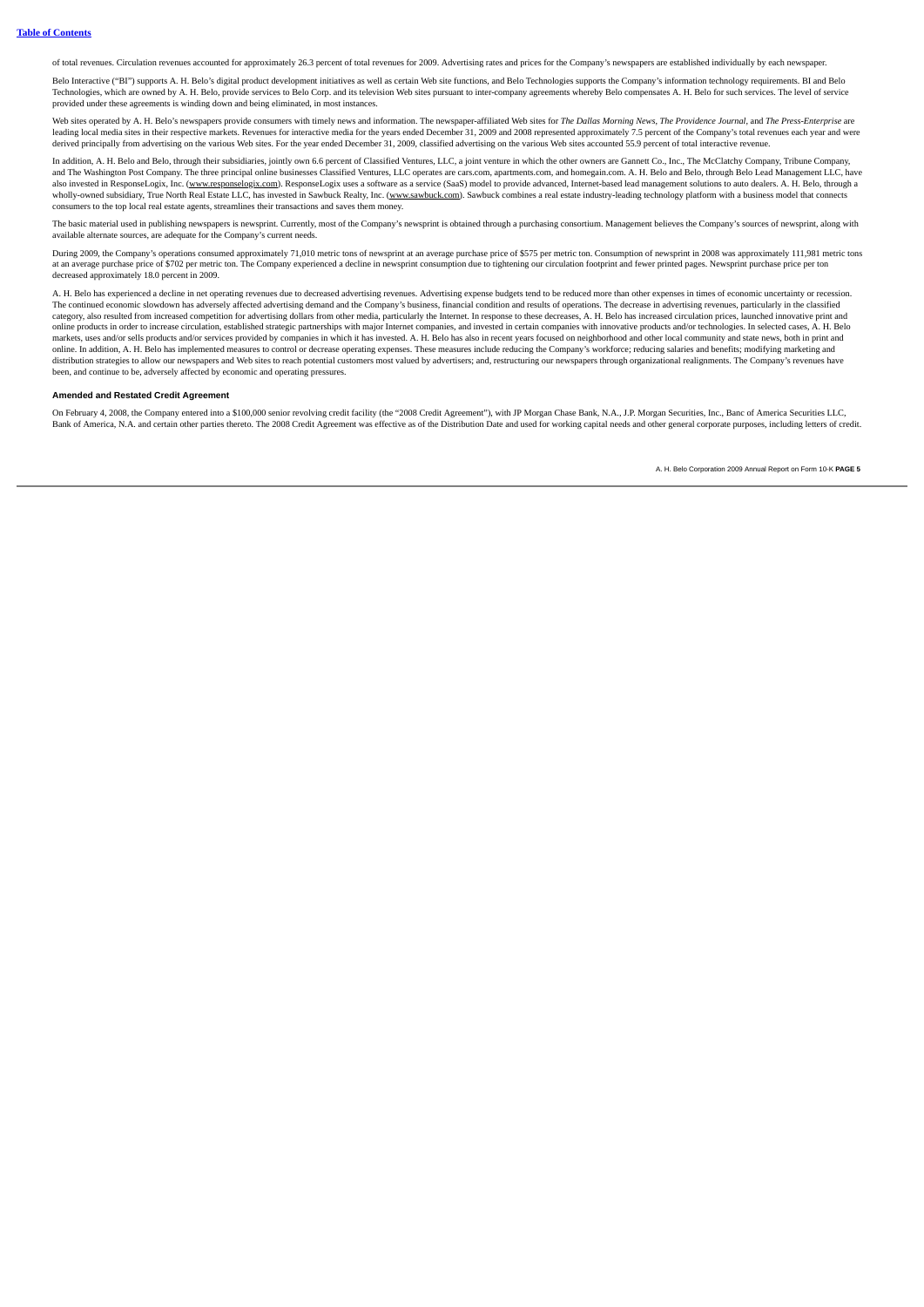of total revenues. Circulation revenues accounted for approximately 26.3 percent of total revenues for 2009. Advertising rates and prices for the Company's newspapers are established individually by each newspaper.

Belo Interactive ("BI") supports A. H. Belo's digital product development initiatives as well as certain Web site functions, and Belo Technologies supports the Company's information technology requirements. BI and Belo Technologies, which are owned by A. H. Belo, provide services to Belo Corp. and its television Web sites pursuant to inter-company agreements whereby Belo compensates A. H. Belo for such services. The level of service provided under these agreements is winding down and being eliminated, in most instances.

Web sites operated by A. H. Belo's newspapers provide consumers with timely news and information. The newspaper-affiliated Web sites for *The Dallas Morning News*, *The Providence Journal*, and *The Press-Enterprise* are leading local media sites in their respective markets. Revenues for interactive media for the years ended December 31, 2009 and 2008 represented approximately 7.5 percent of the Company's total revenues each year and were derived principally from advertising on the various Web sites. For the year ended December 31, 2009, classified advertising on the various Web sites accounted 55.9 percent of total interactive revenue.

In addition, A. H. Belo and Belo, through their subsidiaries, jointly own 6.6 percent of Classified Ventures, LLC, a joint venture in which the other owners are Gannett Co., Inc., The McClatchy Company, Tribune Company, and The Washington Post Company. The three principal online businesses Classified Ventures, LLC operates are cars.com, apartments.com, and homegain.com. A. H. Belo and Belo, through Belo Lead Management LLC, have also invested in ResponseLogix, Inc. (www.responselogix.com). ResponseLogix uses a software as a service (SaaS) model to provide advanced, Internet-based lead management solutions to auto dealers. A. H. Belo, through a wholly-owned subsidiary, True North Real Estate LLC, has invested in Sawbuck Realty, Inc. (www.sawbuck.com). Sawbuck combines a real estate industry-leading technology platform with a business model that connects consumers to the top local real estate agents, streamlines their transactions and saves them money.

The basic material used in publishing newspapers is newsprint. Currently, most of the Company's newsprint is obtained through a purchasing consortium. Management believes the Company's sources of newsprint, along with available alternate sources, are adequate for the Company's current needs.

During 2009, the Company's operations consumed approximately 71,010 metric tons of newsprint at an average purchase price of $575 per metric ton. Consumption of newsprint in 2008 was approximately 111,981 metric tons at an average purchase price of $702 per metric ton. The Company experienced a decline in newsprint consumption due to tightening our circulation footprint and fewer printed pages. Newsprint purchase price per ton decreased approximately 18.0 percent in 2009.

A. H. Belo has experienced a decline in net operating revenues due to decreased advertising revenues. Advertising expense budgets tend to be reduced more than other expenses in times of economic uncertainty or recession. The continued economic slowdown has adversely affected advertising demand and the Company's business, financial condition and results of operations. The decrease in advertising revenues, particularly in the classified category, also resulted from increased competition for advertising dollars from other media, particularly the Internet. In response to these decreases, A. H. Belo has increased circulation prices, launched innovative print and online products in order to increase circulation, established strategic partnerships with major Internet companies, and invested in certain companies with innovative products and/or technologies. In selected cases, A. H. Belo markets, uses and/or sells products and/or services provided by companies in which it has invested. A. H. Belo has also in recent years focused on neighborhood and other local community and state news, both in print and online. In addition, A. H. Belo has implemented measures to control or decrease operating expenses. These measures include reducing the Company's workforce; reducing salaries and benefits; modifying marketing and distribution strategies to allow our newspapers and Web sites to reach potential customers most valued by advertisers; and, restructuring our newspapers through organizational realignments. The Company's revenues have been, and continue to be, adversely affected by economic and operating pressures.

### Amended and Restated Credit Agreement

On February 4, 2008, the Company entered into a $100,000 senior revolving credit facility (the "2008 Credit Agreement"), with JP Morgan Chase Bank, N.A., J.P. Morgan Securities, Inc., Banc of America Securities LLC, Bank of America, N.A. and certain other parties thereto. The 2008 Credit Agreement was effective as of the Distribution Date and used for working capital needs and other general corporate purposes, including letters of credit.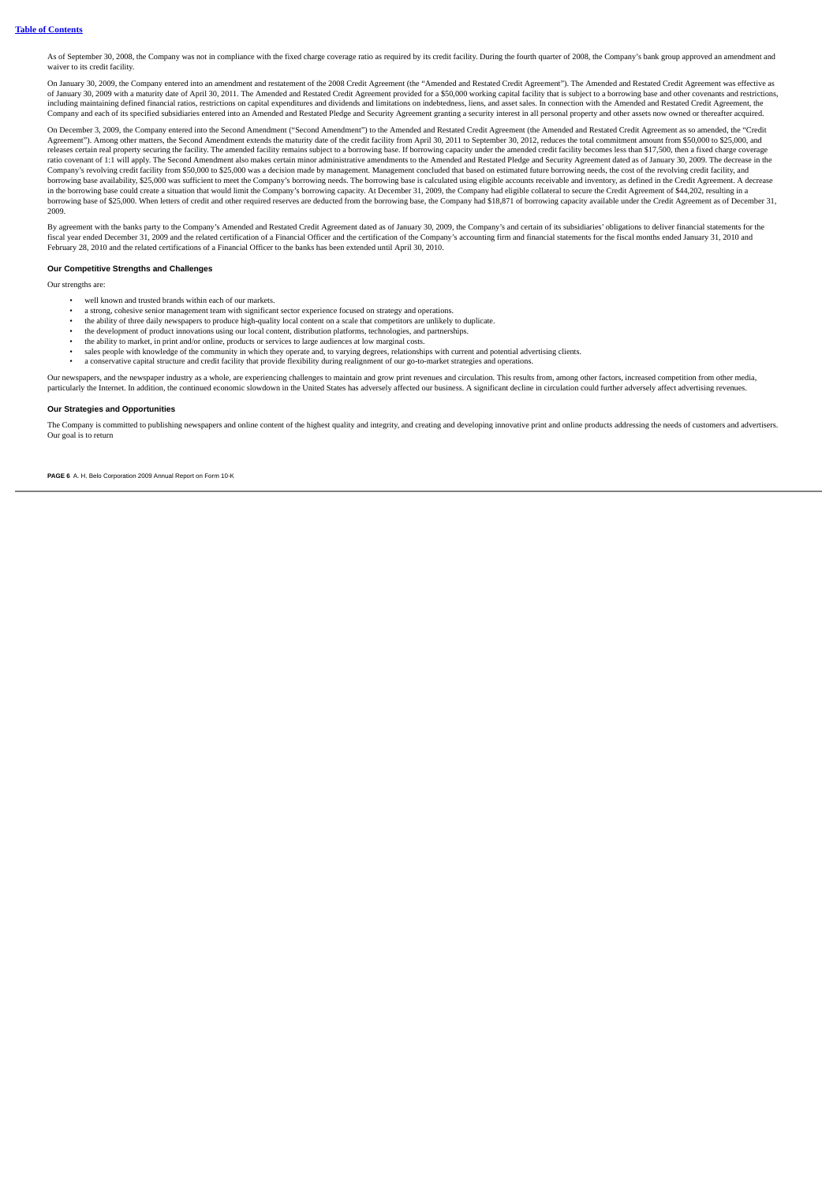[Table of Contents]

As of September 30, 2008, the Company was not in compliance with the fixed charge coverage ratio as required by its credit facility. During the fourth quarter of 2008, the Company's bank group approved an amendment and waiver to its credit facility.

On January 30, 2009, the Company entered into an amendment and restatement of the 2008 Credit Agreement (the "Amended and Restated Credit Agreement"). The Amended and Restated Credit Agreement was effective as of January 30, 2009 with a maturity date of April 30, 2011. The Amended and Restated Credit Agreement provided for a $50,000 working capital facility that is subject to a borrowing base and other covenants and restrictions, including maintaining defined financial ratios, restrictions on capital expenditures and dividends and limitations on indebtedness, liens, and asset sales. In connection with the Amended and Restated Credit Agreement, the Company and each of its specified subsidiaries entered into an Amended and Restated Pledge and Security Agreement granting a security interest in all personal property and other assets now owned or thereafter acquired.

On December 3, 2009, the Company entered into the Second Amendment ("Second Amendment") to the Amended and Restated Credit Agreement (the Amended and Restated Credit Agreement as so amended, the "Credit Agreement"). Among other matters, the Second Amendment extends the maturity date of the credit facility from April 30, 2011 to September 30, 2012, reduces the total commitment amount from $50,000 to $25,000, and releases certain real property securing the facility. The amended facility remains subject to a borrowing base. If borrowing capacity under the amended credit facility becomes less than $17,500, then a fixed charge coverage ratio covenant of 1:1 will apply. The Second Amendment also makes certain minor administrative amendments to the Amended and Restated Pledge and Security Agreement dated as of January 30, 2009. The decrease in the Company's revolving credit facility from $50,000 to $25,000 was a decision made by management. Management concluded that based on estimated future borrowing needs, the cost of the revolving credit facility, and borrowing base availability, $25,000 was sufficient to meet the Company's borrowing needs. The borrowing base is calculated using eligible accounts receivable and inventory, as defined in the Credit Agreement. A decrease in the borrowing base could create a situation that would limit the Company's borrowing capacity. At December 31, 2009, the Company had eligible collateral to secure the Credit Agreement of $44,202, resulting in a borrowing base of $25,000. When letters of credit and other required reserves are deducted from the borrowing base, the Company had $18,871 of borrowing capacity available under the Credit Agreement as of December 31, 2009.

By agreement with the banks party to the Company's Amended and Restated Credit Agreement dated as of January 30, 2009, the Company's and certain of its subsidiaries' obligations to deliver financial statements for the fiscal year ended December 31, 2009 and the related certification of a Financial Officer and the certification of the Company's accounting firm and financial statements for the fiscal months ended January 31, 2010 and February 28, 2010 and the related certifications of a Financial Officer to the banks has been extended until April 30, 2010.

### Our Competitive Strengths and Challenges

Our strengths are:

- well known and trusted brands within each of our markets.
- a strong, cohesive senior management team with significant sector experience focused on strategy and operations.
- the ability of three daily newspapers to produce high-quality local content on a scale that competitors are unlikely to duplicate.
- the development of product innovations using our local content, distribution platforms, technologies, and partnerships.
- the ability to market, in print and/or online, products or services to large audiences at low marginal costs.
- sales people with knowledge of the community in which they operate and, to varying degrees, relationships with current and potential advertising clients.
- a conservative capital structure and credit facility that provide flexibility during realignment of our go-to-market strategies and operations.

Our newspapers, and the newspaper industry as a whole, are experiencing challenges to maintain and grow print revenues and circulation. This results from, among other factors, increased competition from other media, particularly the Internet. In addition, the continued economic slowdown in the United States has adversely affected our business. A significant decline in circulation could further adversely affect advertising revenues.

### Our Strategies and Opportunities

The Company is committed to publishing newspapers and online content of the highest quality and integrity, and creating and developing innovative print and online products addressing the needs of customers and advertisers. Our goal is to return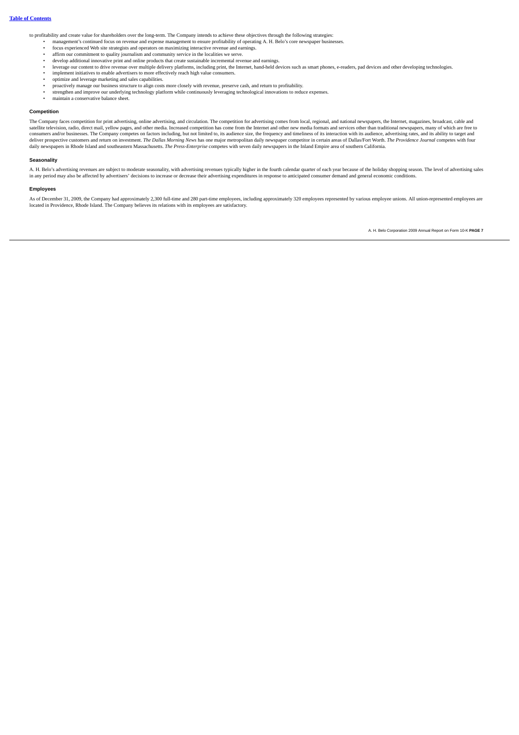to profitability and create value for shareholders over the long-term. The Company intends to achieve these objectives through the following strategies:

- management's continued focus on revenue and expense management to ensure profitability of operating A. H. Belo's core newspaper businesses.
- focus experienced Web site strategists and operators on maximizing interactive revenue and earnings.
- affirm our commitment to quality journalism and community service in the localities we serve.
- develop additional innovative print and online products that create sustainable incremental revenue and earnings.
- leverage our content to drive revenue over multiple delivery platforms, including print, the Internet, hand-held devices such as smart phones, e-readers, pad devices and other developing technologies.
- implement initiatives to enable advertisers to more effectively reach high value consumers.
- optimize and leverage marketing and sales capabilities.
- proactively manage our business structure to align costs more closely with revenue, preserve cash, and return to profitability.
- strengthen and improve our underlying technology platform while continuously leveraging technological innovations to reduce expenses.
- maintain a conservative balance sheet.

### Competition

The Company faces competition for print advertising, online advertising, and circulation. The competition for advertising comes from local, regional, and national newspapers, the Internet, magazines, broadcast, cable and satellite television, radio, direct mail, yellow pages, and other media. Increased competition has come from the Internet and other new media formats and services other than traditional newspapers, many of which are free to consumers and/or businesses. The Company competes on factors including, but not limited to, its audience size, the frequency and timeliness of its interaction with its audience, advertising rates, and its ability to target and deliver prospective customers and return on investment. *The Dallas Morning News* has one major metropolitan daily newspaper competitor in certain areas of Dallas/Fort Worth. *The Providence Journal* competes with four daily newspapers in Rhode Island and southeastern Massachusetts. *The Press-Enterprise* competes with seven daily newspapers in the Inland Empire area of southern California.

### Seasonality

A. H. Belo's advertising revenues are subject to moderate seasonality, with advertising revenues typically higher in the fourth calendar quarter of each year because of the holiday shopping season. The level of advertising sales in any period may also be affected by advertisers' decisions to increase or decrease their advertising expenditures in response to anticipated consumer demand and general economic conditions.

### Employees

As of December 31, 2009, the Company had approximately 2,300 full-time and 280 part-time employees, including approximately 320 employees represented by various employee unions. All union-represented employees are located in Providence, Rhode Island. The Company believes its relations with its employees are satisfactory.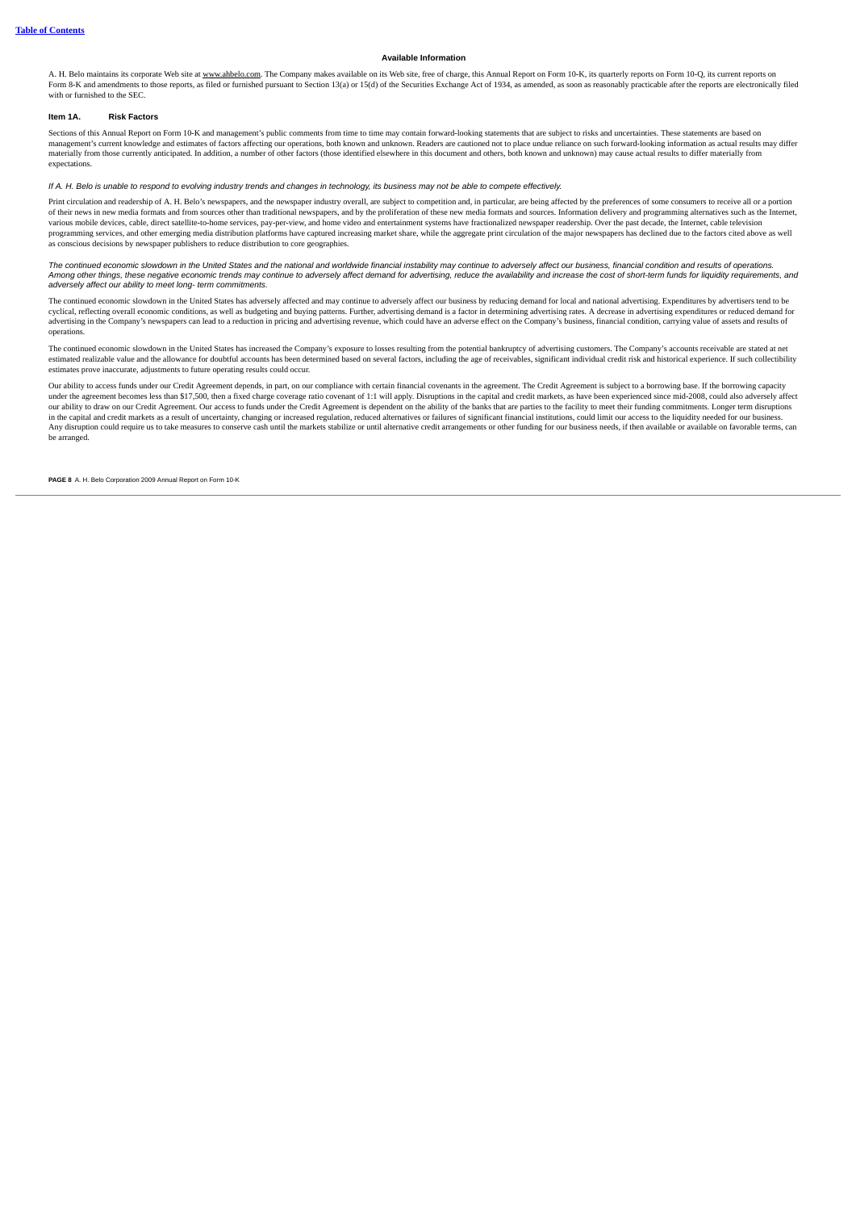### Available Information

A. H. Belo maintains its corporate Web site at www.ahbelo.com. The Company makes available on its Web site, free of charge, this Annual Report on Form 10-K, its quarterly reports on Form 10-Q, its current reports on Form 8-K and amendments to those reports, as filed or furnished pursuant to Section 13(a) or 15(d) of the Securities Exchange Act of 1934, as amended, as soon as reasonably practicable after the reports are electronically filed with or furnished to the SEC.

## Item 1A. Risk Factors

Sections of this Annual Report on Form 10-K and management's public comments from time to time may contain forward-looking statements that are subject to risks and uncertainties. These statements are based on management's current knowledge and estimates of factors affecting our operations, both known and unknown. Readers are cautioned not to place undue reliance on such forward-looking information as actual results may differ materially from those currently anticipated. In addition, a number of other factors (those identified elsewhere in this document and others, both known and unknown) may cause actual results to differ materially from expectations.

*If A. H. Belo is unable to respond to evolving industry trends and changes in technology, its business may not be able to compete effectively.*

Print circulation and readership of A. H. Belo's newspapers, and the newspaper industry overall, are subject to competition and, in particular, are being affected by the preferences of some consumers to receive all or a portion of their news in new media formats and from sources other than traditional newspapers, and by the proliferation of these new media formats and sources. Information delivery and programming alternatives such as the Internet, various mobile devices, cable, direct satellite-to-home services, pay-per-view, and home video and entertainment systems have fractionalized newspaper readership. Over the past decade, the Internet, cable television programming services, and other emerging media distribution platforms have captured increasing market share, while the aggregate print circulation of the major newspapers has declined due to the factors cited above as well as conscious decisions by newspaper publishers to reduce distribution to core geographies.

*The continued economic slowdown in the United States and the national and worldwide financial instability may continue to adversely affect our business, financial condition and results of operations. Among other things, these negative economic trends may continue to adversely affect demand for advertising, reduce the availability and increase the cost of short-term funds for liquidity requirements, and adversely affect our ability to meet long- term commitments.*

The continued economic slowdown in the United States has adversely affected and may continue to adversely affect our business by reducing demand for local and national advertising. Expenditures by advertisers tend to be cyclical, reflecting overall economic conditions, as well as budgeting and buying patterns. Further, advertising demand is a factor in determining advertising rates. A decrease in advertising expenditures or reduced demand for advertising in the Company's newspapers can lead to a reduction in pricing and advertising revenue, which could have an adverse effect on the Company's business, financial condition, carrying value of assets and results of operations.

The continued economic slowdown in the United States has increased the Company's exposure to losses resulting from the potential bankruptcy of advertising customers. The Company's accounts receivable are stated at net estimated realizable value and the allowance for doubtful accounts has been determined based on several factors, including the age of receivables, significant individual credit risk and historical experience. If such collectibility estimates prove inaccurate, adjustments to future operating results could occur.

Our ability to access funds under our Credit Agreement depends, in part, on our compliance with certain financial covenants in the agreement. The Credit Agreement is subject to a borrowing base. If the borrowing capacity under the agreement becomes less than $17,500, then a fixed charge coverage ratio covenant of 1:1 will apply. Disruptions in the capital and credit markets, as have been experienced since mid-2008, could also adversely affect our ability to draw on our Credit Agreement. Our access to funds under the Credit Agreement is dependent on the ability of the banks that are parties to the facility to meet their funding commitments. Longer term disruptions in the capital and credit markets as a result of uncertainty, changing or increased regulation, reduced alternatives or failures of significant financial institutions, could limit our access to the liquidity needed for our business. Any disruption could require us to take measures to conserve cash until the markets stabilize or until alternative credit arrangements or other funding for our business needs, if then available or available on favorable terms, can be arranged.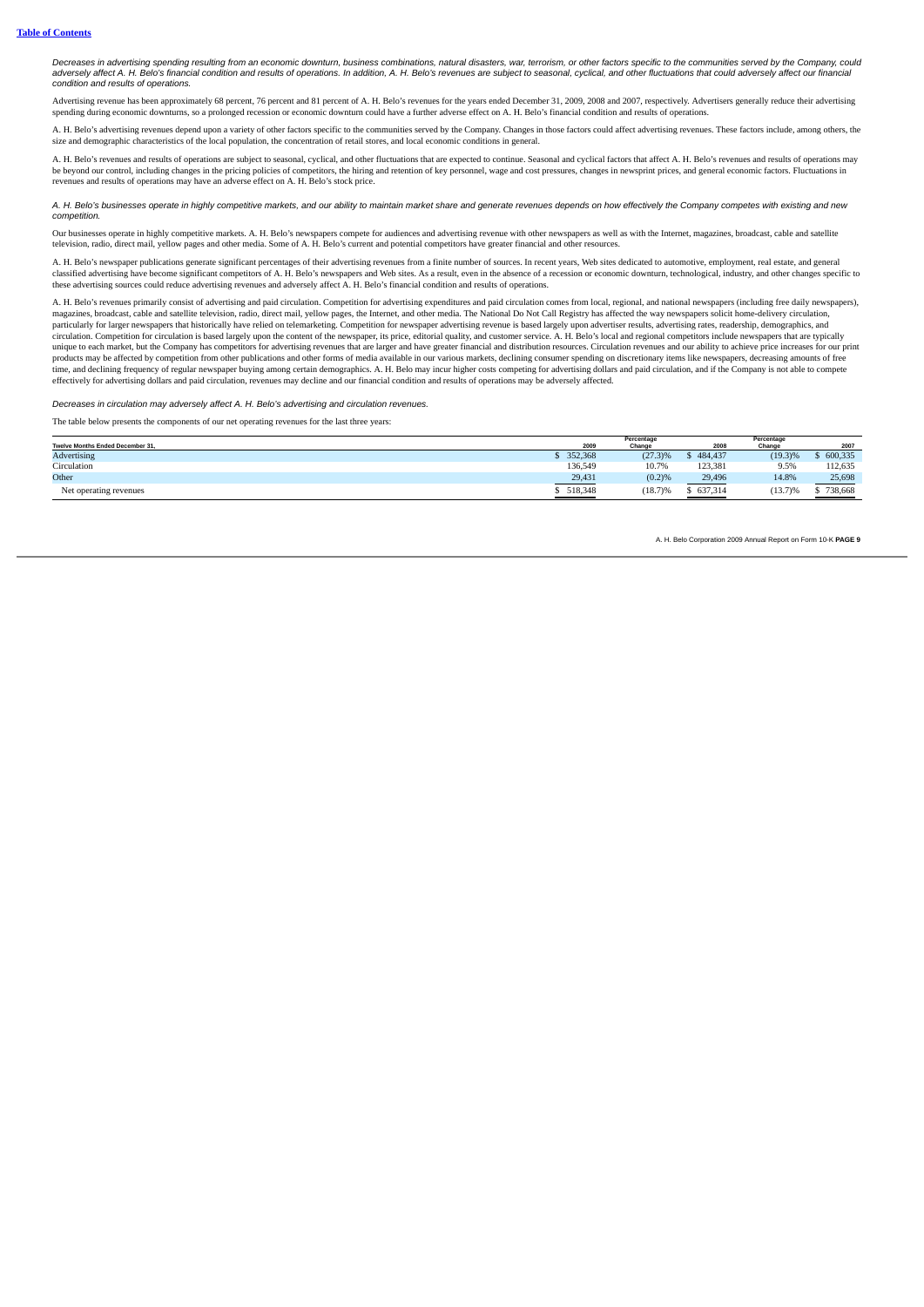*Decreases in advertising spending resulting from an economic downturn, business combinations, natural disasters, war, terrorism, or other factors specific to the communities served by the Company, could adversely affect A. H. Belo's financial condition and results of operations. In addition, A. H. Belo's revenues are subject to seasonal, cyclical, and other fluctuations that could adversely affect our financial condition and results of operations.*

Advertising revenue has been approximately 68 percent, 76 percent and 81 percent of A. H. Belo's revenues for the years ended December 31, 2009, 2008 and 2007, respectively. Advertisers generally reduce their advertising spending during economic downturns, so a prolonged recession or economic downturn could have a further adverse effect on A. H. Belo's financial condition and results of operations.

A. H. Belo's advertising revenues depend upon a variety of other factors specific to the communities served by the Company. Changes in those factors could affect advertising revenues. These factors include, among others, the size and demographic characteristics of the local population, the concentration of retail stores, and local economic conditions in general.

A. H. Belo's revenues and results of operations are subject to seasonal, cyclical, and other fluctuations that are expected to continue. Seasonal and cyclical factors that affect A. H. Belo's revenues and results of operations may be beyond our control, including changes in the pricing policies of competitors, the hiring and retention of key personnel, wage and cost pressures, changes in newsprint prices, and general economic factors. Fluctuations in revenues and results of operations may have an adverse effect on A. H. Belo's stock price.

*A. H. Belo's businesses operate in highly competitive markets, and our ability to maintain market share and generate revenues depends on how effectively the Company competes with existing and new competition.*

Our businesses operate in highly competitive markets. A. H. Belo's newspapers compete for audiences and advertising revenue with other newspapers as well as with the Internet, magazines, broadcast, cable and satellite television, radio, direct mail, yellow pages and other media. Some of A. H. Belo's current and potential competitors have greater financial and other resources.

A. H. Belo's newspaper publications generate significant percentages of their advertising revenues from a finite number of sources. In recent years, Web sites dedicated to automotive, employment, real estate, and general classified advertising have become significant competitors of A. H. Belo's newspapers and Web sites. As a result, even in the absence of a recession or economic downturn, technological, industry, and other changes specific to these advertising sources could reduce advertising revenues and adversely affect A. H. Belo's financial condition and results of operations.

A. H. Belo's revenues primarily consist of advertising and paid circulation. Competition for advertising expenditures and paid circulation comes from local, regional, and national newspapers (including free daily newspapers), magazines, broadcast, cable and satellite television, radio, direct mail, yellow pages, the Internet, and other media. The National Do Not Call Registry has affected the way newspapers solicit home-delivery circulation, particularly for larger newspapers that historically have relied on telemarketing. Competition for newspaper advertising revenue is based largely upon advertiser results, advertising rates, readership, demographics, and circulation. Competition for circulation is based largely upon the content of the newspaper, its price, editorial quality, and customer service. A. H. Belo's local and regional competitors include newspapers that are typically unique to each market, but the Company has competitors for advertising revenues that are larger and have greater financial and distribution resources. Circulation revenues and our ability to achieve price increases for our print products may be affected by competition from other publications and other forms of media available in our various markets, declining consumer spending on discretionary items like newspapers, decreasing amounts of free time, and declining frequency of regular newspaper buying among certain demographics. A. H. Belo may incur higher costs competing for advertising dollars and paid circulation, and if the Company is not able to compete effectively for advertising dollars and paid circulation, revenues may decline and our financial condition and results of operations may be adversely affected.

*Decreases in circulation may adversely affect A. H. Belo's advertising and circulation revenues.*

The table below presents the components of our net operating revenues for the last three years:

| Twelve Months Ended December 31, | 2009 | Percentage Change | 2008 | Percentage Change | 2007 |
|---|---|---|---|---|---|
| Advertising | $ 352,368 | (27.3)% | $ 484,437 | (19.3)% | $ 600,335 |
| Circulation | 136,549 | 10.7% | 123,381 | 9.5% | 112,635 |
| Other | 29,431 | (0.2)% | 29,496 | 14.8% | 25,698 |
| Net operating revenues | $ 518,348 | (18.7)% | $ 637,314 | (13.7)% | $ 738,668 |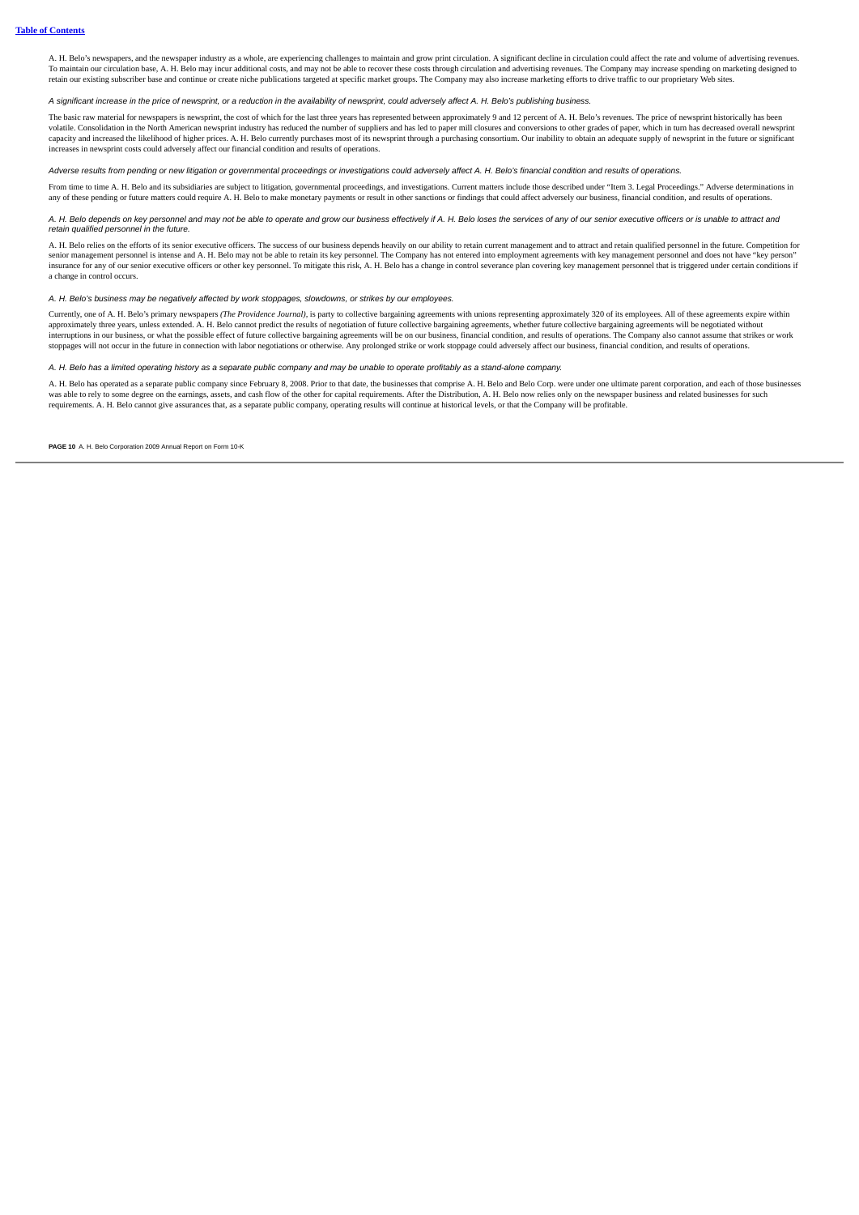A. H. Belo's newspapers, and the newspaper industry as a whole, are experiencing challenges to maintain and grow print circulation. A significant decline in circulation could affect the rate and volume of advertising revenues. To maintain our circulation base, A. H. Belo may incur additional costs, and may not be able to recover these costs through circulation and advertising revenues. The Company may increase spending on marketing designed to retain our existing subscriber base and continue or create niche publications targeted at specific market groups. The Company may also increase marketing efforts to drive traffic to our proprietary Web sites.

*A significant increase in the price of newsprint, or a reduction in the availability of newsprint, could adversely affect A. H. Belo's publishing business.*

The basic raw material for newspapers is newsprint, the cost of which for the last three years has represented between approximately 9 and 12 percent of A. H. Belo's revenues. The price of newsprint historically has been volatile. Consolidation in the North American newsprint industry has reduced the number of suppliers and has led to paper mill closures and conversions to other grades of paper, which in turn has decreased overall newsprint capacity and increased the likelihood of higher prices. A. H. Belo currently purchases most of its newsprint through a purchasing consortium. Our inability to obtain an adequate supply of newsprint in the future or significant increases in newsprint costs could adversely affect our financial condition and results of operations.

*Adverse results from pending or new litigation or governmental proceedings or investigations could adversely affect A. H. Belo's financial condition and results of operations.*

From time to time A. H. Belo and its subsidiaries are subject to litigation, governmental proceedings, and investigations. Current matters include those described under "Item 3. Legal Proceedings." Adverse determinations in any of these pending or future matters could require A. H. Belo to make monetary payments or result in other sanctions or findings that could affect adversely our business, financial condition, and results of operations.

*A. H. Belo depends on key personnel and may not be able to operate and grow our business effectively if A. H. Belo loses the services of any of our senior executive officers or is unable to attract and retain qualified personnel in the future.*

A. H. Belo relies on the efforts of its senior executive officers. The success of our business depends heavily on our ability to retain current management and to attract and retain qualified personnel in the future. Competition for senior management personnel is intense and A. H. Belo may not be able to retain its key personnel. The Company has not entered into employment agreements with key management personnel and does not have "key person" insurance for any of our senior executive officers or other key personnel. To mitigate this risk, A. H. Belo has a change in control severance plan covering key management personnel that is triggered under certain conditions if a change in control occurs.

*A. H. Belo's business may be negatively affected by work stoppages, slowdowns, or strikes by our employees.*

Currently, one of A. H. Belo's primary newspapers *(The Providence Journal)*, is party to collective bargaining agreements with unions representing approximately 320 of its employees. All of these agreements expire within approximately three years, unless extended. A. H. Belo cannot predict the results of negotiation of future collective bargaining agreements, whether future collective bargaining agreements will be negotiated without interruptions in our business, or what the possible effect of future collective bargaining agreements will be on our business, financial condition, and results of operations. The Company also cannot assume that strikes or work stoppages will not occur in the future in connection with labor negotiations or otherwise. Any prolonged strike or work stoppage could adversely affect our business, financial condition, and results of operations.

*A. H. Belo has a limited operating history as a separate public company and may be unable to operate profitably as a stand-alone company.*

A. H. Belo has operated as a separate public company since February 8, 2008. Prior to that date, the businesses that comprise A. H. Belo and Belo Corp. were under one ultimate parent corporation, and each of those businesses was able to rely to some degree on the earnings, assets, and cash flow of the other for capital requirements. After the Distribution, A. H. Belo now relies only on the newspaper business and related businesses for such requirements. A. H. Belo cannot give assurances that, as a separate public company, operating results will continue at historical levels, or that the Company will be profitable.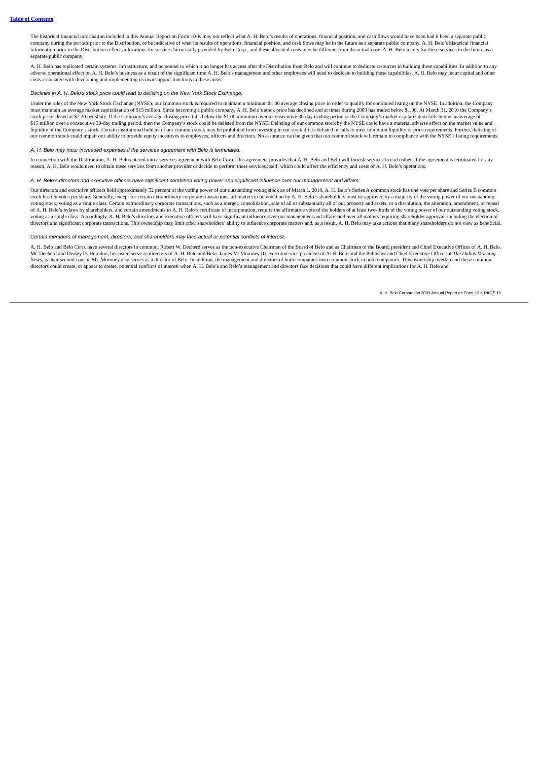The historical financial information included in this Annual Report on Form 10-K may not reflect what A. H. Belo's results of operations, financial position, and cash flows would have been had it been a separate public company during the periods prior to the Distribution, or be indicative of what its results of operations, financial position, and cash flows may be in the future as a separate public company. A. H. Belo's historical financial information prior to the Distribution reflects allocations for services historically provided by Belo Corp., and these allocated costs may be different from the actual costs A. H. Belo incurs for these services in the future as a separate public company.

A. H. Belo has replicated certain systems, infrastructure, and personnel to which it no longer has access after the Distribution from Belo and will continue to dedicate resources in building these capabilities. In addition to any adverse operational effect on A. H. Belo's business as a result of the significant time A. H. Belo's management and other employees will need to dedicate to building these capabilities, A. H. Belo may incur capital and other costs associated with developing and implementing its own support functions in these areas.

*Declines in A. H. Belo's stock price could lead to delisting on the New York Stock Exchange.*

Under the rules of the New York Stock Exchange (NYSE), our common stock is required to maintain a minimum $1.00 average closing price in order to qualify for continued listing on the NYSE. In addition, the Company must maintain an average market capitalization of $15 million. Since becoming a public company, A. H. Belo's stock price has declined and at times during 2009 has traded below $1.00. At March 31, 2010 the Company's stock price closed at $7.20 per share. If the Company's average closing price falls below the $1.00 minimum over a consecutive 30-day trading period or the Company's market capitalization falls below an average of $15 million over a consecutive 30-day trading period, then the Company's stock could be delisted from the NYSE. Delisting of our common stock by the NYSE could have a material adverse effect on the market value and liquidity of the Company's stock. Certain institutional holders of our common stock may be prohibited from investing in our stock if it is delisted or fails to meet minimum liquidity or price requirements. Further, delisting of our common stock could impair our ability to provide equity incentives to employees, officers and directors. No assurance can be given that our common stock will remain in compliance with the NYSE's listing requirements.

*A. H. Belo may incur increased expenses if the services agreement with Belo is terminated.*

In connection with the Distribution, A. H. Belo entered into a services agreement with Belo Corp. This agreement provides that A. H. Belo and Belo will furnish services to each other. If the agreement is terminated for any reason, A. H. Belo would need to obtain these services from another provider or decide to perform these services itself, which could affect the efficiency and costs of A. H. Belo's operations.

*A. H. Belo's directors and executive officers have significant combined voting power and significant influence over our management and affairs.*

Our directors and executive officers hold approximately 52 percent of the voting power of our outstanding voting stock as of March 1, 2010. A. H. Belo's Series A common stock has one vote per share and Series B common stock has ten votes per share. Generally, except for certain extraordinary corporate transactions, all matters to be voted on by A. H. Belo's shareholders must be approved by a majority of the voting power of our outstanding voting stock, voting as a single class. Certain extraordinary corporate transactions, such as a merger, consolidation, sale of all or substantially all of our property and assets, or a dissolution, the alteration, amendment, or repeal of A. H. Belo's bylaws by shareholders, and certain amendments to A. H. Belo's certificate of incorporation, require the affirmative vote of the holders of at least two-thirds of the voting power of our outstanding voting stock, voting as a single class. Accordingly, A. H. Belo's directors and executive officers will have significant influence over our management and affairs and over all matters requiring shareholder approval, including the election of directors and significant corporate transactions. This ownership may limit other shareholders' ability to influence corporate matters and, as a result, A. H. Belo may take actions that many shareholders do not view as beneficial.

*Certain members of management, directors, and shareholders may face actual or potential conflicts of interest.*

A. H. Belo and Belo Corp. have several directors in common. Robert W. Decherd serves as the non-executive Chairman of the Board of Belo and as Chairman of the Board, president and Chief Executive Officer of A. H. Belo. Mr. Decherd and Dealey D. Herndon, his sister, serve as directors of A. H. Belo and Belo. James M. Moroney III, executive vice president of A. H. Belo and the Publisher and Chief Executive Officer of *The Dallas Morning News*, is their second cousin. Mr. Moroney also serves as a director of Belo. In addition, the management and directors of both companies own common stock in both companies. This ownership overlap and these common directors could create, or appear to create, potential conflicts of interest when A. H. Belo's and Belo's management and directors face decisions that could have different implications for A. H. Belo and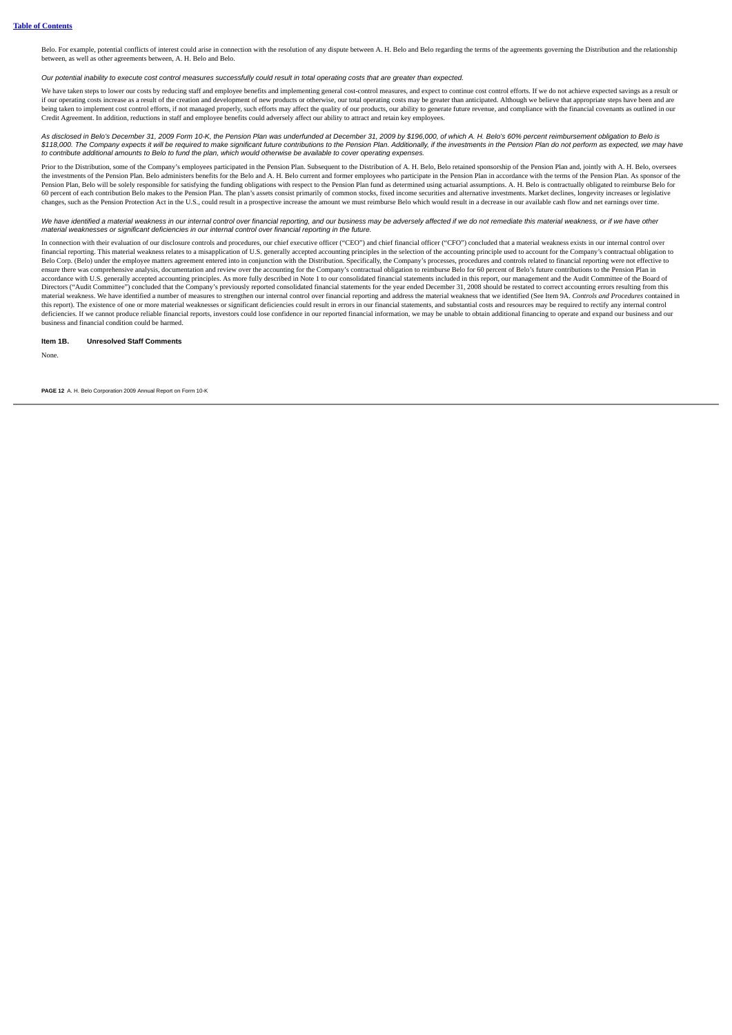Belo. For example, potential conflicts of interest could arise in connection with the resolution of any dispute between A. H. Belo and Belo regarding the terms of the agreements governing the Distribution and the relationship between, as well as other agreements between, A. H. Belo and Belo.

*Our potential inability to execute cost control measures successfully could result in total operating costs that are greater than expected.*

We have taken steps to lower our costs by reducing staff and employee benefits and implementing general cost-control measures, and expect to continue cost control efforts. If we do not achieve expected savings as a result or if our operating costs increase as a result of the creation and development of new products or otherwise, our total operating costs may be greater than anticipated. Although we believe that appropriate steps have been and are being taken to implement cost control efforts, if not managed properly, such efforts may affect the quality of our products, our ability to generate future revenue, and compliance with the financial covenants as outlined in our Credit Agreement. In addition, reductions in staff and employee benefits could adversely affect our ability to attract and retain key employees.

*As disclosed in Belo's December 31, 2009 Form 10-K, the Pension Plan was underfunded at December 31, 2009 by $196,000, of which A. H. Belo's 60% percent reimbursement obligation to Belo is $118,000. The Company expects it will be required to make significant future contributions to the Pension Plan. Additionally, if the investments in the Pension Plan do not perform as expected, we may have to contribute additional amounts to Belo to fund the plan, which would otherwise be available to cover operating expenses.*

Prior to the Distribution, some of the Company's employees participated in the Pension Plan. Subsequent to the Distribution of A. H. Belo, Belo retained sponsorship of the Pension Plan and, jointly with A. H. Belo, oversees the investments of the Pension Plan. Belo administers benefits for the Belo and A. H. Belo current and former employees who participate in the Pension Plan in accordance with the terms of the Pension Plan. As sponsor of the Pension Plan, Belo will be solely responsible for satisfying the funding obligations with respect to the Pension Plan fund as determined using actuarial assumptions. A. H. Belo is contractually obligated to reimburse Belo for 60 percent of each contribution Belo makes to the Pension Plan. The plan's assets consist primarily of common stocks, fixed income securities and alternative investments. Market declines, longevity increases or legislative changes, such as the Pension Protection Act in the U.S., could result in a prospective increase the amount we must reimburse Belo which would result in a decrease in our available cash flow and net earnings over time.

*We have identified a material weakness in our internal control over financial reporting, and our business may be adversely affected if we do not remediate this material weakness, or if we have other material weaknesses or significant deficiencies in our internal control over financial reporting in the future.*

In connection with their evaluation of our disclosure controls and procedures, our chief executive officer ("CEO") and chief financial officer ("CFO") concluded that a material weakness exists in our internal control over financial reporting. This material weakness relates to a misapplication of U.S. generally accepted accounting principles in the selection of the accounting principle used to account for the Company's contractual obligation to Belo Corp. (Belo) under the employee matters agreement entered into in conjunction with the Distribution. Specifically, the Company's processes, procedures and controls related to financial reporting were not effective to ensure there was comprehensive analysis, documentation and review over the accounting for the Company's contractual obligation to reimburse Belo for 60 percent of Belo's future contributions to the Pension Plan in accordance with U.S. generally accepted accounting principles. As more fully described in Note 1 to our consolidated financial statements included in this report, our management and the Audit Committee of the Board of Directors ("Audit Committee") concluded that the Company's previously reported consolidated financial statements for the year ended December 31, 2008 should be restated to correct accounting errors resulting from this material weakness. We have identified a number of measures to strengthen our internal control over financial reporting and address the material weakness that we identified (See Item 9A. *Controls and Procedures* contained in this report). The existence of one or more material weaknesses or significant deficiencies could result in errors in our financial statements, and substantial costs and resources may be required to rectify any internal control deficiencies. If we cannot produce reliable financial reports, investors could lose confidence in our reported financial information, we may be unable to obtain additional financing to operate and expand our business and our business and financial condition could be harmed.

## Item 1B. Unresolved Staff Comments

None.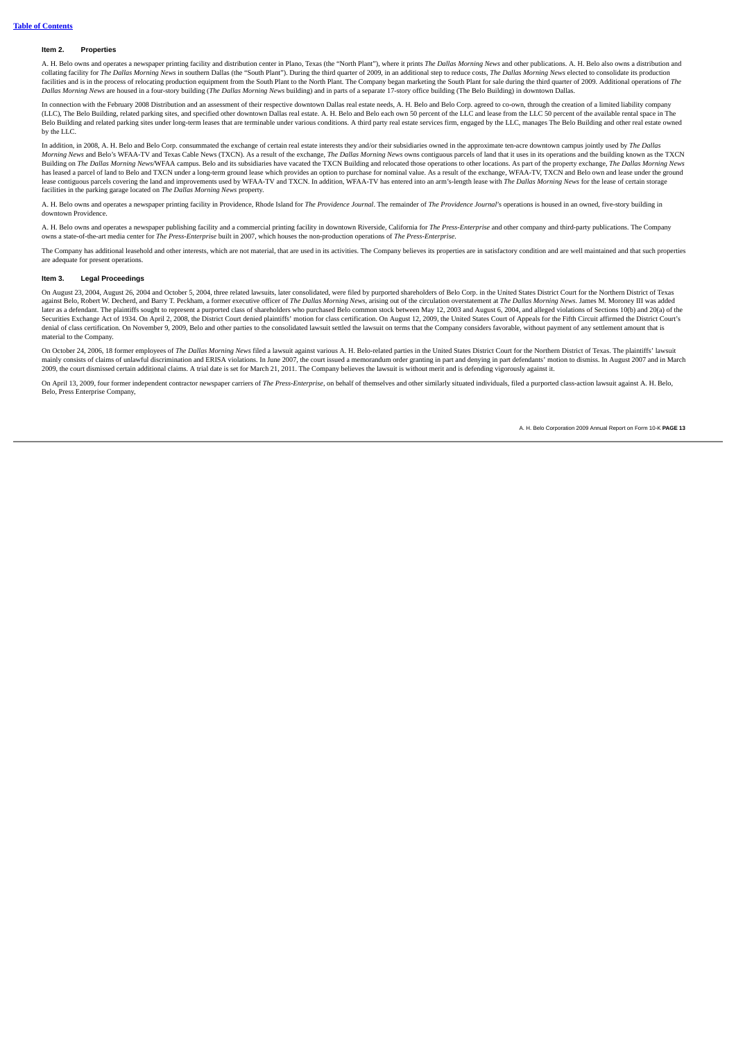## Item 2. Properties

A. H. Belo owns and operates a newspaper printing facility and distribution center in Plano, Texas (the "North Plant"), where it prints *The Dallas Morning News* and other publications. A. H. Belo also owns a distribution and collating facility for *The Dallas Morning News* in southern Dallas (the "South Plant"). During the third quarter of 2009, in an additional step to reduce costs, *The Dallas Morning News* elected to consolidate its production facilities and is in the process of relocating production equipment from the South Plant to the North Plant. The Company began marketing the South Plant for sale during the third quarter of 2009. Additional operations of *The Dallas Morning News* are housed in a four-story building (*The Dallas Morning News* building) and in parts of a separate 17-story office building (The Belo Building) in downtown Dallas.

In connection with the February 2008 Distribution and an assessment of their respective downtown Dallas real estate needs, A. H. Belo and Belo Corp. agreed to co-own, through the creation of a limited liability company (LLC), The Belo Building, related parking sites, and specified other downtown Dallas real estate. A. H. Belo and Belo each own 50 percent of the LLC and lease from the LLC 50 percent of the available rental space in The Belo Building and related parking sites under long-term leases that are terminable under various conditions. A third party real estate services firm, engaged by the LLC, manages The Belo Building and other real estate owned by the LLC.

In addition, in 2008, A. H. Belo and Belo Corp. consummated the exchange of certain real estate interests they and/or their subsidiaries owned in the approximate ten-acre downtown campus jointly used by *The Dallas Morning News* and Belo's WFAA-TV and Texas Cable News (TXCN). As a result of the exchange, *The Dallas Morning News* owns contiguous parcels of land that it uses in its operations and the building known as the TXCN Building on *The Dallas Morning News*/WFAA campus. Belo and its subsidiaries have vacated the TXCN Building and relocated those operations to other locations. As part of the property exchange, *The Dallas Morning News* has leased a parcel of land to Belo and TXCN under a long-term ground lease which provides an option to purchase for nominal value. As a result of the exchange, WFAA-TV, TXCN and Belo own and lease under the ground lease contiguous parcels covering the land and improvements used by WFAA-TV and TXCN. In addition, WFAA-TV has entered into an arm's-length lease with *The Dallas Morning News* for the lease of certain storage facilities in the parking garage located on *The Dallas Morning News* property.

A. H. Belo owns and operates a newspaper printing facility in Providence, Rhode Island for *The Providence Journal*. The remainder of *The Providence Journal*'s operations is housed in an owned, five-story building in downtown Providence.

A. H. Belo owns and operates a newspaper publishing facility and a commercial printing facility in downtown Riverside, California for *The Press-Enterprise* and other company and third-party publications. The Company owns a state-of-the-art media center for *The Press-Enterprise* built in 2007, which houses the non-production operations of *The Press-Enterprise*.

The Company has additional leasehold and other interests, which are not material, that are used in its activities. The Company believes its properties are in satisfactory condition and are well maintained and that such properties are adequate for present operations.

## Item 3. Legal Proceedings

On August 23, 2004, August 26, 2004 and October 5, 2004, three related lawsuits, later consolidated, were filed by purported shareholders of Belo Corp. in the United States District Court for the Northern District of Texas against Belo, Robert W. Decherd, and Barry T. Peckham, a former executive officer of *The Dallas Morning News*, arising out of the circulation overstatement at *The Dallas Morning News*. James M. Moroney III was added later as a defendant. The plaintiffs sought to represent a purported class of shareholders who purchased Belo common stock between May 12, 2003 and August 6, 2004, and alleged violations of Sections 10(b) and 20(a) of the Securities Exchange Act of 1934. On April 2, 2008, the District Court denied plaintiffs' motion for class certification. On August 12, 2009, the United States Court of Appeals for the Fifth Circuit affirmed the District Court's denial of class certification. On November 9, 2009, Belo and other parties to the consolidated lawsuit settled the lawsuit on terms that the Company considers favorable, without payment of any settlement amount that is material to the Company.

On October 24, 2006, 18 former employees of *The Dallas Morning News* filed a lawsuit against various A. H. Belo-related parties in the United States District Court for the Northern District of Texas. The plaintiffs' lawsuit mainly consists of claims of unlawful discrimination and ERISA violations. In June 2007, the court issued a memorandum order granting in part and denying in part defendants' motion to dismiss. In August 2007 and in March 2009, the court dismissed certain additional claims. A trial date is set for March 21, 2011. The Company believes the lawsuit is without merit and is defending vigorously against it.

On April 13, 2009, four former independent contractor newspaper carriers of *The Press-Enterprise*, on behalf of themselves and other similarly situated individuals, filed a purported class-action lawsuit against A. H. Belo, Belo, Press Enterprise Company,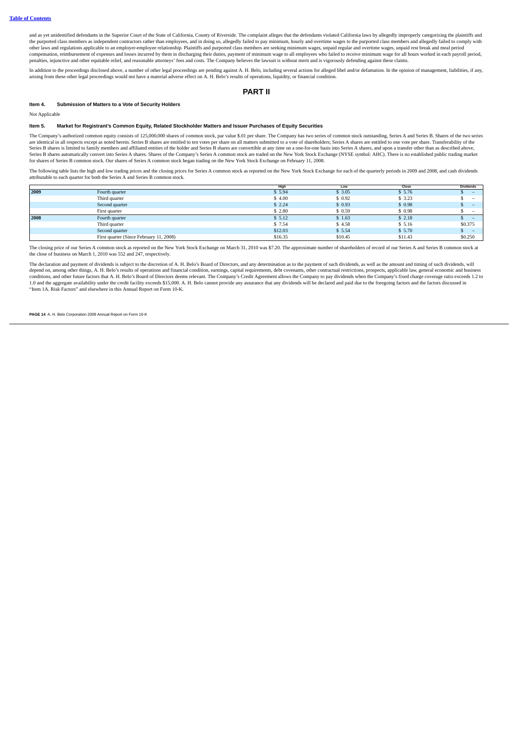and as yet unidentified defendants in the Superior Court of the State of California, County of Riverside. The complaint alleges that the defendants violated California laws by allegedly improperly categorizing the plaintiffs and the purported class members as independent contractors rather than employees, and in doing so, allegedly failed to pay minimum, hourly and overtime wages to the purported class members and allegedly failed to comply with other laws and regulations applicable to an employer-employee relationship. Plaintiffs and purported class members are seeking minimum wages, unpaid regular and overtime wages, unpaid rest break and meal period compensation, reimbursement of expenses and losses incurred by them in discharging their duties, payment of minimum wage to all employees who failed to receive minimum wage for all hours worked in each payroll period, penalties, injunctive and other equitable relief, and reasonable attorneys' fees and costs. The Company believes the lawsuit is without merit and is vigorously defending against these claims.

In addition to the proceedings disclosed above, a number of other legal proceedings are pending against A. H. Belo, including several actions for alleged libel and/or defamation. In the opinion of management, liabilities, if any, arising from these other legal proceedings would not have a material adverse effect on A. H. Belo's results of operations, liquidity, or financial condition.

# PART II

### Item 4. Submission of Matters to a Vote of Security Holders

Not Applicable

### Item 5. Market for Registrant's Common Equity, Related Stockholder Matters and Issuer Purchases of Equity Securities

The Company's authorized common equity consists of 125,000,000 shares of common stock, par value $.01 per share. The Company has two series of common stock outstanding, Series A and Series B. Shares of the two series are identical in all respects except as noted herein. Series B shares are entitled to ten votes per share on all matters submitted to a vote of shareholders; Series A shares are entitled to one vote per share. Transferability of the Series B shares is limited to family members and affiliated entities of the holder and Series B shares are convertible at any time on a one-for-one basis into Series A shares, and upon a transfer other than as described above, Series B shares automatically convert into Series A shares. Shares of the Company's Series A common stock are traded on the New York Stock Exchange (NYSE symbol: AHC). There is no established public trading market for shares of Series B common stock. Our shares of Series A common stock began trading on the New York Stock Exchange on February 11, 2008.

The following table lists the high and low trading prices and the closing prices for Series A common stock as reported on the New York Stock Exchange for each of the quarterly periods in 2009 and 2008, and cash dividends attributable to each quarter for both the Series A and Series B common stock.

| | | High | Low | Close | Dividends |
|---|---|---|---|---|---|
| **2009** | Fourth quarter | $ 5.94 | $ 3.05 | $ 5.76 | $ – |
| | Third quarter | $ 4.00 | $ 0.92 | $ 3.23 | $ – |
| | Second quarter | $ 2.24 | $ 0.93 | $ 0.98 | $ – |
| | First quarter | $ 2.80 | $ 0.59 | $ 0.98 | $ – |
| **2008** | Fourth quarter | $ 5.12 | $ 1.63 | $ 2.18 | $ – |
| | Third quarter | $ 7.54 | $ 4.58 | $ 5.16 | $0.375 |
| | Second quarter | $12.03 | $ 5.54 | $ 5.70 | $ – |
| | First quarter (Since February 11, 2008) | $16.35 | $10.45 | $11.43 | $0.250 |

The closing price of our Series A common stock as reported on the New York Stock Exchange on March 31, 2010 was $7.20. The approximate number of shareholders of record of our Series A and Series B common stock at the close of business on March 1, 2010 was 552 and 247, respectively.

The declaration and payment of dividends is subject to the discretion of A. H. Belo's Board of Directors, and any determination as to the payment of such dividends, as well as the amount and timing of such dividends, will depend on, among other things, A. H. Belo's results of operations and financial condition, earnings, capital requirements, debt covenants, other contractual restrictions, prospects, applicable law, general economic and business conditions, and other future factors that A. H. Belo's Board of Directors deems relevant. The Company's Credit Agreement allows the Company to pay dividends when the Company's fixed charge coverage ratio exceeds 1.2 to 1.0 and the aggregate availability under the credit facility exceeds $15,000. A. H. Belo cannot provide any assurance that any dividends will be declared and paid due to the foregoing factors and the factors discussed in "Item 1A. Risk Factors" and elsewhere in this Annual Report on Form 10-K.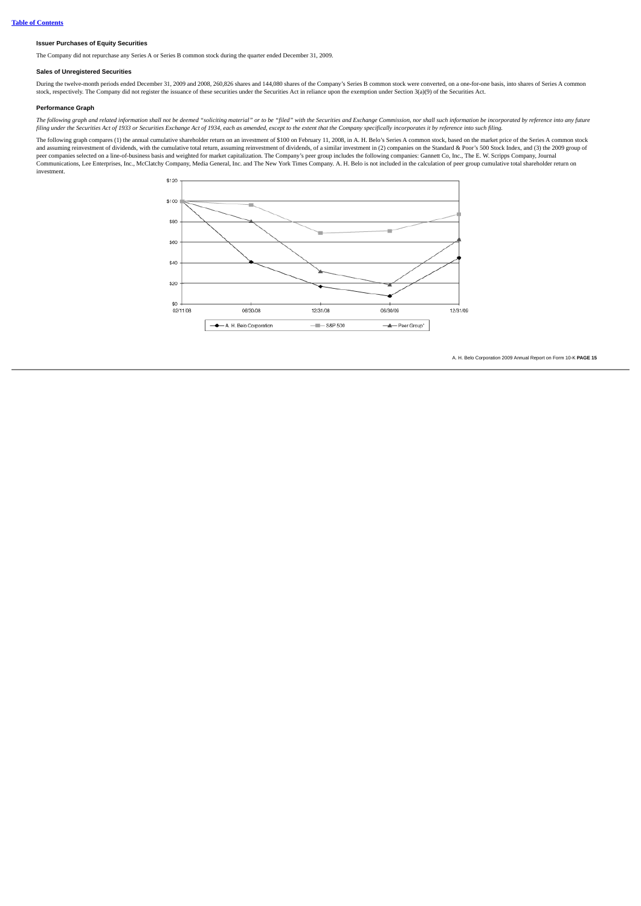### Issuer Purchases of Equity Securities

The Company did not repurchase any Series A or Series B common stock during the quarter ended December 31, 2009.

### Sales of Unregistered Securities

During the twelve-month periods ended December 31, 2009 and 2008, 260,826 shares and 144,080 shares of the Company's Series B common stock were converted, on a one-for-one basis, into shares of Series A common stock, respectively. The Company did not register the issuance of these securities under the Securities Act in reliance upon the exemption under Section 3(a)(9) of the Securities Act.

### Performance Graph

*The following graph and related information shall not be deemed "soliciting material" or to be "filed" with the Securities and Exchange Commission, nor shall such information be incorporated by reference into any future filing under the Securities Act of 1933 or Securities Exchange Act of 1934, each as amended, except to the extent that the Company specifically incorporates it by reference into such filing.*

The following graph compares (1) the annual cumulative shareholder return on an investment of $100 on February 11, 2008, in A. H. Belo's Series A common stock, based on the market price of the Series A common stock and assuming reinvestment of dividends, with the cumulative total return, assuming reinvestment of dividends, of a similar investment in (2) companies on the Standard & Poor's 500 Stock Index, and (3) the 2009 group of peer companies selected on a line-of-business basis and weighted for market capitalization. The Company's peer group includes the following companies: Gannett Co, Inc., The E. W. Scripps Company, Journal Communications, Lee Enterprises, Inc., McClatchy Company, Media General, Inc. and The New York Times Company. A. H. Belo is not included in the calculation of peer group cumulative total shareholder return on investment.

$120
$100
$80
$60
$40
$20
$0
02/11/08
06/30/08
12/31/08
06/30/09
12/31/09

A. H. Belo Corporation
S&P 500
Peer Group'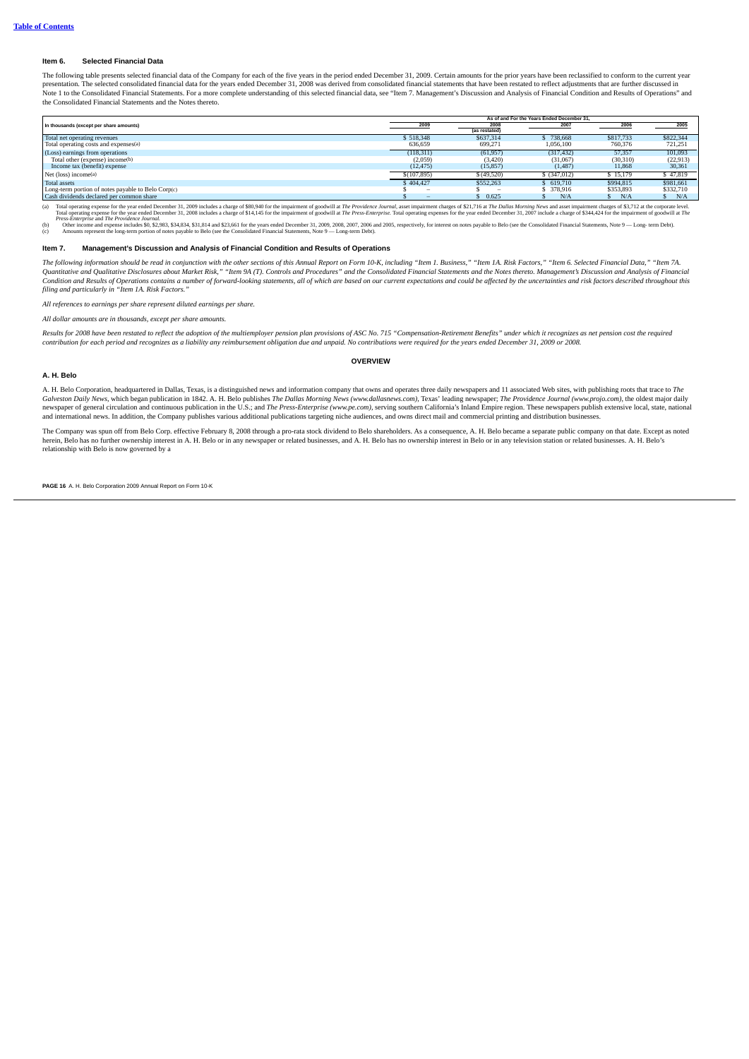[Table of Contents](#)

## Item 6. Selected Financial Data

The following table presents selected financial data of the Company for each of the five years in the period ended December 31, 2009. Certain amounts for the prior years have been reclassified to conform to the current year presentation. The selected consolidated financial data for the years ended December 31, 2008 was derived from consolidated financial statements that have been restated to reflect adjustments that are further discussed in Note 1 to the Consolidated Financial Statements. For a more complete understanding of this selected financial data, see "Item 7. Management's Discussion and Analysis of Financial Condition and Results of Operations" and the Consolidated Financial Statements and the Notes thereto.

| In thousands (except per share amounts) | As of and For the Years Ended December 31, | | | | |
|---|---|---|---|---|---|
| | 2009 | 2008 (as restated) | 2007 | 2006 | 2005 |
| Total net operating revenues | $ 518,348 | $617,314 | $ 738,668 | $817,733 | $822,344 |
| Total operating costs and expenses(a) | 636,659 | 699,271 | 1,056,100 | 760,376 | 721,251 |
| (Loss) earnings from operations | (118,311) | (61,957) | (317,432) | 57,357 | 101,093 |
| Total other (expense) income(b) | (2,059) | (3,420) | (31,067) | (30,310) | (22,913) |
| Income tax (benefit) expense | (12,475) | (15,857) | (1,487) | 11,868 | 30,361 |
| Net (loss) income(a) | $(107,895) | $ (49,520) | $ (347,012) | $ 15,179 | $ 47,819 |
| Total assets | $ 404,427 | $552,263 | $ 619,710 | $994,815 | $981,661 |
| Long-term portion of notes payable to Belo Corp(c) | $ – | $ – | $ 378,916 | $353,893 | $332,710 |
| Cash dividends declared per common share | $ – | $ 0.625 | $ N/A | $ N/A | $ N/A |

(a) Total operating expense for the year ended December 31, 2009 includes a charge of $80,940 for the impairment of goodwill at *The Providence Journal*, asset impairment charges of $21,716 at *The Dallas Morning News* and asset impairment charges of $3,712 at the corporate level. Total operating expense for the year ended December 31, 2008 includes a charge of $14,145 for the impairment of goodwill at *The Press-Enterprise*. Total operating expenses for the year ended December 31, 2007 include a charge of $344,424 for the impairment of goodwill at *The Press-Enterprise* and *The Providence Journal*.

(b) Other income and expense includes $0, $2,983, $34,834, $31,814 and $23,661 for the years ended December 31, 2009, 2008, 2007, 2006 and 2005, respectively, for interest on notes payable to Belo (see the Consolidated Financial Statements, Note 9 — Long- term Debt).

(c) Amounts represent the long-term portion of notes payable to Belo (see the Consolidated Financial Statements, Note 9 — Long-term Debt).

## Item 7. Management's Discussion and Analysis of Financial Condition and Results of Operations

*The following information should be read in conjunction with the other sections of this Annual Report on Form 10-K, including "Item 1. Business," "Item 1A. Risk Factors," "Item 6. Selected Financial Data," "Item 7A. Quantitative and Qualitative Disclosures about Market Risk," "Item 9A (T). Controls and Procedures" and the Consolidated Financial Statements and the Notes thereto. Management's Discussion and Analysis of Financial Condition and Results of Operations contains a number of forward-looking statements, all of which are based on our current expectations and could be affected by the uncertainties and risk factors described throughout this filing and particularly in "Item 1A. Risk Factors."*

*All references to earnings per share represent diluted earnings per share.*

*All dollar amounts are in thousands, except per share amounts.*

*Results for 2008 have been restated to reflect the adoption of the multiemployer pension plan provisions of ASC No. 715 "Compensation-Retirement Benefits" under which it recognizes as net pension cost the required contribution for each period and recognizes as a liability any reimbursement obligation due and unpaid. No contributions were required for the years ended December 31, 2009 or 2008.*

## OVERVIEW

### A. H. Belo

A. H. Belo Corporation, headquartered in Dallas, Texas, is a distinguished news and information company that owns and operates three daily newspapers and 11 associated Web sites, with publishing roots that trace to *The Galveston Daily News*, which began publication in 1842. A. H. Belo publishes *The Dallas Morning News (www.dallasnews.com)*, Texas' leading newspaper; *The Providence Journal (www.projo.com)*, the oldest major daily newspaper of general circulation and continuous publication in the U.S.; and *The Press-Enterprise (www.pe.com)*, serving southern California's Inland Empire region. These newspapers publish extensive local, state, national and international news. In addition, the Company publishes various additional publications targeting niche audiences, and owns direct mail and commercial printing and distribution businesses.

The Company was spun off from Belo Corp. effective February 8, 2008 through a pro-rata stock dividend to Belo shareholders. As a consequence, A. H. Belo became a separate public company on that date. Except as noted herein, Belo has no further ownership interest in A. H. Belo or in any newspaper or related businesses, and A. H. Belo has no ownership interest in Belo or in any television station or related businesses. A. H. Belo's relationship with Belo is now governed by a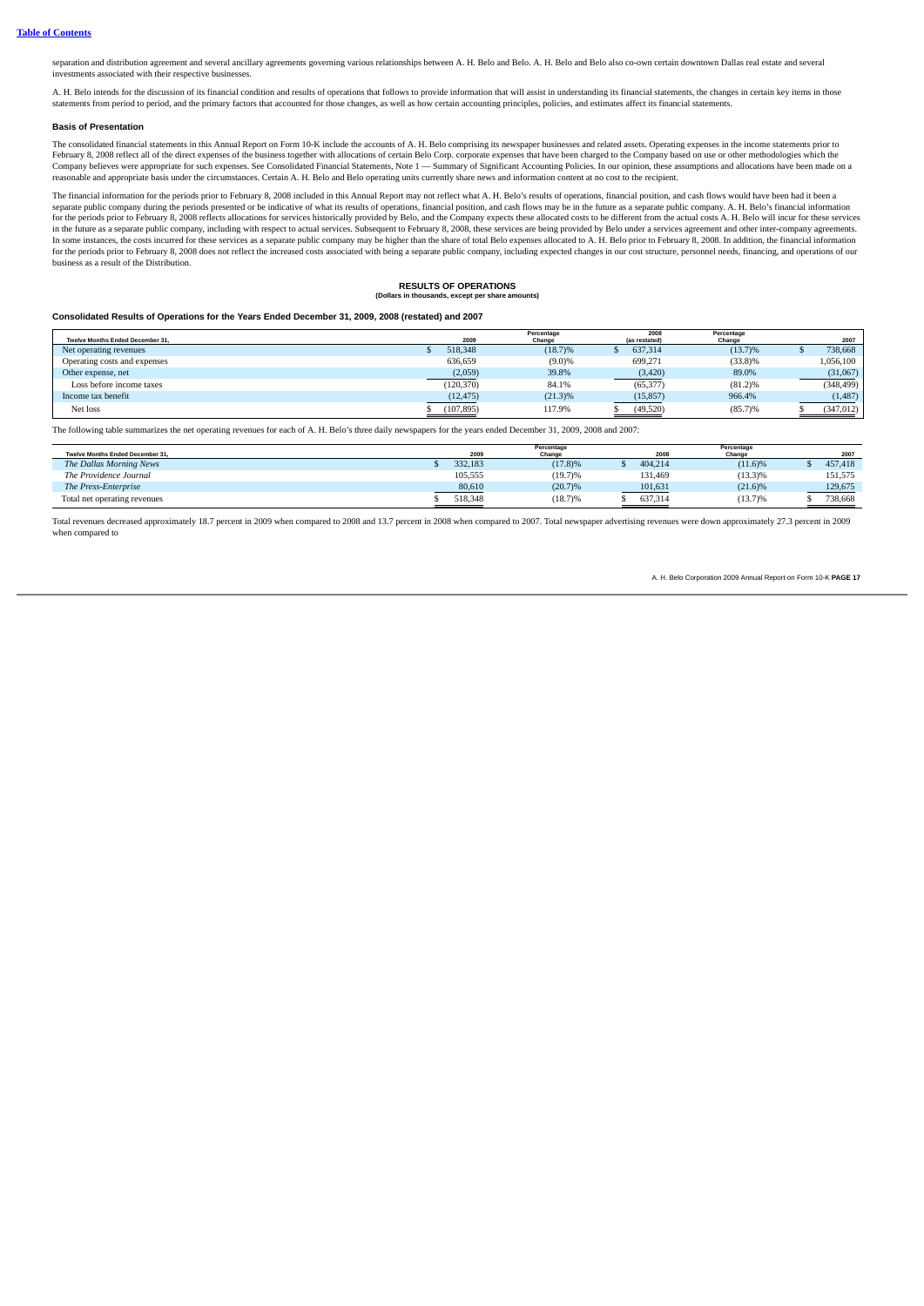separation and distribution agreement and several ancillary agreements governing various relationships between A. H. Belo and Belo. A. H. Belo and Belo also co-own certain downtown Dallas real estate and several investments associated with their respective businesses.

A. H. Belo intends for the discussion of its financial condition and results of operations that follows to provide information that will assist in understanding its financial statements, the changes in certain key items in those statements from period to period, and the primary factors that accounted for those changes, as well as how certain accounting principles, policies, and estimates affect its financial statements.

### Basis of Presentation

The consolidated financial statements in this Annual Report on Form 10-K include the accounts of A. H. Belo comprising its newspaper businesses and related assets. Operating expenses in the income statements prior to February 8, 2008 reflect all of the direct expenses of the business together with allocations of certain Belo Corp. corporate expenses that have been charged to the Company based on use or other methodologies which the Company believes were appropriate for such expenses. See Consolidated Financial Statements, Note 1 — Summary of Significant Accounting Policies. In our opinion, these assumptions and allocations have been made on a reasonable and appropriate basis under the circumstances. Certain A. H. Belo and Belo operating units currently share news and information content at no cost to the recipient.

The financial information for the periods prior to February 8, 2008 included in this Annual Report may not reflect what A. H. Belo's results of operations, financial position, and cash flows would have been had it been a separate public company during the periods presented or be indicative of what its results of operations, financial position, and cash flows may be in the future as a separate public company. A. H. Belo's financial information for the periods prior to February 8, 2008 reflects allocations for services historically provided by Belo, and the Company expects these allocated costs to be different from the actual costs A. H. Belo will incur for these services in the future as a separate public company, including with respect to actual services. Subsequent to February 8, 2008, these services are being provided by Belo under a services agreement and other inter-company agreements. In some instances, the costs incurred for these services as a separate public company may be higher than the share of total Belo expenses allocated to A. H. Belo prior to February 8, 2008. In addition, the financial information for the periods prior to February 8, 2008 does not reflect the increased costs associated with being a separate public company, including expected changes in our cost structure, personnel needs, financing, and operations of our business as a result of the Distribution.

## RESULTS OF OPERATIONS

**(Dollars in thousands, except per share amounts)**

### Consolidated Results of Operations for the Years Ended December 31, 2009, 2008 (restated) and 2007

| Twelve Months Ended December 31, | 2009 | Percentage Change | 2008 (as restated) | Percentage Change | 2007 |
|---|---|---|---|---|---|
| Net operating revenues | $ 518,348 | (18.7)% | $ 637,314 | (13.7)% | $ 738,668 |
| Operating costs and expenses | 636,659 | (9.0)% | 699,271 | (33.8)% | 1,056,100 |
| Other expense, net | (2,059) | 39.8% | (3,420) | 89.0% | (31,067) |
| Loss before income taxes | (120,370) | 84.1% | (65,377) | (81.2)% | (348,499) |
| Income tax benefit | (12,475) | (21.3)% | (15,857) | 966.4% | (1,487) |
| Net loss | $ (107,895) | 117.9% | $ (49,520) | (85.7)% | $ (347,012) |

The following table summarizes the net operating revenues for each of A. H. Belo's three daily newspapers for the years ended December 31, 2009, 2008 and 2007:

| Twelve Months Ended December 31, | 2009 | Percentage Change | 2008 | Percentage Change | 2007 |
|---|---|---|---|---|---|
| *The Dallas Morning News* | $ 332,183 | (17.8)% | $ 404,214 | (11.6)% | $ 457,418 |
| *The Providence Journal* | 105,555 | (19.7)% | 131,469 | (13.3)% | 151,575 |
| *The Press-Enterprise* | 80,610 | (20.7)% | 101,631 | (21.6)% | 129,675 |
| Total net operating revenues | $ 518,348 | (18.7)% | $ 637,314 | (13.7)% | $ 738,668 |

Total revenues decreased approximately 18.7 percent in 2009 when compared to 2008 and 13.7 percent in 2008 when compared to 2007. Total newspaper advertising revenues were down approximately 27.3 percent in 2009 when compared to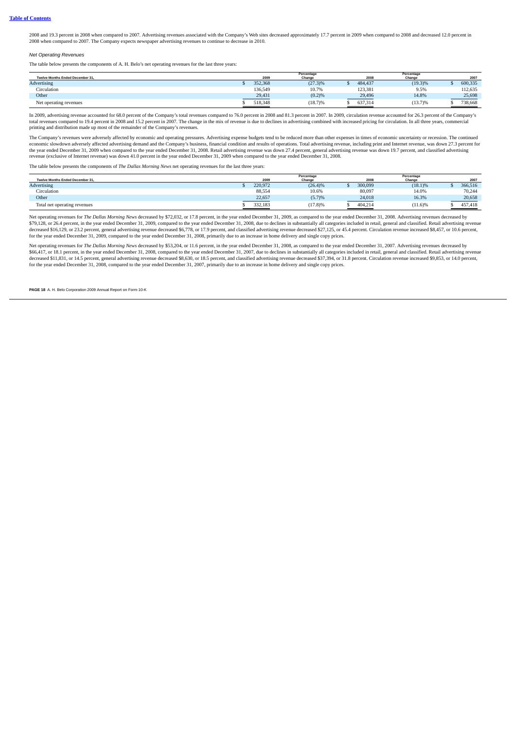2008 and 19.3 percent in 2008 when compared to 2007. Advertising revenues associated with the Company's Web sites decreased approximately 17.7 percent in 2009 when compared to 2008 and decreased 12.0 percent in 2008 when compared to 2007. The Company expects newspaper advertising revenues to continue to decrease in 2010.

*Net Operating Revenues*

The table below presents the components of A. H. Belo's net operating revenues for the last three years:

| Twelve Months Ended December 31, | 2009 | Percentage Change | 2008 | Percentage Change | 2007 |
|---|---|---|---|---|---|
| Advertising | $ 352,368 | (27.3)% | $ 484,437 | (19.3)% | $ 600,335 |
| Circulation | 136,549 | 10.7% | 123,381 | 9.5% | 112,635 |
| Other | 29,431 | (0.2)% | 29,496 | 14.8% | 25,698 |
| Net operating revenues | $ 518,348 | (18.7)% | $ 637,314 | (13.7)% | $ 738,668 |

In 2009, advertising revenue accounted for 68.0 percent of the Company's total revenues compared to 76.0 percent in 2008 and 81.3 percent in 2007. In 2009, circulation revenue accounted for 26.3 percent of the Company's total revenues compared to 19.4 percent in 2008 and 15.2 percent in 2007. The change in the mix of revenue is due to declines in advertising combined with increased pricing for circulation. In all three years, commercial printing and distribution made up most of the remainder of the Company's revenues.

The Company's revenues were adversely affected by economic and operating pressures. Advertising expense budgets tend to be reduced more than other expenses in times of economic uncertainty or recession. The continued economic slowdown adversely affected advertising demand and the Company's business, financial condition and results of operations. Total advertising revenue, including print and Internet revenue, was down 27.3 percent for the year ended December 31, 2009 when compared to the year ended December 31, 2008. Retail advertising revenue was down 27.4 percent, general advertising revenue was down 19.7 percent, and classified advertising revenue (exclusive of Internet revenue) was down 41.0 percent in the year ended December 31, 2009 when compared to the year ended December 31, 2008.

The table below presents the components of *The Dallas Morning News* net operating revenues for the last three years:

| Twelve Months Ended December 31, | 2009 | Percentage Change | 2008 | Percentage Change | 2007 |
|---|---|---|---|---|---|
| Advertising | $ 220,972 | (26.4)% | $ 300,099 | (18.1)% | $ 366,516 |
| Circulation | 88,554 | 10.6% | 80,097 | 14.0% | 70,244 |
| Other | 22,657 | (5.7)% | 24,018 | 16.3% | 20,658 |
| Total net operating revenues | $ 332,183 | (17.8)% | $ 404,214 | (11.6)% | $ 457,418 |

Net operating revenues for *The Dallas Morning News* decreased by $72,032, or 17.8 percent, in the year ended December 31, 2009, as compared to the year ended December 31, 2008. Advertising revenues decreased by $79,128, or 26.4 percent, in the year ended December 31, 2009, compared to the year ended December 31, 2008, due to declines in substantially all categories included in retail, general and classified. Retail advertising revenue decreased $16,129, or 23.2 percent, general advertising revenue decreased $6,778, or 17.9 percent, and classified advertising revenue decreased $27,125, or 45.4 percent. Circulation revenue increased $8,457, or 10.6 percent, for the year ended December 31, 2009, compared to the year ended December 31, 2008, primarily due to an increase in home delivery and single copy prices.

Net operating revenues for *The Dallas Morning News* decreased by $53,204, or 11.6 percent, in the year ended December 31, 2008, as compared to the year ended December 31, 2007. Advertising revenues decreased by $66,417, or 18.1 percent, in the year ended December 31, 2008, compared to the year ended December 31, 2007, due to declines in substantially all categories included in retail, general and classified. Retail advertising revenue decreased $11,831, or 14.5 percent, general advertising revenue decreased $8,630, or 18.5 percent, and classified advertising revenue decreased $37,394, or 31.8 percent. Circulation revenue increased $9,853, or 14.0 percent, for the year ended December 31, 2008, compared to the year ended December 31, 2007, primarily due to an increase in home delivery and single copy prices.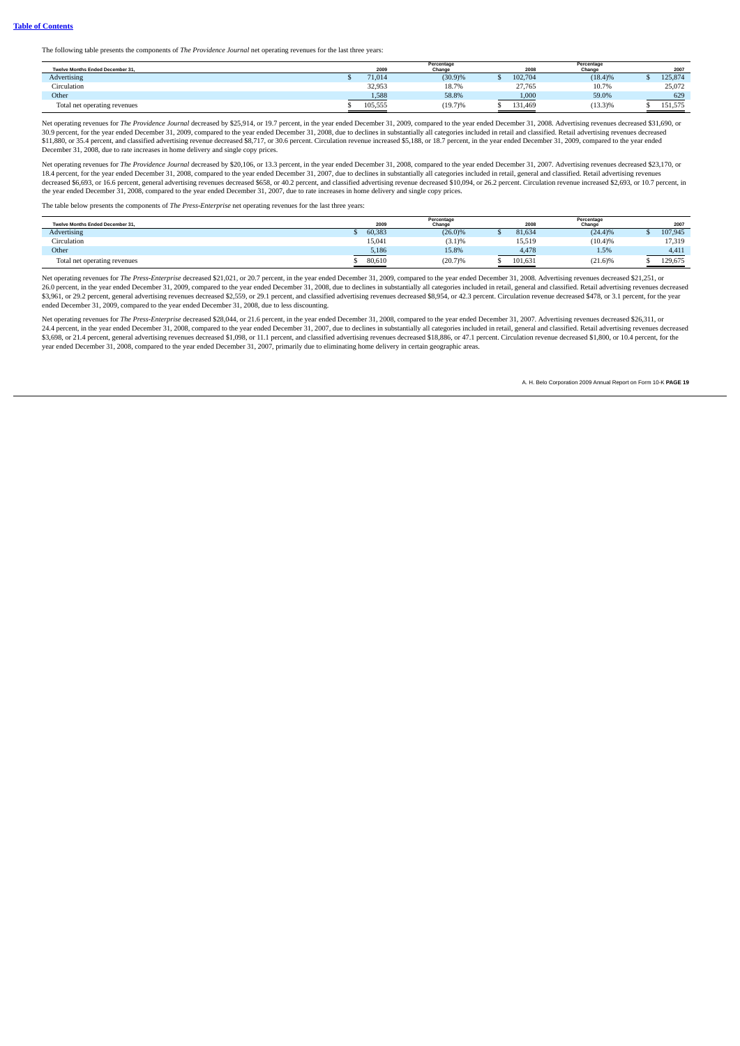The following table presents the components of *The Providence Journal* net operating revenues for the last three years:

| Twelve Months Ended December 31, | 2009 | Percentage Change | 2008 | Percentage Change | 2007 |
|---|---|---|---|---|---|
| Advertising | $ 71,014 | (30.9)% | $ 102,704 | (18.4)% | $ 125,874 |
| Circulation | 32,953 | 18.7% | 27,765 | 10.7% | 25,072 |
| Other | 1,588 | 58.8% | 1,000 | 59.0% | 629 |
| Total net operating revenues | $ 105,555 | (19.7)% | $ 131,469 | (13.3)% | $ 151,575 |

Net operating revenues for *The Providence Journal* decreased by $25,914, or 19.7 percent, in the year ended December 31, 2009, compared to the year ended December 31, 2008. Advertising revenues decreased $31,690, or 30.9 percent, for the year ended December 31, 2009, compared to the year ended December 31, 2008, due to declines in substantially all categories included in retail and classified. Retail advertising revenues decreased $11,880, or 35.4 percent, and classified advertising revenue decreased $8,717, or 30.6 percent. Circulation revenue increased $5,188, or 18.7 percent, in the year ended December 31, 2009, compared to the year ended December 31, 2008, due to rate increases in home delivery and single copy prices.

Net operating revenues for *The Providence Journal* decreased by $20,106, or 13.3 percent, in the year ended December 31, 2008, compared to the year ended December 31, 2007. Advertising revenues decreased $23,170, or 18.4 percent, for the year ended December 31, 2008, compared to the year ended December 31, 2007, due to declines in substantially all categories included in retail, general and classified. Retail advertising revenues decreased $6,693, or 16.6 percent, general advertising revenues decreased $658, or 40.2 percent, and classified advertising revenue decreased $10,094, or 26.2 percent. Circulation revenue increased $2,693, or 10.7 percent, in the year ended December 31, 2008, compared to the year ended December 31, 2007, due to rate increases in home delivery and single copy prices.

The table below presents the components of *The Press-Enterprise* net operating revenues for the last three years:

| Twelve Months Ended December 31, | 2009 | Percentage Change | 2008 | Percentage Change | 2007 |
|---|---|---|---|---|---|
| Advertising | $ 60,383 | (26.0)% | $ 81,634 | (24.4)% | $ 107,945 |
| Circulation | 15,041 | (3.1)% | 15,519 | (10.4)% | 17,319 |
| Other | 5,186 | 15.8% | 4,478 | 1.5% | 4,411 |
| Total net operating revenues | $ 80,610 | (20.7)% | $ 101,631 | (21.6)% | $ 129,675 |

Net operating revenues for *The Press-Enterprise* decreased $21,021, or 20.7 percent, in the year ended December 31, 2009, compared to the year ended December 31, 2008. Advertising revenues decreased $21,251, or 26.0 percent, in the year ended December 31, 2009, compared to the year ended December 31, 2008, due to declines in substantially all categories included in retail, general and classified. Retail advertising revenues decreased $3,961, or 29.2 percent, general advertising revenues decreased $2,559, or 29.1 percent, and classified advertising revenues decreased $8,954, or 42.3 percent. Circulation revenue decreased $478, or 3.1 percent, for the year ended December 31, 2009, compared to the year ended December 31, 2008, due to less discounting.

Net operating revenues for *The Press-Enterprise* decreased $28,044, or 21.6 percent, in the year ended December 31, 2008, compared to the year ended December 31, 2007. Advertising revenues decreased $26,311, or 24.4 percent, in the year ended December 31, 2008, compared to the year ended December 31, 2007, due to declines in substantially all categories included in retail, general and classified. Retail advertising revenues decreased $3,698, or 21.4 percent, general advertising revenues decreased $1,098, or 11.1 percent, and classified advertising revenues decreased $18,886, or 47.1 percent. Circulation revenue decreased $1,800, or 10.4 percent, for the year ended December 31, 2008, compared to the year ended December 31, 2007, primarily due to eliminating home delivery in certain geographic areas.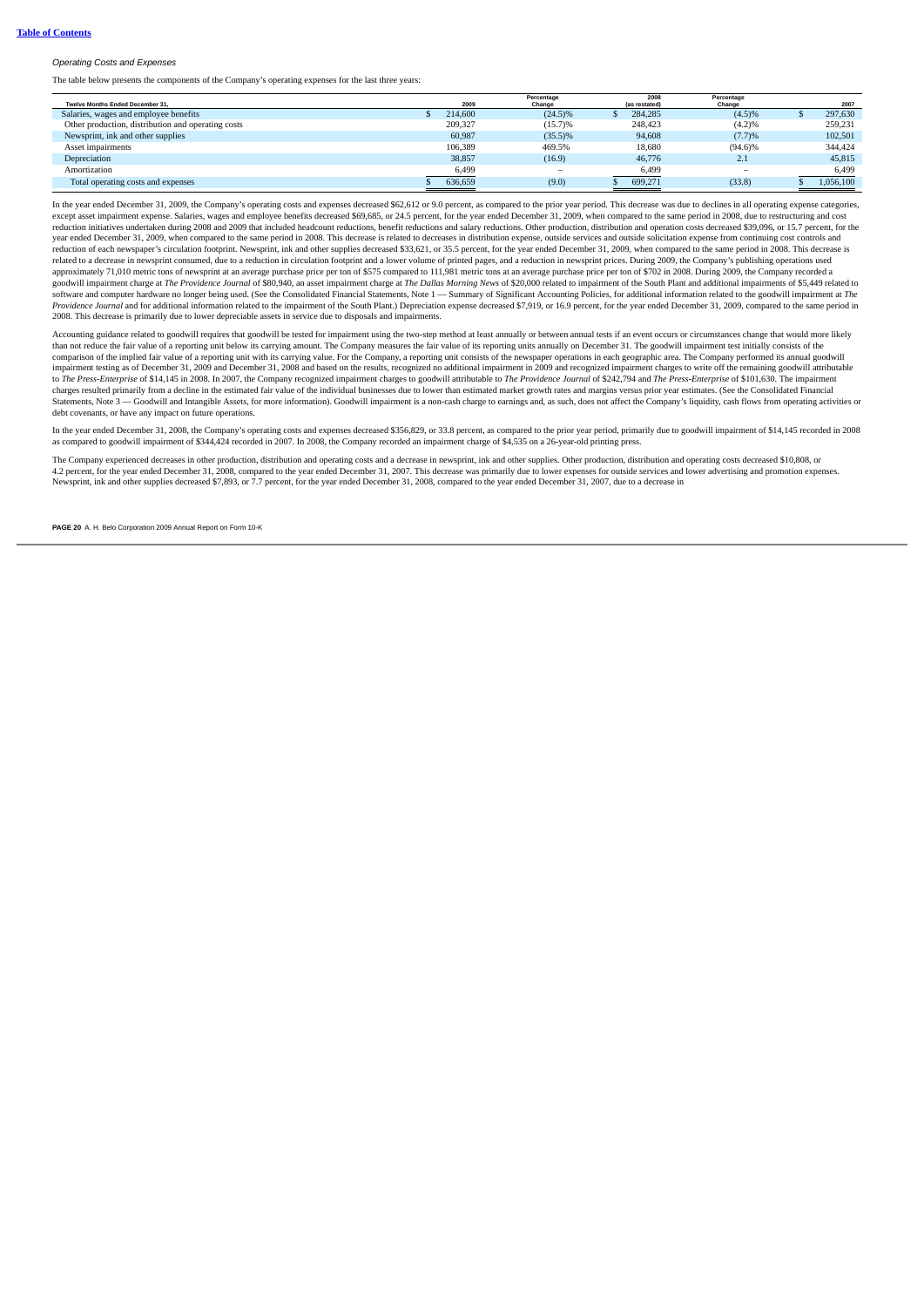[Table of Contents](#)

*Operating Costs and Expenses*

The table below presents the components of the Company's operating expenses for the last three years:

| Twelve Months Ended December 31, | 2009 | Percentage Change | 2008 (as restated) | Percentage Change | 2007 |
|---|---|---|---|---|---|
| Salaries, wages and employee benefits | $ 214,600 | (24.5)% | $ 284,285 | (4.5)% | $ 297,630 |
| Other production, distribution and operating costs | 209,327 | (15.7)% | 248,423 | (4.2)% | 259,231 |
| Newsprint, ink and other supplies | 60,987 | (35.5)% | 94,608 | (7.7)% | 102,501 |
| Asset impairments | 106,389 | 469.5% | 18,680 | (94.6)% | 344,424 |
| Depreciation | 38,857 | (16.9) | 46,776 | 2.1 | 45,815 |
| Amortization | 6,499 | – | 6,499 | – | 6,499 |
| Total operating costs and expenses | $ 636,659 | (9.0) | $ 699,271 | (33.8) | $ 1,056,100 |

In the year ended December 31, 2009, the Company's operating costs and expenses decreased $62,612 or 9.0 percent, as compared to the prior year period. This decrease was due to declines in all operating expense categories, except asset impairment expense. Salaries, wages and employee benefits decreased $69,685, or 24.5 percent, for the year ended December 31, 2009, when compared to the same period in 2008, due to restructuring and cost reduction initiatives undertaken during 2008 and 2009 that included headcount reductions, benefit reductions and salary reductions. Other production, distribution and operation costs decreased $39,096, or 15.7 percent, for the year ended December 31, 2009, when compared to the same period in 2008. This decrease is related to decreases in distribution expense, outside services and outside solicitation expense from continuing cost controls and reduction of each newspaper's circulation footprint. Newsprint, ink and other supplies decreased $33,621, or 35.5 percent, for the year ended December 31, 2009, when compared to the same period in 2008. This decrease is related to a decrease in newsprint consumed, due to a reduction in circulation footprint and a lower volume of printed pages, and a reduction in newsprint prices. During 2009, the Company's publishing operations used approximately 71,010 metric tons of newsprint at an average purchase price per ton of $575 compared to 111,981 metric tons at an average purchase price per ton of $702 in 2008. During 2009, the Company recorded a goodwill impairment charge at *The Providence Journal* of $80,940, an asset impairment charge at *The Dallas Morning News* of $20,000 related to impairment of the South Plant and additional impairments of $5,449 related to software and computer hardware no longer being used. (See the Consolidated Financial Statements, Note 1 — Summary of Significant Accounting Policies, for additional information related to the goodwill impairment at *The Providence Journal* and for additional information related to the impairment of the South Plant.) Depreciation expense decreased $7,919, or 16.9 percent, for the year ended December 31, 2009, compared to the same period in 2008. This decrease is primarily due to lower depreciable assets in service due to disposals and impairments.

Accounting guidance related to goodwill requires that goodwill be tested for impairment using the two-step method at least annually or between annual tests if an event occurs or circumstances change that would more likely than not reduce the fair value of a reporting unit below its carrying amount. The Company measures the fair value of its reporting units annually on December 31. The goodwill impairment test initially consists of the comparison of the implied fair value of a reporting unit with its carrying value. For the Company, a reporting unit consists of the newspaper operations in each geographic area. The Company performed its annual goodwill impairment testing as of December 31, 2009 and December 31, 2008 and based on the results, recognized no additional impairment in 2009 and recognized impairment charges to write off the remaining goodwill attributable to *The Press-Enterprise* of $14,145 in 2008. In 2007, the Company recognized impairment charges to goodwill attributable to *The Providence Journal* of $242,794 and *The Press-Enterprise* of $101,630. The impairment charges resulted primarily from a decline in the estimated fair value of the individual businesses due to lower than estimated market growth rates and margins versus prior year estimates. (See the Consolidated Financial Statements, Note 3 — Goodwill and Intangible Assets, for more information). Goodwill impairment is a non-cash charge to earnings and, as such, does not affect the Company's liquidity, cash flows from operating activities or debt covenants, or have any impact on future operations.

In the year ended December 31, 2008, the Company's operating costs and expenses decreased $356,829, or 33.8 percent, as compared to the prior year period, primarily due to goodwill impairment of $14,145 recorded in 2008 as compared to goodwill impairment of $344,424 recorded in 2007. In 2008, the Company recorded an impairment charge of $4,535 on a 26-year-old printing press.

The Company experienced decreases in other production, distribution and operating costs and a decrease in newsprint, ink and other supplies. Other production, distribution and operating costs decreased $10,808, or 4.2 percent, for the year ended December 31, 2008, compared to the year ended December 31, 2007. This decrease was primarily due to lower expenses for outside services and lower advertising and promotion expenses. Newsprint, ink and other supplies decreased $7,893, or 7.7 percent, for the year ended December 31, 2008, compared to the year ended December 31, 2007, due to a decrease in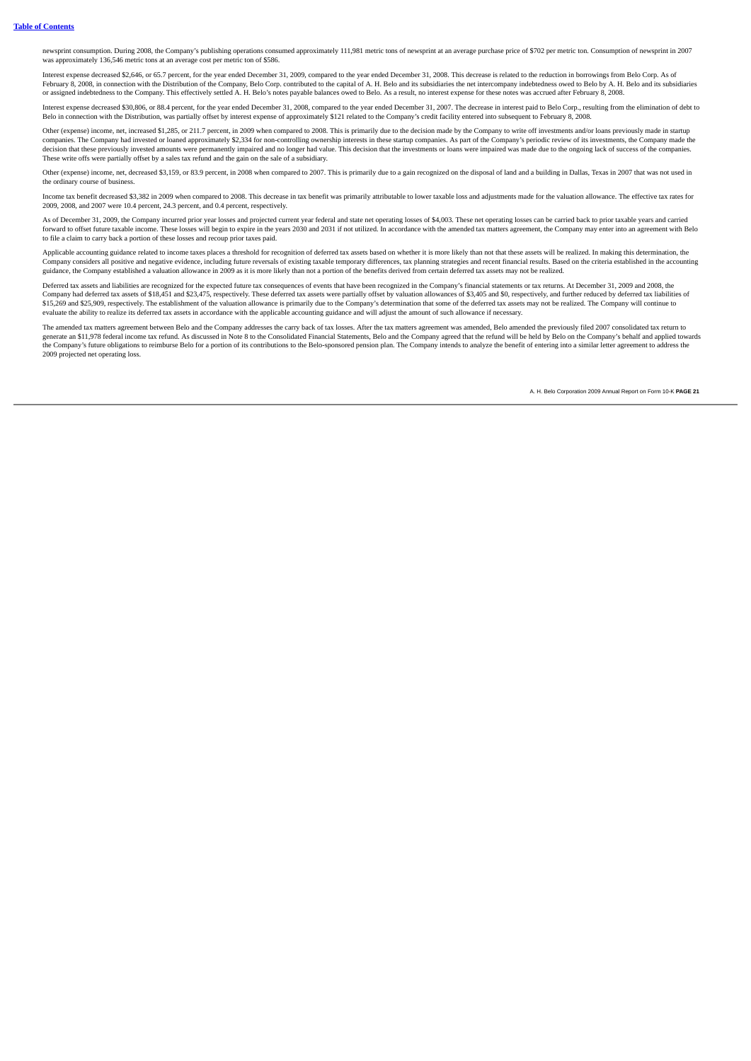newsprint consumption. During 2008, the Company's publishing operations consumed approximately 111,981 metric tons of newsprint at an average purchase price of $702 per metric ton. Consumption of newsprint in 2007 was approximately 136,546 metric tons at an average cost per metric ton of $586.

Interest expense decreased $2,646, or 65.7 percent, for the year ended December 31, 2009, compared to the year ended December 31, 2008. This decrease is related to the reduction in borrowings from Belo Corp. As of February 8, 2008, in connection with the Distribution of the Company, Belo Corp. contributed to the capital of A. H. Belo and its subsidiaries the net intercompany indebtedness owed to Belo by A. H. Belo and its subsidiaries or assigned indebtedness to the Company. This effectively settled A. H. Belo's notes payable balances owed to Belo. As a result, no interest expense for these notes was accrued after February 8, 2008.

Interest expense decreased $30,806, or 88.4 percent, for the year ended December 31, 2008, compared to the year ended December 31, 2007. The decrease in interest paid to Belo Corp., resulting from the elimination of debt to Belo in connection with the Distribution, was partially offset by interest expense of approximately $121 related to the Company's credit facility entered into subsequent to February 8, 2008.

Other (expense) income, net, increased $1,285, or 211.7 percent, in 2009 when compared to 2008. This is primarily due to the decision made by the Company to write off investments and/or loans previously made in startup companies. The Company had invested or loaned approximately $2,334 for non-controlling ownership interests in these startup companies. As part of the Company's periodic review of its investments, the Company made the decision that these previously invested amounts were permanently impaired and no longer had value. This decision that the investments or loans were impaired was made due to the ongoing lack of success of the companies. These write offs were partially offset by a sales tax refund and the gain on the sale of a subsidiary.

Other (expense) income, net, decreased $3,159, or 83.9 percent, in 2008 when compared to 2007. This is primarily due to a gain recognized on the disposal of land and a building in Dallas, Texas in 2007 that was not used in the ordinary course of business.

Income tax benefit decreased $3,382 in 2009 when compared to 2008. This decrease in tax benefit was primarily attributable to lower taxable loss and adjustments made for the valuation allowance. The effective tax rates for 2009, 2008, and 2007 were 10.4 percent, 24.3 percent, and 0.4 percent, respectively.

As of December 31, 2009, the Company incurred prior year losses and projected current year federal and state net operating losses of $4,003. These net operating losses can be carried back to prior taxable years and carried forward to offset future taxable income. These losses will begin to expire in the years 2030 and 2031 if not utilized. In accordance with the amended tax matters agreement, the Company may enter into an agreement with Belo to file a claim to carry back a portion of these losses and recoup prior taxes paid.

Applicable accounting guidance related to income taxes places a threshold for recognition of deferred tax assets based on whether it is more likely than not that these assets will be realized. In making this determination, the Company considers all positive and negative evidence, including future reversals of existing taxable temporary differences, tax planning strategies and recent financial results. Based on the criteria established in the accounting guidance, the Company established a valuation allowance in 2009 as it is more likely than not a portion of the benefits derived from certain deferred tax assets may not be realized.

Deferred tax assets and liabilities are recognized for the expected future tax consequences of events that have been recognized in the Company's financial statements or tax returns. At December 31, 2009 and 2008, the Company had deferred tax assets of $18,451 and $23,475, respectively. These deferred tax assets were partially offset by valuation allowances of $3,405 and $0, respectively, and further reduced by deferred tax liabilities of $15,269 and $25,909, respectively. The establishment of the valuation allowance is primarily due to the Company's determination that some of the deferred tax assets may not be realized. The Company will continue to evaluate the ability to realize its deferred tax assets in accordance with the applicable accounting guidance and will adjust the amount of such allowance if necessary.

The amended tax matters agreement between Belo and the Company addresses the carry back of tax losses. After the tax matters agreement was amended, Belo amended the previously filed 2007 consolidated tax return to generate an $11,978 federal income tax refund. As discussed in Note 8 to the Consolidated Financial Statements, Belo and the Company agreed that the refund will be held by Belo on the Company's behalf and applied towards the Company's future obligations to reimburse Belo for a portion of its contributions to the Belo-sponsored pension plan. The Company intends to analyze the benefit of entering into a similar letter agreement to address the 2009 projected net operating loss.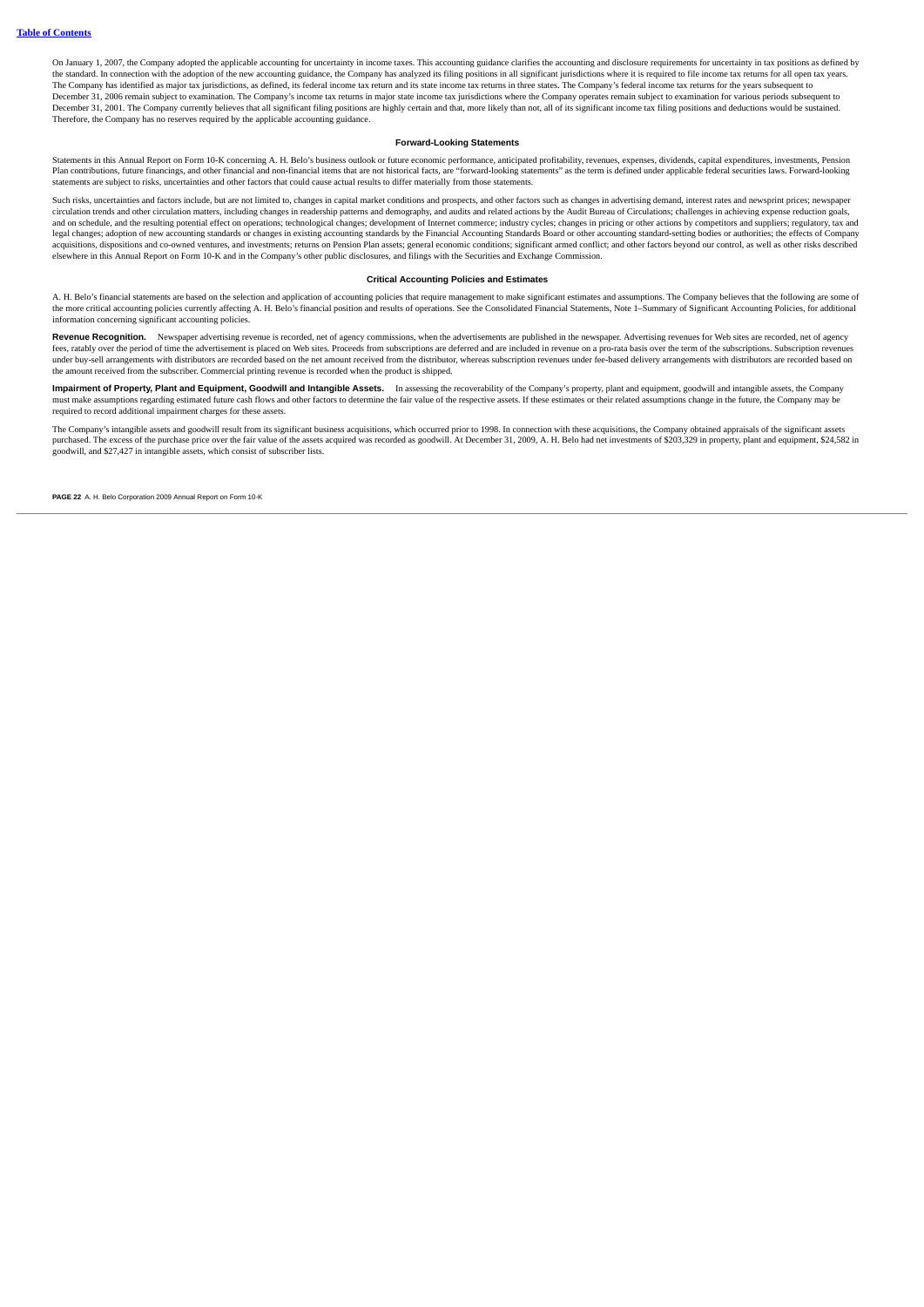On January 1, 2007, the Company adopted the applicable accounting for uncertainty in income taxes. This accounting guidance clarifies the accounting and disclosure requirements for uncertainty in tax positions as defined by the standard. In connection with the adoption of the new accounting guidance, the Company has analyzed its filing positions in all significant jurisdictions where it is required to file income tax returns for all open tax years. The Company has identified as major tax jurisdictions, as defined, its federal income tax return and its state income tax returns in three states. The Company's federal income tax returns for the years subsequent to December 31, 2006 remain subject to examination. The Company's income tax returns in major state income tax jurisdictions where the Company operates remain subject to examination for various periods subsequent to December 31, 2001. The Company currently believes that all significant filing positions are highly certain and that, more likely than not, all of its significant income tax filing positions and deductions would be sustained. Therefore, the Company has no reserves required by the applicable accounting guidance.

### Forward-Looking Statements

Statements in this Annual Report on Form 10-K concerning A. H. Belo's business outlook or future economic performance, anticipated profitability, revenues, expenses, dividends, capital expenditures, investments, Pension Plan contributions, future financings, and other financial and non-financial items that are not historical facts, are "forward-looking statements" as the term is defined under applicable federal securities laws. Forward-looking statements are subject to risks, uncertainties and other factors that could cause actual results to differ materially from those statements.

Such risks, uncertainties and factors include, but are not limited to, changes in capital market conditions and prospects, and other factors such as changes in advertising demand, interest rates and newsprint prices; newspaper circulation trends and other circulation matters, including changes in readership patterns and demography, and audits and related actions by the Audit Bureau of Circulations; challenges in achieving expense reduction goals, and on schedule, and the resulting potential effect on operations; technological changes; development of Internet commerce; industry cycles; changes in pricing or other actions by competitors and suppliers; regulatory, tax and legal changes; adoption of new accounting standards or changes in existing accounting standards by the Financial Accounting Standards Board or other accounting standard-setting bodies or authorities; the effects of Company acquisitions, dispositions and co-owned ventures, and investments; returns on Pension Plan assets; general economic conditions; significant armed conflict; and other factors beyond our control, as well as other risks described elsewhere in this Annual Report on Form 10-K and in the Company's other public disclosures, and filings with the Securities and Exchange Commission.

### Critical Accounting Policies and Estimates

A. H. Belo's financial statements are based on the selection and application of accounting policies that require management to make significant estimates and assumptions. The Company believes that the following are some of the more critical accounting policies currently affecting A. H. Belo's financial position and results of operations. See the Consolidated Financial Statements, Note 1–Summary of Significant Accounting Policies, for additional information concerning significant accounting policies.

**Revenue Recognition.** Newspaper advertising revenue is recorded, net of agency commissions, when the advertisements are published in the newspaper. Advertising revenues for Web sites are recorded, net of agency fees, ratably over the period of time the advertisement is placed on Web sites. Proceeds from subscriptions are deferred and are included in revenue on a pro-rata basis over the term of the subscriptions. Subscription revenues under buy-sell arrangements with distributors are recorded based on the net amount received from the distributor, whereas subscription revenues under fee-based delivery arrangements with distributors are recorded based on the amount received from the subscriber. Commercial printing revenue is recorded when the product is shipped.

**Impairment of Property, Plant and Equipment, Goodwill and Intangible Assets.** In assessing the recoverability of the Company's property, plant and equipment, goodwill and intangible assets, the Company must make assumptions regarding estimated future cash flows and other factors to determine the fair value of the respective assets. If these estimates or their related assumptions change in the future, the Company may be required to record additional impairment charges for these assets.

The Company's intangible assets and goodwill result from its significant business acquisitions, which occurred prior to 1998. In connection with these acquisitions, the Company obtained appraisals of the significant assets purchased. The excess of the purchase price over the fair value of the assets acquired was recorded as goodwill. At December 31, 2009, A. H. Belo had net investments of $203,329 in property, plant and equipment, $24,582 in goodwill, and $27,427 in intangible assets, which consist of subscriber lists.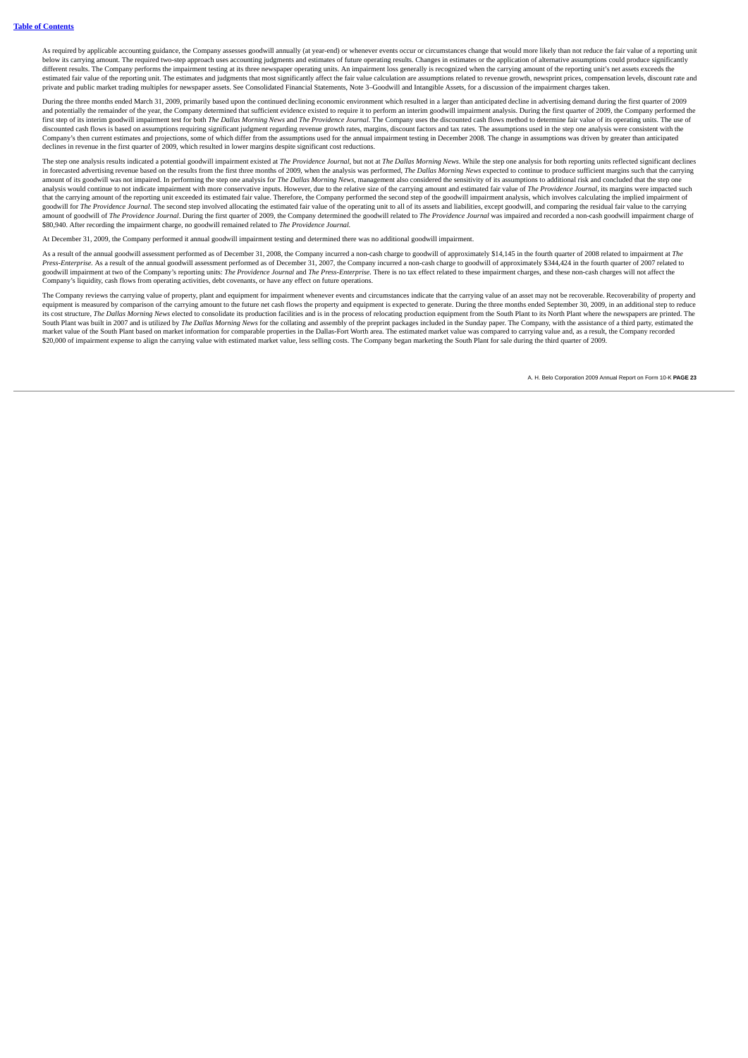[Table of Contents](#)

As required by applicable accounting guidance, the Company assesses goodwill annually (at year-end) or whenever events occur or circumstances change that would more likely than not reduce the fair value of a reporting unit below its carrying amount. The required two-step approach uses accounting judgments and estimates of future operating results. Changes in estimates or the application of alternative assumptions could produce significantly different results. The Company performs the impairment testing at its three newspaper operating units. An impairment loss generally is recognized when the carrying amount of the reporting unit's net assets exceeds the estimated fair value of the reporting unit. The estimates and judgments that most significantly affect the fair value calculation are assumptions related to revenue growth, newsprint prices, compensation levels, discount rate and private and public market trading multiples for newspaper assets. See Consolidated Financial Statements, Note 3–Goodwill and Intangible Assets, for a discussion of the impairment charges taken.

During the three months ended March 31, 2009, primarily based upon the continued declining economic environment which resulted in a larger than anticipated decline in advertising demand during the first quarter of 2009 and potentially the remainder of the year, the Company determined that sufficient evidence existed to require it to perform an interim goodwill impairment analysis. During the first quarter of 2009, the Company performed the first step of its interim goodwill impairment test for both *The Dallas Morning News* and *The Providence Journal*. The Company uses the discounted cash flows method to determine fair value of its operating units. The use of discounted cash flows is based on assumptions requiring significant judgment regarding revenue growth rates, margins, discount factors and tax rates. The assumptions used in the step one analysis were consistent with the Company's then current estimates and projections, some of which differ from the assumptions used for the annual impairment testing in December 2008. The change in assumptions was driven by greater than anticipated declines in revenue in the first quarter of 2009, which resulted in lower margins despite significant cost reductions.

The step one analysis results indicated a potential goodwill impairment existed at *The Providence Journal*, but not at *The Dallas Morning News*. While the step one analysis for both reporting units reflected significant declines in forecasted advertising revenue based on the results from the first three months of 2009, when the analysis was performed, *The Dallas Morning News* expected to continue to produce sufficient margins such that the carrying amount of its goodwill was not impaired. In performing the step one analysis for *The Dallas Morning News*, management also considered the sensitivity of its assumptions to additional risk and concluded that the step one analysis would continue to not indicate impairment with more conservative inputs. However, due to the relative size of the carrying amount and estimated fair value of *The Providence Journal*, its margins were impacted such that the carrying amount of the reporting unit exceeded its estimated fair value. Therefore, the Company performed the second step of the goodwill impairment analysis, which involves calculating the implied impairment of goodwill for *The Providence Journal*. The second step involved allocating the estimated fair value of the operating unit to all of its assets and liabilities, except goodwill, and comparing the residual fair value to the carrying amount of goodwill of *The Providence Journal*. During the first quarter of 2009, the Company determined the goodwill related to *The Providence Journal* was impaired and recorded a non-cash goodwill impairment charge of $80,940. After recording the impairment charge, no goodwill remained related to *The Providence Journal.*

At December 31, 2009, the Company performed it annual goodwill impairment testing and determined there was no additional goodwill impairment.

As a result of the annual goodwill assessment performed as of December 31, 2008, the Company incurred a non-cash charge to goodwill of approximately $14,145 in the fourth quarter of 2008 related to impairment at *The Press-Enterprise.* As a result of the annual goodwill assessment performed as of December 31, 2007, the Company incurred a non-cash charge to goodwill of approximately $344,424 in the fourth quarter of 2007 related to goodwill impairment at two of the Company's reporting units: *The Providence Journal* and *The Press-Enterprise*. There is no tax effect related to these impairment charges, and these non-cash charges will not affect the Company's liquidity, cash flows from operating activities, debt covenants, or have any effect on future operations.

The Company reviews the carrying value of property, plant and equipment for impairment whenever events and circumstances indicate that the carrying value of an asset may not be recoverable. Recoverability of property and equipment is measured by comparison of the carrying amount to the future net cash flows the property and equipment is expected to generate. During the three months ended September 30, 2009, in an additional step to reduce its cost structure, *The Dallas Morning News* elected to consolidate its production facilities and is in the process of relocating production equipment from the South Plant to its North Plant where the newspapers are printed. The South Plant was built in 2007 and is utilized by *The Dallas Morning News* for the collating and assembly of the preprint packages included in the Sunday paper. The Company, with the assistance of a third party, estimated the market value of the South Plant based on market information for comparable properties in the Dallas-Fort Worth area. The estimated market value was compared to carrying value and, as a result, the Company recorded $20,000 of impairment expense to align the carrying value with estimated market value, less selling costs. The Company began marketing the South Plant for sale during the third quarter of 2009.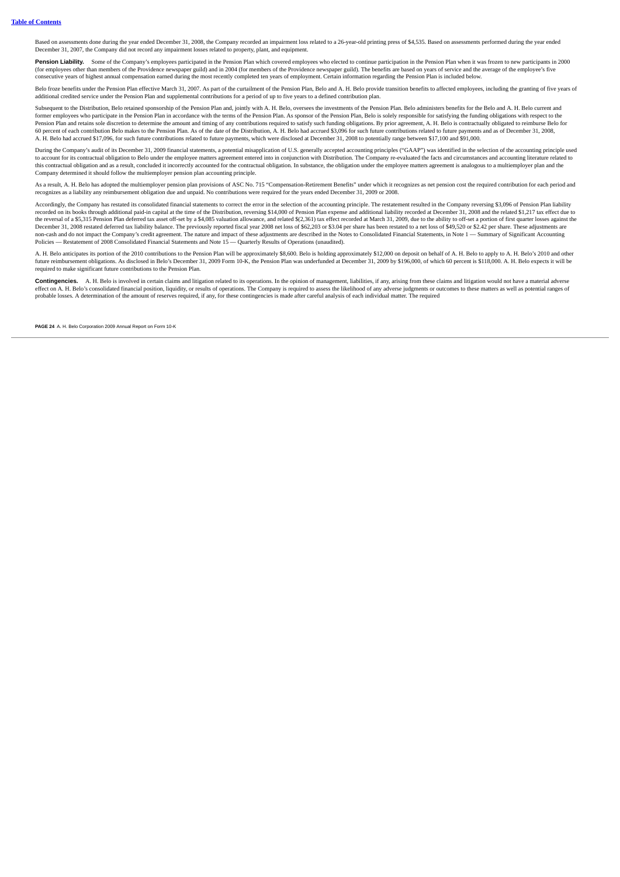Based on assessments done during the year ended December 31, 2008, the Company recorded an impairment loss related to a 26-year-old printing press of $4,535. Based on assessments performed during the year ended December 31, 2007, the Company did not record any impairment losses related to property, plant, and equipment.

**Pension Liability.** Some of the Company's employees participated in the Pension Plan which covered employees who elected to continue participation in the Pension Plan when it was frozen to new participants in 2000 (for employees other than members of the Providence newspaper guild) and in 2004 (for members of the Providence newspaper guild). The benefits are based on years of service and the average of the employee's five consecutive years of highest annual compensation earned during the most recently completed ten years of employment. Certain information regarding the Pension Plan is included below.

Belo froze benefits under the Pension Plan effective March 31, 2007. As part of the curtailment of the Pension Plan, Belo and A. H. Belo provide transition benefits to affected employees, including the granting of five years of additional credited service under the Pension Plan and supplemental contributions for a period of up to five years to a defined contribution plan.

Subsequent to the Distribution, Belo retained sponsorship of the Pension Plan and, jointly with A. H. Belo, oversees the investments of the Pension Plan. Belo administers benefits for the Belo and A. H. Belo current and former employees who participate in the Pension Plan in accordance with the terms of the Pension Plan. As sponsor of the Pension Plan, Belo is solely responsible for satisfying the funding obligations with respect to the Pension Plan and retains sole discretion to determine the amount and timing of any contributions required to satisfy such funding obligations. By prior agreement, A. H. Belo is contractually obligated to reimburse Belo for 60 percent of each contribution Belo makes to the Pension Plan. As of the date of the Distribution, A. H. Belo had accrued $3,096 for such future contributions related to future payments and as of December 31, 2008, A. H. Belo had accrued $17,096, for such future contributions related to future payments, which were disclosed at December 31, 2008 to potentially range between $17,100 and $91,000.

During the Company's audit of its December 31, 2009 financial statements, a potential misapplication of U.S. generally accepted accounting principles ("GAAP") was identified in the selection of the accounting principle used to account for its contractual obligation to Belo under the employee matters agreement entered into in conjunction with Distribution. The Company re-evaluated the facts and circumstances and accounting literature related to this contractual obligation and as a result, concluded it incorrectly accounted for the contractual obligation. In substance, the obligation under the employee matters agreement is analogous to a multiemployer plan and the Company determined it should follow the multiemployer pension plan accounting principle.

As a result, A. H. Belo has adopted the multiemployer pension plan provisions of ASC No. 715 "Compensation-Retirement Benefits" under which it recognizes as net pension cost the required contribution for each period and recognizes as a liability any reimbursement obligation due and unpaid. No contributions were required for the years ended December 31, 2009 or 2008.

Accordingly, the Company has restated its consolidated financial statements to correct the error in the selection of the accounting principle. The restatement resulted in the Company reversing $3,096 of Pension Plan liability recorded on its books through additional paid-in capital at the time of the Distribution, reversing $14,000 of Pension Plan expense and additional liability recorded at December 31, 2008 and the related $1,217 tax effect due to the reversal of a $5,315 Pension Plan deferred tax asset off-set by a $4,085 valuation allowance, and related $(2,361) tax effect recorded at March 31, 2009, due to the ability to off-set a portion of first quarter losses against the December 31, 2008 restated deferred tax liability balance. The previously reported fiscal year 2008 net loss of $62,203 or $3.04 per share has been restated to a net loss of $49,520 or $2.42 per share. These adjustments are non-cash and do not impact the Company's credit agreement. The nature and impact of these adjustments are described in the Notes to Consolidated Financial Statements, in Note 1 — Summary of Significant Accounting Policies — Restatement of 2008 Consolidated Financial Statements and Note 15 — Quarterly Results of Operations (unaudited).

A. H. Belo anticipates its portion of the 2010 contributions to the Pension Plan will be approximately $8,600. Belo is holding approximately $12,000 on deposit on behalf of A. H. Belo to apply to A. H. Belo's 2010 and other future reimbursement obligations. As disclosed in Belo's December 31, 2009 Form 10-K, the Pension Plan was underfunded at December 31, 2009 by $196,000, of which 60 percent is $118,000. A. H. Belo expects it will be required to make significant future contributions to the Pension Plan.

**Contingencies.** A. H. Belo is involved in certain claims and litigation related to its operations. In the opinion of management, liabilities, if any, arising from these claims and litigation would not have a material adverse effect on A. H. Belo's consolidated financial position, liquidity, or results of operations. The Company is required to assess the likelihood of any adverse judgments or outcomes to these matters as well as potential ranges of probable losses. A determination of the amount of reserves required, if any, for these contingencies is made after careful analysis of each individual matter. The required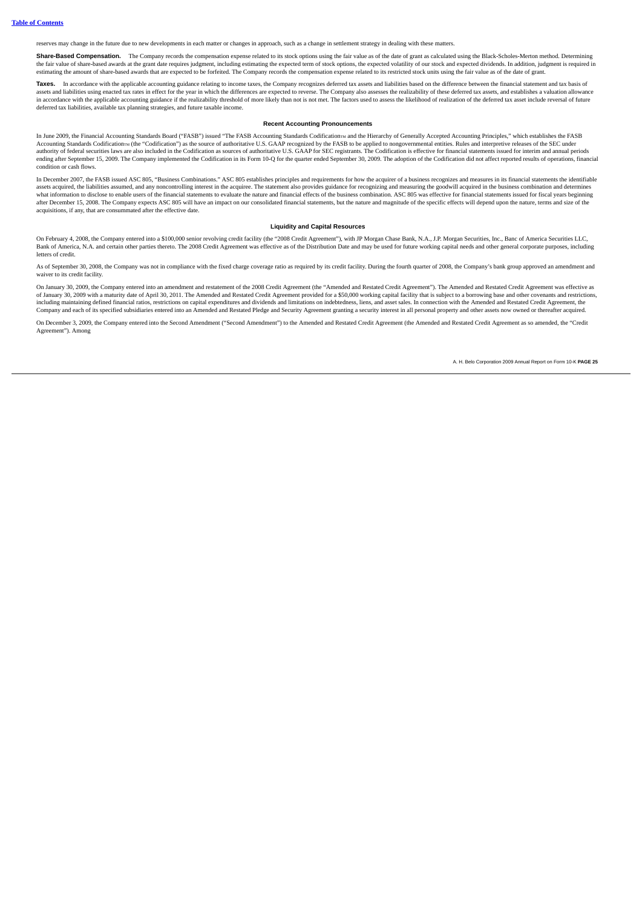reserves may change in the future due to new developments in each matter or changes in approach, such as a change in settlement strategy in dealing with these matters.

**Share-Based Compensation.** The Company records the compensation expense related to its stock options using the fair value as of the date of grant as calculated using the Black-Scholes-Merton method. Determining the fair value of share-based awards at the grant date requires judgment, including estimating the expected term of stock options, the expected volatility of our stock and expected dividends. In addition, judgment is required in estimating the amount of share-based awards that are expected to be forfeited. The Company records the compensation expense related to its restricted stock units using the fair value as of the date of grant.

**Taxes.** In accordance with the applicable accounting guidance relating to income taxes, the Company recognizes deferred tax assets and liabilities based on the difference between the financial statement and tax basis of assets and liabilities using enacted tax rates in effect for the year in which the differences are expected to reverse. The Company also assesses the realizability of these deferred tax assets, and establishes a valuation allowance in accordance with the applicable accounting guidance if the realizability threshold of more likely than not is not met. The factors used to assess the likelihood of realization of the deferred tax asset include reversal of future deferred tax liabilities, available tax planning strategies, and future taxable income.

## Recent Accounting Pronouncements

In June 2009, the Financial Accounting Standards Board ("FASB") issued "The FASB Accounting Standards Codification™ and the Hierarchy of Generally Accepted Accounting Principles," which establishes the FASB Accounting Standards Codification™ (the "Codification") as the source of authoritative U.S. GAAP recognized by the FASB to be applied to nongovernmental entities. Rules and interpretive releases of the SEC under authority of federal securities laws are also included in the Codification as sources of authoritative U.S. GAAP for SEC registrants. The Codification is effective for financial statements issued for interim and annual periods ending after September 15, 2009. The Company implemented the Codification in its Form 10-Q for the quarter ended September 30, 2009. The adoption of the Codification did not affect reported results of operations, financial condition or cash flows.

In December 2007, the FASB issued ASC 805, "Business Combinations." ASC 805 establishes principles and requirements for how the acquirer of a business recognizes and measures in its financial statements the identifiable assets acquired, the liabilities assumed, and any noncontrolling interest in the acquiree. The statement also provides guidance for recognizing and measuring the goodwill acquired in the business combination and determines what information to disclose to enable users of the financial statements to evaluate the nature and financial effects of the business combination. ASC 805 was effective for financial statements issued for fiscal years beginning after December 15, 2008. The Company expects ASC 805 will have an impact on our consolidated financial statements, but the nature and magnitude of the specific effects will depend upon the nature, terms and size of the acquisitions, if any, that are consummated after the effective date.

## Liquidity and Capital Resources

On February 4, 2008, the Company entered into a $100,000 senior revolving credit facility (the "2008 Credit Agreement"), with JP Morgan Chase Bank, N.A., J.P. Morgan Securities, Inc., Banc of America Securities LLC, Bank of America, N.A. and certain other parties thereto. The 2008 Credit Agreement was effective as of the Distribution Date and may be used for future working capital needs and other general corporate purposes, including letters of credit.

As of September 30, 2008, the Company was not in compliance with the fixed charge coverage ratio as required by its credit facility. During the fourth quarter of 2008, the Company's bank group approved an amendment and waiver to its credit facility.

On January 30, 2009, the Company entered into an amendment and restatement of the 2008 Credit Agreement (the "Amended and Restated Credit Agreement"). The Amended and Restated Credit Agreement was effective as of January 30, 2009 with a maturity date of April 30, 2011. The Amended and Restated Credit Agreement provided for a $50,000 working capital facility that is subject to a borrowing base and other covenants and restrictions, including maintaining defined financial ratios, restrictions on capital expenditures and dividends and limitations on indebtedness, liens, and asset sales. In connection with the Amended and Restated Credit Agreement, the Company and each of its specified subsidiaries entered into an Amended and Restated Pledge and Security Agreement granting a security interest in all personal property and other assets now owned or thereafter acquired.

On December 3, 2009, the Company entered into the Second Amendment ("Second Amendment") to the Amended and Restated Credit Agreement (the Amended and Restated Credit Agreement as so amended, the "Credit Agreement"). Among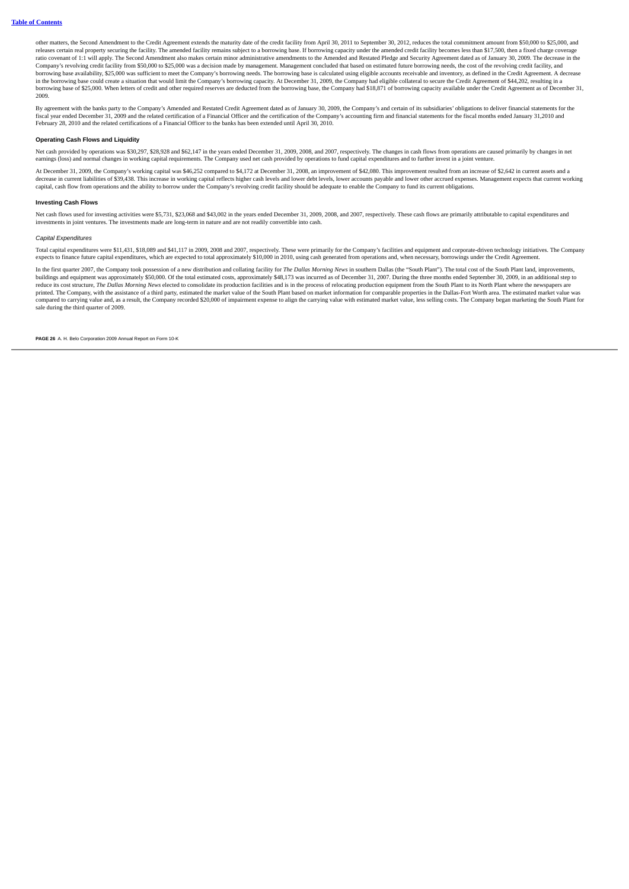other matters, the Second Amendment to the Credit Agreement extends the maturity date of the credit facility from April 30, 2011 to September 30, 2012, reduces the total commitment amount from $50,000 to $25,000, and releases certain real property securing the facility. The amended facility remains subject to a borrowing base. If borrowing capacity under the amended credit facility becomes less than $17,500, then a fixed charge coverage ratio covenant of 1:1 will apply. The Second Amendment also makes certain minor administrative amendments to the Amended and Restated Pledge and Security Agreement dated as of January 30, 2009. The decrease in the Company's revolving credit facility from $50,000 to $25,000 was a decision made by management. Management concluded that based on estimated future borrowing needs, the cost of the revolving credit facility, and borrowing base availability, $25,000 was sufficient to meet the Company's borrowing needs. The borrowing base is calculated using eligible accounts receivable and inventory, as defined in the Credit Agreement. A decrease in the borrowing base could create a situation that would limit the Company's borrowing capacity. At December 31, 2009, the Company had eligible collateral to secure the Credit Agreement of $44,202, resulting in a borrowing base of $25,000. When letters of credit and other required reserves are deducted from the borrowing base, the Company had $18,871 of borrowing capacity available under the Credit Agreement as of December 31, 2009.

By agreement with the banks party to the Company's Amended and Restated Credit Agreement dated as of January 30, 2009, the Company's and certain of its subsidiaries' obligations to deliver financial statements for the fiscal year ended December 31, 2009 and the related certification of a Financial Officer and the certification of the Company's accounting firm and financial statements for the fiscal months ended January 31,2010 and February 28, 2010 and the related certifications of a Financial Officer to the banks has been extended until April 30, 2010.

### Operating Cash Flows and Liquidity

Net cash provided by operations was $30,297, $28,928 and $62,147 in the years ended December 31, 2009, 2008, and 2007, respectively. The changes in cash flows from operations are caused primarily by changes in net earnings (loss) and normal changes in working capital requirements. The Company used net cash provided by operations to fund capital expenditures and to further invest in a joint venture.

At December 31, 2009, the Company's working capital was $46,252 compared to $4,172 at December 31, 2008, an improvement of $42,080. This improvement resulted from an increase of $2,642 in current assets and a decrease in current liabilities of $39,438. This increase in working capital reflects higher cash levels and lower debt levels, lower accounts payable and lower other accrued expenses. Management expects that current working capital, cash flow from operations and the ability to borrow under the Company's revolving credit facility should be adequate to enable the Company to fund its current obligations.

### Investing Cash Flows

Net cash flows used for investing activities were $5,731, $23,068 and $43,002 in the years ended December 31, 2009, 2008, and 2007, respectively. These cash flows are primarily attributable to capital expenditures and investments in joint ventures. The investments made are long-term in nature and are not readily convertible into cash.

#### *Capital Expenditures*

Total capital expenditures were $11,431, $18,089 and $41,117 in 2009, 2008 and 2007, respectively. These were primarily for the Company's facilities and equipment and corporate-driven technology initiatives. The Company expects to finance future capital expenditures, which are expected to total approximately $10,000 in 2010, using cash generated from operations and, when necessary, borrowings under the Credit Agreement.

In the first quarter 2007, the Company took possession of a new distribution and collating facility for *The Dallas Morning News* in southern Dallas (the "South Plant"). The total cost of the South Plant land, improvements, buildings and equipment was approximately $50,000. Of the total estimated costs, approximately $48,173 was incurred as of December 31, 2007. During the three months ended September 30, 2009, in an additional step to reduce its cost structure, *The Dallas Morning News* elected to consolidate its production facilities and is in the process of relocating production equipment from the South Plant to its North Plant where the newspapers are printed. The Company, with the assistance of a third party, estimated the market value of the South Plant based on market information for comparable properties in the Dallas-Fort Worth area. The estimated market value was compared to carrying value and, as a result, the Company recorded $20,000 of impairment expense to align the carrying value with estimated market value, less selling costs. The Company began marketing the South Plant for sale during the third quarter of 2009.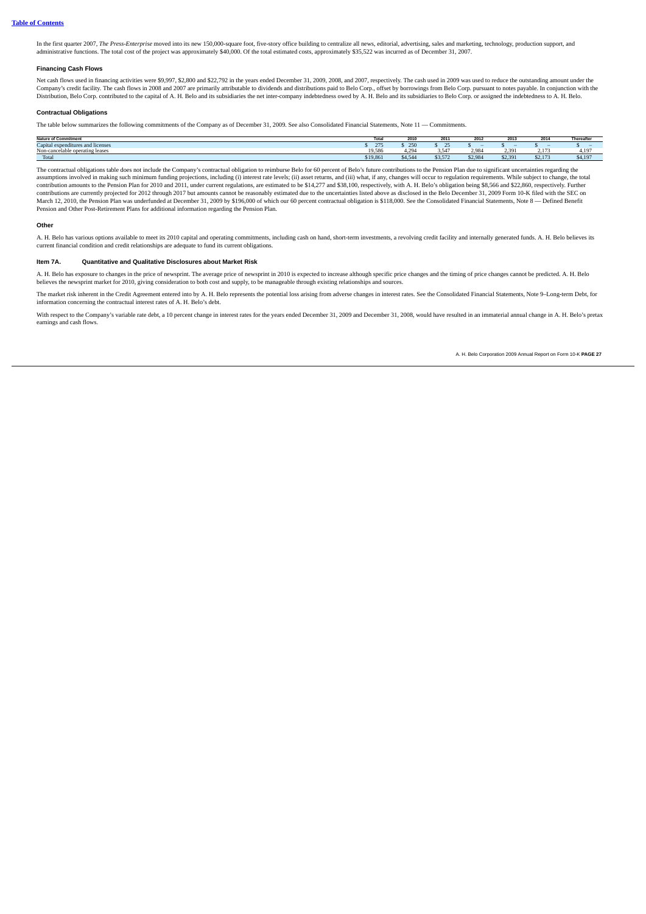In the first quarter 2007, *The Press-Enterprise* moved into its new 150,000-square foot, five-story office building to centralize all news, editorial, advertising, sales and marketing, technology, production support, and administrative functions. The total cost of the project was approximately $40,000. Of the total estimated costs, approximately $35,522 was incurred as of December 31, 2007.

### Financing Cash Flows

Net cash flows used in financing activities were $9,997, $2,800 and $22,792 in the years ended December 31, 2009, 2008, and 2007, respectively. The cash used in 2009 was used to reduce the outstanding amount under the Company's credit facility. The cash flows in 2008 and 2007 are primarily attributable to dividends and distributions paid to Belo Corp., offset by borrowings from Belo Corp. pursuant to notes payable. In conjunction with the Distribution, Belo Corp. contributed to the capital of A. H. Belo and its subsidiaries the net inter-company indebtedness owed by A. H. Belo and its subsidiaries to Belo Corp. or assigned the indebtedness to A. H. Belo.

### Contractual Obligations

The table below summarizes the following commitments of the Company as of December 31, 2009. See also Consolidated Financial Statements, Note 11 — Commitments.

| Nature of Commitment | Total | 2010 | 2011 | 2012 | 2013 | 2014 | Thereafter |
|---|---|---|---|---|---|---|---|
| Capital expenditures and licenses | $ 275 | $ 250 | $ 25 | $ — | $ — | $ — | $ — |
| Non-cancelable operating leases | 19,586 | 4,294 | 3,547 | 2,984 | 2,391 | 2,173 | 4,197 |
| Total | $19,861 | $4,544 | $3,572 | $2,984 | $2,391 | $2,173 | $4,197 |

The contractual obligations table does not include the Company's contractual obligation to reimburse Belo for 60 percent of Belo's future contributions to the Pension Plan due to significant uncertainties regarding the assumptions involved in making such minimum funding projections, including (i) interest rate levels; (ii) asset returns, and (iii) what, if any, changes will occur to regulation requirements. While subject to change, the total contribution amounts to the Pension Plan for 2010 and 2011, under current regulations, are estimated to be $14,277 and $38,100, respectively, with A. H. Belo's obligation being $8,566 and $22,860, respectively. Further contributions are currently projected for 2012 through 2017 but amounts cannot be reasonably estimated due to the uncertainties listed above as disclosed in the Belo December 31, 2009 Form 10-K filed with the SEC on March 12, 2010, the Pension Plan was underfunded at December 31, 2009 by $196,000 of which our 60 percent contractual obligation is $118,000. See the Consolidated Financial Statements, Note 8 — Defined Benefit Pension and Other Post-Retirement Plans for additional information regarding the Pension Plan.

### Other

A. H. Belo has various options available to meet its 2010 capital and operating commitments, including cash on hand, short-term investments, a revolving credit facility and internally generated funds. A. H. Belo believes its current financial condition and credit relationships are adequate to fund its current obligations.

## Item 7A. Quantitative and Qualitative Disclosures about Market Risk

A. H. Belo has exposure to changes in the price of newsprint. The average price of newsprint in 2010 is expected to increase although specific price changes and the timing of price changes cannot be predicted. A. H. Belo believes the newsprint market for 2010, giving consideration to both cost and supply, to be manageable through existing relationships and sources.

The market risk inherent in the Credit Agreement entered into by A. H. Belo represents the potential loss arising from adverse changes in interest rates. See the Consolidated Financial Statements, Note 9–Long-term Debt, for information concerning the contractual interest rates of A. H. Belo's debt.

With respect to the Company's variable rate debt, a 10 percent change in interest rates for the years ended December 31, 2009 and December 31, 2008, would have resulted in an immaterial annual change in A. H. Belo's pretax earnings and cash flows.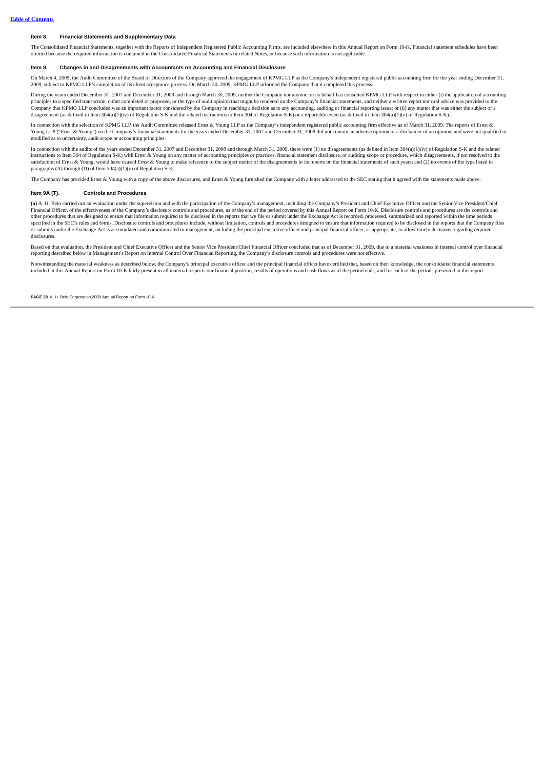### Item 8. Financial Statements and Supplementary Data

The Consolidated Financial Statements, together with the Reports of Independent Registered Public Accounting Firms, are included elsewhere in this Annual Report on Form 10-K. Financial statement schedules have been omitted because the required information is contained in the Consolidated Financial Statements or related Notes, or because such information is not applicable.

### Item 9. Changes in and Disagreements with Accountants on Accounting and Financial Disclosure

On March 4, 2009, the Audit Committee of the Board of Directors of the Company approved the engagement of KPMG LLP as the Company's independent registered public accounting firm for the year ending December 31, 2009, subject to KPMG LLP's completion of its client acceptance process. On March 30, 2009, KPMG LLP informed the Company that it completed this process.

During the years ended December 31, 2007 and December 31, 2008 and through March 30, 2009, neither the Company nor anyone on its behalf has consulted KPMG LLP with respect to either (i) the application of accounting principles to a specified transaction, either completed or proposed, or the type of audit opinion that might be rendered on the Company's financial statements, and neither a written report nor oral advice was provided to the Company that KPMG LLP concluded was an important factor considered by the Company in reaching a decision as to any accounting, auditing or financial reporting issue; or (ii) any matter that was either the subject of a disagreement (as defined in Item 304(a)(1)(iv) of Regulation S-K and the related instructions to Item 304 of Regulation S-K) or a reportable event (as defined in Item 304(a)(1)(v) of Regulation S-K).

In connection with the selection of KPMG LLP, the Audit Committee released Ernst & Young LLP as the Company's independent registered public accounting firm effective as of March 31, 2009. The reports of Ernst & Young LLP ("Ernst & Young") on the Company's financial statements for the years ended December 31, 2007 and December 31, 2008 did not contain an adverse opinion or a disclaimer of an opinion, and were not qualified or modified as to uncertainty, audit scope or accounting principles.

In connection with the audits of the years ended December 31, 2007 and December 31, 2008 and through March 31, 2009, there were (1) no disagreements (as defined in Item 304(a)(1)(iv) of Regulation S-K and the related instructions to Item 304 of Regulation S-K) with Ernst & Young on any matter of accounting principles or practices, financial statement disclosure, or auditing scope or procedure, which disagreements, if not resolved to the satisfaction of Ernst & Young, would have caused Ernst & Young to make reference to the subject matter of the disagreements in its reports on the financial statements of such years; and (2) no events of the type listed in paragraphs (A) through (D) of Item 304(a)(1)(v) of Regulation S-K.

The Company has provided Ernst & Young with a copy of the above disclosures, and Ernst & Young furnished the Company with a letter addressed to the SEC stating that it agreed with the statements made above.

### Item 9A (T). Controls and Procedures

**(a)** A. H. Belo carried out an evaluation under the supervision and with the participation of the Company's management, including the Company's President and Chief Executive Officer and the Senior Vice President/Chief Financial Officer, of the effectiveness of the Company's disclosure controls and procedures, as of the end of the period covered by this Annual Report on Form 10-K. Disclosure controls and procedures are the controls and other procedures that are designed to ensure that information required to be disclosed in the reports that we file or submit under the Exchange Act is recorded, processed, summarized and reported within the time periods specified in the SEC's rules and forms. Disclosure controls and procedures include, without limitation, controls and procedures designed to ensure that information required to be disclosed in the reports that the Company files or submits under the Exchange Act is accumulated and communicated to management, including the principal executive officer and principal financial officer, as appropriate, to allow timely decisions regarding required disclosures.

Based on that evaluation, the President and Chief Executive Officer and the Senior Vice President/Chief Financial Officer concluded that as of December 31, 2009, due to a material weakness in internal control over financial reporting described below in Management's Report on Internal Control Over Financial Reporting, the Company's disclosure controls and procedures were not effective.

Notwithstanding the material weakness as described below, the Company's principal executive officer and the principal financial officer have certified that, based on their knowledge, the consolidated financial statements included in this Annual Report on Form 10-K fairly present in all material respects our financial position, results of operations and cash flows as of the period ends, and for each of the periods presented in this report.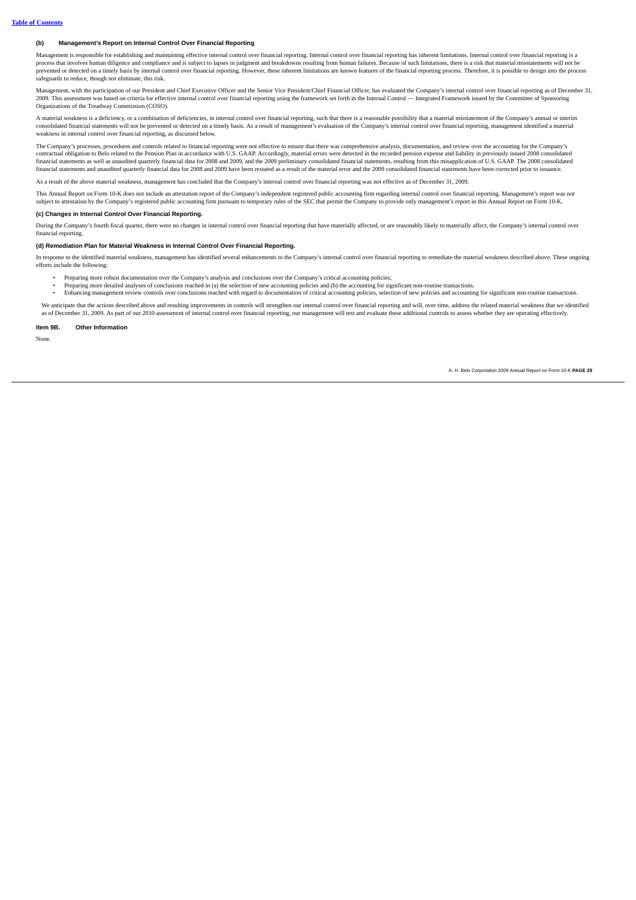**(b) Management's Report on Internal Control Over Financial Reporting**

Management is responsible for establishing and maintaining effective internal control over financial reporting. Internal control over financial reporting has inherent limitations. Internal control over financial reporting is a process that involves human diligence and compliance and is subject to lapses in judgment and breakdowns resulting from human failures. Because of such limitations, there is a risk that material misstatements will not be prevented or detected on a timely basis by internal control over financial reporting. However, these inherent limitations are known features of the financial reporting process. Therefore, it is possible to design into the process safeguards to reduce, though not eliminate, this risk.

Management, with the participation of our President and Chief Executive Officer and the Senior Vice President/Chief Financial Officer, has evaluated the Company's internal control over financial reporting as of December 31, 2009. This assessment was based on criteria for effective internal control over financial reporting using the framework set forth in the Internal Control — Integrated Framework issued by the Committee of Sponsoring Organizations of the Treadway Commission (COSO).

A material weakness is a deficiency, or a combination of deficiencies, in internal control over financial reporting, such that there is a reasonable possibility that a material misstatement of the Company's annual or interim consolidated financial statements will not be prevented or detected on a timely basis. As a result of management's evaluation of the Company's internal control over financial reporting, management identified a material weakness in internal control over financial reporting, as discussed below.

The Company's processes, procedures and controls related to financial reporting were not effective to ensure that there was comprehensive analysis, documentation, and review over the accounting for the Company's contractual obligation to Belo related to the Pension Plan in accordance with U.S. GAAP. Accordingly, material errors were detected in the recorded pension expense and liability in previously issued 2008 consolidated financial statements as well as unaudited quarterly financial data for 2008 and 2009, and the 2009 preliminary consolidated financial statements, resulting from this misapplication of U.S. GAAP. The 2008 consolidated financial statements and unaudited quarterly financial data for 2008 and 2009 have been restated as a result of the material error and the 2009 consolidated financial statements have been corrected prior to issuance.

As a result of the above material weakness, management has concluded that the Company's internal control over financial reporting was not effective as of December 31, 2009.

This Annual Report on Form 10-K does not include an attestation report of the Company's independent registered public accounting firm regarding internal control over financial reporting. Management's report was not subject to attestation by the Company's registered public accounting firm pursuant to temporary rules of the SEC that permit the Company to provide only management's report in this Annual Report on Form 10-K.

**(c) Changes in Internal Control Over Financial Reporting.**

During the Company's fourth fiscal quarter, there were no changes in internal control over financial reporting that have materially affected, or are reasonably likely to materially affect, the Company's internal control over financial reporting.

**(d) Remediation Plan for Material Weakness in Internal Control Over Financial Reporting.**

In response to the identified material weakness, management has identified several enhancements to the Company's internal control over financial reporting to remediate the material weakness described above. These ongoing efforts include the following:

- Preparing more robust documentation over the Company's analysis and conclusions over the Company's critical accounting policies;
- Preparing more detailed analyses of conclusions reached in (a) the selection of new accounting policies and (b) the accounting for significant non-routine transactions.
- Enhancing management review controls over conclusions reached with regard to documentation of critical accounting policies, selection of new policies and accounting for significant non-routine transactions.

We anticipate that the actions described above and resulting improvements in controls will strengthen our internal control over financial reporting and will, over time, address the related material weakness that we identified as of December 31, 2009. As part of our 2010 assessment of internal control over financial reporting, our management will test and evaluate these additional controls to assess whether they are operating effectively.

## Item 9B. Other Information

None.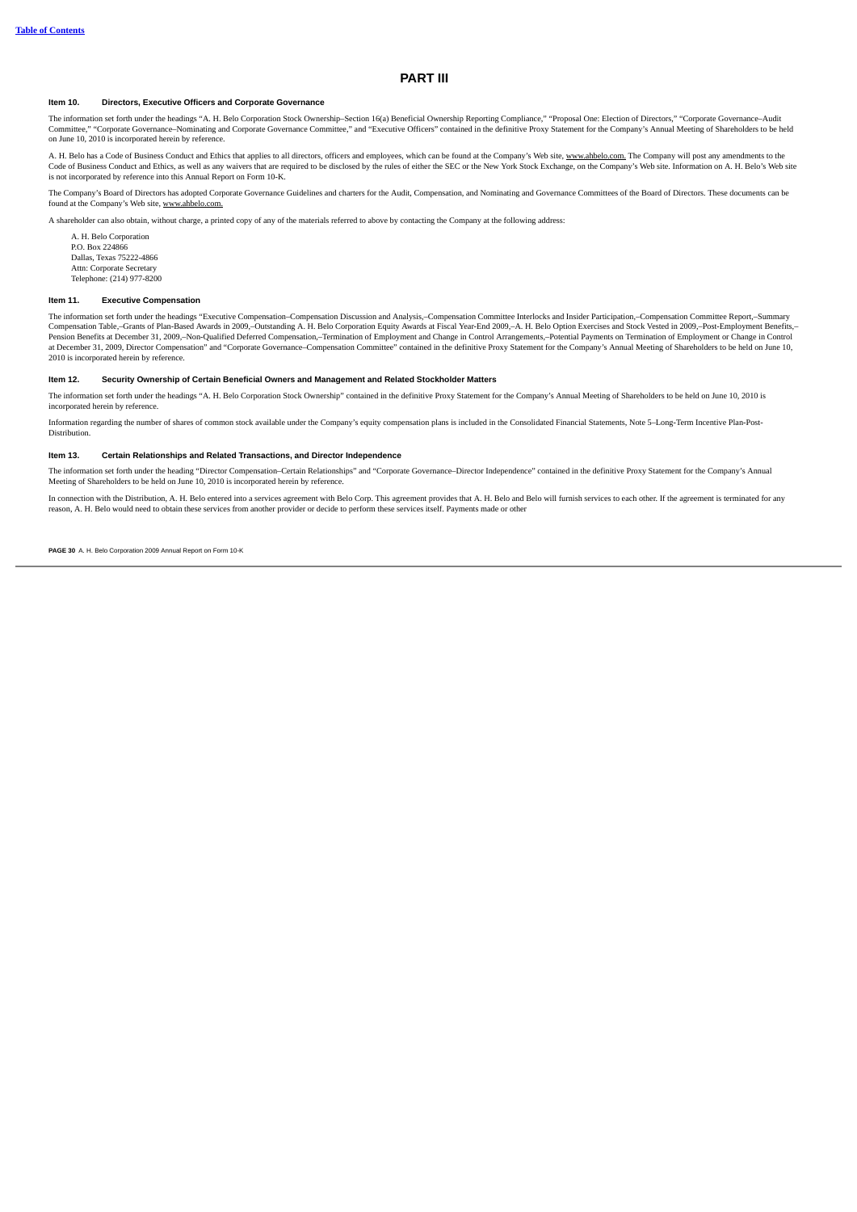# PART III

### Item 10. Directors, Executive Officers and Corporate Governance

The information set forth under the headings "A. H. Belo Corporation Stock Ownership–Section 16(a) Beneficial Ownership Reporting Compliance," "Proposal One: Election of Directors," "Corporate Governance–Audit Committee," "Corporate Governance–Nominating and Corporate Governance Committee," and "Executive Officers" contained in the definitive Proxy Statement for the Company's Annual Meeting of Shareholders to be held on June 10, 2010 is incorporated herein by reference.

A. H. Belo has a Code of Business Conduct and Ethics that applies to all directors, officers and employees, which can be found at the Company's Web site, www.ahbelo.com. The Company will post any amendments to the Code of Business Conduct and Ethics, as well as any waivers that are required to be disclosed by the rules of either the SEC or the New York Stock Exchange, on the Company's Web site. Information on A. H. Belo's Web site is not incorporated by reference into this Annual Report on Form 10-K.

The Company's Board of Directors has adopted Corporate Governance Guidelines and charters for the Audit, Compensation, and Nominating and Governance Committees of the Board of Directors. These documents can be found at the Company's Web site, www.ahbelo.com.

A shareholder can also obtain, without charge, a printed copy of any of the materials referred to above by contacting the Company at the following address:

A. H. Belo Corporation
P.O. Box 224866
Dallas, Texas 75222-4866
Attn: Corporate Secretary
Telephone: (214) 977-8200

### Item 11. Executive Compensation

The information set forth under the headings "Executive Compensation–Compensation Discussion and Analysis,–Compensation Committee Interlocks and Insider Participation,–Compensation Committee Report,–Summary Compensation Table,–Grants of Plan-Based Awards in 2009,–Outstanding A. H. Belo Corporation Equity Awards at Fiscal Year-End 2009,–A. H. Belo Option Exercises and Stock Vested in 2009,–Post-Employment Benefits,–Pension Benefits at December 31, 2009,–Non-Qualified Deferred Compensation,–Termination of Employment and Change in Control Arrangements,–Potential Payments on Termination of Employment or Change in Control at December 31, 2009, Director Compensation" and "Corporate Governance–Compensation Committee" contained in the definitive Proxy Statement for the Company's Annual Meeting of Shareholders to be held on June 10, 2010 is incorporated herein by reference.

### Item 12. Security Ownership of Certain Beneficial Owners and Management and Related Stockholder Matters

The information set forth under the headings "A. H. Belo Corporation Stock Ownership" contained in the definitive Proxy Statement for the Company's Annual Meeting of Shareholders to be held on June 10, 2010 is incorporated herein by reference.

Information regarding the number of shares of common stock available under the Company's equity compensation plans is included in the Consolidated Financial Statements, Note 5–Long-Term Incentive Plan-Post-Distribution.

### Item 13. Certain Relationships and Related Transactions, and Director Independence

The information set forth under the heading "Director Compensation–Certain Relationships" and "Corporate Governance–Director Independence" contained in the definitive Proxy Statement for the Company's Annual Meeting of Shareholders to be held on June 10, 2010 is incorporated herein by reference.

In connection with the Distribution, A. H. Belo entered into a services agreement with Belo Corp. This agreement provides that A. H. Belo and Belo will furnish services to each other. If the agreement is terminated for any reason, A. H. Belo would need to obtain these services from another provider or decide to perform these services itself. Payments made or other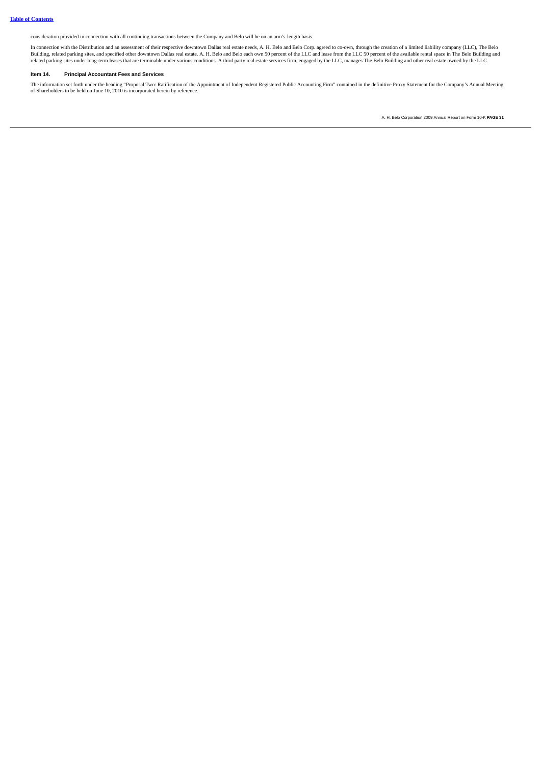consideration provided in connection with all continuing transactions between the Company and Belo will be on an arm's-length basis.

In connection with the Distribution and an assessment of their respective downtown Dallas real estate needs, A. H. Belo and Belo Corp. agreed to co-own, through the creation of a limited liability company (LLC), The Belo Building, related parking sites, and specified other downtown Dallas real estate. A. H. Belo and Belo each own 50 percent of the LLC and lease from the LLC 50 percent of the available rental space in The Belo Building and related parking sites under long-term leases that are terminable under various conditions. A third party real estate services firm, engaged by the LLC, manages The Belo Building and other real estate owned by the LLC.

## Item 14. Principal Accountant Fees and Services

The information set forth under the heading "Proposal Two: Ratification of the Appointment of Independent Registered Public Accounting Firm" contained in the definitive Proxy Statement for the Company's Annual Meeting of Shareholders to be held on June 10, 2010 is incorporated herein by reference.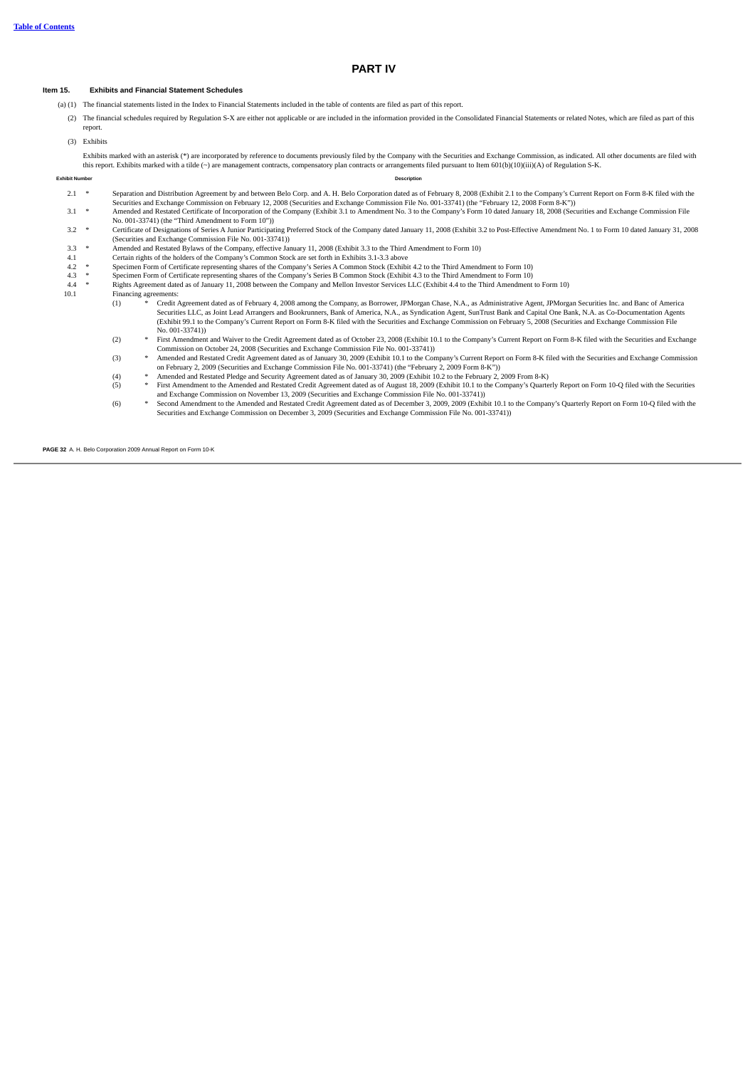**Table of Contents**

# PART IV

## Item 15. Exhibits and Financial Statement Schedules

(a) (1) The financial statements listed in the Index to Financial Statements included in the table of contents are filed as part of this report.

(2) The financial schedules required by Regulation S-X are either not applicable or are included in the information provided in the Consolidated Financial Statements or related Notes, which are filed as part of this report.

(3) Exhibits

Exhibits marked with an asterisk (*) are incorporated by reference to documents previously filed by the Company with the Securities and Exchange Commission, as indicated. All other documents are filed with this report. Exhibits marked with a tilde (~) are management contracts, compensatory plan contracts or arrangements filed pursuant to Item 601(b)(10)(iii)(A) of Regulation S-K.

| Exhibit Number | | Description |
|---|---|---|
| 2.1 | * | Separation and Distribution Agreement by and between Belo Corp. and A. H. Belo Corporation dated as of February 8, 2008 (Exhibit 2.1 to the Company's Current Report on Form 8-K filed with the Securities and Exchange Commission on February 12, 2008 (Securities and Exchange Commission File No. 001-33741) (the "February 12, 2008 Form 8-K")) |
| 3.1 | * | Amended and Restated Certificate of Incorporation of the Company (Exhibit 3.1 to Amendment No. 3 to the Company's Form 10 dated January 18, 2008 (Securities and Exchange Commission File No. 001-33741) (the "Third Amendment to Form 10")) |
| 3.2 | * | Certificate of Designations of Series A Junior Participating Preferred Stock of the Company dated January 11, 2008 (Exhibit 3.2 to Post-Effective Amendment No. 1 to Form 10 dated January 31, 2008 (Securities and Exchange Commission File No. 001-33741)) |
| 3.3 | * | Amended and Restated Bylaws of the Company, effective January 11, 2008 (Exhibit 3.3 to the Third Amendment to Form 10) |
| 4.1 | | Certain rights of the holders of the Company's Common Stock are set forth in Exhibits 3.1-3.3 above |
| 4.2 | * | Specimen Form of Certificate representing shares of the Company's Series A Common Stock (Exhibit 4.2 to the Third Amendment to Form 10) |
| 4.3 | * | Specimen Form of Certificate representing shares of the Company's Series B Common Stock (Exhibit 4.3 to the Third Amendment to Form 10) |
| 4.4 | * | Rights Agreement dated as of January 11, 2008 between the Company and Mellon Investor Services LLC (Exhibit 4.4 to the Third Amendment to Form 10) |
| 10.1 | | Financing agreements: |

(1) * Credit Agreement dated as of February 4, 2008 among the Company, as Borrower, JPMorgan Chase, N.A., as Administrative Agent, JPMorgan Securities Inc. and Banc of America Securities LLC, as Joint Lead Arrangers and Bookrunners, Bank of America, N.A., as Syndication Agent, SunTrust Bank and Capital One Bank, N.A. as Co-Documentation Agents (Exhibit 99.1 to the Company's Current Report on Form 8-K filed with the Securities and Exchange Commission on February 5, 2008 (Securities and Exchange Commission File No. 001-33741))

(2) * First Amendment and Waiver to the Credit Agreement dated as of October 23, 2008 (Exhibit 10.1 to the Company's Current Report on Form 8-K filed with the Securities and Exchange Commission on October 24, 2008 (Securities and Exchange Commission File No. 001-33741))

(3) * Amended and Restated Credit Agreement dated as of January 30, 2009 (Exhibit 10.1 to the Company's Current Report on Form 8-K filed with the Securities and Exchange Commission on February 2, 2009 (Securities and Exchange Commission File No. 001-33741) (the "February 2, 2009 Form 8-K"))

(4) * Amended and Restated Pledge and Security Agreement dated as of January 30, 2009 (Exhibit 10.2 to the February 2, 2009 From 8-K)

(5) * First Amendment to the Amended and Restated Credit Agreement dated as of August 18, 2009 (Exhibit 10.1 to the Company's Quarterly Report on Form 10-Q filed with the Securities and Exchange Commission on November 13, 2009 (Securities and Exchange Commission File No. 001-33741))

(6) * Second Amendment to the Amended and Restated Credit Agreement dated as of December 3, 2009, 2009 (Exhibit 10.1 to the Company's Quarterly Report on Form 10-Q filed with the Securities and Exchange Commission on December 3, 2009 (Securities and Exchange Commission File No. 001-33741))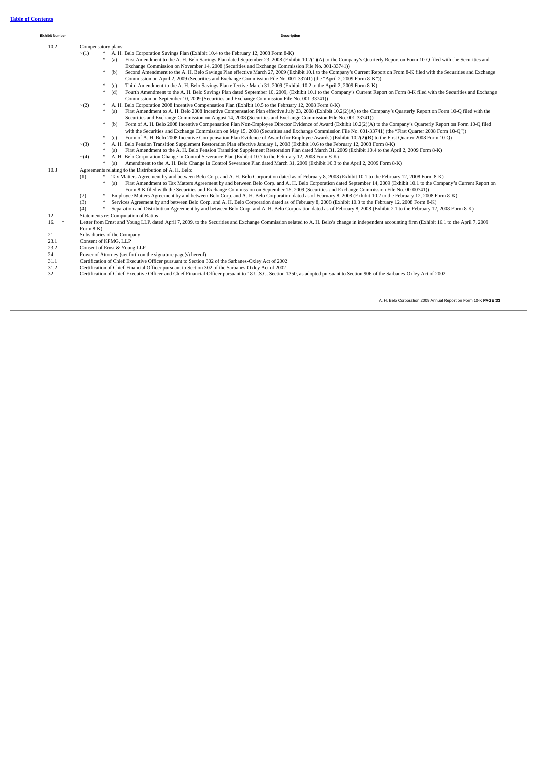[Table of Contents]

| Exhibit Number | Description |
|---|---|
| 10.2 | Compensatory plans: |
| | ~(1) * A. H. Belo Corporation Savings Plan (Exhibit 10.4 to the February 12, 2008 Form 8-K) |
| | * (a) First Amendment to the A. H. Belo Savings Plan dated September 23, 2008 (Exhibit 10.2(1)(A) to the Company's Quarterly Report on Form 10-Q filed with the Securities and Exchange Commission on November 14, 2008 (Securities and Exchange Commission File No. 001-33741)) |
| | * (b) Second Amendment to the A. H. Belo Savings Plan effective March 27, 2009 (Exhibit 10.1 to the Company's Current Report on From 8-K filed with the Securities and Exchange Commission on April 2, 2009 (Securities and Exchange Commission File No. 001-33741) (the "April 2, 2009 Form 8-K")) |
| | * (c) Third Amendment to the A. H. Belo Savings Plan effective March 31, 2009 (Exhibit 10.2 to the April 2, 2009 Form 8-K) |
| | * (d) Fourth Amendment to the A. H. Belo Savings Plan dated September 10, 2009, (Exhibit 10.1 to the Company's Current Report on Form 8-K filed with the Securities and Exchange Commission on September 10, 2009 (Securities and Exchange Commission File No. 001-33741)) |
| | ~(2) * A. H. Belo Corporation 2008 Incentive Compensation Plan (Exhibit 10.5 to the February 12, 2008 Form 8-K) |
| | * (a) First Amendment to A. H. Belo 2008 Incentive Compensation Plan effective July 23, 2008 (Exhibit 10.2(2)(A) to the Company's Quarterly Report on Form 10-Q filed with the Securities and Exchange Commission on August 14, 2008 (Securities and Exchange Commission File No. 001-33741)) |
| | * (b) Form of A. H. Belo 2008 Incentive Compensation Plan Non-Employee Director Evidence of Award (Exhibit 10.2(2)(A) to the Company's Quarterly Report on Form 10-Q filed with the Securities and Exchange Commission on May 15, 2008 (Securities and Exchange Commission File No. 001-33741) (the "First Quarter 2008 Form 10-Q")) |
| | * (c) Form of A. H. Belo 2008 Incentive Compensation Plan Evidence of Award (for Employee Awards) (Exhibit 10.2(2)(B) to the First Quarter 2008 Form 10-Q) |
| | ~(3) * A. H. Belo Pension Transition Supplement Restoration Plan effective January 1, 2008 (Exhibit 10.6 to the February 12, 2008 Form 8-K) |
| | * (a) First Amendment to the A. H. Belo Pension Transition Supplement Restoration Plan dated March 31, 2009 (Exhibit 10.4 to the April 2, 2009 Form 8-K) |
| | ~(4) * A. H. Belo Corporation Change In Control Severance Plan (Exhibit 10.7 to the February 12, 2008 Form 8-K) |
| | * (a) Amendment to the A. H. Belo Change in Control Severance Plan dated March 31, 2009 (Exhibit 10.3 to the April 2, 2009 Form 8-K) |
| 10.3 | Agreements relating to the Distribution of A. H. Belo: |
| | (1) * Tax Matters Agreement by and between Belo Corp. and A. H. Belo Corporation dated as of February 8, 2008 (Exhibit 10.1 to the February 12, 2008 Form 8-K) |
| | * (a) First Amendment to Tax Matters Agreement by and between Belo Corp. and A. H. Belo Corporation dated September 14, 2009 (Exhibit 10.1 to the Company's Current Report on Form 8-K filed with the Securities and Exchange Commission on September 15, 2009 (Securities and Exchange Commission File No. 00-00741)) |
| | (2) * Employee Matters Agreement by and between Belo Corp. and A. H. Belo Corporation dated as of February 8, 2008 (Exhibit 10.2 to the February 12, 2008 Form 8-K) |
| | (3) * Services Agreement by and between Belo Corp. and A. H. Belo Corporation dated as of February 8, 2008 (Exhibit 10.3 to the February 12, 2008 Form 8-K) |
| | (4) * Separation and Distribution Agreement by and between Belo Corp. and A. H. Belo Corporation dated as of February 8, 2008 (Exhibit 2.1 to the February 12, 2008 Form 8-K) |
| 12 | Statements re: Computation of Ratios |
| 16. * | Letter from Ernst and Young LLP, dated April 7, 2009, to the Securities and Exchange Commission related to A. H. Belo's change in independent accounting firm (Exhibit 16.1 to the April 7, 2009 Form 8-K). |
| 21 | Subsidiaries of the Company |
| 23.1 | Consent of KPMG, LLP |
| 23.2 | Consent of Ernst & Young LLP |
| 24 | Power of Attorney (set forth on the signature page(s) hereof) |
| 31.1 | Certification of Chief Executive Officer pursuant to Section 302 of the Sarbanes-Oxley Act of 2002 |
| 31.2 | Certification of Chief Financial Officer pursuant to Section 302 of the Sarbanes-Oxley Act of 2002 |
| 32 | Certification of Chief Executive Officer and Chief Financial Officer pursuant to 18 U.S.C. Section 1350, as adopted pursuant to Section 906 of the Sarbanes-Oxley Act of 2002 |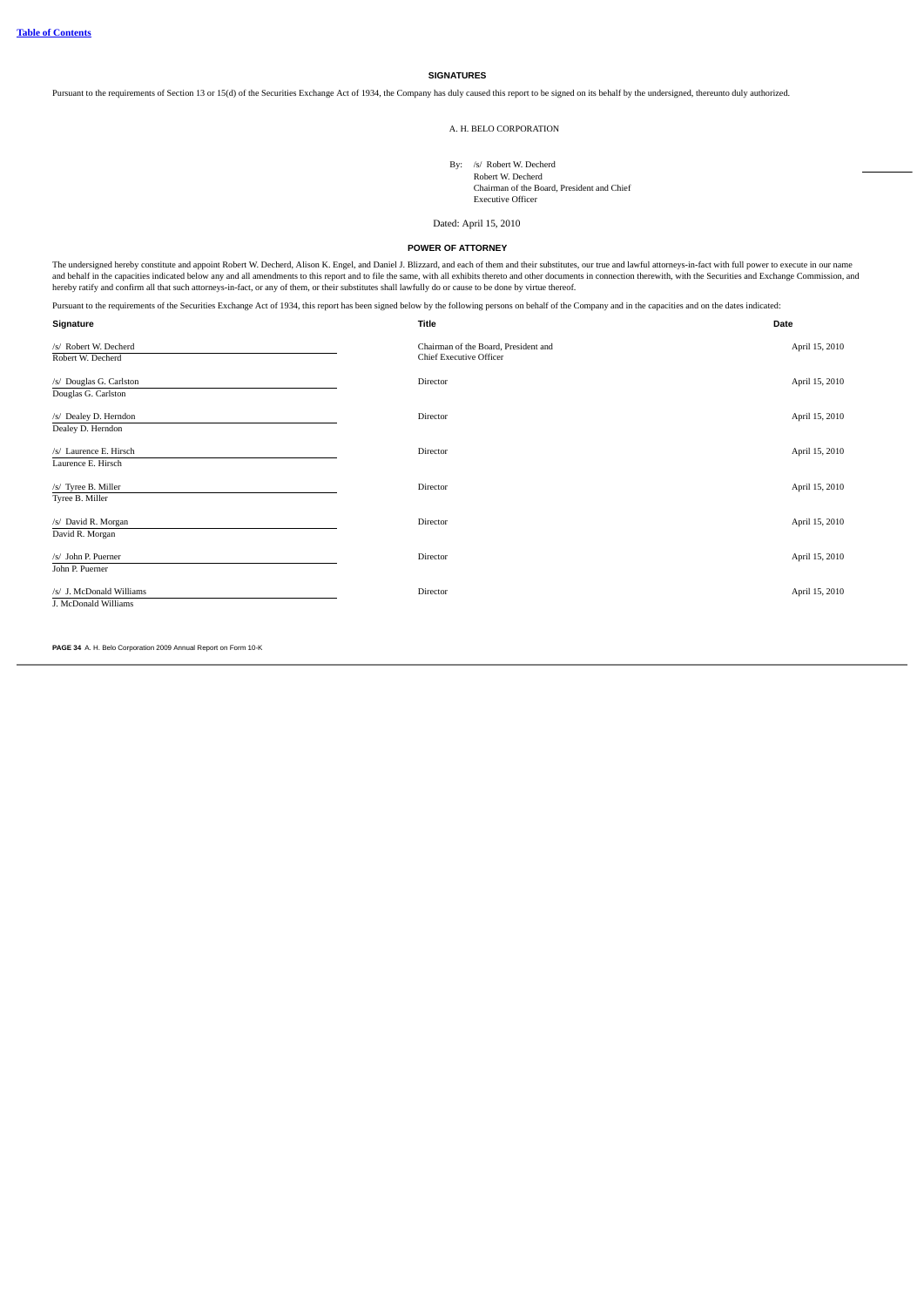## SIGNATURES

Pursuant to the requirements of Section 13 or 15(d) of the Securities Exchange Act of 1934, the Company has duly caused this report to be signed on its behalf by the undersigned, thereunto duly authorized.

A. H. BELO CORPORATION

By: /s/ Robert W. Decherd
Robert W. Decherd
Chairman of the Board, President and Chief Executive Officer

Dated: April 15, 2010

## POWER OF ATTORNEY

The undersigned hereby constitute and appoint Robert W. Decherd, Alison K. Engel, and Daniel J. Blizzard, and each of them and their substitutes, our true and lawful attorneys-in-fact with full power to execute in our name and behalf in the capacities indicated below any and all amendments to this report and to file the same, with all exhibits thereto and other documents in connection therewith, with the Securities and Exchange Commission, and hereby ratify and confirm all that such attorneys-in-fact, or any of them, or their substitutes shall lawfully do or cause to be done by virtue thereof.

Pursuant to the requirements of the Securities Exchange Act of 1934, this report has been signed below by the following persons on behalf of the Company and in the capacities and on the dates indicated:

| Signature | Title | Date |
|---|---|---|
| /s/ Robert W. Decherd<br>Robert W. Decherd | Chairman of the Board, President and Chief Executive Officer | April 15, 2010 |
| /s/ Douglas G. Carlston<br>Douglas G. Carlston | Director | April 15, 2010 |
| /s/ Dealey D. Herndon<br>Dealey D. Herndon | Director | April 15, 2010 |
| /s/ Laurence E. Hirsch<br>Laurence E. Hirsch | Director | April 15, 2010 |
| /s/ Tyree B. Miller<br>Tyree B. Miller | Director | April 15, 2010 |
| /s/ David R. Morgan<br>David R. Morgan | Director | April 15, 2010 |
| /s/ John P. Puerner<br>John P. Puerner | Director | April 15, 2010 |
| /s/ J. McDonald Williams<br>J. McDonald Williams | Director | April 15, 2010 |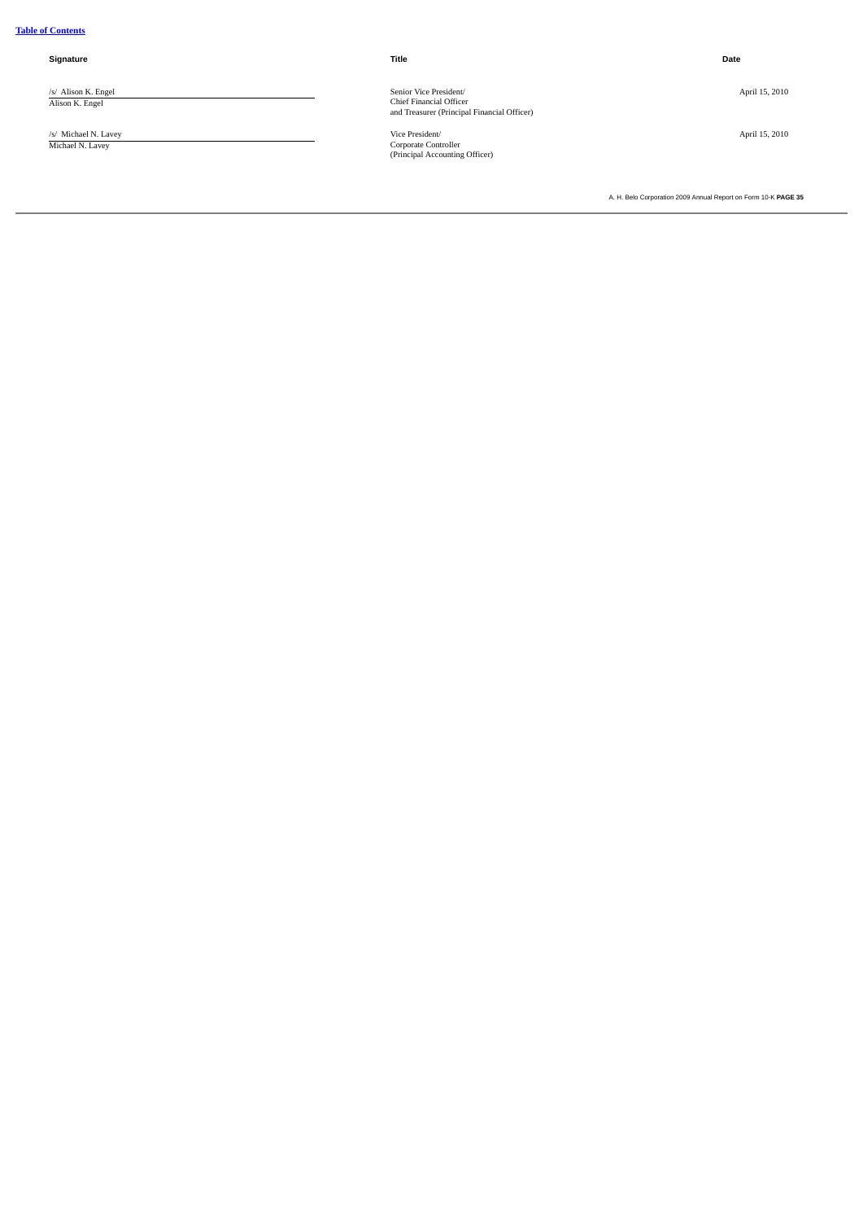| Signature | Title | Date |
| --- | --- | --- |
| /s/ Alison K. Engel<br>Alison K. Engel | Senior Vice President/<br>Chief Financial Officer<br>and Treasurer (Principal Financial Officer) | April 15, 2010 |
| /s/ Michael N. Lavey<br>Michael N. Lavey | Vice President/<br>Corporate Controller<br>(Principal Accounting Officer) | April 15, 2010 |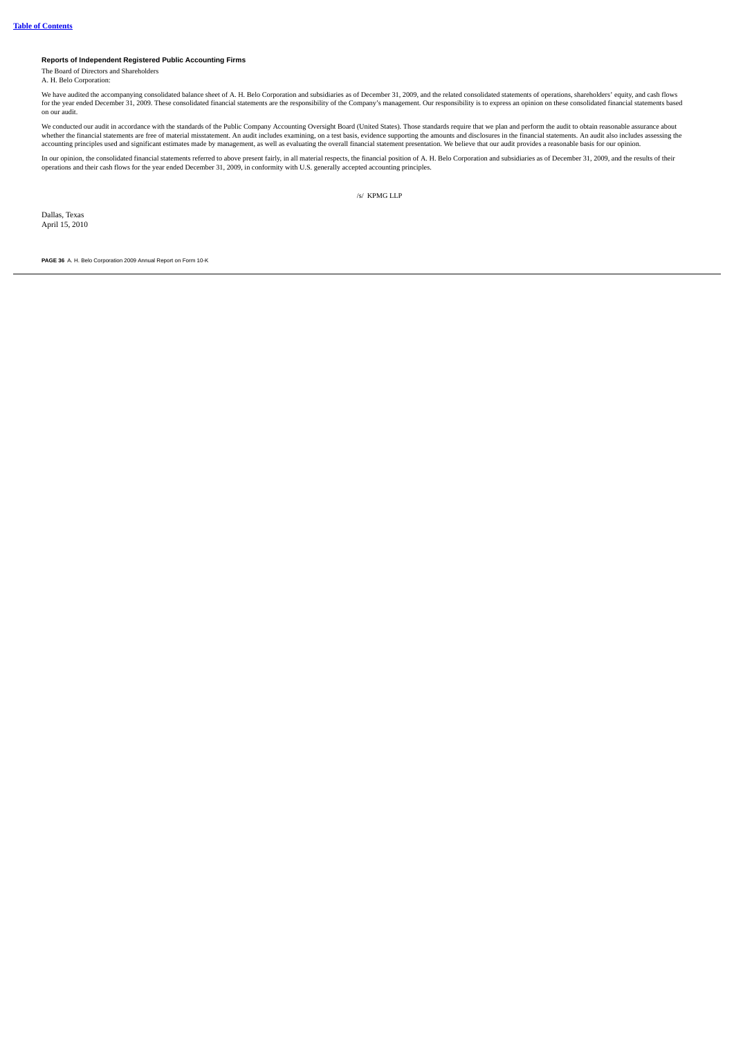## Reports of Independent Registered Public Accounting Firms

The Board of Directors and Shareholders
A. H. Belo Corporation:

We have audited the accompanying consolidated balance sheet of A. H. Belo Corporation and subsidiaries as of December 31, 2009, and the related consolidated statements of operations, shareholders' equity, and cash flows for the year ended December 31, 2009. These consolidated financial statements are the responsibility of the Company's management. Our responsibility is to express an opinion on these consolidated financial statements based on our audit.

We conducted our audit in accordance with the standards of the Public Company Accounting Oversight Board (United States). Those standards require that we plan and perform the audit to obtain reasonable assurance about whether the financial statements are free of material misstatement. An audit includes examining, on a test basis, evidence supporting the amounts and disclosures in the financial statements. An audit also includes assessing the accounting principles used and significant estimates made by management, as well as evaluating the overall financial statement presentation. We believe that our audit provides a reasonable basis for our opinion.

In our opinion, the consolidated financial statements referred to above present fairly, in all material respects, the financial position of A. H. Belo Corporation and subsidiaries as of December 31, 2009, and the results of their operations and their cash flows for the year ended December 31, 2009, in conformity with U.S. generally accepted accounting principles.

/s/ KPMG LLP

Dallas, Texas
April 15, 2010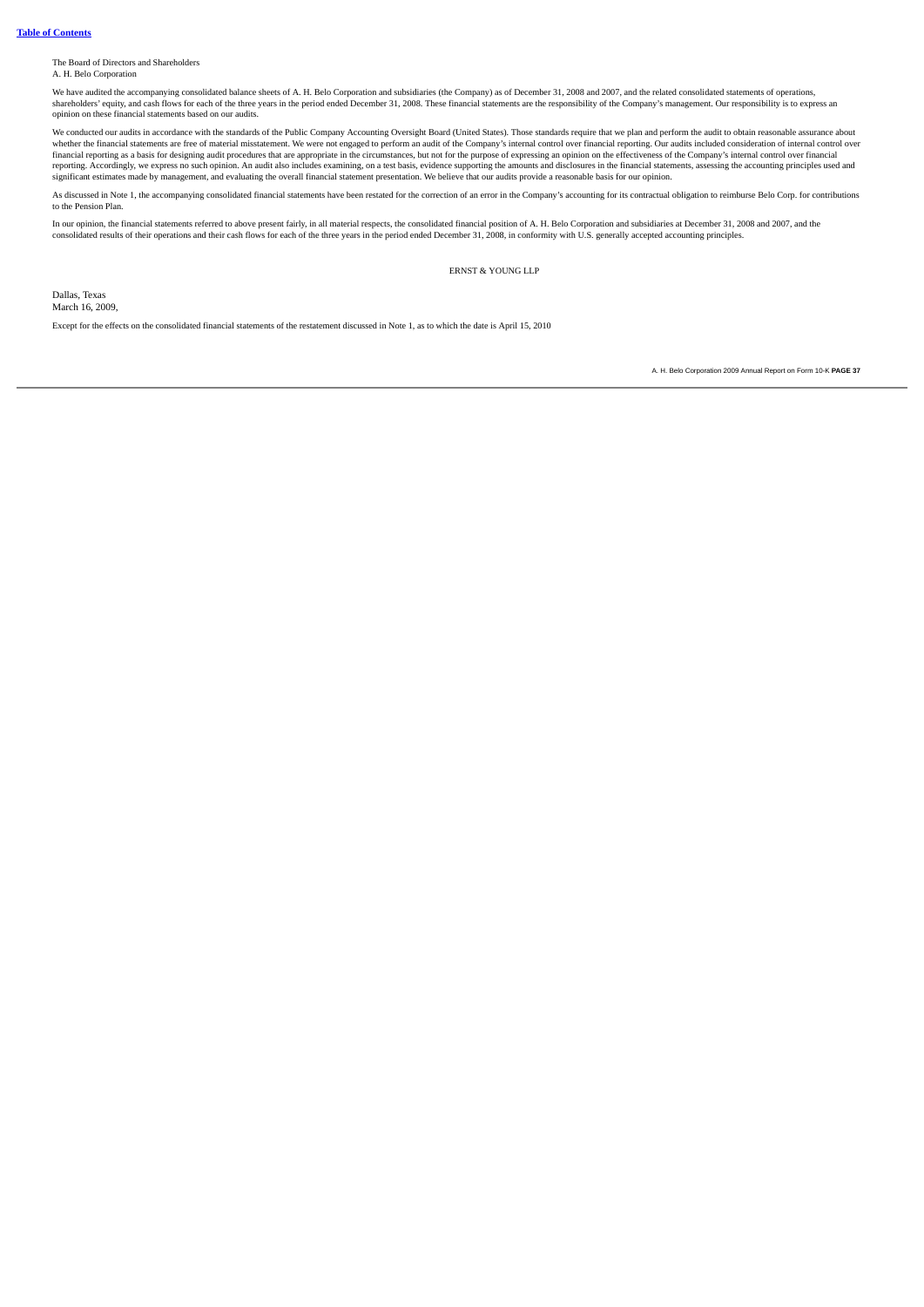The Board of Directors and Shareholders
A. H. Belo Corporation

We have audited the accompanying consolidated balance sheets of A. H. Belo Corporation and subsidiaries (the Company) as of December 31, 2008 and 2007, and the related consolidated statements of operations, shareholders' equity, and cash flows for each of the three years in the period ended December 31, 2008. These financial statements are the responsibility of the Company's management. Our responsibility is to express an opinion on these financial statements based on our audits.

We conducted our audits in accordance with the standards of the Public Company Accounting Oversight Board (United States). Those standards require that we plan and perform the audit to obtain reasonable assurance about whether the financial statements are free of material misstatement. We were not engaged to perform an audit of the Company's internal control over financial reporting. Our audits included consideration of internal control over financial reporting as a basis for designing audit procedures that are appropriate in the circumstances, but not for the purpose of expressing an opinion on the effectiveness of the Company's internal control over financial reporting. Accordingly, we express no such opinion. An audit also includes examining, on a test basis, evidence supporting the amounts and disclosures in the financial statements, assessing the accounting principles used and significant estimates made by management, and evaluating the overall financial statement presentation. We believe that our audits provide a reasonable basis for our opinion.

As discussed in Note 1, the accompanying consolidated financial statements have been restated for the correction of an error in the Company's accounting for its contractual obligation to reimburse Belo Corp. for contributions to the Pension Plan.

In our opinion, the financial statements referred to above present fairly, in all material respects, the consolidated financial position of A. H. Belo Corporation and subsidiaries at December 31, 2008 and 2007, and the consolidated results of their operations and their cash flows for each of the three years in the period ended December 31, 2008, in conformity with U.S. generally accepted accounting principles.

ERNST & YOUNG LLP

Dallas, Texas
March 16, 2009,

Except for the effects on the consolidated financial statements of the restatement discussed in Note 1, as to which the date is April 15, 2010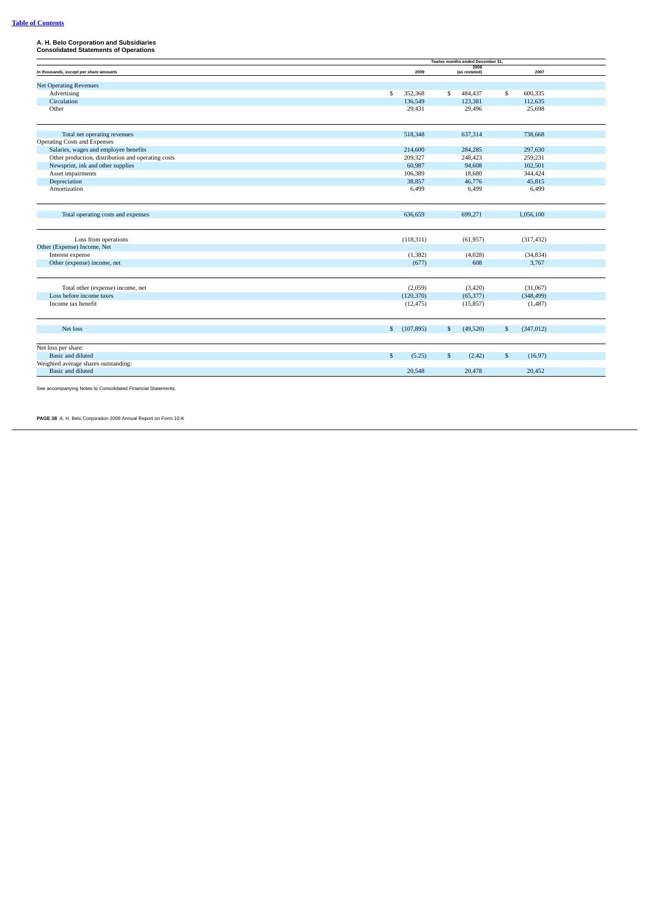[Table of Contents](#)

**A. H. Belo Corporation and Subsidiaries**
**Consolidated Statements of Operations**

| In thousands, except per share amounts | Twelve months ended December 31, 2009 | 2008 (as restated) | 2007 |
|---|---|---|---|
| Net Operating Revenues | | | |
| Advertising | $ 352,368 | $ 484,437 | $ 600,335 |
| Circulation | 136,549 | 123,381 | 112,635 |
| Other | 29,431 | 29,496 | 25,698 |
| Total net operating revenues | 518,348 | 637,314 | 738,668 |
| Operating Costs and Expenses | | | |
| Salaries, wages and employee benefits | 214,600 | 284,285 | 297,630 |
| Other production, distribution and operating costs | 209,327 | 248,423 | 259,231 |
| Newsprint, ink and other supplies | 60,987 | 94,608 | 102,501 |
| Asset impairments | 106,389 | 18,680 | 344,424 |
| Depreciation | 38,857 | 46,776 | 45,815 |
| Amortization | 6,499 | 6,499 | 6,499 |
| Total operating costs and expenses | 636,659 | 699,271 | 1,056,100 |
| Loss from operations | (118,311) | (61,957) | (317,432) |
| Other (Expense) Income, Net | | | |
| Interest expense | (1,382) | (4,028) | (34,834) |
| Other (expense) income, net | (677) | 608 | 3,767 |
| Total other (expense) income, net | (2,059) | (3,420) | (31,067) |
| Loss before income taxes | (120,370) | (65,377) | (348,499) |
| Income tax benefit | (12,475) | (15,857) | (1,487) |
| Net loss | $ (107,895) | $ (49,520) | $ (347,012) |
| Net loss per share: | | | |
| Basic and diluted | $ (5.25) | $ (2.42) | $ (16.97) |
| Weighted average shares outstanding: | | | |
| Basic and diluted | 20,548 | 20,478 | 20,452 |

See accompanying Notes to Consolidated Financial Statements.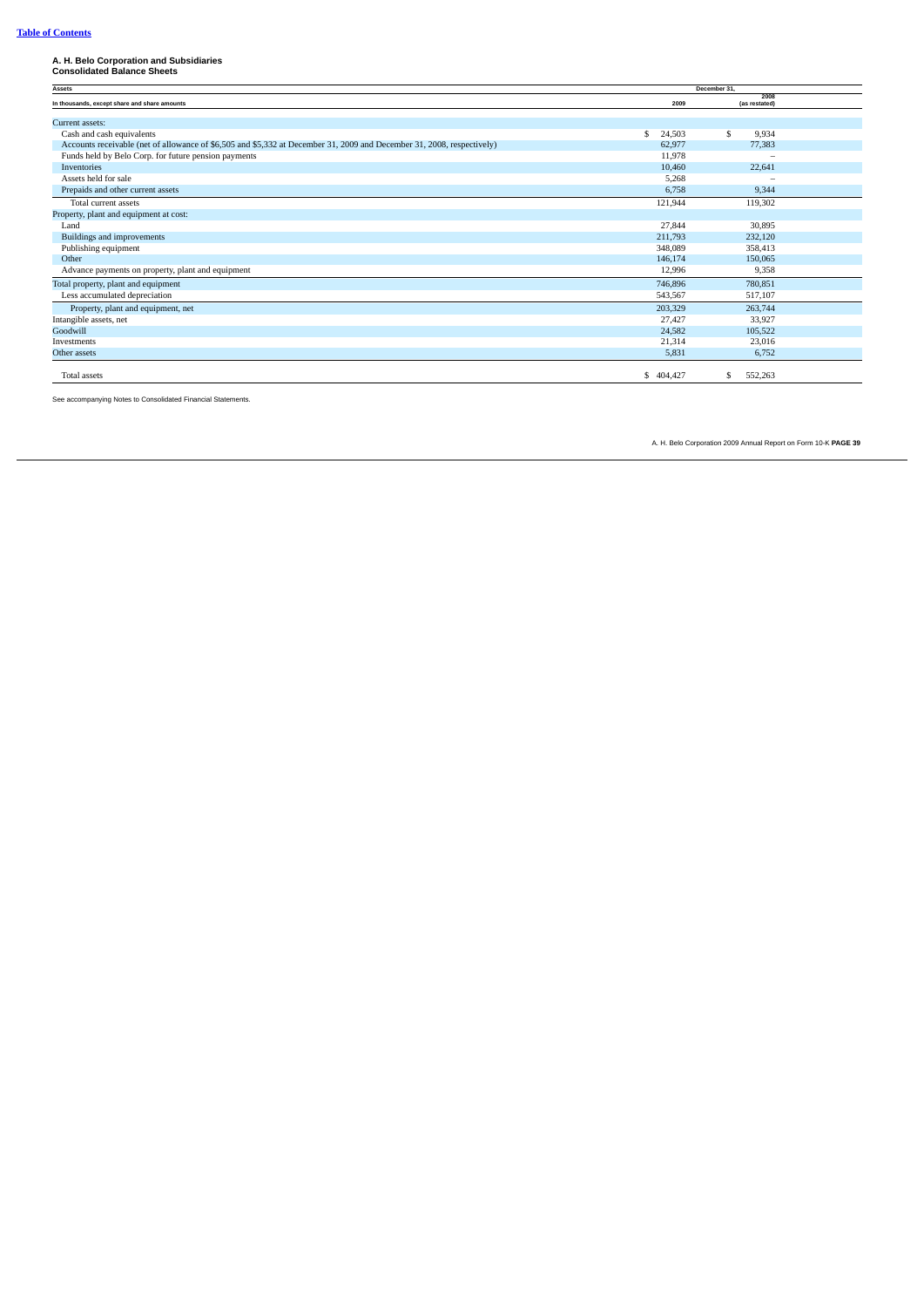**A. H. Belo Corporation and Subsidiaries**
**Consolidated Balance Sheets**

| Assets | December 31, | |
|---|---|---|
| In thousands, except share and share amounts | 2009 | 2008 (as restated) |
| Current assets: | | |
| Cash and cash equivalents | $ 24,503 | $ 9,934 |
| Accounts receivable (net of allowance of $6,505 and $5,332 at December 31, 2009 and December 31, 2008, respectively) | 62,977 | 77,383 |
| Funds held by Belo Corp. for future pension payments | 11,978 | – |
| Inventories | 10,460 | 22,641 |
| Assets held for sale | 5,268 | – |
| Prepaids and other current assets | 6,758 | 9,344 |
| Total current assets | 121,944 | 119,302 |
| Property, plant and equipment at cost: | | |
| Land | 27,844 | 30,895 |
| Buildings and improvements | 211,793 | 232,120 |
| Publishing equipment | 348,089 | 358,413 |
| Other | 146,174 | 150,065 |
| Advance payments on property, plant and equipment | 12,996 | 9,358 |
| Total property, plant and equipment | 746,896 | 780,851 |
| Less accumulated depreciation | 543,567 | 517,107 |
| Property, plant and equipment, net | 203,329 | 263,744 |
| Intangible assets, net | 27,427 | 33,927 |
| Goodwill | 24,582 | 105,522 |
| Investments | 21,314 | 23,016 |
| Other assets | 5,831 | 6,752 |
| Total assets | $ 404,427 | $ 552,263 |

See accompanying Notes to Consolidated Financial Statements.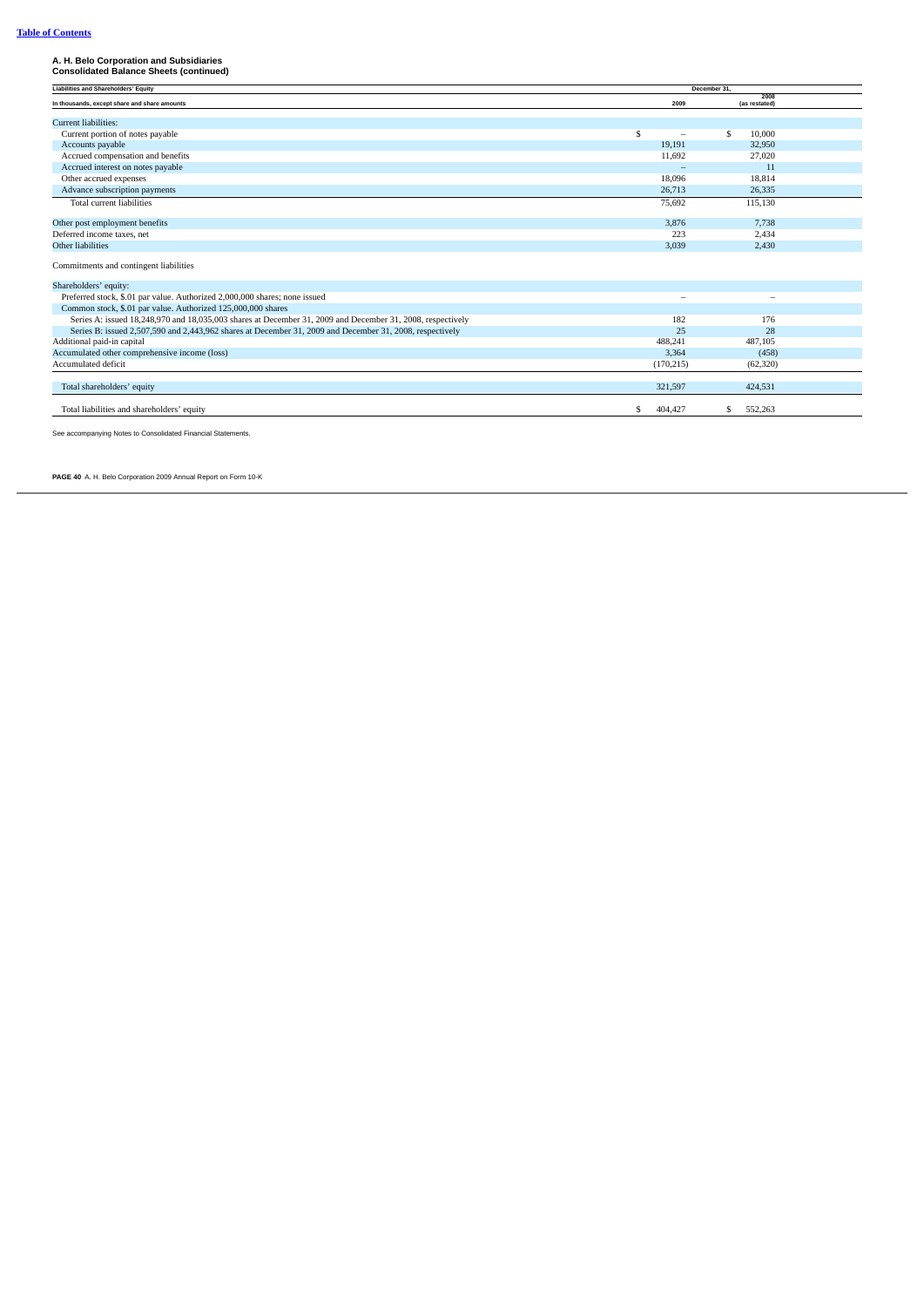**A. H. Belo Corporation and Subsidiaries**
**Consolidated Balance Sheets (continued)**

| Liabilities and Shareholders' Equity | December 31, | |
|---|---|---|
| In thousands, except share and share amounts | 2009 | 2008 (as restated) |
| Current liabilities: | | |
| Current portion of notes payable | $ – | $ 10,000 |
| Accounts payable | 19,191 | 32,950 |
| Accrued compensation and benefits | 11,692 | 27,020 |
| Accrued interest on notes payable | – | 11 |
| Other accrued expenses | 18,096 | 18,814 |
| Advance subscription payments | 26,713 | 26,335 |
| Total current liabilities | 75,692 | 115,130 |
| Other post employment benefits | 3,876 | 7,738 |
| Deferred income taxes, net | 223 | 2,434 |
| Other liabilities | 3,039 | 2,430 |
| Commitments and contingent liabilities | | |
| Shareholders' equity: | | |
| Preferred stock, $.01 par value. Authorized 2,000,000 shares; none issued | – | – |
| Common stock, $.01 par value. Authorized 125,000,000 shares | | |
| Series A: issued 18,248,970 and 18,035,003 shares at December 31, 2009 and December 31, 2008, respectively | 182 | 176 |
| Series B: issued 2,507,590 and 2,443,962 shares at December 31, 2009 and December 31, 2008, respectively | 25 | 28 |
| Additional paid-in capital | 488,241 | 487,105 |
| Accumulated other comprehensive income (loss) | 3,364 | (458) |
| Accumulated deficit | (170,215) | (62,320) |
| Total shareholders' equity | 321,597 | 424,531 |
| Total liabilities and shareholders' equity | $ 404,427 | $ 552,263 |

See accompanying Notes to Consolidated Financial Statements.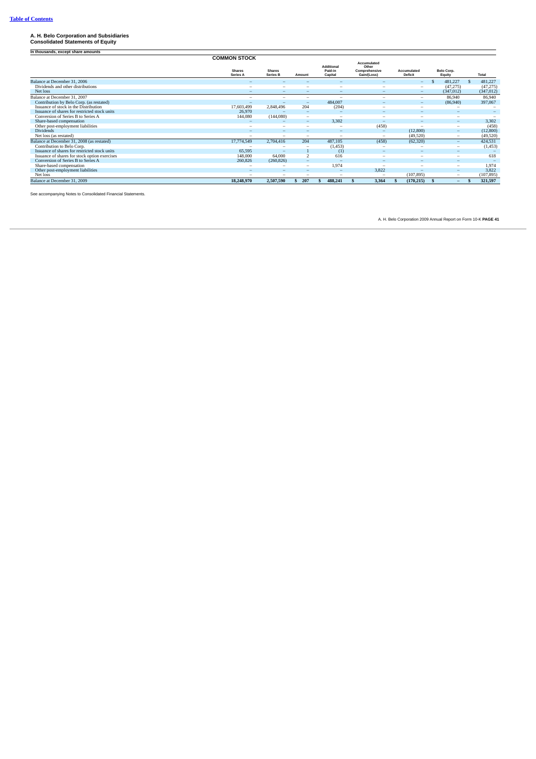[Table of Contents](#)

**A. H. Belo Corporation and Subsidiaries**
**Consolidated Statements of Equity**

In thousands, except share amounts

| | COMMON STOCK | | | | | | | |
|---|---|---|---|---|---|---|---|---|
| | Shares Series A | Shares Series B | Amount | Additional Paid-in Capital | Accumulated Other Comprehensive Gain/(Loss) | Accumulated Deficit | Belo Corp. Equity | Total |
| Balance at December 31, 2006 | – | – | – | – | – | – | $ 481,227 | $ 481,227 |
| Dividends and other distributions | – | – | – | – | – | – | (47,275) | (47,275) |
| Net loss | – | – | – | – | – | – | (347,012) | (347,012) |
| Balance at December 31, 2007 | – | – | – | – | – | – | 86,940 | 86,940 |
| Contribution by Belo Corp. (as restated) | – | – | – | 484,007 | – | – | (86,940) | 397,067 |
| Issuance of stock in the Distribution | 17,603,499 | 2,848,496 | 204 | (204) | – | – | – | – |
| Issuance of shares for restricted stock units | 26,970 | – | – | – | – | – | – | – |
| Conversion of Series B to Series A | 144,080 | (144,080) | – | – | – | – | – | – |
| Share-based compensation | – | – | – | 3,302 | – | – | – | 3,302 |
| Other post-employment liabilities | – | – | – | – | (458) | – | – | (458) |
| Dividends | – | – | – | – | – | (12,800) | – | (12,800) |
| Net loss (as restated) | – | – | – | – | – | (49,520) | – | (49,520) |
| Balance at December 31, 2008 (as restated) | 17,774,549 | 2,704,416 | 204 | 487,105 | (458) | (62,320) | – | 424,531 |
| Contribution to Belo Corp. | – | – | – | (1,453) | – | – | – | (1,453) |
| Issuance of shares for restricted stock units | 65,595 | – | 1 | (1) | – | – | – | – |
| Issuance of shares for stock option exercises | 148,000 | 64,000 | 2 | 616 | – | – | – | 618 |
| Conversion of Series B to Series A | 260,826 | (260,826) | – | – | – | – | – | – |
| Share-based compensation | – | – | – | 1,974 | – | – | – | 1,974 |
| Other post-employment liabilities | – | – | – | – | 3,822 | – | – | 3,822 |
| Net loss | – | – | – | – | – | (107,895) | – | (107,895) |
| **Balance at December 31, 2009** | **18,248,970** | **2,507,590** | **$ 207** | **$ 488,241** | **$ 3,364** | **$ (170,215)** | **$ –** | **$ 321,597** |

See accompanying Notes to Consolidated Financial Statements.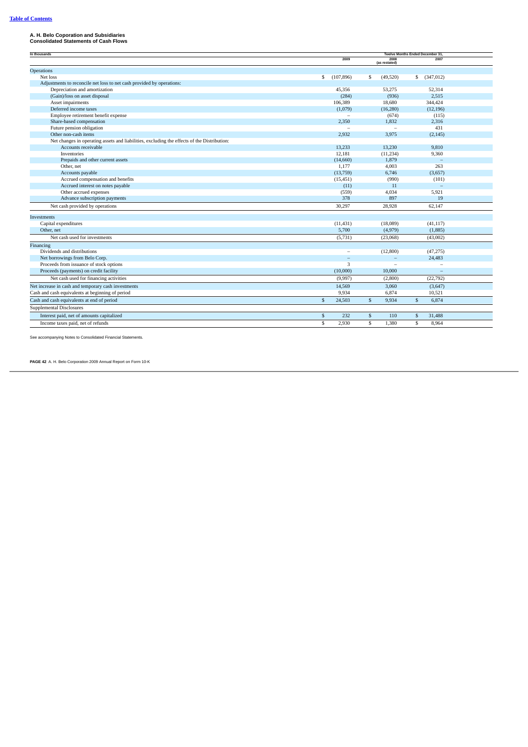**A. H. Belo Coporation and Subsidiaries**
**Consolidated Statements of Cash Flows**

| In thousands | Twelve Months Ended December 31, 2009 | 2008 (as restated) | 2007 |
|---|---|---|---|
| **Operations** | | | |
| Net loss | $ (107,896) | $ (49,520) | $ (347,012) |
| Adjustments to reconcile net loss to net cash provided by operations: | | | |
| Depreciation and amortization | 45,356 | 53,275 | 52,314 |
| (Gain)/loss on asset disposal | (284) | (936) | 2,515 |
| Asset impairments | 106,389 | 18,680 | 344,424 |
| Deferred income taxes | (1,079) | (16,280) | (12,196) |
| Employee retirement benefit expense | – | (674) | (115) |
| Share-based compensation | 2,350 | 1,832 | 2,316 |
| Future pension obligation | – | – | 431 |
| Other non-cash items | 2,932 | 3,975 | (2,145) |
| Net changes in operating assets and liabilities, excluding the effects of the Distribution: | | | |
| Accounts receivable | 13,233 | 13,230 | 9,810 |
| Inventories | 12,181 | (11,234) | 9,360 |
| Prepaids and other current assets | (14,660) | 1,879 | – |
| Other, net | 1,177 | 4,003 | 263 |
| Accounts payable | (13,759) | 6,746 | (3,657) |
| Accrued compensation and benefits | (15,451) | (990) | (101) |
| Accrued interest on notes payable | (11) | 11 | – |
| Other accrued expenses | (559) | 4,034 | 5,921 |
| Advance subscription payments | 378 | 897 | 19 |
| Net cash provided by operations | 30,297 | 28,928 | 62,147 |
| **Investments** | | | |
| Capital expenditures | (11,431) | (18,089) | (41,117) |
| Other, net | 5,700 | (4,979) | (1,885) |
| Net cash used for investments | (5,731) | (23,068) | (43,002) |
| **Financing** | | | |
| Dividends and distributions | – | (12,800) | (47,275) |
| Net borrowings from Belo Corp. | – | – | 24,483 |
| Proceeds from issuance of stock options | 3 | – | – |
| Proceeds (payments) on credit facility | (10,000) | 10,000 | – |
| Net cash used for financing activities | (9,997) | (2,800) | (22,792) |
| Net increase in cash and temporary cash investments | 14,569 | 3,060 | (3,647) |
| Cash and cash equivalents at beginning of period | 9,934 | 6,874 | 10,521 |
| Cash and cash equivalents at end of period | $ 24,503 | $ 9,934 | $ 6,874 |
| **Supplemental Disclosures** | | | |
| Interest paid, net of amounts capitalized | $ 232 | $ 110 | $ 31,488 |
| Income taxes paid, net of refunds | $ 2,930 | $ 1,380 | $ 8,964 |

See accompanying Notes to Consolidated Financial Statements.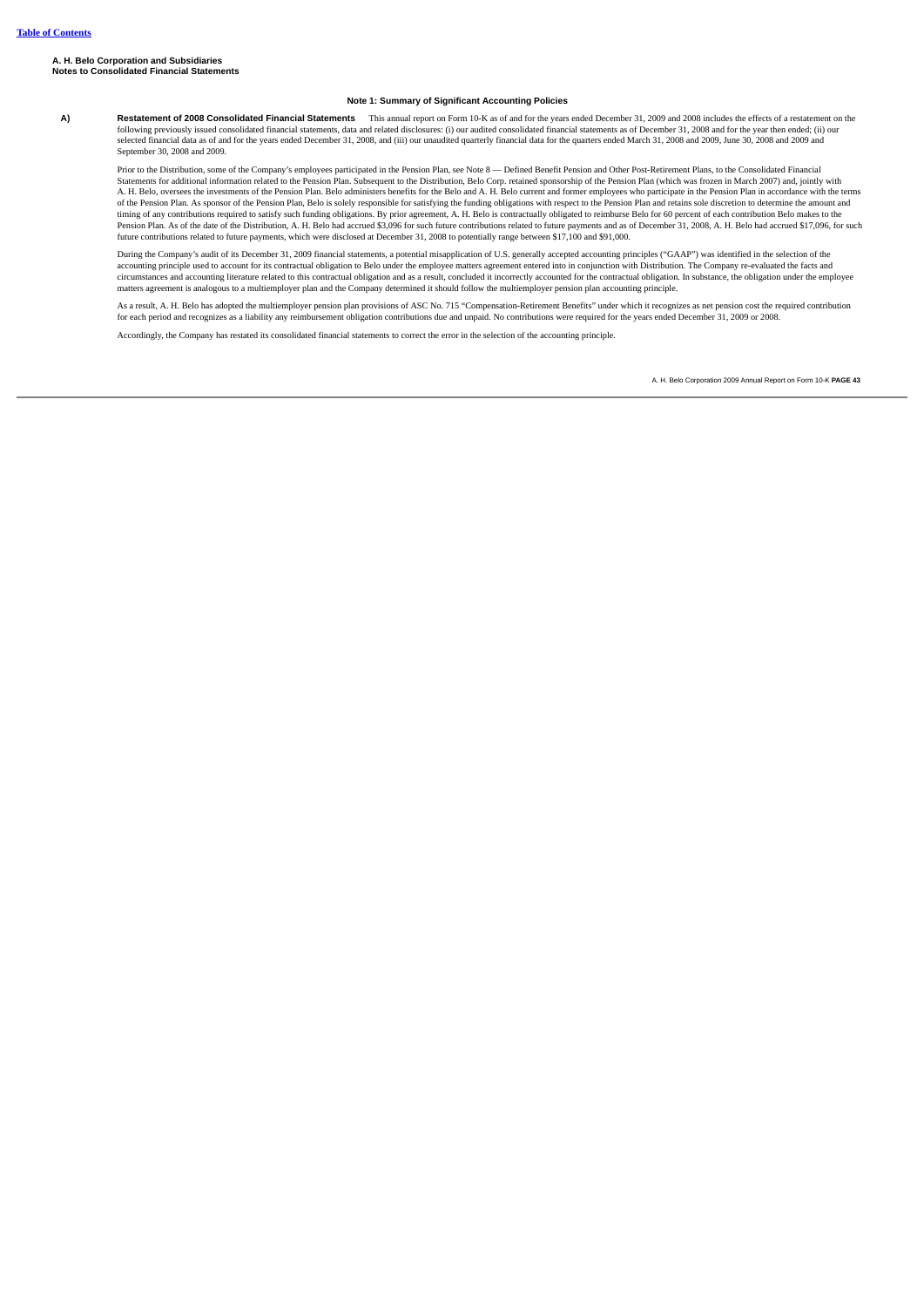**Table of Contents**

**A. H. Belo Corporation and Subsidiaries**
**Notes to Consolidated Financial Statements**

## Note 1: Summary of Significant Accounting Policies

**A)** **Restatement of 2008 Consolidated Financial Statements** This annual report on Form 10-K as of and for the years ended December 31, 2009 and 2008 includes the effects of a restatement on the following previously issued consolidated financial statements, data and related disclosures: (i) our audited consolidated financial statements as of December 31, 2008 and for the year then ended; (ii) our selected financial data as of and for the years ended December 31, 2008, and (iii) our unaudited quarterly financial data for the quarters ended March 31, 2008 and 2009, June 30, 2008 and 2009 and September 30, 2008 and 2009.

Prior to the Distribution, some of the Company's employees participated in the Pension Plan, see Note 8 — Defined Benefit Pension and Other Post-Retirement Plans, to the Consolidated Financial Statements for additional information related to the Pension Plan. Subsequent to the Distribution, Belo Corp. retained sponsorship of the Pension Plan (which was frozen in March 2007) and, jointly with A. H. Belo, oversees the investments of the Pension Plan. Belo administers benefits for the Belo and A. H. Belo current and former employees who participate in the Pension Plan in accordance with the terms of the Pension Plan. As sponsor of the Pension Plan, Belo is solely responsible for satisfying the funding obligations with respect to the Pension Plan and retains sole discretion to determine the amount and timing of any contributions required to satisfy such funding obligations. By prior agreement, A. H. Belo is contractually obligated to reimburse Belo for 60 percent of each contribution Belo makes to the Pension Plan. As of the date of the Distribution, A. H. Belo had accrued $3,096 for such future contributions related to future payments and as of December 31, 2008, A. H. Belo had accrued $17,096, for such future contributions related to future payments, which were disclosed at December 31, 2008 to potentially range between $17,100 and $91,000.

During the Company's audit of its December 31, 2009 financial statements, a potential misapplication of U.S. generally accepted accounting principles ("GAAP") was identified in the selection of the accounting principle used to account for its contractual obligation to Belo under the employee matters agreement entered into in conjunction with Distribution. The Company re-evaluated the facts and circumstances and accounting literature related to this contractual obligation and as a result, concluded it incorrectly accounted for the contractual obligation. In substance, the obligation under the employee matters agreement is analogous to a multiemployer plan and the Company determined it should follow the multiemployer pension plan accounting principle.

As a result, A. H. Belo has adopted the multiemployer pension plan provisions of ASC No. 715 "Compensation-Retirement Benefits" under which it recognizes as net pension cost the required contribution for each period and recognizes as a liability any reimbursement obligation contributions due and unpaid. No contributions were required for the years ended December 31, 2009 or 2008.

Accordingly, the Company has restated its consolidated financial statements to correct the error in the selection of the accounting principle.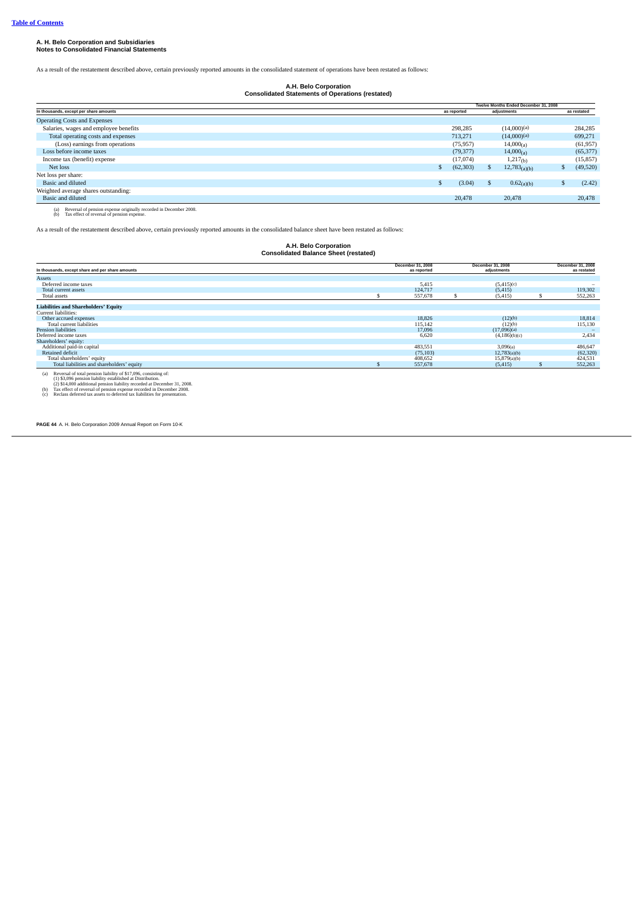[Table of Contents](#)

**A. H. Belo Corporation and Subsidiaries**
**Notes to Consolidated Financial Statements**

As a result of the restatement described above, certain previously reported amounts in the consolidated statement of operations have been restated as follows:

**A.H. Belo Corporation**
**Consolidated Statements of Operations (restated)**

| | Twelve Months Ended December 31, 2008 | | |
|---|---|---|---|
| In thousands, except per share amounts | as reported | adjustments | as restated |
| Operating Costs and Expenses | | | |
| Salaries, wages and employee benefits | 298,285 | (14,000)(a) | 284,285 |
| Total operating costs and expenses | 713,271 | (14,000)(a) | 699,271 |
| (Loss) earnings from operations | (75,957) | 14,000(a) | (61,957) |
| Loss before income taxes | (79,377) | 14,000(a) | (65,377) |
| Income tax (benefit) expense | (17,074) | 1,217(b) | (15,857) |
| Net loss | $ (62,303) | $ 12,783(a)(b) | $ (49,520) |
| Net loss per share: | | | |
| Basic and diluted | $ (3.04) | $ 0.62(a)(b) | $ (2.42) |
| Weighted average shares outstanding: | | | |
| Basic and diluted | 20,478 | 20,478 | 20,478 |

(a) Reversal of pension expense originally recorded in December 2008.
(b) Tax effect of reversal of pension expense.

As a result of the restatement described above, certain previously reported amounts in the consolidated balance sheet have been restated as follows:

**A.H. Belo Corporation**
**Consolidated Balance Sheet (restated)**

| In thousands, except share and per share amounts | December 31, 2008 as reported | December 31, 2008 adjustments | December 31, 2008 as restated |
|---|---|---|---|
| Assets | | | |
| Deferred income taxes | 5,415 | (5,415)(c) | – |
| Total current assets | 124,717 | (5,415) | 119,302 |
| Total assets | $ 557,678 | $ (5,415) | $ 552,263 |
| **Liabilities and Shareholders' Equity** | | | |
| Current liabilities: | | | |
| Other accrued expenses | 18,826 | (12)(b) | 18,814 |
| Total current liabilities | 115,142 | (12)(b) | 115,130 |
| Pension liabilities | 17,096 | (17,096)(a) | – |
| Deferred income taxes | 6,620 | (4,186)(b)(c) | 2,434 |
| Shareholders' equity: | | | |
| Additional paid-in capital | 483,551 | 3,096(a) | 486,647 |
| Retained deficit | (75,103) | 12,783(a)(b) | (62,320) |
| Total shareholders' equity | 408,652 | 15,879(a)(b) | 424,531 |
| Total liabilities and shareholders' equity | $ 557,678 | (5,415) | $ 552,263 |

(a) Reversal of total pension liability of $17,096, consisting of:
(1) $3,096 pension liability established at Distribution.
(2) $14,000 additional pension liability recorded at December 31, 2008.
(b) Tax effect of reversal of pension expense recorded in December 2008.
(c) Reclass deferred tax assets to deferred tax liabilities for presentation.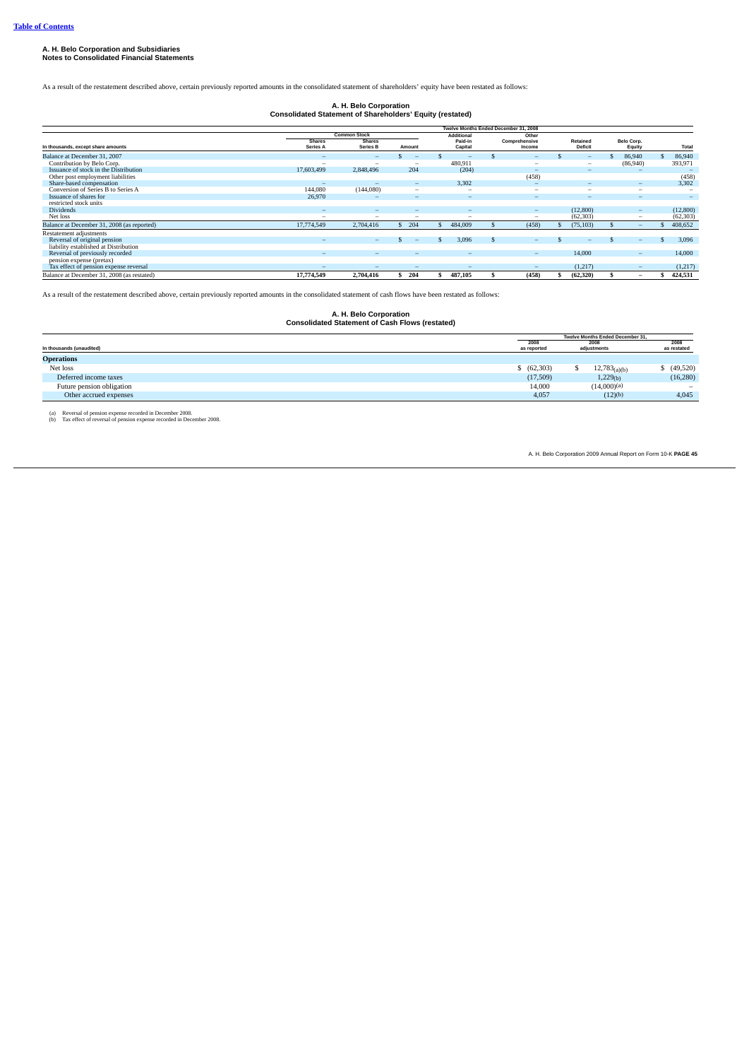A. H. Belo Corporation and Subsidiaries
Notes to Consolidated Financial Statements

As a result of the restatement described above, certain previously reported amounts in the consolidated statement of shareholders' equity have been restated as follows:

**A. H. Belo Corporation**
**Consolidated Statement of Shareholders' Equity (restated)**

| | Twelve Months Ended December 31, 2008 | | | | | | | |
|---|---|---|---|---|---|---|---|---|
| | Common Stock | | | | | | | |
| In thousands, except share amounts | Shares Series A | Shares Series B | Amount | Additional Paid-in Capital | Other Comprehensive Income | Retained Deficit | Belo Corp. Equity | Total |
| Balance at December 31, 2007 | – | – | $ – | $ – | $ – | $ – | $ 86,940 | $ 86,940 |
| Contribution by Belo Corp. | – | – | – | 480,911 | – | – | (86,940) | 393,971 |
| Issuance of stock in the Distribution | 17,603,499 | 2,848,496 | 204 | (204) | – | – | – | – |
| Other post employment liabilities | | | | | (458) | | | (458) |
| Share-based compensation | – | – | – | 3,302 | – | – | – | 3,302 |
| Conversion of Series B to Series A | 144,080 | (144,080) | – | – | – | – | – | – |
| Issuance of shares for restricted stock units | 26,970 | – | – | – | – | – | – | – |
| Dividends | – | – | – | – | – | (12,800) | – | (12,800) |
| Net loss | – | – | – | – | – | (62,303) | – | (62,303) |
| Balance at December 31, 2008 (as reported) | 17,774,549 | 2,704,416 | $ 204 | $ 484,009 | $ (458) | $ (75,103) | $ – | $ 408,652 |
| Restatement adjustments | | | | | | | | |
| Reversal of original pension liability established at Distribution | – | – | $ – | $ 3,096 | $ – | $ – | $ – | $ 3,096 |
| Reversal of previously recorded pension expense (pretax) | – | – | – | – | – | 14,000 | – | 14,000 |
| Tax effect of pension expense reversal | – | – | – | – | – | (1,217) | – | (1,217) |
| Balance at December 31, 2008 (as restated) | **17,774,549** | **2,704,416** | **$ 204** | **$ 487,105** | **$ (458)** | **$ (62,320)** | **$ –** | **$ 424,531** |

As a result of the restatement described above, certain previously reported amounts in the consolidated statement of cash flows have been restated as follows:

**A. H. Belo Corporation**
**Consolidated Statement of Cash Flows (restated)**

| | Twelve Months Ended December 31, | | |
|---|---|---|---|
| In thousands (unaudited) | 2008 as reported | 2008 adjustments | 2008 as restated |
| **Operations** | | | |
| Net loss | $ (62,303) | $ 12,783(a)(b) | $ (49,520) |
| Deferred income taxes | (17,509) | 1,229(b) | (16,280) |
| Future pension obligation | 14,000 | (14,000)(a) | – |
| Other accrued expenses | 4,057 | (12)(b) | 4,045 |

(a) Reversal of pension expense recorded in December 2008.
(b) Tax effect of reversal of pension expense recorded in December 2008.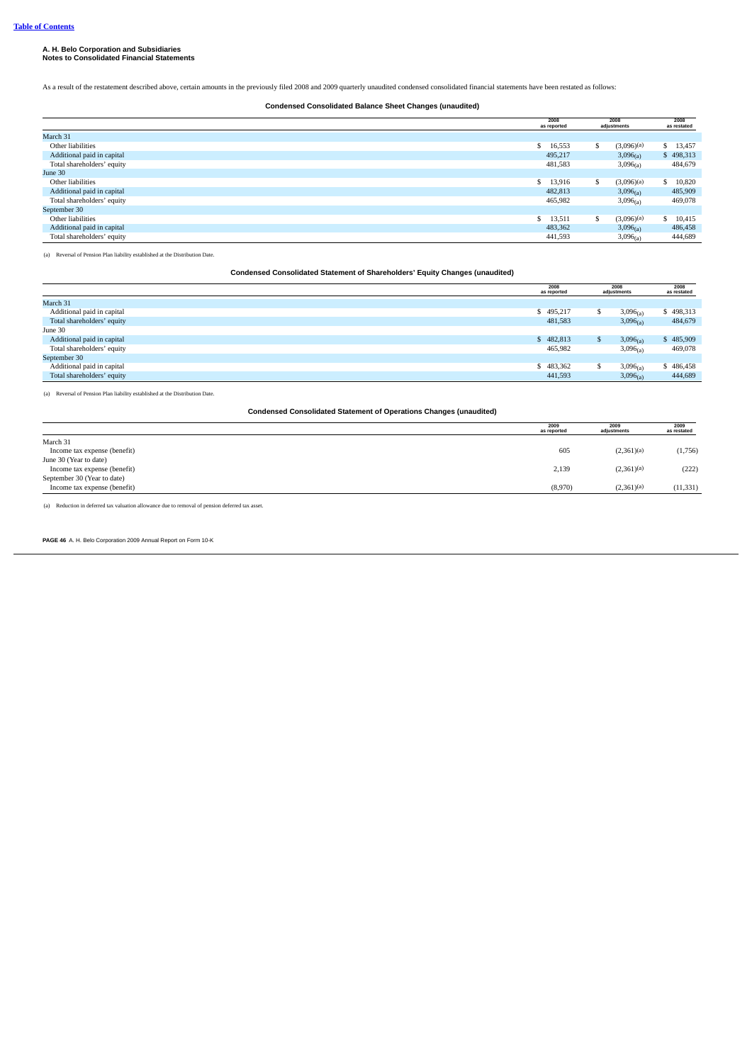A. H. Belo Corporation and Subsidiaries
Notes to Consolidated Financial Statements

As a result of the restatement described above, certain amounts in the previously filed 2008 and 2009 quarterly unaudited condensed consolidated financial statements have been restated as follows:

**Condensed Consolidated Balance Sheet Changes (unaudited)**

| | 2008 as reported | 2008 adjustments | 2008 as restated |
|---|---|---|---|
| March 31 | | | |
| Other liabilities | $ 16,553 | $ (3,096)(a) | $ 13,457 |
| Additional paid in capital | 495,217 | 3,096(a) | $ 498,313 |
| Total shareholders' equity | 481,583 | 3,096(a) | 484,679 |
| June 30 | | | |
| Other liabilities | $ 13,916 | $ (3,096)(a) | $ 10,820 |
| Additional paid in capital | 482,813 | 3,096(a) | 485,909 |
| Total shareholders' equity | 465,982 | 3,096(a) | 469,078 |
| September 30 | | | |
| Other liabilities | $ 13,511 | $ (3,096)(a) | $ 10,415 |
| Additional paid in capital | 483,362 | 3,096(a) | 486,458 |
| Total shareholders' equity | 441,593 | 3,096(a) | 444,689 |

(a) Reversal of Pension Plan liability established at the Distribution Date.

**Condensed Consolidated Statement of Shareholders' Equity Changes (unaudited)**

| | 2008 as reported | 2008 adjustments | 2008 as restated |
|---|---|---|---|
| March 31 | | | |
| Additional paid in capital | $ 495,217 | $ 3,096(a) | $ 498,313 |
| Total shareholders' equity | 481,583 | 3,096(a) | 484,679 |
| June 30 | | | |
| Additional paid in capital | $ 482,813 | $ 3,096(a) | $ 485,909 |
| Total shareholders' equity | 465,982 | 3,096(a) | 469,078 |
| September 30 | | | |
| Additional paid in capital | $ 483,362 | $ 3,096(a) | $ 486,458 |
| Total shareholders' equity | 441,593 | 3,096(a) | 444,689 |

(a) Reversal of Pension Plan liability established at the Distribution Date.

**Condensed Consolidated Statement of Operations Changes (unaudited)**

| | 2009 as reported | 2009 adjustments | 2009 as restated |
|---|---|---|---|
| March 31 | | | |
| Income tax expense (benefit) | 605 | (2,361)(a) | (1,756) |
| June 30 (Year to date) | | | |
| Income tax expense (benefit) | 2,139 | (2,361)(a) | (222) |
| September 30 (Year to date) | | | |
| Income tax expense (benefit) | (8,970) | (2,361)(a) | (11,331) |

(a) Reduction in deferred tax valuation allowance due to removal of pension deferred tax asset.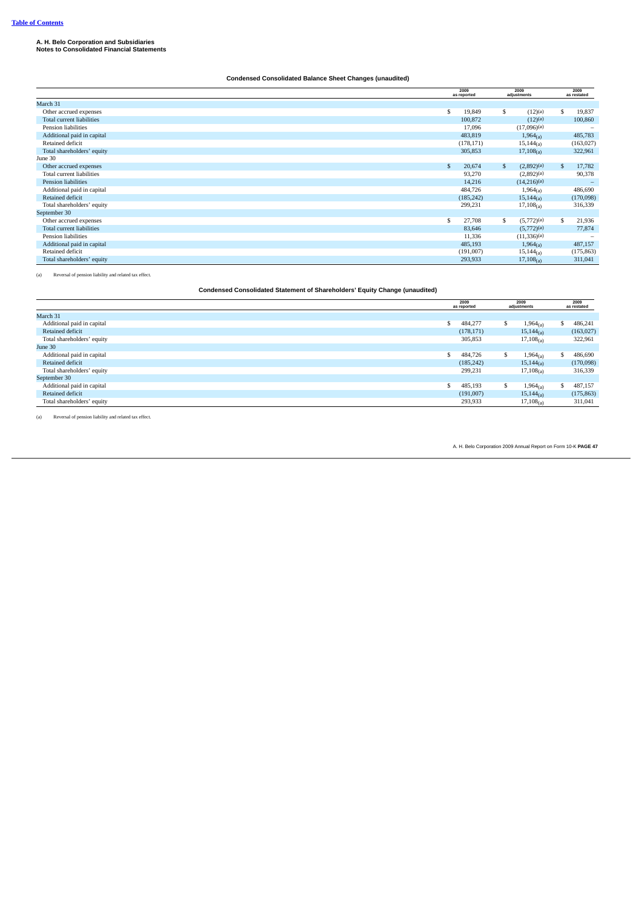**A. H. Belo Corporation and Subsidiaries**
**Notes to Consolidated Financial Statements**

**Condensed Consolidated Balance Sheet Changes (unaudited)**

| | 2009 as reported | 2009 adjustments | 2009 as restated |
|---|---|---|---|
| March 31 | | | |
| Other accrued expenses | $ 19,849 | $ (12)(a) | $ 19,837 |
| Total current liabilities | 100,872 | (12)(a) | 100,860 |
| Pension liabilities | 17,096 | (17,096)(a) | – |
| Additional paid in capital | 483,819 | 1,964(a) | 485,783 |
| Retained deficit | (178,171) | 15,144(a) | (163,027) |
| Total shareholders' equity | 305,853 | 17,108(a) | 322,961 |
| June 30 | | | |
| Other accrued expenses | $ 20,674 | $ (2,892)(a) | $ 17,782 |
| Total current liabilities | 93,270 | (2,892)(a) | 90,378 |
| Pension liabilities | 14,216 | (14,216)(a) | – |
| Additional paid in capital | 484,726 | 1,964(a) | 486,690 |
| Retained deficit | (185,242) | 15,144(a) | (170,098) |
| Total shareholders' equity | 299,231 | 17,108(a) | 316,339 |
| September 30 | | | |
| Other accrued expenses | $ 27,708 | $ (5,772)(a) | $ 21,936 |
| Total current liabilities | 83,646 | (5,772)(a) | 77,874 |
| Pension liabilities | 11,336 | (11,336)(a) | – |
| Additional paid in capital | 485,193 | 1,964(a) | 487,157 |
| Retained deficit | (191,007) | 15,144(a) | (175,863) |
| Total shareholders' equity | 293,933 | 17,108(a) | 311,041 |

(a) Reversal of pension liability and related tax effect.

**Condensed Consolidated Statement of Shareholders' Equity Change (unaudited)**

| | 2009 as reported | 2009 adjustments | 2009 as restated |
|---|---|---|---|
| March 31 | | | |
| Additional paid in capital | $ 484,277 | $ 1,964(a) | $ 486,241 |
| Retained deficit | (178,171) | 15,144(a) | (163,027) |
| Total shareholders' equity | 305,853 | 17,108(a) | 322,961 |
| June 30 | | | |
| Additional paid in capital | $ 484,726 | $ 1,964(a) | $ 486,690 |
| Retained deficit | (185,242) | 15,144(a) | (170,098) |
| Total shareholders' equity | 299,231 | 17,108(a) | 316,339 |
| September 30 | | | |
| Additional paid in capital | $ 485,193 | $ 1,964(a) | $ 487,157 |
| Retained deficit | (191,007) | 15,144(a) | (175,863) |
| Total shareholders' equity | 293,933 | 17,108(a) | 311,041 |

(a) Reversal of pension liability and related tax effect.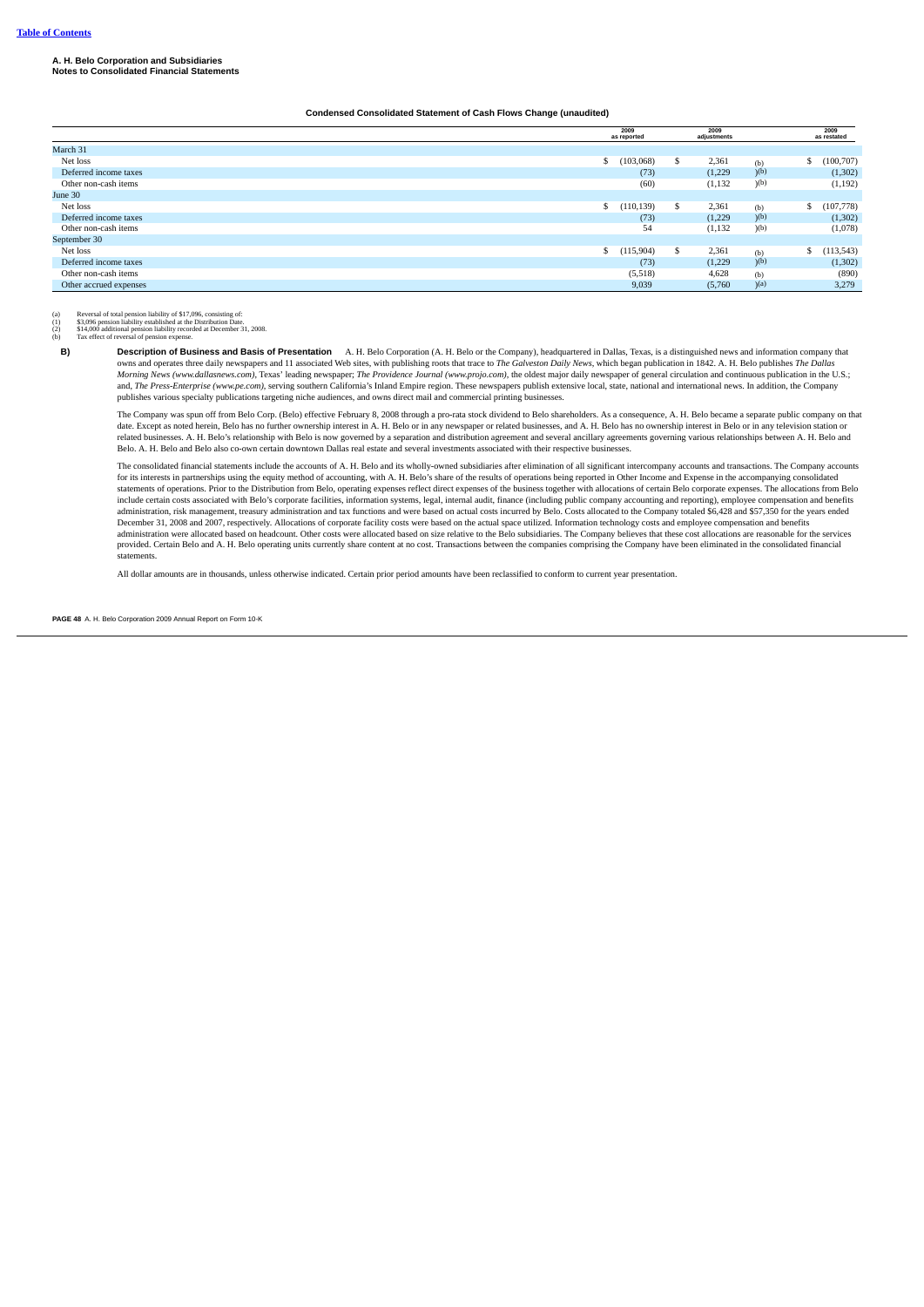A. H. Belo Corporation and Subsidiaries
Notes to Consolidated Financial Statements

**Condensed Consolidated Statement of Cash Flows Change (unaudited)**

| | 2009 as reported | 2009 adjustments | | 2009 as restated |
|---|---|---|---|---|
| March 31 | | | | |
| Net loss | $ (103,068) | $ 2,361 | (b) | $ (100,707) |
| Deferred income taxes | (73) | (1,229 | )(b) | (1,302) |
| Other non-cash items | (60) | (1,132 | )(b) | (1,192) |
| June 30 | | | | |
| Net loss | $ (110,139) | $ 2,361 | (b) | $ (107,778) |
| Deferred income taxes | (73) | (1,229 | )(b) | (1,302) |
| Other non-cash items | 54 | (1,132 | )(b) | (1,078) |
| September 30 | | | | |
| Net loss | $ (115,904) | $ 2,361 | (b) | $ (113,543) |
| Deferred income taxes | (73) | (1,229 | )(b) | (1,302) |
| Other non-cash items | (5,518) | 4,628 | (b) | (890) |
| Other accrued expenses | 9,039 | (5,760 | )(a) | 3,279 |

(a) Reversal of total pension liability of $17,096, consisting of:
(1) $3,096 pension liability established at the Distribution Date.
(2) $14,000 additional pension liability recorded at December 31, 2008.
(b) Tax effect of reversal of pension expense.

**B) Description of Business and Basis of Presentation** A. H. Belo Corporation (A. H. Belo or the Company), headquartered in Dallas, Texas, is a distinguished news and information company that owns and operates three daily newspapers and 11 associated Web sites, with publishing roots that trace to *The Galveston Daily News*, which began publication in 1842. A. H. Belo publishes *The Dallas Morning News (www.dallasnews.com)*, Texas' leading newspaper; *The Providence Journal (www.projo.com)*, the oldest major daily newspaper of general circulation and continuous publication in the U.S.; and, *The Press-Enterprise (www.pe.com)*, serving southern California's Inland Empire region. These newspapers publish extensive local, state, national and international news. In addition, the Company publishes various specialty publications targeting niche audiences, and owns direct mail and commercial printing businesses.

The Company was spun off from Belo Corp. (Belo) effective February 8, 2008 through a pro-rata stock dividend to Belo shareholders. As a consequence, A. H. Belo became a separate public company on that date. Except as noted herein, Belo has no further ownership interest in A. H. Belo or in any newspaper or related businesses, and A. H. Belo has no ownership interest in Belo or in any television station or related businesses. A. H. Belo's relationship with Belo is now governed by a separation and distribution agreement and several ancillary agreements governing various relationships between A. H. Belo and Belo. A. H. Belo and Belo also co-own certain downtown Dallas real estate and several investments associated with their respective businesses.

The consolidated financial statements include the accounts of A. H. Belo and its wholly-owned subsidiaries after elimination of all significant intercompany accounts and transactions. The Company accounts for its interests in partnerships using the equity method of accounting, with A. H. Belo's share of the results of operations being reported in Other Income and Expense in the accompanying consolidated statements of operations. Prior to the Distribution from Belo, operating expenses reflect direct expenses of the business together with allocations of certain Belo corporate expenses. The allocations from Belo include certain costs associated with Belo's corporate facilities, information systems, legal, internal audit, finance (including public company accounting and reporting), employee compensation and benefits administration, risk management, treasury administration and tax functions and were based on actual costs incurred by Belo. Costs allocated to the Company totaled $6,428 and $57,350 for the years ended December 31, 2008 and 2007, respectively. Allocations of corporate facility costs were based on the actual space utilized. Information technology costs and employee compensation and benefits administration were allocated based on headcount. Other costs were allocated based on size relative to the Belo subsidiaries. The Company believes that these cost allocations are reasonable for the services provided. Certain Belo and A. H. Belo operating units currently share content at no cost. Transactions between the companies comprising the Company have been eliminated in the consolidated financial statements.

All dollar amounts are in thousands, unless otherwise indicated. Certain prior period amounts have been reclassified to conform to current year presentation.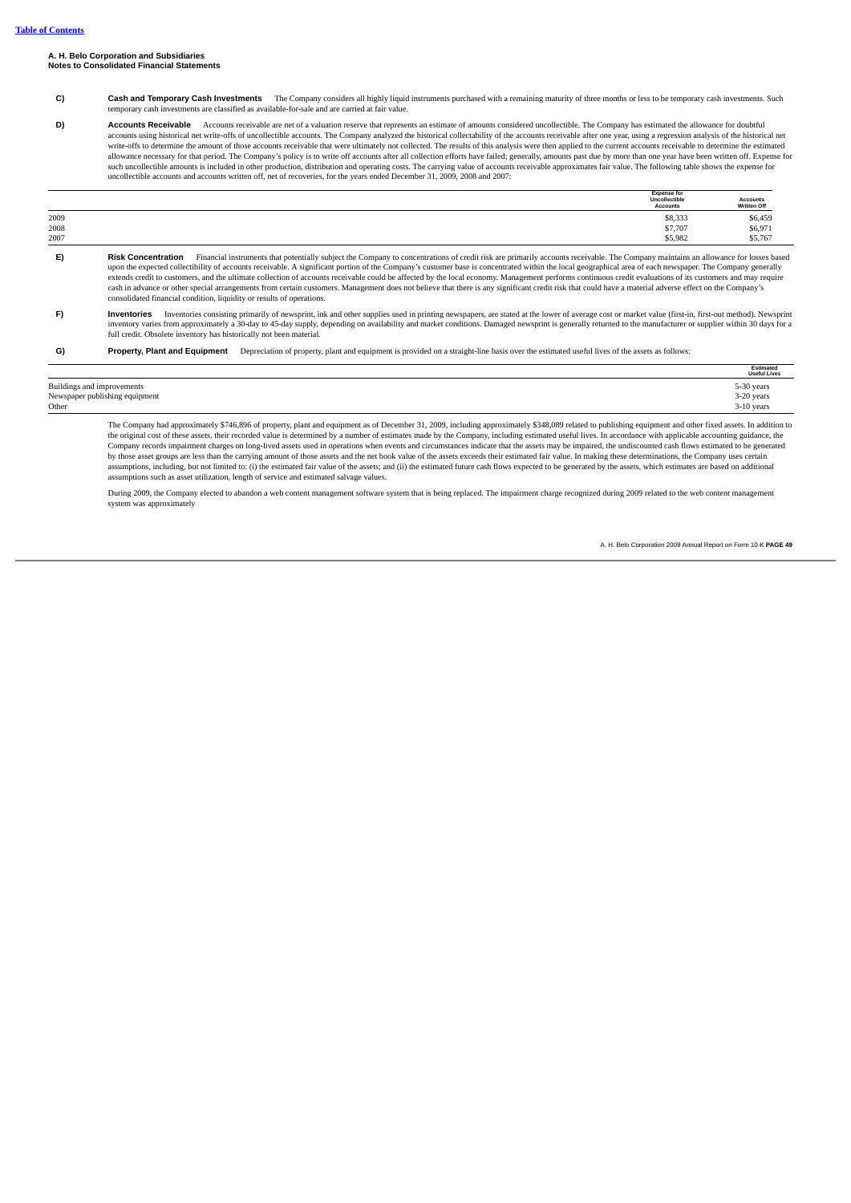**A. H. Belo Corporation and Subsidiaries**
**Notes to Consolidated Financial Statements**

**C)** **Cash and Temporary Cash Investments** The Company considers all highly liquid instruments purchased with a remaining maturity of three months or less to be temporary cash investments. Such temporary cash investments are classified as available-for-sale and are carried at fair value.

**D)** **Accounts Receivable** Accounts receivable are net of a valuation reserve that represents an estimate of amounts considered uncollectible. The Company has estimated the allowance for doubtful accounts using historical net write-offs of uncollectible accounts. The Company analyzed the historical collectability of the accounts receivable after one year, using a regression analysis of the historical net write-offs to determine the amount of those accounts receivable that were ultimately not collected. The results of this analysis were then applied to the current accounts receivable to determine the estimated allowance necessary for that period. The Company's policy is to write off accounts after all collection efforts have failed; generally, amounts past due by more than one year have been written off. Expense for such uncollectible amounts is included in other production, distribution and operating costs. The carrying value of accounts receivable approximates fair value. The following table shows the expense for uncollectible accounts and accounts written off, net of recoveries, for the years ended December 31, 2009, 2008 and 2007:

| | Expense for Uncollectible Accounts | Accounts Written Off |
|---|---|---|
| 2009 | $8,333 | $6,459 |
| 2008 | $7,707 | $6,971 |
| 2007 | $5,982 | $5,767 |

**E)** **Risk Concentration** Financial instruments that potentially subject the Company to concentrations of credit risk are primarily accounts receivable. The Company maintains an allowance for losses based upon the expected collectibility of accounts receivable. A significant portion of the Company's customer base is concentrated within the local geographical area of each newspaper. The Company generally extends credit to customers, and the ultimate collection of accounts receivable could be affected by the local economy. Management performs continuous credit evaluations of its customers and may require cash in advance or other special arrangements from certain customers. Management does not believe that there is any significant credit risk that could have a material adverse effect on the Company's consolidated financial condition, liquidity or results of operations.

**F)** **Inventories** Inventories consisting primarily of newsprint, ink and other supplies used in printing newspapers, are stated at the lower of average cost or market value (first-in, first-out method). Newsprint inventory varies from approximately a 30-day to 45-day supply, depending on availability and market conditions. Damaged newsprint is generally returned to the manufacturer or supplier within 30 days for a full credit. Obsolete inventory has historically not been material.

**G)** **Property, Plant and Equipment** Depreciation of property, plant and equipment is provided on a straight-line basis over the estimated useful lives of the assets as follows:

| | Estimated Useful Lives |
|---|---|
| Buildings and improvements | 5-30 years |
| Newspaper publishing equipment | 3-20 years |
| Other | 3-10 years |

The Company had approximately $746,896 of property, plant and equipment as of December 31, 2009, including approximately $348,089 related to publishing equipment and other fixed assets. In addition to the original cost of these assets, their recorded value is determined by a number of estimates made by the Company, including estimated useful lives. In accordance with applicable accounting guidance, the Company records impairment charges on long-lived assets used in operations when events and circumstances indicate that the assets may be impaired, the undiscounted cash flows estimated to be generated by those asset groups are less than the carrying amount of those assets and the net book value of the assets exceeds their estimated fair value. In making these determinations, the Company uses certain assumptions, including, but not limited to: (i) the estimated fair value of the assets; and (ii) the estimated future cash flows expected to be generated by the assets, which estimates are based on additional assumptions such as asset utilization, length of service and estimated salvage values.

During 2009, the Company elected to abandon a web content management software system that is being replaced. The impairment charge recognized during 2009 related to the web content management system was approximately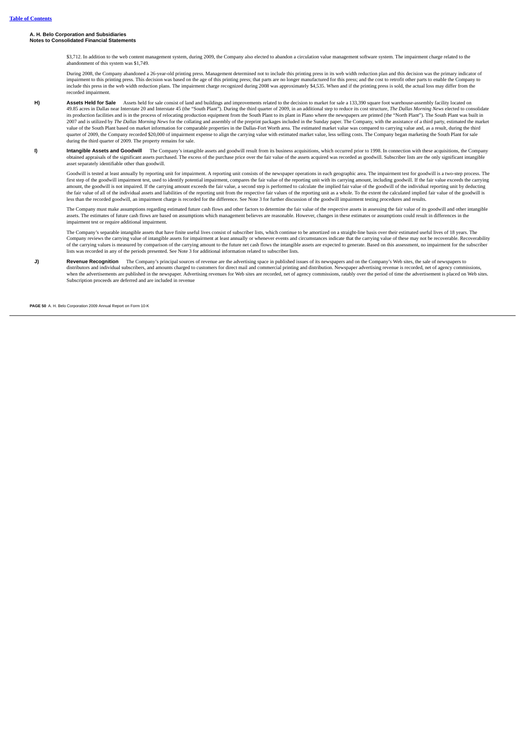$3,712. In addition to the web content management system, during 2009, the Company also elected to abandon a circulation value management software system. The impairment charge related to the abandonment of this system was $1,749.

During 2008, the Company abandoned a 26-year-old printing press. Management determined not to include this printing press in its web width reduction plan and this decision was the primary indicator of impairment to this printing press. This decision was based on the age of this printing press; that parts are no longer manufactured for this press; and the cost to retrofit other parts to enable the Company to include this press in the web width reduction plans. The impairment charge recognized during 2008 was approximately $4,535. When and if the printing press is sold, the actual loss may differ from the recorded impairment.

**H) Assets Held for Sale** Assets held for sale consist of land and buildings and improvements related to the decision to market for sale a 133,390 square foot warehouse-assembly facility located on 49.85 acres in Dallas near Interstate 20 and Interstate 45 (the "South Plant"). During the third quarter of 2009, in an additional step to reduce its cost structure, *The Dallas Morning News* elected to consolidate its production facilities and is in the process of relocating production equipment from the South Plant to its plant in Plano where the newspapers are printed (the "North Plant"). The South Plant was built in 2007 and is utilized by *The Dallas Morning News* for the collating and assembly of the preprint packages included in the Sunday paper. The Company, with the assistance of a third party, estimated the market value of the South Plant based on market information for comparable properties in the Dallas-Fort Worth area. The estimated market value was compared to carrying value and, as a result, during the third quarter of 2009, the Company recorded $20,000 of impairment expense to align the carrying value with estimated market value, less selling costs. The Company began marketing the South Plant for sale during the third quarter of 2009. The property remains for sale.

**I) Intangible Assets and Goodwill** The Company's intangible assets and goodwill result from its business acquisitions, which occurred prior to 1998. In connection with these acquisitions, the Company obtained appraisals of the significant assets purchased. The excess of the purchase price over the fair value of the assets acquired was recorded as goodwill. Subscriber lists are the only significant intangible asset separately identifiable other than goodwill.

Goodwill is tested at least annually by reporting unit for impairment. A reporting unit consists of the newspaper operations in each geographic area. The impairment test for goodwill is a two-step process. The first step of the goodwill impairment test, used to identify potential impairment, compares the fair value of the reporting unit with its carrying amount, including goodwill. If the fair value exceeds the carrying amount, the goodwill is not impaired. If the carrying amount exceeds the fair value, a second step is performed to calculate the implied fair value of the goodwill of the individual reporting unit by deducting the fair value of all of the individual assets and liabilities of the reporting unit from the respective fair values of the reporting unit as a whole. To the extent the calculated implied fair value of the goodwill is less than the recorded goodwill, an impairment charge is recorded for the difference. See Note 3 for further discussion of the goodwill impairment testing procedures and results.

The Company must make assumptions regarding estimated future cash flows and other factors to determine the fair value of the respective assets in assessing the fair value of its goodwill and other intangible assets. The estimates of future cash flows are based on assumptions which management believes are reasonable. However, changes in these estimates or assumptions could result in differences in the impairment test or require additional impairment.

The Company's separable intangible assets that have finite useful lives consist of subscriber lists, which continue to be amortized on a straight-line basis over their estimated useful lives of 18 years. The Company reviews the carrying value of intangible assets for impairment at least annually or whenever events and circumstances indicate that the carrying value of these may not be recoverable. Recoverability of the carrying values is measured by comparison of the carrying amount to the future net cash flows the intangible assets are expected to generate. Based on this assessment, no impairment for the subscriber lists was recorded in any of the periods presented. See Note 3 for additional information related to subscriber lists.

**J) Revenue Recognition** The Company's principal sources of revenue are the advertising space in published issues of its newspapers and on the Company's Web sites, the sale of newspapers to distributors and individual subscribers, and amounts charged to customers for direct mail and commercial printing and distribution. Newspaper advertising revenue is recorded, net of agency commissions, when the advertisements are published in the newspaper. Advertising revenues for Web sites are recorded, net of agency commissions, ratably over the period of time the advertisement is placed on Web sites. Subscription proceeds are deferred and are included in revenue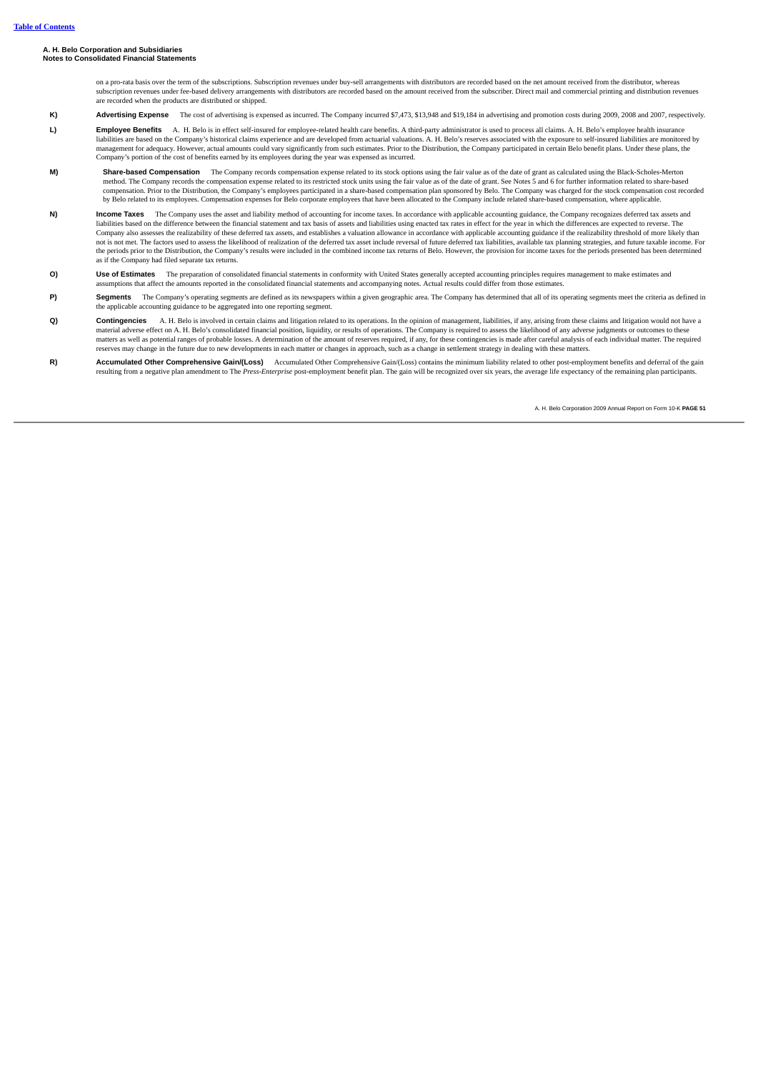**A. H. Belo Corporation and Subsidiaries**
**Notes to Consolidated Financial Statements**

on a pro-rata basis over the term of the subscriptions. Subscription revenues under buy-sell arrangements with distributors are recorded based on the net amount received from the distributor, whereas subscription revenues under fee-based delivery arrangements with distributors are recorded based on the amount received from the subscriber. Direct mail and commercial printing and distribution revenues are recorded when the products are distributed or shipped.

**K)** **Advertising Expense** The cost of advertising is expensed as incurred. The Company incurred $7,473, $13,948 and $19,184 in advertising and promotion costs during 2009, 2008 and 2007, respectively.

**L)** **Employee Benefits** A. H. Belo is in effect self-insured for employee-related health care benefits. A third-party administrator is used to process all claims. A. H. Belo's employee health insurance liabilities are based on the Company's historical claims experience and are developed from actuarial valuations. A. H. Belo's reserves associated with the exposure to self-insured liabilities are monitored by management for adequacy. However, actual amounts could vary significantly from such estimates. Prior to the Distribution, the Company participated in certain Belo benefit plans. Under these plans, the Company's portion of the cost of benefits earned by its employees during the year was expensed as incurred.

**M)** **Share-based Compensation** The Company records compensation expense related to its stock options using the fair value as of the date of grant as calculated using the Black-Scholes-Merton method. The Company records the compensation expense related to its restricted stock units using the fair value as of the date of grant. See Notes 5 and 6 for further information related to share-based compensation. Prior to the Distribution, the Company's employees participated in a share-based compensation plan sponsored by Belo. The Company was charged for the stock compensation cost recorded by Belo related to its employees. Compensation expenses for Belo corporate employees that have been allocated to the Company include related share-based compensation, where applicable.

**N)** **Income Taxes** The Company uses the asset and liability method of accounting for income taxes. In accordance with applicable accounting guidance, the Company recognizes deferred tax assets and liabilities based on the difference between the financial statement and tax basis of assets and liabilities using enacted tax rates in effect for the year in which the differences are expected to reverse. The Company also assesses the realizability of these deferred tax assets, and establishes a valuation allowance in accordance with applicable accounting guidance if the realizability threshold of more likely than not is not met. The factors used to assess the likelihood of realization of the deferred tax asset include reversal of future deferred tax liabilities, available tax planning strategies, and future taxable income. For the periods prior to the Distribution, the Company's results were included in the combined income tax returns of Belo. However, the provision for income taxes for the periods presented has been determined as if the Company had filed separate tax returns.

**O)** **Use of Estimates** The preparation of consolidated financial statements in conformity with United States generally accepted accounting principles requires management to make estimates and assumptions that affect the amounts reported in the consolidated financial statements and accompanying notes. Actual results could differ from those estimates.

**P)** **Segments** The Company's operating segments are defined as its newspapers within a given geographic area. The Company has determined that all of its operating segments meet the criteria as defined in the applicable accounting guidance to be aggregated into one reporting segment.

**Q)** **Contingencies** A. H. Belo is involved in certain claims and litigation related to its operations. In the opinion of management, liabilities, if any, arising from these claims and litigation would not have a material adverse effect on A. H. Belo's consolidated financial position, liquidity, or results of operations. The Company is required to assess the likelihood of any adverse judgments or outcomes to these matters as well as potential ranges of probable losses. A determination of the amount of reserves required, if any, for these contingencies is made after careful analysis of each individual matter. The required reserves may change in the future due to new developments in each matter or changes in approach, such as a change in settlement strategy in dealing with these matters.

**R)** **Accumulated Other Comprehensive Gain/(Loss)** Accumulated Other Comprehensive Gain/(Loss) contains the minimum liability related to other post-employment benefits and deferral of the gain resulting from a negative plan amendment to The *Press-Enterprise* post-employment benefit plan. The gain will be recognized over six years, the average life expectancy of the remaining plan participants.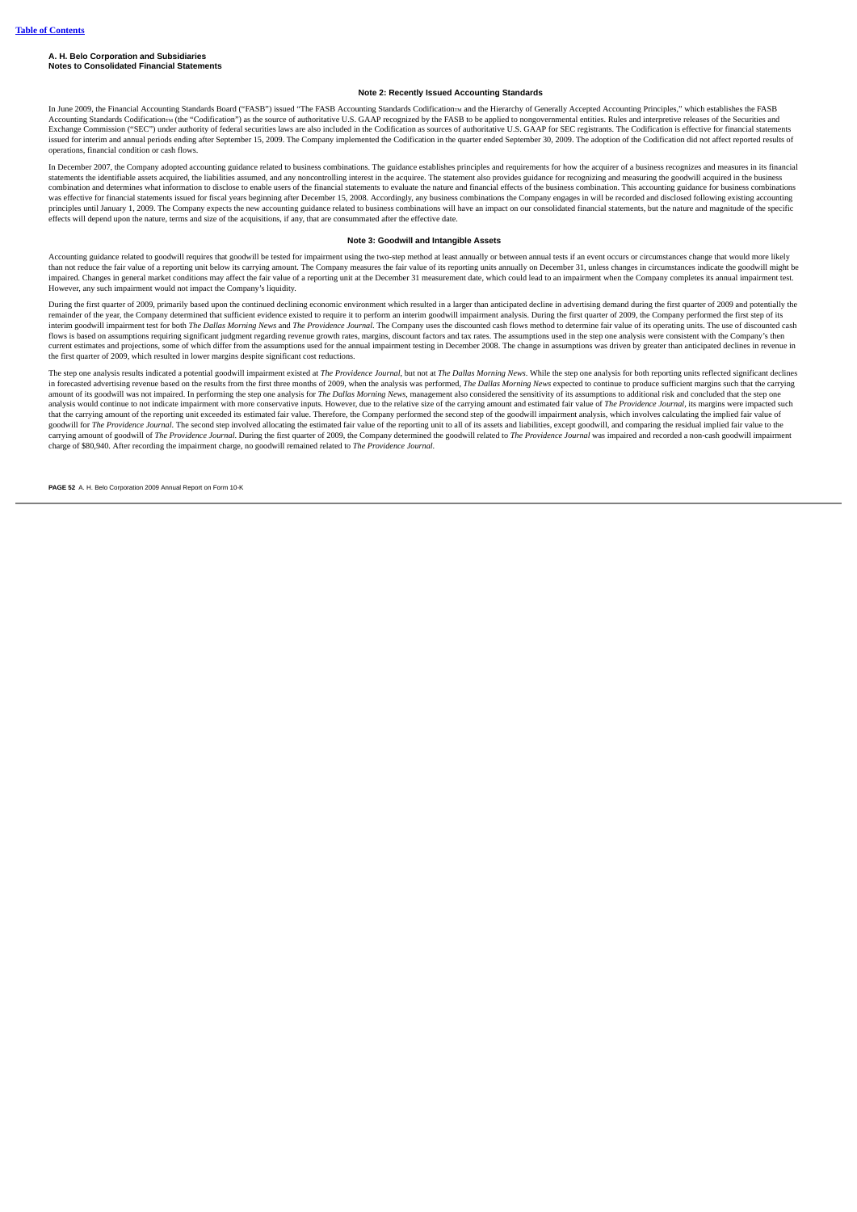**A. H. Belo Corporation and Subsidiaries**
**Notes to Consolidated Financial Statements**

## Note 2: Recently Issued Accounting Standards

In June 2009, the Financial Accounting Standards Board ("FASB") issued "The FASB Accounting Standards Codification™ and the Hierarchy of Generally Accepted Accounting Principles," which establishes the FASB Accounting Standards Codification™ (the "Codification") as the source of authoritative U.S. GAAP recognized by the FASB to be applied to nongovernmental entities. Rules and interpretive releases of the Securities and Exchange Commission ("SEC") under authority of federal securities laws are also included in the Codification as sources of authoritative U.S. GAAP for SEC registrants. The Codification is effective for financial statements issued for interim and annual periods ending after September 15, 2009. The Company implemented the Codification in the quarter ended September 30, 2009. The adoption of the Codification did not affect reported results of operations, financial condition or cash flows.

In December 2007, the Company adopted accounting guidance related to business combinations. The guidance establishes principles and requirements for how the acquirer of a business recognizes and measures in its financial statements the identifiable assets acquired, the liabilities assumed, and any noncontrolling interest in the acquiree. The statement also provides guidance for recognizing and measuring the goodwill acquired in the business combination and determines what information to disclose to enable users of the financial statements to evaluate the nature and financial effects of the business combination. This accounting guidance for business combinations was effective for financial statements issued for fiscal years beginning after December 15, 2008. Accordingly, any business combinations the Company engages in will be recorded and disclosed following existing accounting principles until January 1, 2009. The Company expects the new accounting guidance related to business combinations will have an impact on our consolidated financial statements, but the nature and magnitude of the specific effects will depend upon the nature, terms and size of the acquisitions, if any, that are consummated after the effective date.

## Note 3: Goodwill and Intangible Assets

Accounting guidance related to goodwill requires that goodwill be tested for impairment using the two-step method at least annually or between annual tests if an event occurs or circumstances change that would more likely than not reduce the fair value of a reporting unit below its carrying amount. The Company measures the fair value of its reporting units annually on December 31, unless changes in circumstances indicate the goodwill might be impaired. Changes in general market conditions may affect the fair value of a reporting unit at the December 31 measurement date, which could lead to an impairment when the Company completes its annual impairment test. However, any such impairment would not impact the Company's liquidity.

During the first quarter of 2009, primarily based upon the continued declining economic environment which resulted in a larger than anticipated decline in advertising demand during the first quarter of 2009 and potentially the remainder of the year, the Company determined that sufficient evidence existed to require it to perform an interim goodwill impairment analysis. During the first quarter of 2009, the Company performed the first step of its interim goodwill impairment test for both *The Dallas Morning News* and *The Providence Journal*. The Company uses the discounted cash flows method to determine fair value of its operating units. The use of discounted cash flows is based on assumptions requiring significant judgment regarding revenue growth rates, margins, discount factors and tax rates. The assumptions used in the step one analysis were consistent with the Company's then current estimates and projections, some of which differ from the assumptions used for the annual impairment testing in December 2008. The change in assumptions was driven by greater than anticipated declines in revenue in the first quarter of 2009, which resulted in lower margins despite significant cost reductions.

The step one analysis results indicated a potential goodwill impairment existed at *The Providence Journal*, but not at *The Dallas Morning News*. While the step one analysis for both reporting units reflected significant declines in forecasted advertising revenue based on the results from the first three months of 2009, when the analysis was performed, *The Dallas Morning News* expected to continue to produce sufficient margins such that the carrying amount of its goodwill was not impaired. In performing the step one analysis for *The Dallas Morning News*, management also considered the sensitivity of its assumptions to additional risk and concluded that the step one analysis would continue to not indicate impairment with more conservative inputs. However, due to the relative size of the carrying amount and estimated fair value of *The Providence Journal*, its margins were impacted such that the carrying amount of the reporting unit exceeded its estimated fair value. Therefore, the Company performed the second step of the goodwill impairment analysis, which involves calculating the implied fair value of goodwill for *The Providence Journal*. The second step involved allocating the estimated fair value of the reporting unit to all of its assets and liabilities, except goodwill, and comparing the residual implied fair value to the carrying amount of goodwill of *The Providence Journal*. During the first quarter of 2009, the Company determined the goodwill related to *The Providence Journal* was impaired and recorded a non-cash goodwill impairment charge of $80,940. After recording the impairment charge, no goodwill remained related to *The Providence Journal*.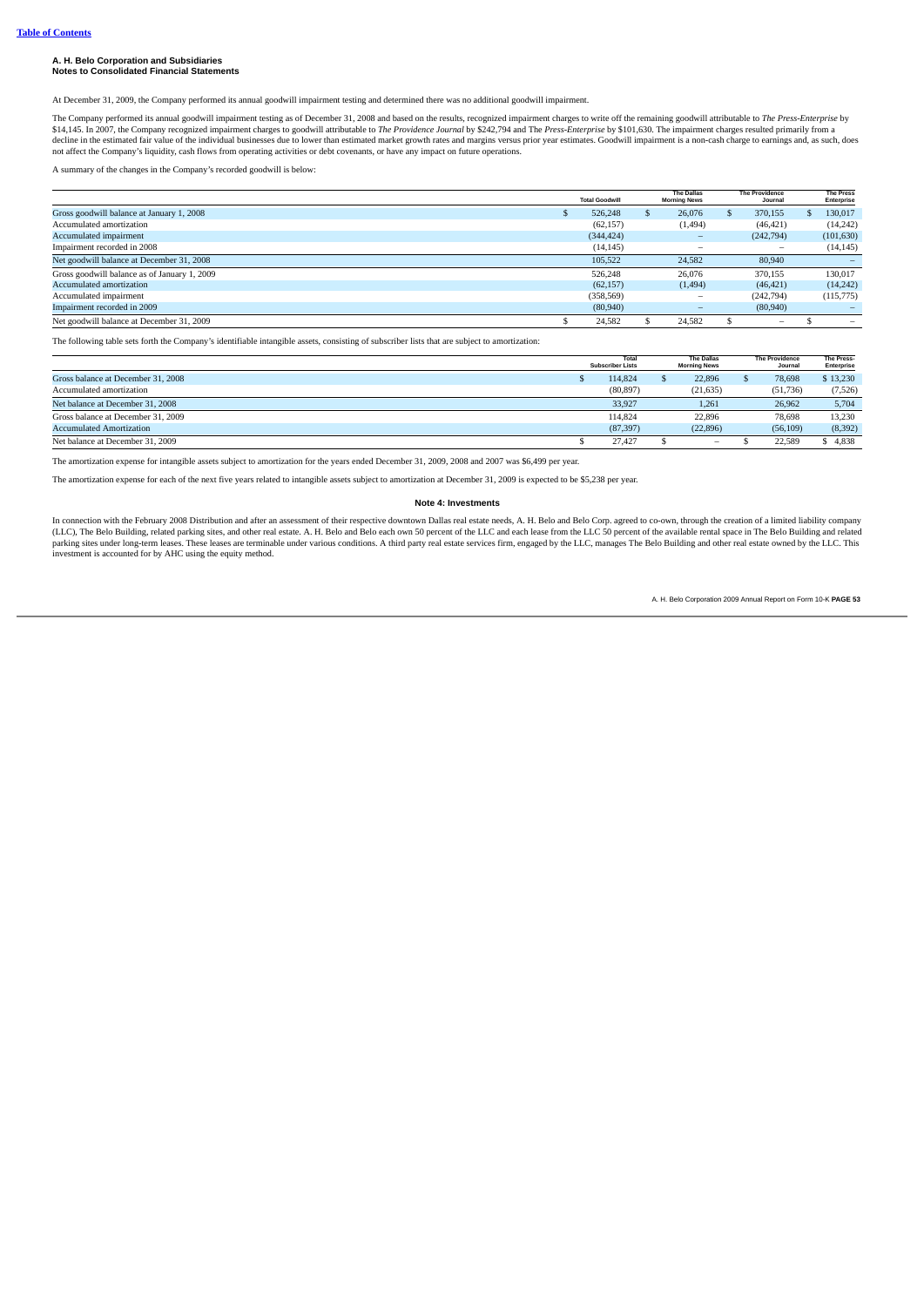[Table of Contents](#)

**A. H. Belo Corporation and Subsidiaries**
**Notes to Consolidated Financial Statements**

At December 31, 2009, the Company performed its annual goodwill impairment testing and determined there was no additional goodwill impairment.

The Company performed its annual goodwill impairment testing as of December 31, 2008 and based on the results, recognized impairment charges to write off the remaining goodwill attributable to *The Press-Enterprise* by $14,145. In 2007, the Company recognized impairment charges to goodwill attributable to *The Providence Journal* by $242,794 and The *Press-Enterprise* by $101,630. The impairment charges resulted primarily from a decline in the estimated fair value of the individual businesses due to lower than estimated market growth rates and margins versus prior year estimates. Goodwill impairment is a non-cash charge to earnings and, as such, does not affect the Company's liquidity, cash flows from operating activities or debt covenants, or have any impact on future operations.

A summary of the changes in the Company's recorded goodwill is below:

| | Total Goodwill | The Dallas Morning News | The Providence Journal | The Press Enterprise |
|---|---|---|---|---|
| Gross goodwill balance at January 1, 2008 | $ 526,248 | $ 26,076 | $ 370,155 | $ 130,017 |
| Accumulated amortization | (62,157) | (1,494) | (46,421) | (14,242) |
| Accumulated impairment | (344,424) | – | (242,794) | (101,630) |
| Impairment recorded in 2008 | (14,145) | – | – | (14,145) |
| Net goodwill balance at December 31, 2008 | 105,522 | 24,582 | 80,940 | – |
| Gross goodwill balance as of January 1, 2009 | 526,248 | 26,076 | 370,155 | 130,017 |
| Accumulated amortization | (62,157) | (1,494) | (46,421) | (14,242) |
| Accumulated impairment | (358,569) | – | (242,794) | (115,775) |
| Impairment recorded in 2009 | (80,940) | – | (80,940) | – |
| Net goodwill balance at December 31, 2009 | $ 24,582 | $ 24,582 | $ – | $ – |

The following table sets forth the Company's identifiable intangible assets, consisting of subscriber lists that are subject to amortization:

| | Total Subscriber Lists | The Dallas Morning News | The Providence Journal | The Press-Enterprise |
|---|---|---|---|---|
| Gross balance at December 31, 2008 | $ 114,824 | $ 22,896 | $ 78,698 | $ 13,230 |
| Accumulated amortization | (80,897) | (21,635) | (51,736) | (7,526) |
| Net balance at December 31, 2008 | 33,927 | 1,261 | 26,962 | 5,704 |
| Gross balance at December 31, 2009 | 114,824 | 22,896 | 78,698 | 13,230 |
| Accumulated Amortization | (87,397) | (22,896) | (56,109) | (8,392) |
| Net balance at December 31, 2009 | $ 27,427 | $ – | $ 22,589 | $ 4,838 |

The amortization expense for intangible assets subject to amortization for the years ended December 31, 2009, 2008 and 2007 was $6,499 per year.

The amortization expense for each of the next five years related to intangible assets subject to amortization at December 31, 2009 is expected to be $5,238 per year.

## Note 4: Investments

In connection with the February 2008 Distribution and after an assessment of their respective downtown Dallas real estate needs, A. H. Belo and Belo Corp. agreed to co-own, through the creation of a limited liability company (LLC), The Belo Building, related parking sites, and other real estate. A. H. Belo and Belo each own 50 percent of the LLC and each lease from the LLC 50 percent of the available rental space in The Belo Building and related parking sites under long-term leases. These leases are terminable under various conditions. A third party real estate services firm, engaged by the LLC, manages The Belo Building and other real estate owned by the LLC. This investment is accounted for by AHC using the equity method.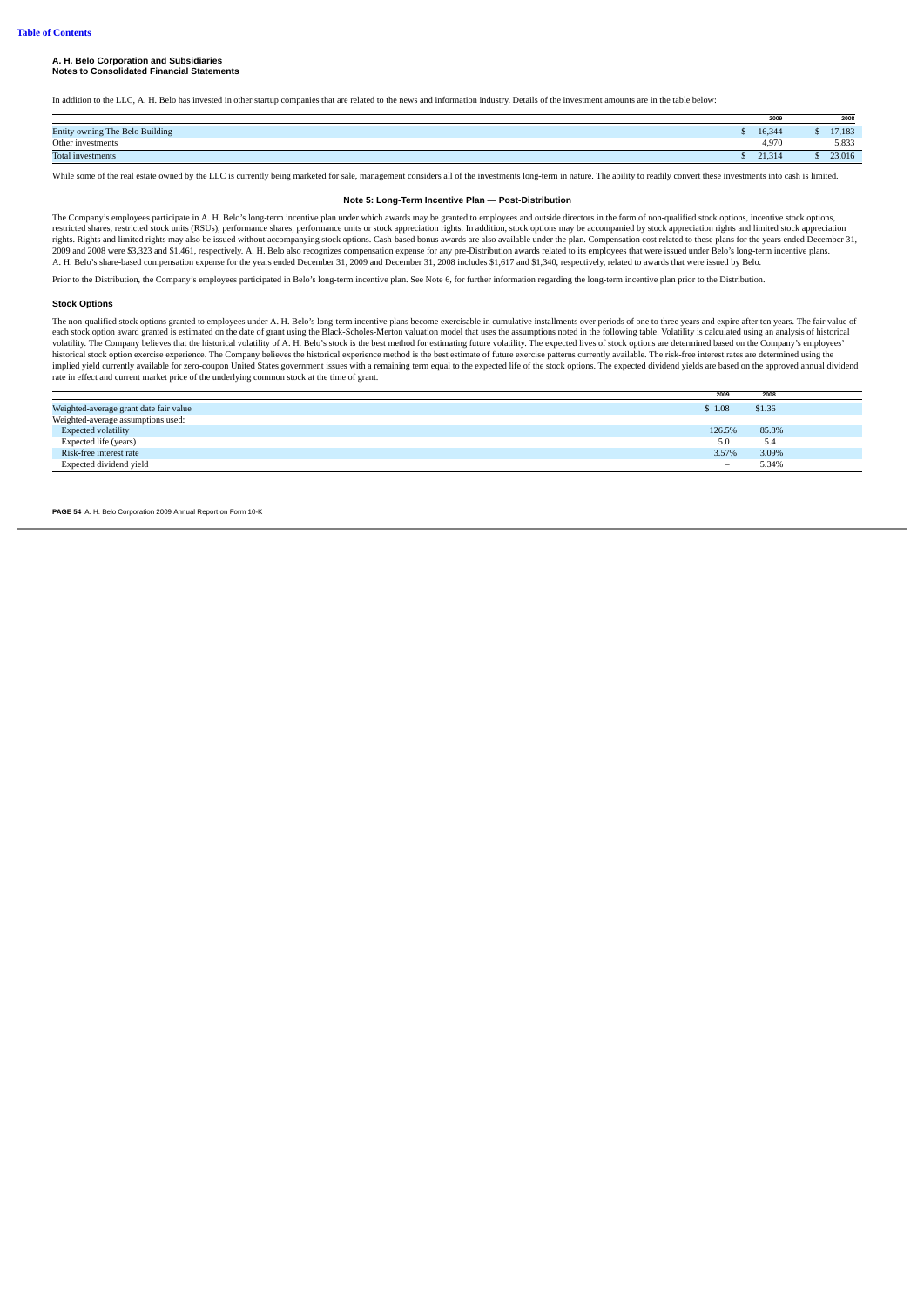[Table of Contents](#)

**A. H. Belo Corporation and Subsidiaries**
**Notes to Consolidated Financial Statements**

In addition to the LLC, A. H. Belo has invested in other startup companies that are related to the news and information industry. Details of the investment amounts are in the table below:

| | 2009 | 2008 |
|---|---|---|
| Entity owning The Belo Building | $ 16,344 | $ 17,183 |
| Other investments | 4,970 | 5,833 |
| Total investments | $ 21,314 | $ 23,016 |

While some of the real estate owned by the LLC is currently being marketed for sale, management considers all of the investments long-term in nature. The ability to readily convert these investments into cash is limited.

## Note 5: Long-Term Incentive Plan — Post-Distribution

The Company's employees participate in A. H. Belo's long-term incentive plan under which awards may be granted to employees and outside directors in the form of non-qualified stock options, incentive stock options, restricted shares, restricted stock units (RSUs), performance shares, performance units or stock appreciation rights. In addition, stock options may be accompanied by stock appreciation rights and limited stock appreciation rights. Rights and limited rights may also be issued without accompanying stock options. Cash-based bonus awards are also available under the plan. Compensation cost related to these plans for the years ended December 31, 2009 and 2008 were $3,323 and $1,461, respectively. A. H. Belo also recognizes compensation expense for any pre-Distribution awards related to its employees that were issued under Belo's long-term incentive plans. A. H. Belo's share-based compensation expense for the years ended December 31, 2009 and December 31, 2008 includes $1,617 and $1,340, respectively, related to awards that were issued by Belo.

Prior to the Distribution, the Company's employees participated in Belo's long-term incentive plan. See Note 6, for further information regarding the long-term incentive plan prior to the Distribution.

### Stock Options

The non-qualified stock options granted to employees under A. H. Belo's long-term incentive plans become exercisable in cumulative installments over periods of one to three years and expire after ten years. The fair value of each stock option award granted is estimated on the date of grant using the Black-Scholes-Merton valuation model that uses the assumptions noted in the following table. Volatility is calculated using an analysis of historical volatility. The Company believes that the historical volatility of A. H. Belo's stock is the best method for estimating future volatility. The expected lives of stock options are determined based on the Company's employees' historical stock option exercise experience. The Company believes the historical experience method is the best estimate of future exercise patterns currently available. The risk-free interest rates are determined using the implied yield currently available for zero-coupon United States government issues with a remaining term equal to the expected life of the stock options. The expected dividend yields are based on the approved annual dividend rate in effect and current market price of the underlying common stock at the time of grant.

| | 2009 | 2008 |
|---|---|---|
| Weighted-average grant date fair value | $ 1.08 | $1.36 |
| Weighted-average assumptions used: | | |
| Expected volatility | 126.5% | 85.8% |
| Expected life (years) | 5.0 | 5.4 |
| Risk-free interest rate | 3.57% | 3.09% |
| Expected dividend yield | – | 5.34% |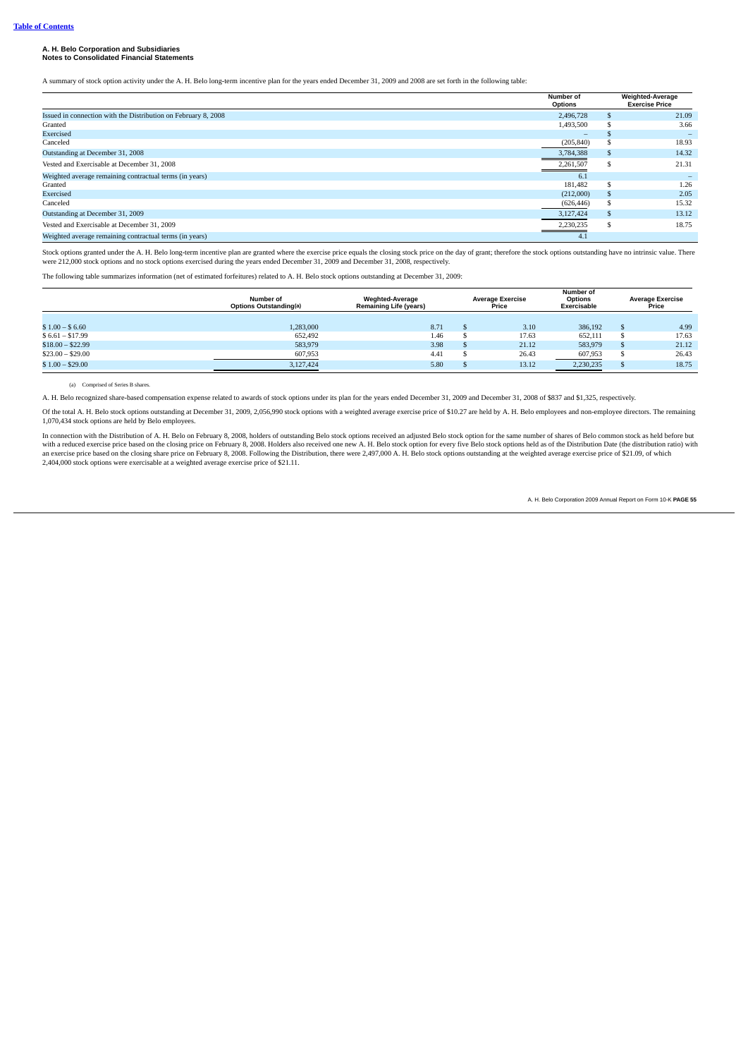**A. H. Belo Corporation and Subsidiaries**
**Notes to Consolidated Financial Statements**

A summary of stock option activity under the A. H. Belo long-term incentive plan for the years ended December 31, 2009 and 2008 are set forth in the following table:

| | Number of Options | Weighted-Average Exercise Price |
|---|---|---|
| Issued in connection with the Distribution on February 8, 2008 | 2,496,728 | $ 21.09 |
| Granted | 1,493,500 | $ 3.66 |
| Exercised | – | $ – |
| Canceled | (205,840) | $ 18.93 |
| Outstanding at December 31, 2008 | 3,784,388 | $ 14.32 |
| Vested and Exercisable at December 31, 2008 | 2,261,507 | $ 21.31 |
| Weighted average remaining contractual terms (in years) | 6.1 | – |
| Granted | 181,482 | $ 1.26 |
| Exercised | (212,000) | $ 2.05 |
| Canceled | (626,446) | $ 15.32 |
| Outstanding at December 31, 2009 | 3,127,424 | $ 13.12 |
| Vested and Exercisable at December 31, 2009 | 2,230,235 | $ 18.75 |
| Weighted average remaining contractual terms (in years) | 4.1 | |

Stock options granted under the A. H. Belo long-term incentive plan are granted where the exercise price equals the closing stock price on the day of grant; therefore the stock options outstanding have no intrinsic value. There were 212,000 stock options and no stock options exercised during the years ended December 31, 2009 and December 31, 2008, respectively.

The following table summarizes information (net of estimated forfeitures) related to A. H. Belo stock options outstanding at December 31, 2009:

| | Number of Options Outstanding(a) | Weghted-Average Remaining Life (years) | Average Exercise Price | Number of Options Exercisable | Average Exercise Price |
|---|---|---|---|---|---|
| $ 1.00 – $ 6.60 | 1,283,000 | 8.71 | $ 3.10 | 386,192 | $ 4.99 |
| $ 6.61 – $17.99 | 652,492 | 1.46 | $ 17.63 | 652,111 | $ 17.63 |
| $18.00 – $22.99 | 583,979 | 3.98 | $ 21.12 | 583,979 | $ 21.12 |
| $23.00 – $29.00 | 607,953 | 4.41 | $ 26.43 | 607,953 | $ 26.43 |
| $ 1.00 – $29.00 | 3,127,424 | 5.80 | $ 13.12 | 2,230,235 | $ 18.75 |

(a) Comprised of Series B shares.

A. H. Belo recognized share-based compensation expense related to awards of stock options under its plan for the years ended December 31, 2009 and December 31, 2008 of $837 and $1,325, respectively.

Of the total A. H. Belo stock options outstanding at December 31, 2009, 2,056,990 stock options with a weighted average exercise price of $10.27 are held by A. H. Belo employees and non-employee directors. The remaining 1,070,434 stock options are held by Belo employees.

In connection with the Distribution of A. H. Belo on February 8, 2008, holders of outstanding Belo stock options received an adjusted Belo stock option for the same number of shares of Belo common stock as held before but with a reduced exercise price based on the closing price on February 8, 2008. Holders also received one new A. H. Belo stock option for every five Belo stock options held as of the Distribution Date (the distribution ratio) with an exercise price based on the closing share price on February 8, 2008. Following the Distribution, there were 2,497,000 A. H. Belo stock options outstanding at the weighted average exercise price of $21.09, of which 2,404,000 stock options were exercisable at a weighted average exercise price of $21.11.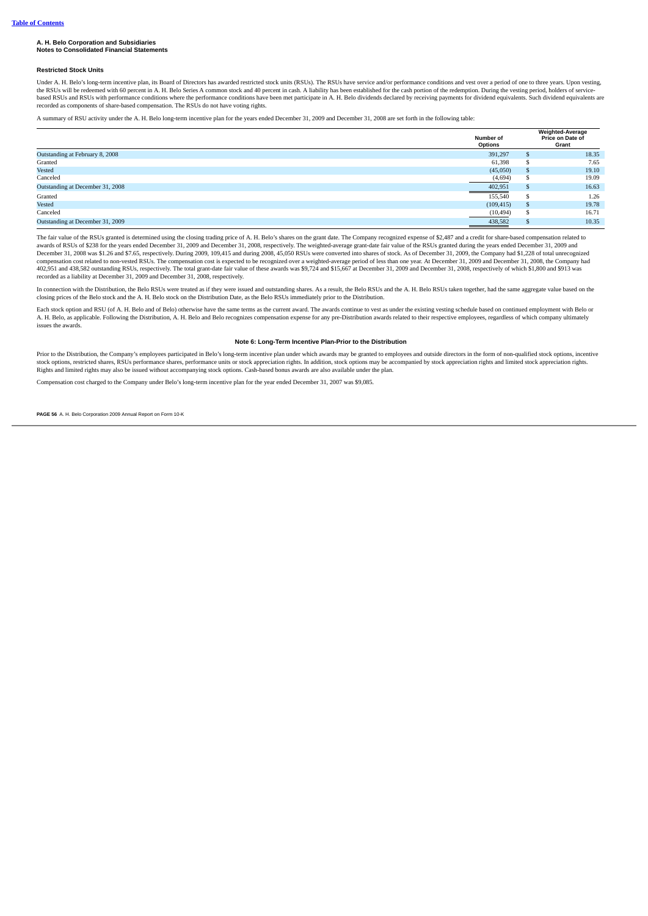**A. H. Belo Corporation and Subsidiaries**
**Notes to Consolidated Financial Statements**

### Restricted Stock Units

Under A. H. Belo's long-term incentive plan, its Board of Directors has awarded restricted stock units (RSUs). The RSUs have service and/or performance conditions and vest over a period of one to three years. Upon vesting, the RSUs will be redeemed with 60 percent in A. H. Belo Series A common stock and 40 percent in cash. A liability has been established for the cash portion of the redemption. During the vesting period, holders of service-based RSUs and RSUs with performance conditions where the performance conditions have been met participate in A. H. Belo dividends declared by receiving payments for dividend equivalents. Such dividend equivalents are recorded as components of share-based compensation. The RSUs do not have voting rights.

A summary of RSU activity under the A. H. Belo long-term incentive plan for the years ended December 31, 2009 and December 31, 2008 are set forth in the following table:

| | Number of Options | Weighted-Average Price on Date of Grant |
|---|---|---|
| Outstanding at February 8, 2008 | 391,297 | $ 18.35 |
| Granted | 61,398 | $ 7.65 |
| Vested | (45,050) | $ 19.10 |
| Canceled | (4,694) | $ 19.09 |
| Outstanding at December 31, 2008 | 402,951 | $ 16.63 |
| Granted | 155,540 | $ 1.26 |
| Vested | (109,415) | $ 19.78 |
| Canceled | (10,494) | $ 16.71 |
| Outstanding at December 31, 2009 | 438,582 | $ 10.35 |

The fair value of the RSUs granted is determined using the closing trading price of A. H. Belo's shares on the grant date. The Company recognized expense of $2,487 and a credit for share-based compensation related to awards of RSUs of $238 for the years ended December 31, 2009 and December 31, 2008, respectively. The weighted-average grant-date fair value of the RSUs granted during the years ended December 31, 2009 and December 31, 2008 was $1.26 and $7.65, respectively. During 2009, 109,415 and during 2008, 45,050 RSUs were converted into shares of stock. As of December 31, 2009, the Company had $1,228 of total unrecognized compensation cost related to non-vested RSUs. The compensation cost is expected to be recognized over a weighted-average period of less than one year. At December 31, 2009 and December 31, 2008, the Company had 402,951 and 438,582 outstanding RSUs, respectively. The total grant-date fair value of these awards was $9,724 and $15,667 at December 31, 2009 and December 31, 2008, respectively of which $1,800 and $913 was recorded as a liability at December 31, 2009 and December 31, 2008, respectively.

In connection with the Distribution, the Belo RSUs were treated as if they were issued and outstanding shares. As a result, the Belo RSUs and the A. H. Belo RSUs taken together, had the same aggregate value based on the closing prices of the Belo stock and the A. H. Belo stock on the Distribution Date, as the Belo RSUs immediately prior to the Distribution.

Each stock option and RSU (of A. H. Belo and of Belo) otherwise have the same terms as the current award. The awards continue to vest as under the existing vesting schedule based on continued employment with Belo or A. H. Belo, as applicable. Following the Distribution, A. H. Belo and Belo recognizes compensation expense for any pre-Distribution awards related to their respective employees, regardless of which company ultimately issues the awards.

### Note 6: Long-Term Incentive Plan-Prior to the Distribution

Prior to the Distribution, the Company's employees participated in Belo's long-term incentive plan under which awards may be granted to employees and outside directors in the form of non-qualified stock options, incentive stock options, restricted shares, RSUs performance shares, performance units or stock appreciation rights. In addition, stock options may be accompanied by stock appreciation rights and limited stock appreciation rights. Rights and limited rights may also be issued without accompanying stock options. Cash-based bonus awards are also available under the plan.

Compensation cost charged to the Company under Belo's long-term incentive plan for the year ended December 31, 2007 was $9,085.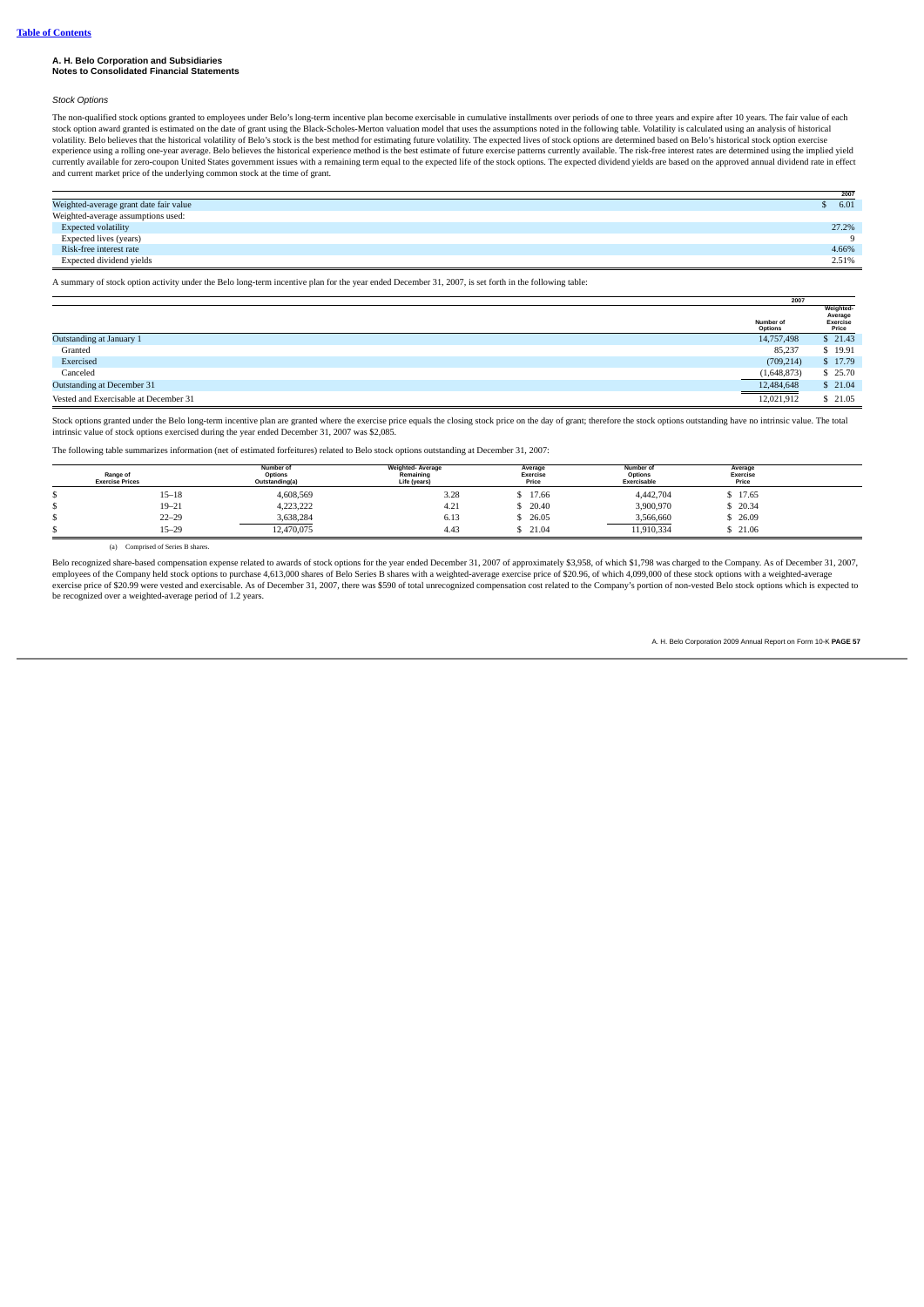**A. H. Belo Corporation and Subsidiaries**
**Notes to Consolidated Financial Statements**

*Stock Options*

The non-qualified stock options granted to employees under Belo's long-term incentive plan become exercisable in cumulative installments over periods of one to three years and expire after 10 years. The fair value of each stock option award granted is estimated on the date of grant using the Black-Scholes-Merton valuation model that uses the assumptions noted in the following table. Volatility is calculated using an analysis of historical volatility. Belo believes that the historical volatility of Belo's stock is the best method for estimating future volatility. The expected lives of stock options are determined based on Belo's historical stock option exercise experience using a rolling one-year average. Belo believes the historical experience method is the best estimate of future exercise patterns currently available. The risk-free interest rates are determined using the implied yield currently available for zero-coupon United States government issues with a remaining term equal to the expected life of the stock options. The expected dividend yields are based on the approved annual dividend rate in effect and current market price of the underlying common stock at the time of grant.

| | 2007 |
|---|---|
| Weighted-average grant date fair value | $ 6.01 |
| Weighted-average assumptions used: | |
| Expected volatility | 27.2% |
| Expected lives (years) | 9 |
| Risk-free interest rate | 4.66% |
| Expected dividend yields | 2.51% |

A summary of stock option activity under the Belo long-term incentive plan for the year ended December 31, 2007, is set forth in the following table:

| | 2007 | |
|---|---|---|
| | Number of Options | Weighted-Average Exercise Price |
| Outstanding at January 1 | 14,757,498 | $ 21.43 |
| Granted | 85,237 | $ 19.91 |
| Exercised | (709,214) | $ 17.79 |
| Canceled | (1,648,873) | $ 25.70 |
| Outstanding at December 31 | 12,484,648 | $ 21.04 |
| Vested and Exercisable at December 31 | 12,021,912 | $ 21.05 |

Stock options granted under the Belo long-term incentive plan are granted where the exercise price equals the closing stock price on the day of grant; therefore the stock options outstanding have no intrinsic value. The total intrinsic value of stock options exercised during the year ended December 31, 2007 was $2,085.

The following table summarizes information (net of estimated forfeitures) related to Belo stock options outstanding at December 31, 2007:

| Range of Exercise Prices | Number of Options Outstanding(a) | Weighted- Average Remaining Life (years) | Average Exercise Price | Number of Options Exercisable | Average Exercise Price |
|---|---|---|---|---|---|
| $ 15–18 | 4,608,569 | 3.28 | $ 17.66 | 4,442,704 | $ 17.65 |
| $ 19–21 | 4,223,222 | 4.21 | $ 20.40 | 3,900,970 | $ 20.34 |
| $ 22–29 | 3,638,284 | 6.13 | $ 26.05 | 3,566,660 | $ 26.09 |
| $ 15–29 | 12,470,075 | 4.43 | $ 21.04 | 11,910,334 | $ 21.06 |

(a) Comprised of Series B shares.

Belo recognized share-based compensation expense related to awards of stock options for the year ended December 31, 2007 of approximately $3,958, of which $1,798 was charged to the Company. As of December 31, 2007, employees of the Company held stock options to purchase 4,613,000 shares of Belo Series B shares with a weighted-average exercise price of $20.96, of which 4,099,000 of these stock options with a weighted-average exercise price of $20.99 were vested and exercisable. As of December 31, 2007, there was $590 of total unrecognized compensation cost related to the Company's portion of non-vested Belo stock options which is expected to be recognized over a weighted-average period of 1.2 years.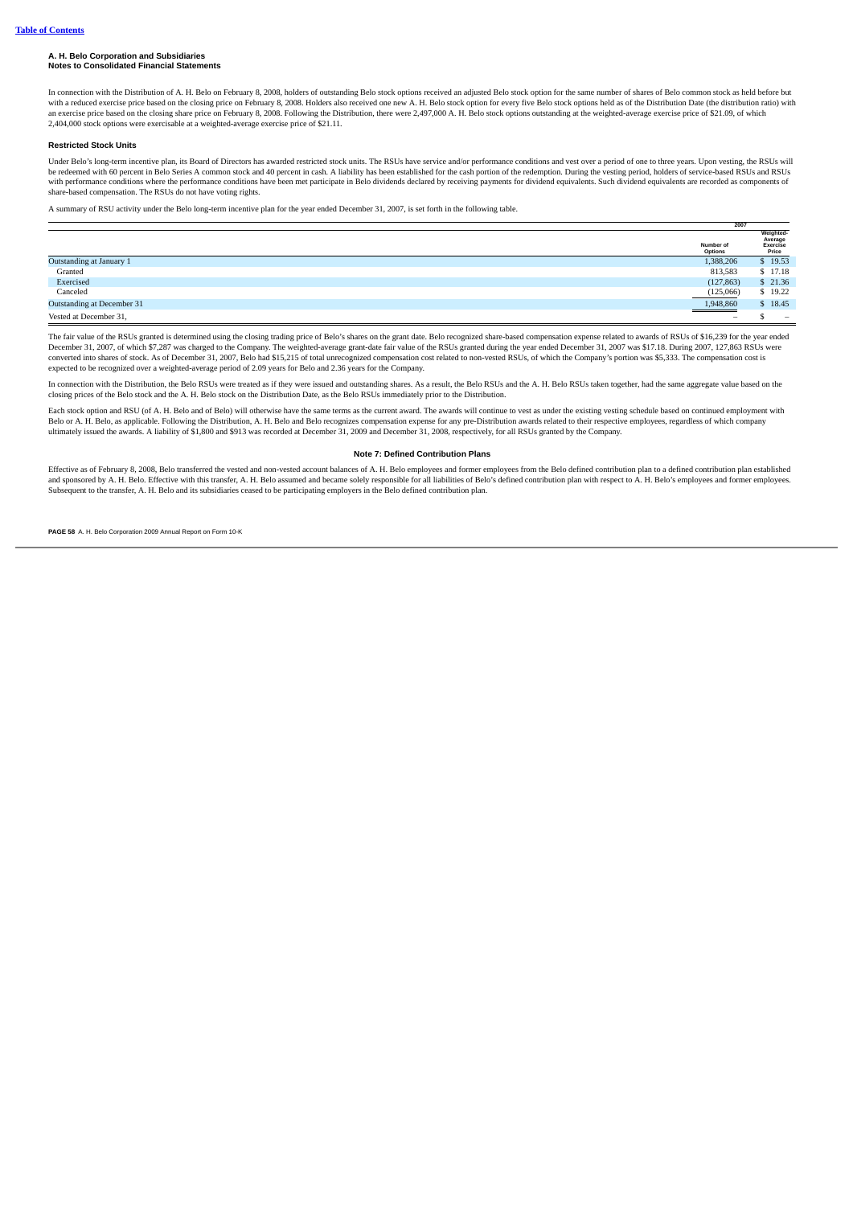[Table of Contents](#)

**A. H. Belo Corporation and Subsidiaries**
**Notes to Consolidated Financial Statements**

In connection with the Distribution of A. H. Belo on February 8, 2008, holders of outstanding Belo stock options received an adjusted Belo stock option for the same number of shares of Belo common stock as held before but with a reduced exercise price based on the closing price on February 8, 2008. Holders also received one new A. H. Belo stock option for every five Belo stock options held as of the Distribution Date (the distribution ratio) with an exercise price based on the closing share price on February 8, 2008. Following the Distribution, there were 2,497,000 A. H. Belo stock options outstanding at the weighted-average exercise price of $21.09, of which 2,404,000 stock options were exercisable at a weighted-average exercise price of $21.11.

### Restricted Stock Units

Under Belo's long-term incentive plan, its Board of Directors has awarded restricted stock units. The RSUs have service and/or performance conditions and vest over a period of one to three years. Upon vesting, the RSUs will be redeemed with 60 percent in Belo Series A common stock and 40 percent in cash. A liability has been established for the cash portion of the redemption. During the vesting period, holders of service-based RSUs and RSUs with performance conditions where the performance conditions have been met participate in Belo dividends declared by receiving payments for dividend equivalents. Such dividend equivalents are recorded as components of share-based compensation. The RSUs do not have voting rights.

A summary of RSU activity under the Belo long-term incentive plan for the year ended December 31, 2007, is set forth in the following table.

| | 2007 | |
|---|---|---|
| | Number of Options | Weighted-Average Exercise Price |
| Outstanding at January 1 | 1,388,206 | $ 19.53 |
| Granted | 813,583 | $ 17.18 |
| Exercised | (127,863) | $ 21.36 |
| Canceled | (125,066) | $ 19.22 |
| Outstanding at December 31 | 1,948,860 | $ 18.45 |
| Vested at December 31, | – | $ – |

The fair value of the RSUs granted is determined using the closing trading price of Belo's shares on the grant date. Belo recognized share-based compensation expense related to awards of RSUs of $16,239 for the year ended December 31, 2007, of which $7,287 was charged to the Company. The weighted-average grant-date fair value of the RSUs granted during the year ended December 31, 2007 was $17.18. During 2007, 127,863 RSUs were converted into shares of stock. As of December 31, 2007, Belo had $15,215 of total unrecognized compensation cost related to non-vested RSUs, of which the Company's portion was $5,333. The compensation cost is expected to be recognized over a weighted-average period of 2.09 years for Belo and 2.36 years for the Company.

In connection with the Distribution, the Belo RSUs were treated as if they were issued and outstanding shares. As a result, the Belo RSUs and the A. H. Belo RSUs taken together, had the same aggregate value based on the closing prices of the Belo stock and the A. H. Belo stock on the Distribution Date, as the Belo RSUs immediately prior to the Distribution.

Each stock option and RSU (of A. H. Belo and of Belo) will otherwise have the same terms as the current award. The awards will continue to vest as under the existing vesting schedule based on continued employment with Belo or A. H. Belo, as applicable. Following the Distribution, A. H. Belo and Belo recognizes compensation expense for any pre-Distribution awards related to their respective employees, regardless of which company ultimately issued the awards. A liability of $1,800 and $913 was recorded at December 31, 2009 and December 31, 2008, respectively, for all RSUs granted by the Company.

## Note 7: Defined Contribution Plans

Effective as of February 8, 2008, Belo transferred the vested and non-vested account balances of A. H. Belo employees and former employees from the Belo defined contribution plan to a defined contribution plan established and sponsored by A. H. Belo. Effective with this transfer, A. H. Belo assumed and became solely responsible for all liabilities of Belo's defined contribution plan with respect to A. H. Belo's employees and former employees. Subsequent to the transfer, A. H. Belo and its subsidiaries ceased to be participating employers in the Belo defined contribution plan.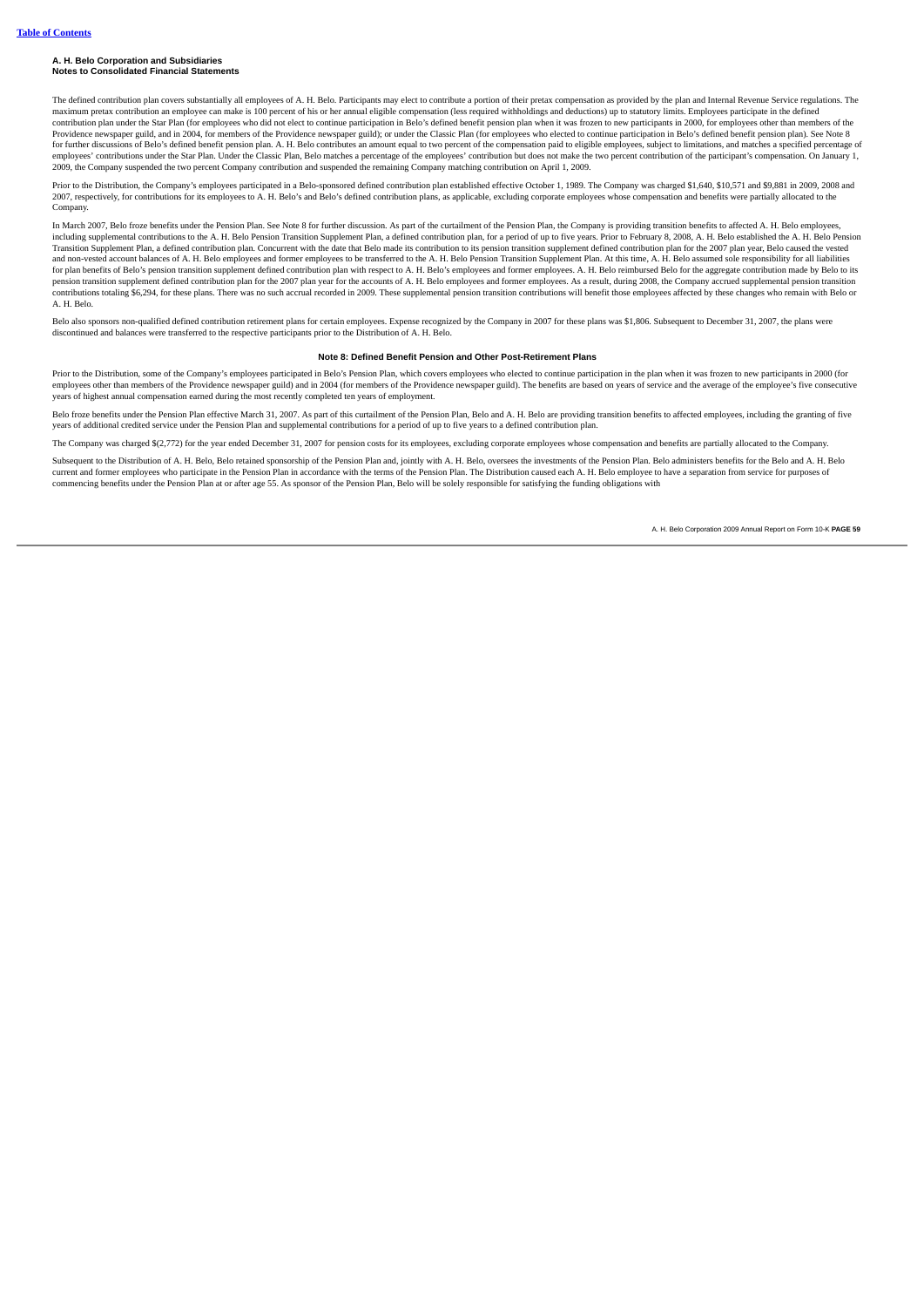**A. H. Belo Corporation and Subsidiaries**
**Notes to Consolidated Financial Statements**

The defined contribution plan covers substantially all employees of A. H. Belo. Participants may elect to contribute a portion of their pretax compensation as provided by the plan and Internal Revenue Service regulations. The maximum pretax contribution an employee can make is 100 percent of his or her annual eligible compensation (less required withholdings and deductions) up to statutory limits. Employees participate in the defined contribution plan under the Star Plan (for employees who did not elect to continue participation in Belo's defined benefit pension plan when it was frozen to new participants in 2000, for employees other than members of the Providence newspaper guild, and in 2004, for members of the Providence newspaper guild); or under the Classic Plan (for employees who elected to continue participation in Belo's defined benefit pension plan). See Note 8 for further discussions of Belo's defined benefit pension plan. A. H. Belo contributes an amount equal to two percent of the compensation paid to eligible employees, subject to limitations, and matches a specified percentage of employees' contributions under the Star Plan. Under the Classic Plan, Belo matches a percentage of the employees' contribution but does not make the two percent contribution of the participant's compensation. On January 1, 2009, the Company suspended the two percent Company contribution and suspended the remaining Company matching contribution on April 1, 2009.

Prior to the Distribution, the Company's employees participated in a Belo-sponsored defined contribution plan established effective October 1, 1989. The Company was charged $1,640, $10,571 and $9,881 in 2009, 2008 and 2007, respectively, for contributions for its employees to A. H. Belo's and Belo's defined contribution plans, as applicable, excluding corporate employees whose compensation and benefits were partially allocated to the Company.

In March 2007, Belo froze benefits under the Pension Plan. See Note 8 for further discussion. As part of the curtailment of the Pension Plan, the Company is providing transition benefits to affected A. H. Belo employees, including supplemental contributions to the A. H. Belo Pension Transition Supplement Plan, a defined contribution plan, for a period of up to five years. Prior to February 8, 2008, A. H. Belo established the A. H. Belo Pension Transition Supplement Plan, a defined contribution plan. Concurrent with the date that Belo made its contribution to its pension transition supplement defined contribution plan for the 2007 plan year, Belo caused the vested and non-vested account balances of A. H. Belo employees and former employees to be transferred to the A. H. Belo Pension Transition Supplement Plan. At this time, A. H. Belo assumed sole responsibility for all liabilities for plan benefits of Belo's pension transition supplement defined contribution plan with respect to A. H. Belo's employees and former employees. A. H. Belo reimbursed Belo for the aggregate contribution made by Belo to its pension transition supplement defined contribution plan for the 2007 plan year for the accounts of A. H. Belo employees and former employees. As a result, during 2008, the Company accrued supplemental pension transition contributions totaling $6,294, for these plans. There was no such accrual recorded in 2009. These supplemental pension transition contributions will benefit those employees affected by these changes who remain with Belo or A. H. Belo.

Belo also sponsors non-qualified defined contribution retirement plans for certain employees. Expense recognized by the Company in 2007 for these plans was $1,806. Subsequent to December 31, 2007, the plans were discontinued and balances were transferred to the respective participants prior to the Distribution of A. H. Belo.

## Note 8: Defined Benefit Pension and Other Post-Retirement Plans

Prior to the Distribution, some of the Company's employees participated in Belo's Pension Plan, which covers employees who elected to continue participation in the plan when it was frozen to new participants in 2000 (for employees other than members of the Providence newspaper guild) and in 2004 (for members of the Providence newspaper guild). The benefits are based on years of service and the average of the employee's five consecutive years of highest annual compensation earned during the most recently completed ten years of employment.

Belo froze benefits under the Pension Plan effective March 31, 2007. As part of this curtailment of the Pension Plan, Belo and A. H. Belo are providing transition benefits to affected employees, including the granting of five years of additional credited service under the Pension Plan and supplemental contributions for a period of up to five years to a defined contribution plan.

The Company was charged $(2,772) for the year ended December 31, 2007 for pension costs for its employees, excluding corporate employees whose compensation and benefits are partially allocated to the Company.

Subsequent to the Distribution of A. H. Belo, Belo retained sponsorship of the Pension Plan and, jointly with A. H. Belo, oversees the investments of the Pension Plan. Belo administers benefits for the Belo and A. H. Belo current and former employees who participate in the Pension Plan in accordance with the terms of the Pension Plan. The Distribution caused each A. H. Belo employee to have a separation from service for purposes of commencing benefits under the Pension Plan at or after age 55. As sponsor of the Pension Plan, Belo will be solely responsible for satisfying the funding obligations with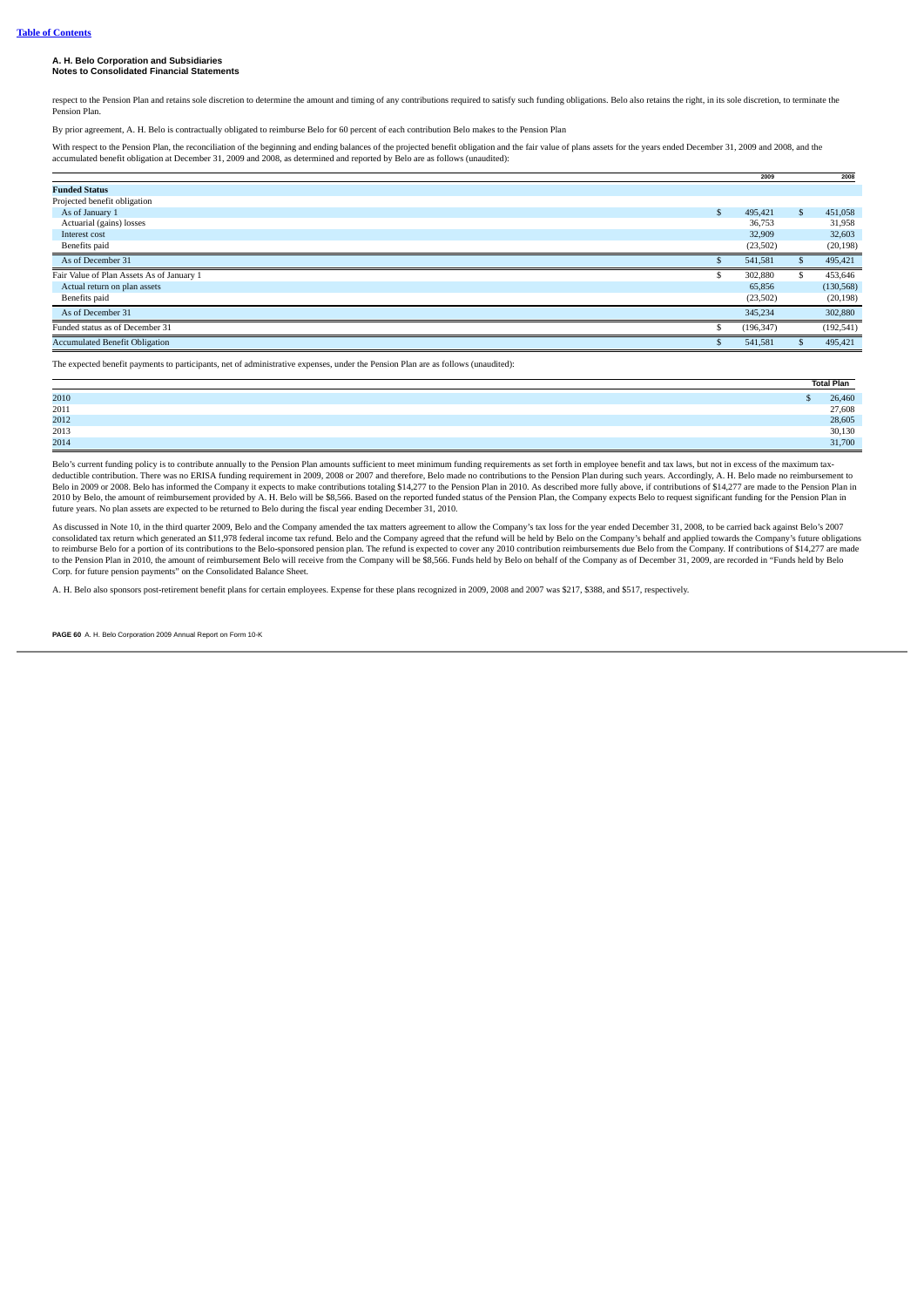**A. H. Belo Corporation and Subsidiaries**
**Notes to Consolidated Financial Statements**

respect to the Pension Plan and retains sole discretion to determine the amount and timing of any contributions required to satisfy such funding obligations. Belo also retains the right, in its sole discretion, to terminate the Pension Plan.

By prior agreement, A. H. Belo is contractually obligated to reimburse Belo for 60 percent of each contribution Belo makes to the Pension Plan

With respect to the Pension Plan, the reconciliation of the beginning and ending balances of the projected benefit obligation and the fair value of plans assets for the years ended December 31, 2009 and 2008, and the accumulated benefit obligation at December 31, 2009 and 2008, as determined and reported by Belo are as follows (unaudited):

| | 2009 | 2008 |
|---|---|---|
| **Funded Status** | | |
| Projected benefit obligation | | |
| As of January 1 | $ 495,421 | $ 451,058 |
| Actuarial (gains) losses | 36,753 | 31,958 |
| Interest cost | 32,909 | 32,603 |
| Benefits paid | (23,502) | (20,198) |
| As of December 31 | $ 541,581 | $ 495,421 |
| Fair Value of Plan Assets As of January 1 | $ 302,880 | $ 453,646 |
| Actual return on plan assets | 65,856 | (130,568) |
| Benefits paid | (23,502) | (20,198) |
| As of December 31 | 345,234 | 302,880 |
| Funded status as of December 31 | $ (196,347) | (192,541) |
| Accumulated Benefit Obligation | $ 541,581 | $ 495,421 |

The expected benefit payments to participants, net of administrative expenses, under the Pension Plan are as follows (unaudited):

| | Total Plan |
|---|---|
| 2010 | $ 26,460 |
| 2011 | 27,608 |
| 2012 | 28,605 |
| 2013 | 30,130 |
| 2014 | 31,700 |

Belo's current funding policy is to contribute annually to the Pension Plan amounts sufficient to meet minimum funding requirements as set forth in employee benefit and tax laws, but not in excess of the maximum tax-deductible contribution. There was no ERISA funding requirement in 2009, 2008 or 2007 and therefore, Belo made no contributions to the Pension Plan during such years. Accordingly, A. H. Belo made no reimbursement to Belo in 2009 or 2008. Belo has informed the Company it expects to make contributions totaling $14,277 to the Pension Plan in 2010. As described more fully above, if contributions of $14,277 are made to the Pension Plan in 2010 by Belo, the amount of reimbursement provided by A. H. Belo will be $8,566. Based on the reported funded status of the Pension Plan, the Company expects Belo to request significant funding for the Pension Plan in future years. No plan assets are expected to be returned to Belo during the fiscal year ending December 31, 2010.

As discussed in Note 10, in the third quarter 2009, Belo and the Company amended the tax matters agreement to allow the Company's tax loss for the year ended December 31, 2008, to be carried back against Belo's 2007 consolidated tax return which generated an $11,978 federal income tax refund. Belo and the Company agreed that the refund will be held by Belo on the Company's behalf and applied towards the Company's future obligations to reimburse Belo for a portion of its contributions to the Belo-sponsored pension plan. The refund is expected to cover any 2010 contribution reimbursements due Belo from the Company. If contributions of $14,277 are made to the Pension Plan in 2010, the amount of reimbursement Belo will receive from the Company will be $8,566. Funds held by Belo on behalf of the Company as of December 31, 2009, are recorded in "Funds held by Belo Corp. for future pension payments" on the Consolidated Balance Sheet.

A. H. Belo also sponsors post-retirement benefit plans for certain employees. Expense for these plans recognized in 2009, 2008 and 2007 was $217, $388, and $517, respectively.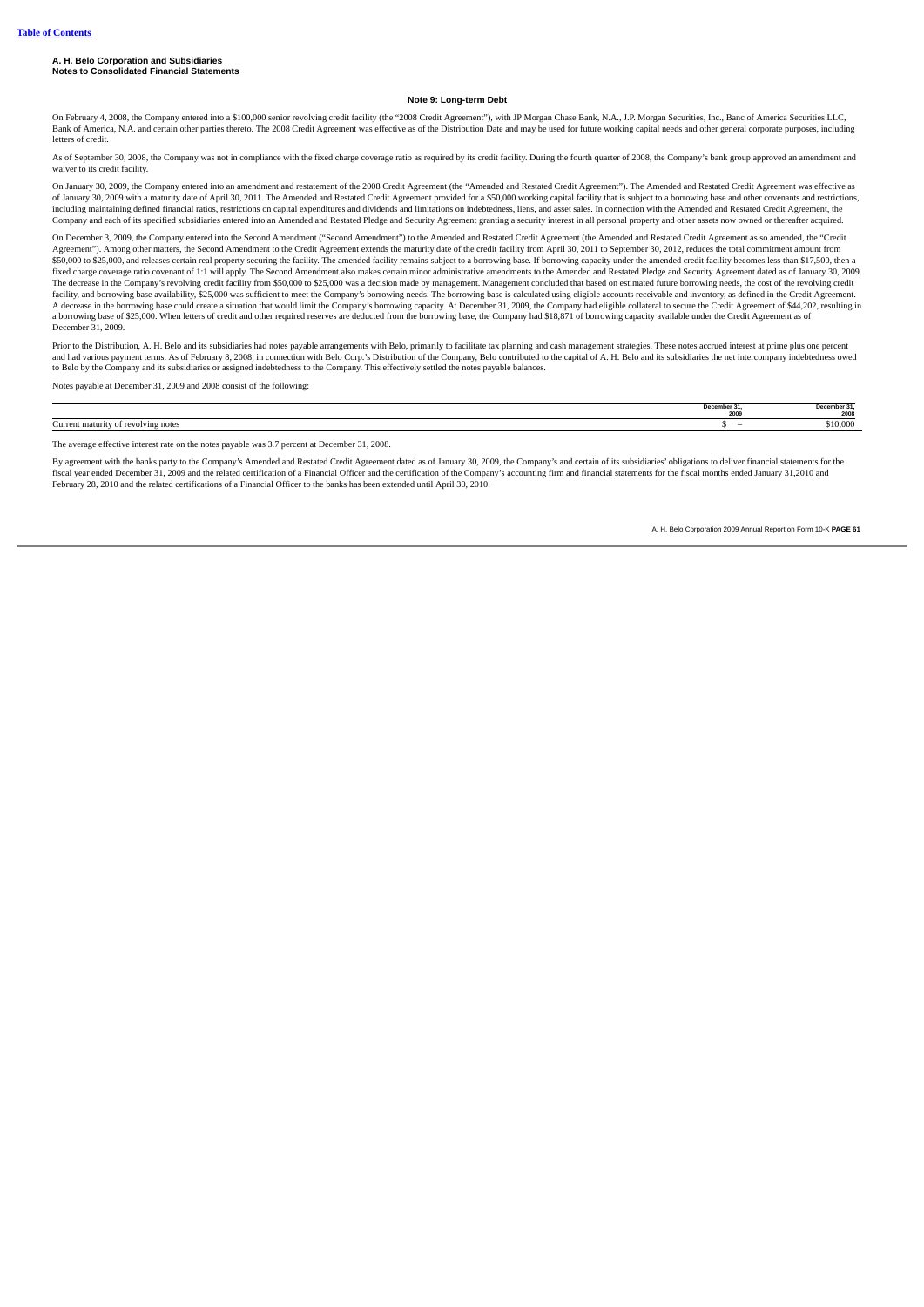[Table of Contents](#)

**A. H. Belo Corporation and Subsidiaries**
**Notes to Consolidated Financial Statements**

## Note 9: Long-term Debt

On February 4, 2008, the Company entered into a $100,000 senior revolving credit facility (the "2008 Credit Agreement"), with JP Morgan Chase Bank, N.A., J.P. Morgan Securities, Inc., Banc of America Securities LLC, Bank of America, N.A. and certain other parties thereto. The 2008 Credit Agreement was effective as of the Distribution Date and may be used for future working capital needs and other general corporate purposes, including letters of credit.

As of September 30, 2008, the Company was not in compliance with the fixed charge coverage ratio as required by its credit facility. During the fourth quarter of 2008, the Company's bank group approved an amendment and waiver to its credit facility.

On January 30, 2009, the Company entered into an amendment and restatement of the 2008 Credit Agreement (the "Amended and Restated Credit Agreement"). The Amended and Restated Credit Agreement was effective as of January 30, 2009 with a maturity date of April 30, 2011. The Amended and Restated Credit Agreement provided for a $50,000 working capital facility that is subject to a borrowing base and other covenants and restrictions, including maintaining defined financial ratios, restrictions on capital expenditures and dividends and limitations on indebtedness, liens, and asset sales. In connection with the Amended and Restated Credit Agreement, the Company and each of its specified subsidiaries entered into an Amended and Restated Pledge and Security Agreement granting a security interest in all personal property and other assets now owned or thereafter acquired.

On December 3, 2009, the Company entered into the Second Amendment ("Second Amendment") to the Amended and Restated Credit Agreement (the Amended and Restated Credit Agreement as so amended, the "Credit Agreement"). Among other matters, the Second Amendment to the Credit Agreement extends the maturity date of the credit facility from April 30, 2011 to September 30, 2012, reduces the total commitment amount from $50,000 to $25,000, and releases certain real property securing the facility. The amended facility remains subject to a borrowing base. If borrowing capacity under the amended credit facility becomes less than $17,500, then a fixed charge coverage ratio covenant of 1:1 will apply. The Second Amendment also makes certain minor administrative amendments to the Amended and Restated Pledge and Security Agreement dated as of January 30, 2009. The decrease in the Company's revolving credit facility from $50,000 to $25,000 was a decision made by management. Management concluded that based on estimated future borrowing needs, the cost of the revolving credit facility, and borrowing base availability, $25,000 was sufficient to meet the Company's borrowing needs. The borrowing base is calculated using eligible accounts receivable and inventory, as defined in the Credit Agreement. A decrease in the borrowing base could create a situation that would limit the Company's borrowing capacity. At December 31, 2009, the Company had eligible collateral to secure the Credit Agreement of $44,202, resulting in a borrowing base of $25,000. When letters of credit and other required reserves are deducted from the borrowing base, the Company had $18,871 of borrowing capacity available under the Credit Agreement as of December 31, 2009.

Prior to the Distribution, A. H. Belo and its subsidiaries had notes payable arrangements with Belo, primarily to facilitate tax planning and cash management strategies. These notes accrued interest at prime plus one percent and had various payment terms. As of February 8, 2008, in connection with Belo Corp.'s Distribution of the Company, Belo contributed to the capital of A. H. Belo and its subsidiaries the net intercompany indebtedness owed to Belo by the Company and its subsidiaries or assigned indebtedness to the Company. This effectively settled the notes payable balances.

Notes payable at December 31, 2009 and 2008 consist of the following:

| | December 31, 2009 | December 31, 2008 |
|---|---|---|
| Current maturity of revolving notes | $ – | $10,000 |

The average effective interest rate on the notes payable was 3.7 percent at December 31, 2008.

By agreement with the banks party to the Company's Amended and Restated Credit Agreement dated as of January 30, 2009, the Company's and certain of its subsidiaries' obligations to deliver financial statements for the fiscal year ended December 31, 2009 and the related certification of a Financial Officer and the certification of the Company's accounting firm and financial statements for the fiscal months ended January 31,2010 and February 28, 2010 and the related certifications of a Financial Officer to the banks has been extended until April 30, 2010.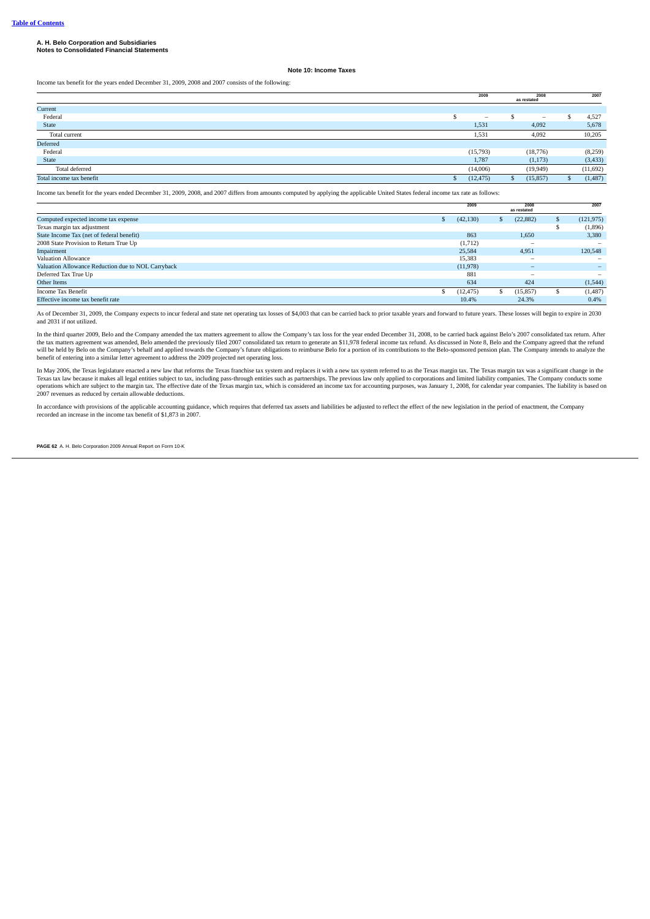A. H. Belo Corporation and Subsidiaries
Notes to Consolidated Financial Statements

### Note 10: Income Taxes

Income tax benefit for the years ended December 31, 2009, 2008 and 2007 consists of the following:

| | 2009 | 2008 as restated | 2007 |
|---|---|---|---|
| Current | | | |
| Federal | $ – | $ – | $ 4,527 |
| State | 1,531 | 4,092 | 5,678 |
| Total current | 1,531 | 4,092 | 10,205 |
| Deferred | | | |
| Federal | (15,793) | (18,776) | (8,259) |
| State | 1,787 | (1,173) | (3,433) |
| Total deferred | (14,006) | (19,949) | (11,692) |
| Total income tax benefit | $ (12,475) | $ (15,857) | $ (1,487) |

Income tax benefit for the years ended December 31, 2009, 2008, and 2007 differs from amounts computed by applying the applicable United States federal income tax rate as follows:

| | 2009 | 2008 as restated | 2007 |
|---|---|---|---|
| Computed expected income tax expense | $ (42,130) | $ (22,882) | $ (121,975) |
| Texas margin tax adjustment | | | $ (1,896) |
| State Income Tax (net of federal benefit) | 863 | 1,650 | 3,380 |
| 2008 State Provision to Return True Up | (1,712) | – | – |
| Impairment | 25,584 | 4,951 | 120,548 |
| Valuation Allowance | 15,383 | – | – |
| Valuation Allowance Reduction due to NOL Carryback | (11,978) | – | – |
| Deferred Tax True Up | 881 | – | – |
| Other Items | 634 | 424 | (1,544) |
| Income Tax Benefit | $ (12,475) | $ (15,857) | $ (1,487) |
| Effective income tax benefit rate | 10.4% | 24.3% | 0.4% |

As of December 31, 2009, the Company expects to incur federal and state net operating tax losses of $4,003 that can be carried back to prior taxable years and forward to future years. These losses will begin to expire in 2030 and 2031 if not utilized.

In the third quarter 2009, Belo and the Company amended the tax matters agreement to allow the Company's tax loss for the year ended December 31, 2008, to be carried back against Belo's 2007 consolidated tax return. After the tax matters agreement was amended, Belo amended the previously filed 2007 consolidated tax return to generate an $11,978 federal income tax refund. As discussed in Note 8, Belo and the Company agreed that the refund will be held by Belo on the Company's behalf and applied towards the Company's future obligations to reimburse Belo for a portion of its contributions to the Belo-sponsored pension plan. The Company intends to analyze the benefit of entering into a similar letter agreement to address the 2009 projected net operating loss.

In May 2006, the Texas legislature enacted a new law that reforms the Texas franchise tax system and replaces it with a new tax system referred to as the Texas margin tax. The Texas margin tax was a significant change in the Texas tax law because it makes all legal entities subject to tax, including pass-through entities such as partnerships. The previous law only applied to corporations and limited liability companies. The Company conducts some operations which are subject to the margin tax. The effective date of the Texas margin tax, which is considered an income tax for accounting purposes, was January 1, 2008, for calendar year companies. The liability is based on 2007 revenues as reduced by certain allowable deductions.

In accordance with provisions of the applicable accounting guidance, which requires that deferred tax assets and liabilities be adjusted to reflect the effect of the new legislation in the period of enactment, the Company recorded an increase in the income tax benefit of $1,873 in 2007.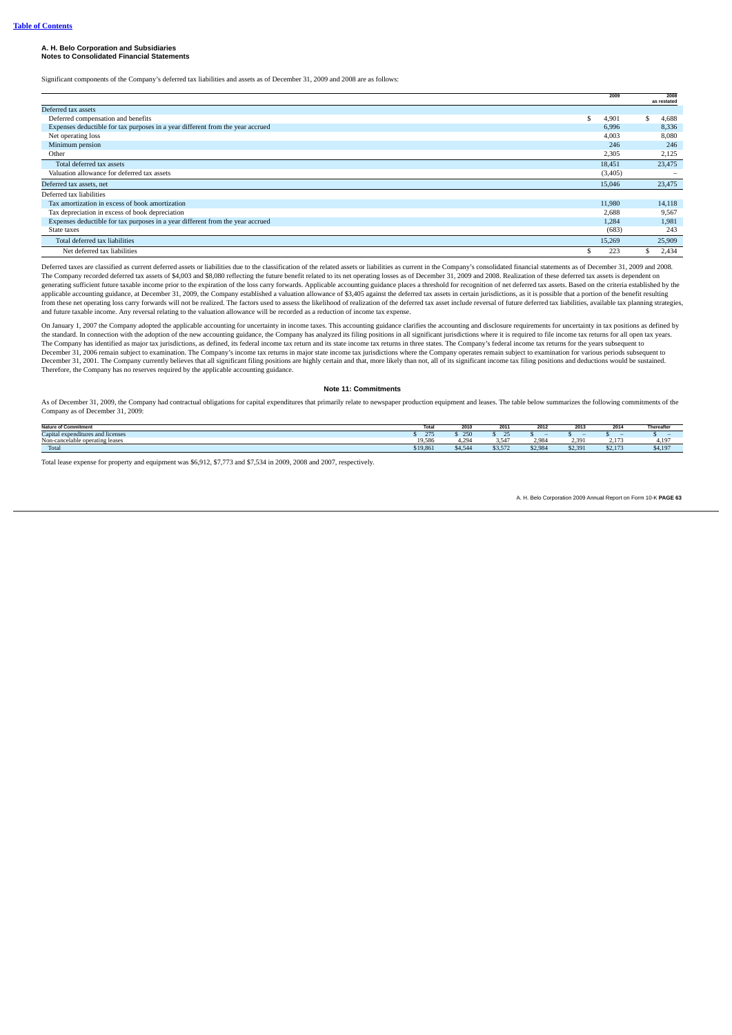**A. H. Belo Corporation and Subsidiaries**
**Notes to Consolidated Financial Statements**

Significant components of the Company's deferred tax liabilities and assets as of December 31, 2009 and 2008 are as follows:

| | 2009 | 2008 as restated |
|---|---|---|
| Deferred tax assets | | |
| Deferred compensation and benefits | $ 4,901 | $ 4,688 |
| Expenses deductible for tax purposes in a year different from the year accrued | 6,996 | 8,336 |
| Net operating loss | 4,003 | 8,080 |
| Minimum pension | 246 | 246 |
| Other | 2,305 | 2,125 |
| Total deferred tax assets | 18,451 | 23,475 |
| Valuation allowance for deferred tax assets | (3,405) | – |
| Deferred tax assets, net | 15,046 | 23,475 |
| Deferred tax liabilities | | |
| Tax amortization in excess of book amortization | 11,980 | 14,118 |
| Tax depreciation in excess of book depreciation | 2,688 | 9,567 |
| Expenses deductible for tax purposes in a year different from the year accrued | 1,284 | 1,981 |
| State taxes | (683) | 243 |
| Total deferred tax liabilities | 15,269 | 25,909 |
| Net deferred tax liabilities | $ 223 | $ 2,434 |

Deferred taxes are classified as current deferred assets or liabilities due to the classification of the related assets or liabilities as current in the Company's consolidated financial statements as of December 31, 2009 and 2008. The Company recorded deferred tax assets of $4,003 and $8,080 reflecting the future benefit related to its net operating losses as of December 31, 2009 and 2008. Realization of these deferred tax assets is dependent on generating sufficient future taxable income prior to the expiration of the loss carry forwards. Applicable accounting guidance places a threshold for recognition of net deferred tax assets. Based on the criteria established by the applicable accounting guidance, at December 31, 2009, the Company established a valuation allowance of $3,405 against the deferred tax assets in certain jurisdictions, as it is possible that a portion of the benefit resulting from these net operating loss carry forwards will not be realized. The factors used to assess the likelihood of realization of the deferred tax asset include reversal of future deferred tax liabilities, available tax planning strategies, and future taxable income. Any reversal relating to the valuation allowance will be recorded as a reduction of income tax expense.

On January 1, 2007 the Company adopted the applicable accounting for uncertainty in income taxes. This accounting guidance clarifies the accounting and disclosure requirements for uncertainty in tax positions as defined by the standard. In connection with the adoption of the new accounting guidance, the Company has analyzed its filing positions in all significant jurisdictions where it is required to file income tax returns for all open tax years. The Company has identified as major tax jurisdictions, as defined, its federal income tax return and its state income tax returns in three states. The Company's federal income tax returns for the years subsequent to December 31, 2006 remain subject to examination. The Company's income tax returns in major state income tax jurisdictions where the Company operates remain subject to examination for various periods subsequent to December 31, 2001. The Company currently believes that all significant filing positions are highly certain and that, more likely than not, all of its significant income tax filing positions and deductions would be sustained. Therefore, the Company has no reserves required by the applicable accounting guidance.

## Note 11: Commitments

As of December 31, 2009, the Company had contractual obligations for capital expenditures that primarily relate to newspaper production equipment and leases. The table below summarizes the following commitments of the Company as of December 31, 2009:

| Nature of Commitment | Total | 2010 | 2011 | 2012 | 2013 | 2014 | Thereafter |
|---|---|---|---|---|---|---|---|
| Capital expenditures and licenses | $ 275 | $ 250 | $ 25 | $ – | $ – | $ – | $ – |
| Non-cancelable operating leases | 19,586 | 4,294 | 3,547 | 2,984 | 2,391 | 2,173 | 4,197 |
| Total | $19,861 | $4,544 | $3,572 | $2,984 | $2,391 | $2,173 | $4,197 |

Total lease expense for property and equipment was $6,912, $7,773 and $7,534 in 2009, 2008 and 2007, respectively.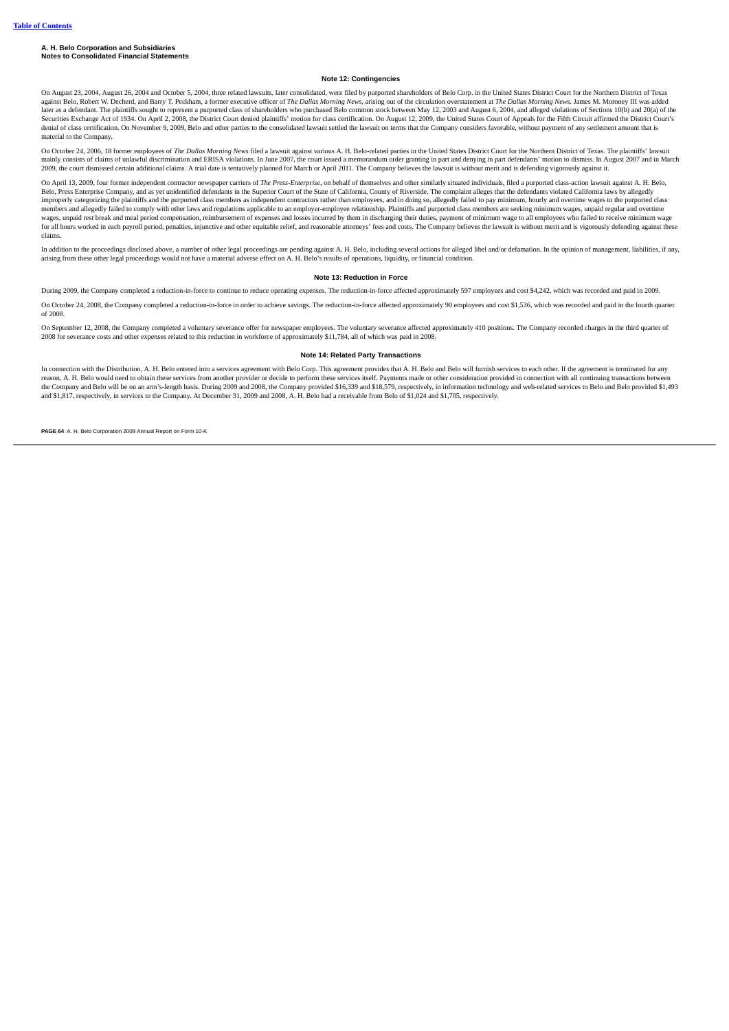**A. H. Belo Corporation and Subsidiaries**
**Notes to Consolidated Financial Statements**

## Note 12: Contingencies

On August 23, 2004, August 26, 2004 and October 5, 2004, three related lawsuits, later consolidated, were filed by purported shareholders of Belo Corp. in the United States District Court for the Northern District of Texas against Belo, Robert W. Decherd, and Barry T. Peckham, a former executive officer of *The Dallas Morning News*, arising out of the circulation overstatement at *The Dallas Morning News*. James M. Moroney III was added later as a defendant. The plaintiffs sought to represent a purported class of shareholders who purchased Belo common stock between May 12, 2003 and August 6, 2004, and alleged violations of Sections 10(b) and 20(a) of the Securities Exchange Act of 1934. On April 2, 2008, the District Court denied plaintiffs' motion for class certification. On August 12, 2009, the United States Court of Appeals for the Fifth Circuit affirmed the District Court's denial of class certification. On November 9, 2009, Belo and other parties to the consolidated lawsuit settled the lawsuit on terms that the Company considers favorable, without payment of any settlement amount that is material to the Company.

On October 24, 2006, 18 former employees of *The Dallas Morning News* filed a lawsuit against various A. H. Belo-related parties in the United States District Court for the Northern District of Texas. The plaintiffs' lawsuit mainly consists of claims of unlawful discrimination and ERISA violations. In June 2007, the court issued a memorandum order granting in part and denying in part defendants' motion to dismiss. In August 2007 and in March 2009, the court dismissed certain additional claims. A trial date is tentatively planned for March or April 2011. The Company believes the lawsuit is without merit and is defending vigorously against it.

On April 13, 2009, four former independent contractor newspaper carriers of *The Press-Enterprise*, on behalf of themselves and other similarly situated individuals, filed a purported class-action lawsuit against A. H. Belo, Belo, Press Enterprise Company, and as yet unidentified defendants in the Superior Court of the State of California, County of Riverside. The complaint alleges that the defendants violated California laws by allegedly improperly categorizing the plaintiffs and the purported class members as independent contractors rather than employees, and in doing so, allegedly failed to pay minimum, hourly and overtime wages to the purported class members and allegedly failed to comply with other laws and regulations applicable to an employer-employee relationship. Plaintiffs and purported class members are seeking minimum wages, unpaid regular and overtime wages, unpaid rest break and meal period compensation, reimbursement of expenses and losses incurred by them in discharging their duties, payment of minimum wage to all employees who failed to receive minimum wage for all hours worked in each payroll period, penalties, injunctive and other equitable relief, and reasonable attorneys' fees and costs. The Company believes the lawsuit is without merit and is vigorously defending against these claims.

In addition to the proceedings disclosed above, a number of other legal proceedings are pending against A. H. Belo, including several actions for alleged libel and/or defamation. In the opinion of management, liabilities, if any, arising from these other legal proceedings would not have a material adverse effect on A. H. Belo's results of operations, liquidity, or financial condition.

## Note 13: Reduction in Force

During 2009, the Company completed a reduction-in-force to continue to reduce operating expenses. The reduction-in-force affected approximately 597 employees and cost $4,242, which was recorded and paid in 2009.

On October 24, 2008, the Company completed a reduction-in-force in order to achieve savings. The reduction-in-force affected approximately 90 employees and cost $1,536, which was recorded and paid in the fourth quarter of 2008.

On September 12, 2008, the Company completed a voluntary severance offer for newspaper employees. The voluntary severance affected approximately 410 positions. The Company recorded charges in the third quarter of 2008 for severance costs and other expenses related to this reduction in workforce of approximately $11,784, all of which was paid in 2008.

## Note 14: Related Party Transactions

In connection with the Distribution, A. H. Belo entered into a services agreement with Belo Corp. This agreement provides that A. H. Belo and Belo will furnish services to each other. If the agreement is terminated for any reason, A. H. Belo would need to obtain these services from another provider or decide to perform these services itself. Payments made or other consideration provided in connection with all continuing transactions between the Company and Belo will be on an arm's-length basis. During 2009 and 2008, the Company provided $16,339 and $18,579, respectively, in information technology and web-related services to Belo and Belo provided $1,493 and $1,817, respectively, in services to the Company. At December 31, 2009 and 2008, A. H. Belo had a receivable from Belo of $1,024 and $1,705, respectively.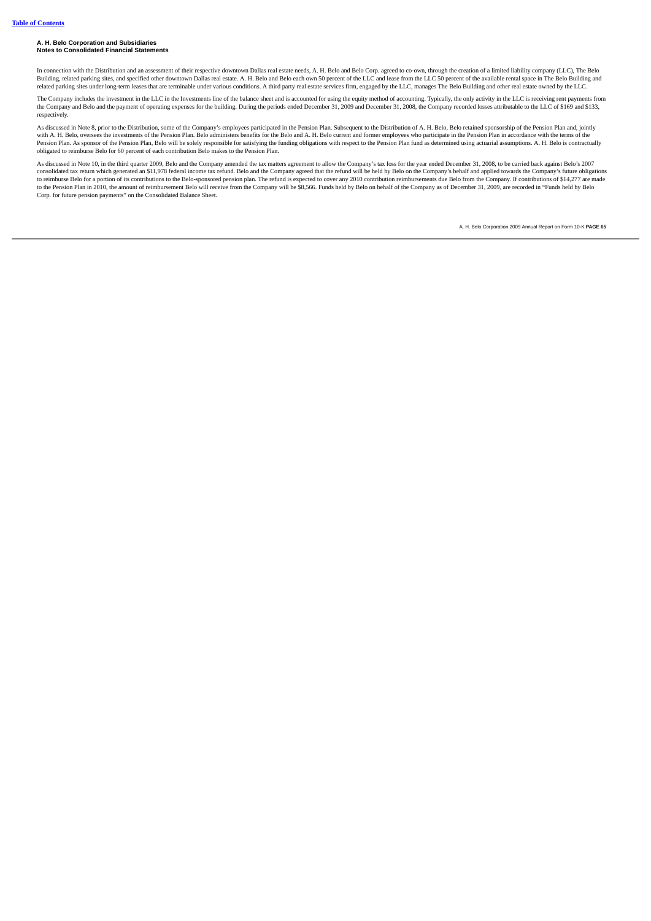**A. H. Belo Corporation and Subsidiaries**
**Notes to Consolidated Financial Statements**

In connection with the Distribution and an assessment of their respective downtown Dallas real estate needs, A. H. Belo and Belo Corp. agreed to co-own, through the creation of a limited liability company (LLC), The Belo Building, related parking sites, and specified other downtown Dallas real estate. A. H. Belo and Belo each own 50 percent of the LLC and lease from the LLC 50 percent of the available rental space in The Belo Building and related parking sites under long-term leases that are terminable under various conditions. A third party real estate services firm, engaged by the LLC, manages The Belo Building and other real estate owned by the LLC.

The Company includes the investment in the LLC in the Investments line of the balance sheet and is accounted for using the equity method of accounting. Typically, the only activity in the LLC is receiving rent payments from the Company and Belo and the payment of operating expenses for the building. During the periods ended December 31, 2009 and December 31, 2008, the Company recorded losses attributable to the LLC of $169 and $133, respectively.

As discussed in Note 8, prior to the Distribution, some of the Company's employees participated in the Pension Plan. Subsequent to the Distribution of A. H. Belo, Belo retained sponsorship of the Pension Plan and, jointly with A. H. Belo, oversees the investments of the Pension Plan. Belo administers benefits for the Belo and A. H. Belo current and former employees who participate in the Pension Plan in accordance with the terms of the Pension Plan. As sponsor of the Pension Plan, Belo will be solely responsible for satisfying the funding obligations with respect to the Pension Plan fund as determined using actuarial assumptions. A. H. Belo is contractually obligated to reimburse Belo for 60 percent of each contribution Belo makes to the Pension Plan.

As discussed in Note 10, in the third quarter 2009, Belo and the Company amended the tax matters agreement to allow the Company's tax loss for the year ended December 31, 2008, to be carried back against Belo's 2007 consolidated tax return which generated an $11,978 federal income tax refund. Belo and the Company agreed that the refund will be held by Belo on the Company's behalf and applied towards the Company's future obligations to reimburse Belo for a portion of its contributions to the Belo-sponsored pension plan. The refund is expected to cover any 2010 contribution reimbursements due Belo from the Company. If contributions of $14,277 are made to the Pension Plan in 2010, the amount of reimbursement Belo will receive from the Company will be $8,566. Funds held by Belo on behalf of the Company as of December 31, 2009, are recorded in "Funds held by Belo Corp. for future pension payments" on the Consolidated Balance Sheet.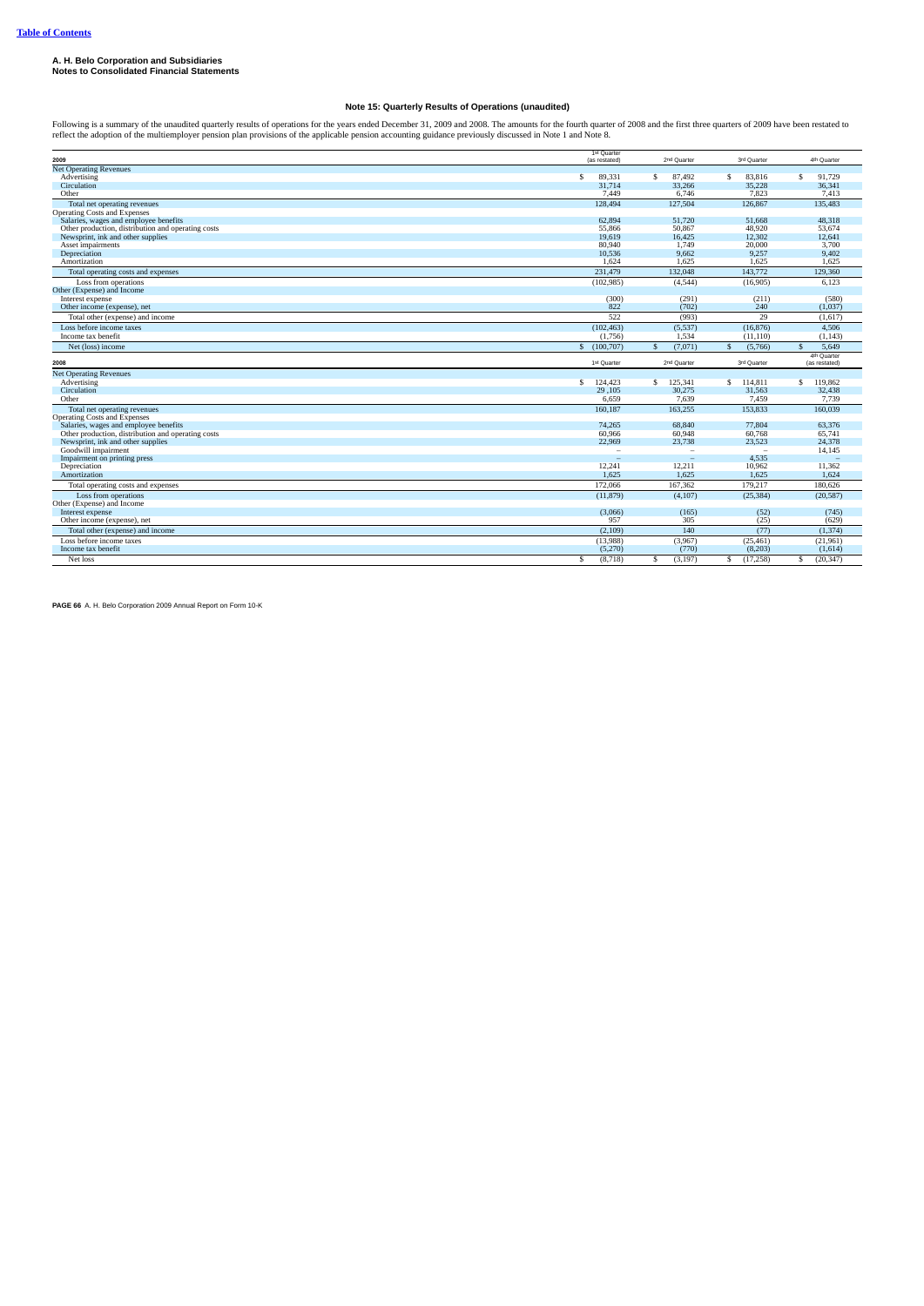[Table of Contents](#)

**A. H. Belo Corporation and Subsidiaries**
**Notes to Consolidated Financial Statements**

## Note 15: Quarterly Results of Operations (unaudited)

Following is a summary of the unaudited quarterly results of operations for the years ended December 31, 2009 and 2008. The amounts for the fourth quarter of 2008 and the first three quarters of 2009 have been restated to reflect the adoption of the multiemployer pension plan provisions of the applicable pension accounting guidance previously discussed in Note 1 and Note 8.

| 2009 | 1st Quarter (as restated) | 2nd Quarter | 3rd Quarter | 4th Quarter |
|---|---|---|---|---|
| Net Operating Revenues | | | | |
| Advertising | $ 89,331 | $ 87,492 | $ 83,816 | $ 91,729 |
| Circulation | 31,714 | 33,266 | 35,228 | 36,341 |
| Other | 7,449 | 6,746 | 7,823 | 7,413 |
| Total net operating revenues | 128,494 | 127,504 | 126,867 | 135,483 |
| Operating Costs and Expenses | | | | |
| Salaries, wages and employee benefits | 62,894 | 51,720 | 51,668 | 48,318 |
| Other production, distribution and operating costs | 55,866 | 50,867 | 48,920 | 53,674 |
| Newsprint, ink and other supplies | 19,619 | 16,425 | 12,302 | 12,641 |
| Asset impairments | 80,940 | 1,749 | 20,000 | 3,700 |
| Depreciation | 10,536 | 9,662 | 9,257 | 9,402 |
| Amortization | 1,624 | 1,625 | 1,625 | 1,625 |
| Total operating costs and expenses | 231,479 | 132,048 | 143,772 | 129,360 |
| Loss from operations | (102,985) | (4,544) | (16,905) | 6,123 |
| Other (Expense) and Income | | | | |
| Interest expense | (300) | (291) | (211) | (580) |
| Other income (expense), net | 822 | (702) | 240 | (1,037) |
| Total other (expense) and income | 522 | (993) | 29 | (1,617) |
| Loss before income taxes | (102,463) | (5,537) | (16,876) | 4,506 |
| Income tax benefit | (1,756) | 1,534 | (11,110) | (1,143) |
| Net (loss) income | $ (100,707) | $ (7,071) | $ (5,766) | $ 5,649 |

| 2008 | 1st Quarter | 2nd Quarter | 3rd Quarter | 4th Quarter (as restated) |
|---|---|---|---|---|
| Net Operating Revenues | | | | |
| Advertising | $ 124,423 | $ 125,341 | $ 114,811 | $ 119,862 |
| Circulation | 29 ,105 | 30,275 | 31,563 | 32,438 |
| Other | 6,659 | 7,639 | 7,459 | 7,739 |
| Total net operating revenues | 160,187 | 163,255 | 153,833 | 160,039 |
| Operating Costs and Expenses | | | | |
| Salaries, wages and employee benefits | 74,265 | 68,840 | 77,804 | 63,376 |
| Other production, distribution and operating costs | 60,966 | 60,948 | 60,768 | 65,741 |
| Newsprint, ink and other supplies | 22,969 | 23,738 | 23,523 | 24,378 |
| Goodwill impairment | – | – | – | 14,145 |
| Impairment on printing press | – | – | 4,535 | – |
| Depreciation | 12,241 | 12,211 | 10,962 | 11,362 |
| Amortization | 1,625 | 1,625 | 1,625 | 1,624 |
| Total operating costs and expenses | 172,066 | 167,362 | 179,217 | 180,626 |
| Loss from operations | (11,879) | (4,107) | (25,384) | (20,587) |
| Other (Expense) and Income | | | | |
| Interest expense | (3,066) | (165) | (52) | (745) |
| Other income (expense), net | 957 | 305 | (25) | (629) |
| Total other (expense) and income | (2,109) | 140 | (77) | (1,374) |
| Loss before income taxes | (13,988) | (3,967) | (25,461) | (21,961) |
| Income tax benefit | (5,270) | (770) | (8,203) | (1,614) |
| Net loss | $ (8,718) | $ (3,197) | $ (17,258) | $ (20,347) |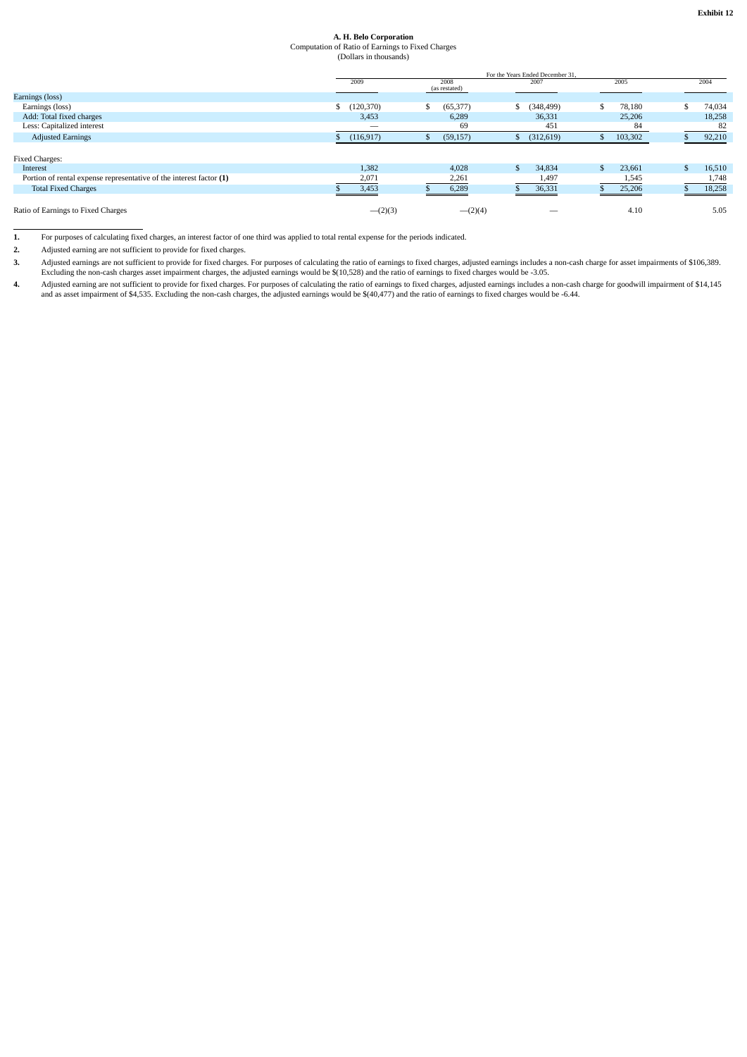**Exhibit 12**

**A. H. Belo Corporation**
Computation of Ratio of Earnings to Fixed Charges
(Dollars in thousands)

| | For the Years Ended December 31, | | | | |
|---|---|---|---|---|---|
| | 2009 | 2008 (as restated) | 2007 | 2005 | 2004 |
| Earnings (loss) | | | | | |
| Earnings (loss) | $ (120,370) | $ (65,377) | $ (348,499) | $ 78,180 | $ 74,034 |
| Add: Total fixed charges | 3,453 | 6,289 | 36,331 | 25,206 | 18,258 |
| Less: Capitalized interest | — | 69 | 451 | 84 | 82 |
| Adjusted Earnings | $ (116,917) | $ (59,157) | $ (312,619) | $ 103,302 | $ 92,210 |
| Fixed Charges: | | | | | |
| Interest | 1,382 | 4,028 | $ 34,834 | $ 23,661 | $ 16,510 |
| Portion of rental expense representative of the interest factor **(1)** | 2,071 | 2,261 | 1,497 | 1,545 | 1,748 |
| Total Fixed Charges | $ 3,453 | $ 6,289 | $ 36,331 | $ 25,206 | $ 18,258 |
| Ratio of Earnings to Fixed Charges | —(2)(3) | —(2)(4) | — | 4.10 | 5.05 |

**1.** For purposes of calculating fixed charges, an interest factor of one third was applied to total rental expense for the periods indicated.

**2.** Adjusted earning are not sufficient to provide for fixed charges.

**3.** Adjusted earnings are not sufficient to provide for fixed charges. For purposes of calculating the ratio of earnings to fixed charges, adjusted earnings includes a non-cash charge for asset impairments of $106,389. Excluding the non-cash charges asset impairment charges, the adjusted earnings would be $(10,528) and the ratio of earnings to fixed charges would be -3.05.

**4.** Adjusted earning are not sufficient to provide for fixed charges. For purposes of calculating the ratio of earnings to fixed charges, adjusted earnings includes a non-cash charge for goodwill impairment of $14,145 and as asset impairment of $4,535. Excluding the non-cash charges, the adjusted earnings would be $(40,477) and the ratio of earnings to fixed charges would be -6.44.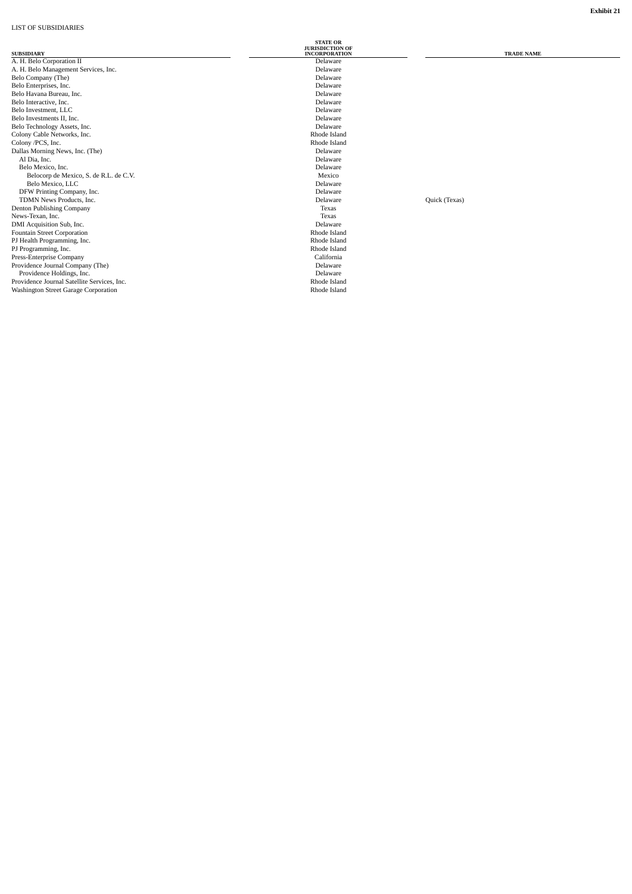**Exhibit 21**

LIST OF SUBSIDIARIES

| SUBSIDIARY | STATE OR JURISDICTION OF INCORPORATION | TRADE NAME |
|---|---|---|
| A. H. Belo Corporation II | Delaware | |
| A. H. Belo Management Services, Inc. | Delaware | |
| Belo Company (The) | Delaware | |
| Belo Enterprises, Inc. | Delaware | |
| Belo Havana Bureau, Inc. | Delaware | |
| Belo Interactive, Inc. | Delaware | |
| Belo Investment, LLC | Delaware | |
| Belo Investments II, Inc. | Delaware | |
| Belo Technology Assets, Inc. | Delaware | |
| Colony Cable Networks, Inc. | Rhode Island | |
| Colony /PCS, Inc. | Rhode Island | |
| Dallas Morning News, Inc. (The) | Delaware | |
| Al Dia, Inc. | Delaware | |
| Belo Mexico, Inc. | Delaware | |
| Belocorp de Mexico, S. de R.L. de C.V. | Mexico | |
| Belo Mexico, LLC | Delaware | |
| DFW Printing Company, Inc. | Delaware | |
| TDMN News Products, Inc. | Delaware | Quick (Texas) |
| Denton Publishing Company | Texas | |
| News-Texan, Inc. | Texas | |
| DMI Acquisition Sub, Inc. | Delaware | |
| Fountain Street Corporation | Rhode Island | |
| PJ Health Programming, Inc. | Rhode Island | |
| PJ Programming, Inc. | Rhode Island | |
| Press-Enterprise Company | California | |
| Providence Journal Company (The) | Delaware | |
| Providence Holdings, Inc. | Delaware | |
| Providence Journal Satellite Services, Inc. | Rhode Island | |
| Washington Street Garage Corporation | Rhode Island | |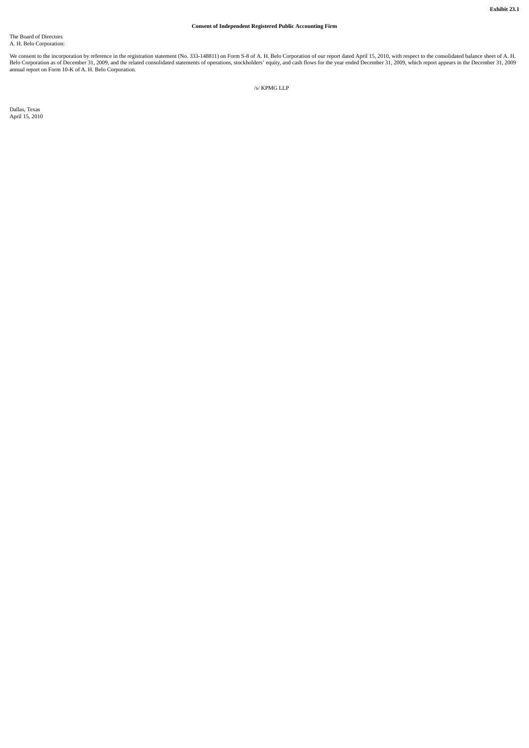**Exhibit 23.1**

**Consent of Independent Registered Public Accounting Firm**

The Board of Directors
A. H. Belo Corporation:

We consent to the incorporation by reference in the registration statement (No. 333-148811) on Form S-8 of A. H. Belo Corporation of our report dated April 15, 2010, with respect to the consolidated balance sheet of A. H. Belo Corporation as of December 31, 2009, and the related consolidated statements of operations, stockholders' equity, and cash flows for the year ended December 31, 2009, which report appears in the December 31, 2009 annual report on Form 10-K of A. H. Belo Corporation.

/s/ KPMG LLP

Dallas, Texas
April 15, 2010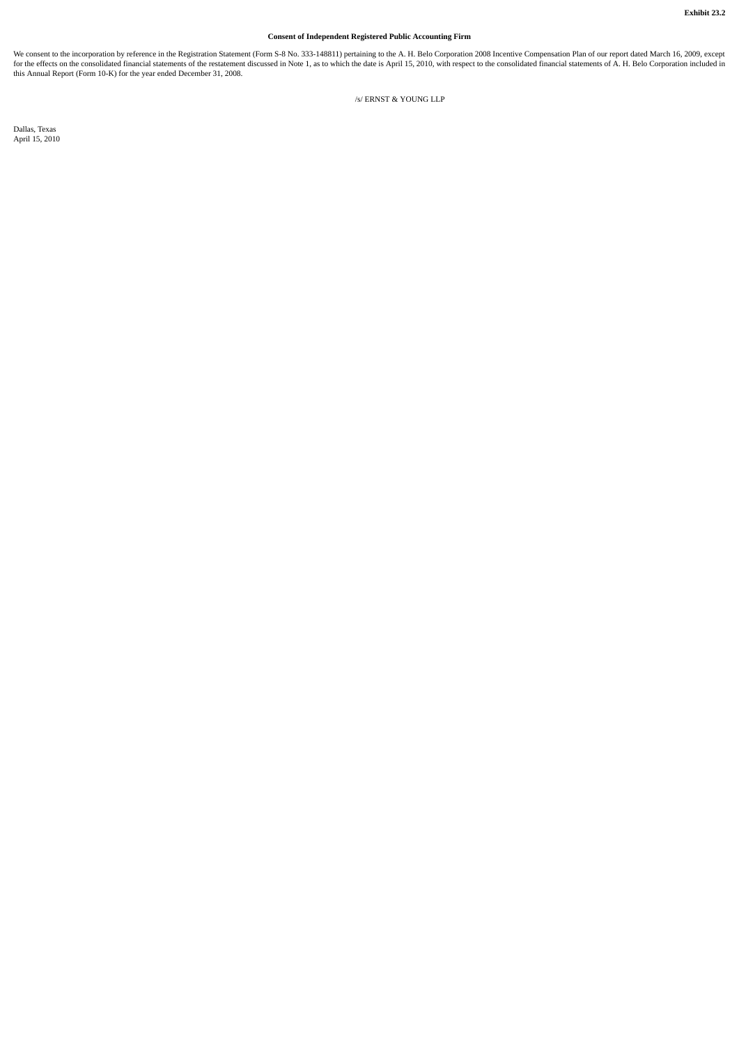**Exhibit 23.2**

**Consent of Independent Registered Public Accounting Firm**

We consent to the incorporation by reference in the Registration Statement (Form S-8 No. 333-148811) pertaining to the A. H. Belo Corporation 2008 Incentive Compensation Plan of our report dated March 16, 2009, except for the effects on the consolidated financial statements of the restatement discussed in Note 1, as to which the date is April 15, 2010, with respect to the consolidated financial statements of A. H. Belo Corporation included in this Annual Report (Form 10-K) for the year ended December 31, 2008.

/s/ ERNST & YOUNG LLP

Dallas, Texas
April 15, 2010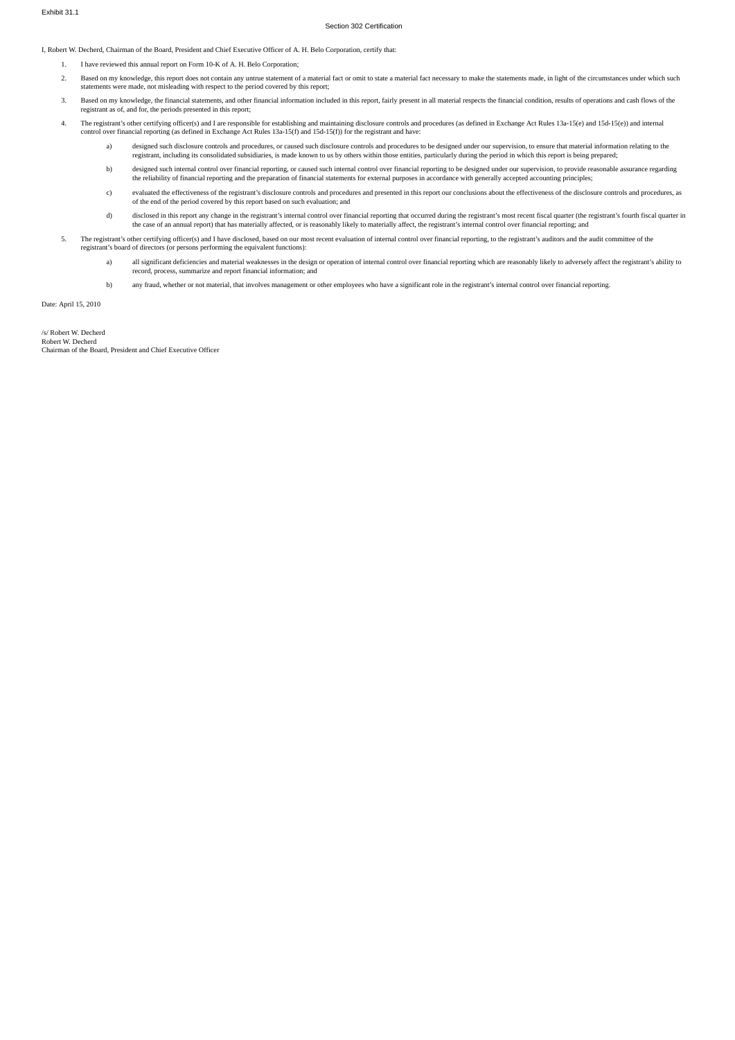Exhibit 31.1

Section 302 Certification

I, Robert W. Decherd, Chairman of the Board, President and Chief Executive Officer of A. H. Belo Corporation, certify that:

1. I have reviewed this annual report on Form 10-K of A. H. Belo Corporation;

2. Based on my knowledge, this report does not contain any untrue statement of a material fact or omit to state a material fact necessary to make the statements made, in light of the circumstances under which such statements were made, not misleading with respect to the period covered by this report;

3. Based on my knowledge, the financial statements, and other financial information included in this report, fairly present in all material respects the financial condition, results of operations and cash flows of the registrant as of, and for, the periods presented in this report;

4. The registrant's other certifying officer(s) and I are responsible for establishing and maintaining disclosure controls and procedures (as defined in Exchange Act Rules 13a-15(e) and 15d-15(e)) and internal control over financial reporting (as defined in Exchange Act Rules 13a-15(f) and 15d-15(f)) for the registrant and have:

   a) designed such disclosure controls and procedures, or caused such disclosure controls and procedures to be designed under our supervision, to ensure that material information relating to the registrant, including its consolidated subsidiaries, is made known to us by others within those entities, particularly during the period in which this report is being prepared;

   b) designed such internal control over financial reporting, or caused such internal control over financial reporting to be designed under our supervision, to provide reasonable assurance regarding the reliability of financial reporting and the preparation of financial statements for external purposes in accordance with generally accepted accounting principles;

   c) evaluated the effectiveness of the registrant's disclosure controls and procedures and presented in this report our conclusions about the effectiveness of the disclosure controls and procedures, as of the end of the period covered by this report based on such evaluation; and

   d) disclosed in this report any change in the registrant's internal control over financial reporting that occurred during the registrant's most recent fiscal quarter (the registrant's fourth fiscal quarter in the case of an annual report) that has materially affected, or is reasonably likely to materially affect, the registrant's internal control over financial reporting; and

5. The registrant's other certifying officer(s) and I have disclosed, based on our most recent evaluation of internal control over financial reporting, to the registrant's auditors and the audit committee of the registrant's board of directors (or persons performing the equivalent functions):

   a) all significant deficiencies and material weaknesses in the design or operation of internal control over financial reporting which are reasonably likely to adversely affect the registrant's ability to record, process, summarize and report financial information; and

   b) any fraud, whether or not material, that involves management or other employees who have a significant role in the registrant's internal control over financial reporting.

Date: April 15, 2010

/s/ Robert W. Decherd
Robert W. Decherd
Chairman of the Board, President and Chief Executive Officer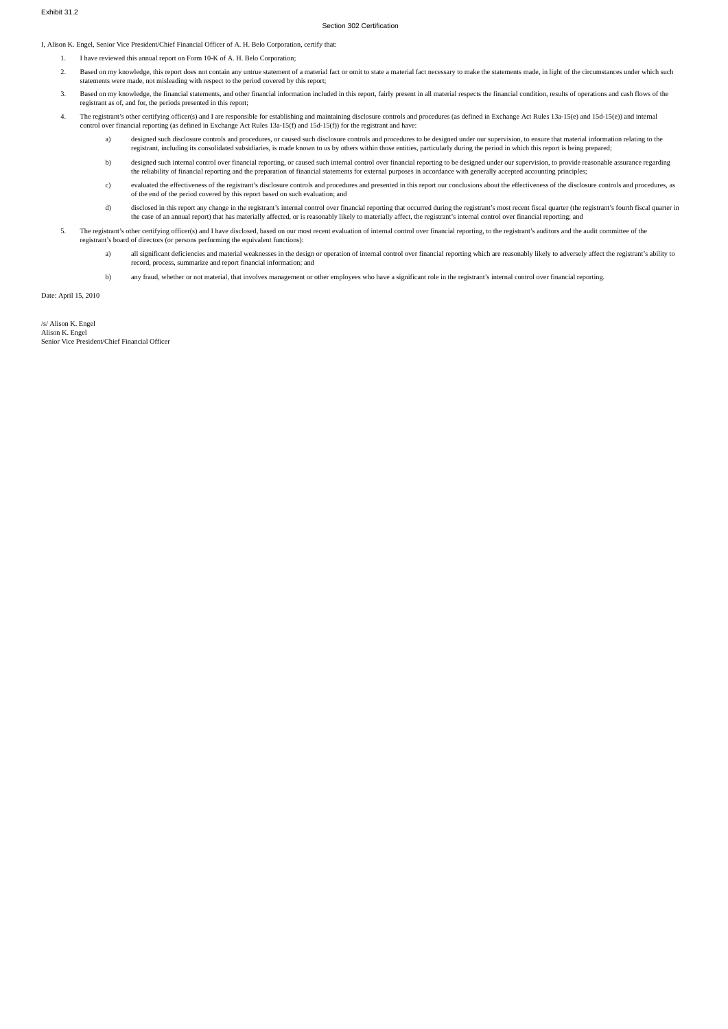Exhibit 31.2

Section 302 Certification

I, Alison K. Engel, Senior Vice President/Chief Financial Officer of A. H. Belo Corporation, certify that:

1. I have reviewed this annual report on Form 10-K of A. H. Belo Corporation;

2. Based on my knowledge, this report does not contain any untrue statement of a material fact or omit to state a material fact necessary to make the statements made, in light of the circumstances under which such statements were made, not misleading with respect to the period covered by this report;

3. Based on my knowledge, the financial statements, and other financial information included in this report, fairly present in all material respects the financial condition, results of operations and cash flows of the registrant as of, and for, the periods presented in this report;

4. The registrant's other certifying officer(s) and I are responsible for establishing and maintaining disclosure controls and procedures (as defined in Exchange Act Rules 13a-15(e) and 15d-15(e)) and internal control over financial reporting (as defined in Exchange Act Rules 13a-15(f) and 15d-15(f)) for the registrant and have:

   a) designed such disclosure controls and procedures, or caused such disclosure controls and procedures to be designed under our supervision, to ensure that material information relating to the registrant, including its consolidated subsidiaries, is made known to us by others within those entities, particularly during the period in which this report is being prepared;

   b) designed such internal control over financial reporting, or caused such internal control over financial reporting to be designed under our supervision, to provide reasonable assurance regarding the reliability of financial reporting and the preparation of financial statements for external purposes in accordance with generally accepted accounting principles;

   c) evaluated the effectiveness of the registrant's disclosure controls and procedures and presented in this report our conclusions about the effectiveness of the disclosure controls and procedures, as of the end of the period covered by this report based on such evaluation; and

   d) disclosed in this report any change in the registrant's internal control over financial reporting that occurred during the registrant's most recent fiscal quarter (the registrant's fourth fiscal quarter in the case of an annual report) that has materially affected, or is reasonably likely to materially affect, the registrant's internal control over financial reporting; and

5. The registrant's other certifying officer(s) and I have disclosed, based on our most recent evaluation of internal control over financial reporting, to the registrant's auditors and the audit committee of the registrant's board of directors (or persons performing the equivalent functions):

   a) all significant deficiencies and material weaknesses in the design or operation of internal control over financial reporting which are reasonably likely to adversely affect the registrant's ability to record, process, summarize and report financial information; and

   b) any fraud, whether or not material, that involves management or other employees who have a significant role in the registrant's internal control over financial reporting.

Date: April 15, 2010

/s/ Alison K. Engel
Alison K. Engel
Senior Vice President/Chief Financial Officer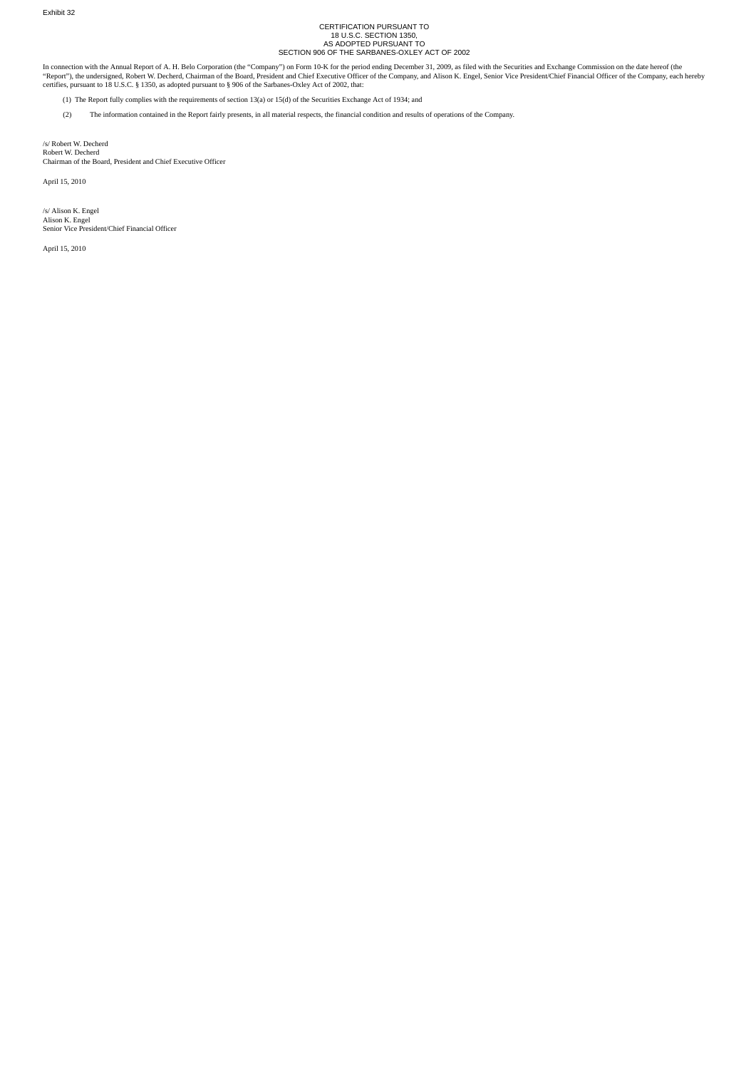Exhibit 32

CERTIFICATION PURSUANT TO
18 U.S.C. SECTION 1350,
AS ADOPTED PURSUANT TO
SECTION 906 OF THE SARBANES-OXLEY ACT OF 2002

In connection with the Annual Report of A. H. Belo Corporation (the "Company") on Form 10-K for the period ending December 31, 2009, as filed with the Securities and Exchange Commission on the date hereof (the "Report"), the undersigned, Robert W. Decherd, Chairman of the Board, President and Chief Executive Officer of the Company, and Alison K. Engel, Senior Vice President/Chief Financial Officer of the Company, each hereby certifies, pursuant to 18 U.S.C. § 1350, as adopted pursuant to § 906 of the Sarbanes-Oxley Act of 2002, that:

(1) The Report fully complies with the requirements of section 13(a) or 15(d) of the Securities Exchange Act of 1934; and

(2) The information contained in the Report fairly presents, in all material respects, the financial condition and results of operations of the Company.

/s/ Robert W. Decherd
Robert W. Decherd
Chairman of the Board, President and Chief Executive Officer

April 15, 2010

/s/ Alison K. Engel
Alison K. Engel
Senior Vice President/Chief Financial Officer

April 15, 2010